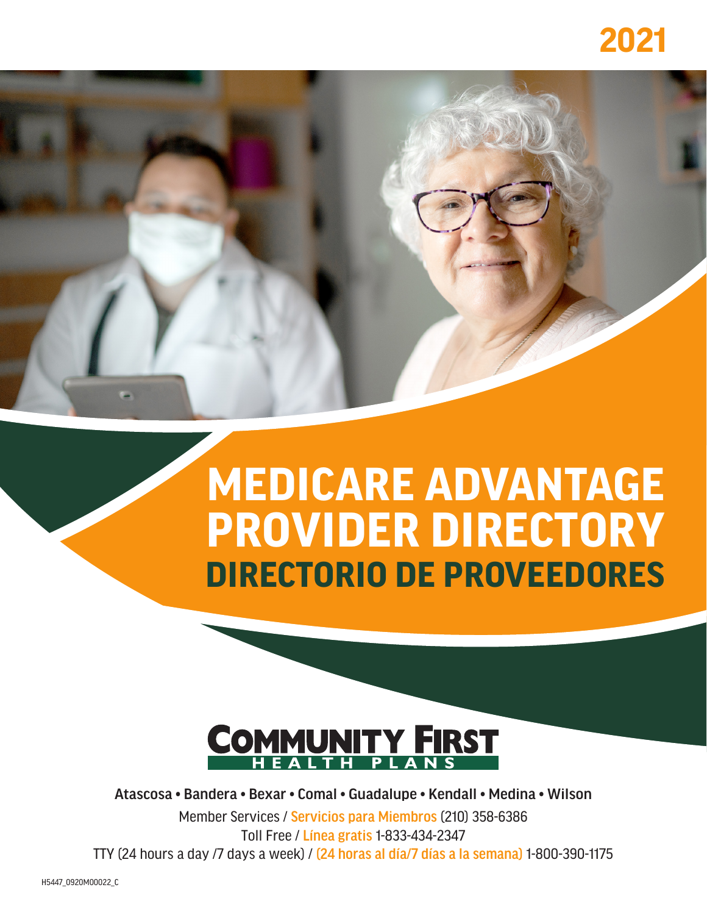2021

# MEDICARE ADVANTAGE PROVIDER DIRECTORY

## DIRECTORIO DE PROVEEDORES

COMMUNITY FIRST HEALTH PLANS

**Atascosa • Bandera • Bexar • Comal • Guadalupe • Kendall • Medina • Wilson**

Member Services / Servicios para Miembros (210) 358-6386

Toll Free / Línea gratis 1-833-434-2347

TTY (24 hours a day /7 days a week) / (24 horas al día/7 días a la semana) 1-800-390-1175

H5447_0920M00022_C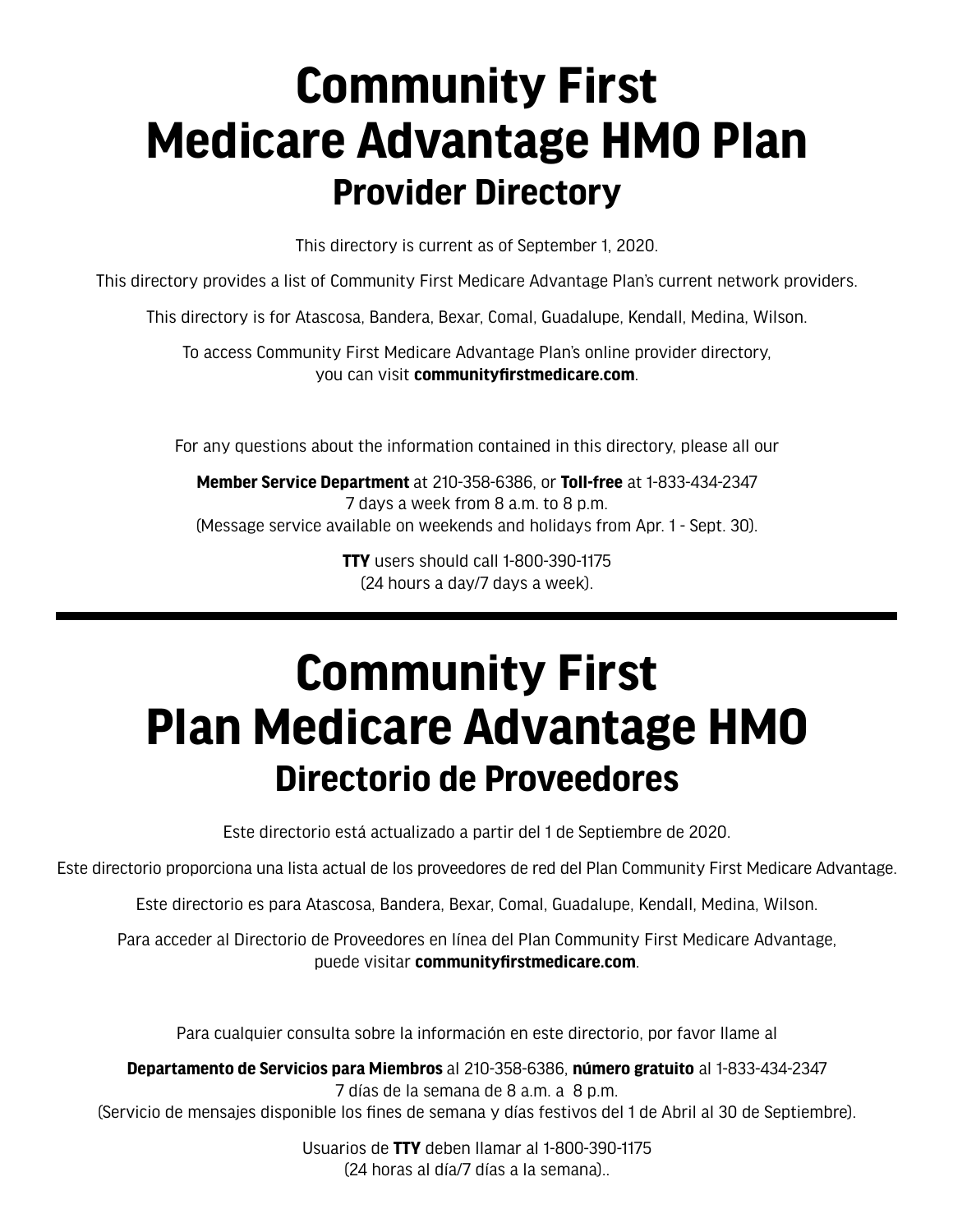# Community First Medicare Advantage HMO Plan

## Provider Directory

This directory is current as of September 1, 2020.

This directory provides a list of Community First Medicare Advantage Plan's current network providers.

This directory is for Atascosa, Bandera, Bexar, Comal, Guadalupe, Kendall, Medina, Wilson.

To access Community First Medicare Advantage Plan's online provider directory, you can visit **communityfirstmedicare.com**.

For any questions about the information contained in this directory, please all our

**Member Service Department** at 210-358-6386, or **Toll-free** at 1-833-434-2347
7 days a week from 8 a.m. to 8 p.m.
(Message service available on weekends and holidays from Apr. 1 - Sept. 30).

**TTY** users should call 1-800-390-1175
(24 hours a day/7 days a week).

---

# Community First Plan Medicare Advantage HMO

## Directorio de Proveedores

Este directorio está actualizado a partir del 1 de Septiembre de 2020.

Este directorio proporciona una lista actual de los proveedores de red del Plan Community First Medicare Advantage.

Este directorio es para Atascosa, Bandera, Bexar, Comal, Guadalupe, Kendall, Medina, Wilson.

Para acceder al Directorio de Proveedores en línea del Plan Community First Medicare Advantage, puede visitar **communityfirstmedicare.com**.

Para cualquier consulta sobre la información en este directorio, por favor llame al

**Departamento de Servicios para Miembros** al 210-358-6386, **número gratuito** al 1-833-434-2347
7 días de la semana de 8 a.m. a 8 p.m.
(Servicio de mensajes disponible los fines de semana y días festivos del 1 de Abril al 30 de Septiembre).

Usuarios de **TTY** deben llamar al 1-800-390-1175
(24 horas al día/7 días a la semana)..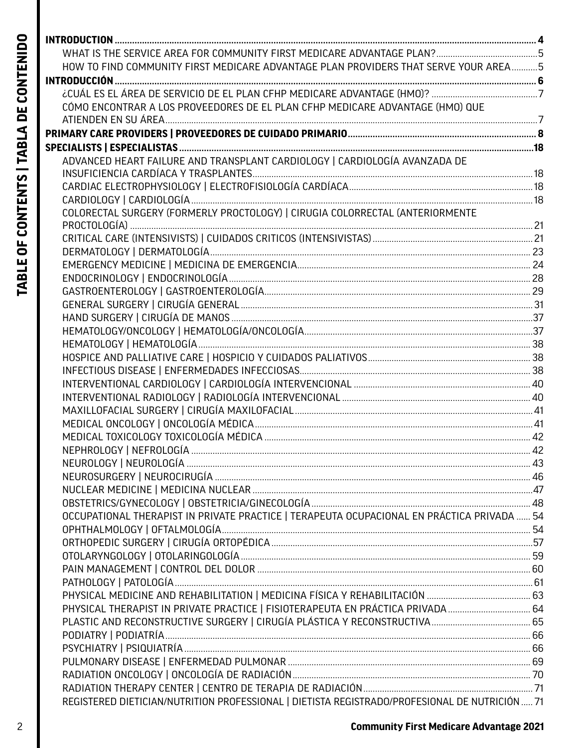# TABLE OF CONTENTS | TABLA DE CONTENIDO

**INTRODUCTION** ........................................................................................................ 4
- WHAT IS THE SERVICE AREA FOR COMMUNITY FIRST MEDICARE ADVANTAGE PLAN? ........................................ 5
- HOW TO FIND COMMUNITY FIRST MEDICARE ADVANTAGE PLAN PROVIDERS THAT SERVE YOUR AREA ........... 5

**INTRODUCCIÓN** ........................................................................................................ 6
- ¿CUÁL ES EL ÁREA DE SERVICIO DE EL PLAN CFHP MEDICARE ADVANTAGE (HMO)? ........................................ 7
- CÓMO ENCONTRAR A LOS PROVEEDORES DE EL PLAN CFHP MEDICARE ADVANTAGE (HMO) QUE ATIENDEN EN SU ÁREA ........................................ 7

**PRIMARY CARE PROVIDERS | PROVEEDORES DE CUIDADO PRIMARIO** ........................................ 8

**SPECIALISTS | ESPECIALISTAS** ........................................ 18
- ADVANCED HEART FAILURE AND TRANSPLANT CARDIOLOGY | CARDIOLOGÍA AVANZADA DE INSUFICIENCIA CARDÍACA Y TRASPLANTES ........................................ 18
- CARDIAC ELECTROPHYSIOLOGY | ELECTROFISIOLOGÍA CARDÍACA ........................................ 18
- CARDIOLOGY | CARDIOLOGÍA ........................................ 18
- COLORECTAL SURGERY (FORMERLY PROCTOLOGY) | CIRUGIA COLORRECTAL (ANTERIORMENTE PROCTOLOGÍA) ........................................ 21
- CRITICAL CARE (INTENSIVISTS) | CUIDADOS CRITICOS (INTENSIVISTAS) ........................................ 21
- DERMATOLOGY | DERMATOLOGÍA ........................................ 23
- EMERGENCY MEDICINE | MEDICINA DE EMERGENCIA ........................................ 24
- ENDOCRINOLOGY | ENDOCRINOLOGÍA ........................................ 28
- GASTROENTEROLOGY | GASTROENTEROLOGÍA ........................................ 29
- GENERAL SURGERY | CIRUGÍA GENERAL ........................................ 31
- HAND SURGERY | CIRUGÍA DE MANOS ........................................ 37
- HEMATOLOGY/ONCOLOGY | HEMATOLOGÍA/ONCOLOGÍA ........................................ 37
- HEMATOLOGY | HEMATOLOGÍA ........................................ 38
- HOSPICE AND PALLIATIVE CARE | HOSPICIO Y CUIDADOS PALIATIVOS ........................................ 38
- INFECTIOUS DISEASE | ENFERMEDADES INFECCIOSAS ........................................ 38
- INTERVENTIONAL CARDIOLOGY | CARDIOLOGÍA INTERVENCIONAL ........................................ 40
- INTERVENTIONAL RADIOLOGY | RADIOLOGÍA INTERVENCIONAL ........................................ 40
- MAXILLOFACIAL SURGERY | CIRUGÍA MAXILOFACIAL ........................................ 41
- MEDICAL ONCOLOGY | ONCOLOGÍA MÉDICA ........................................ 41
- MEDICAL TOXICOLOGY TOXICOLOGÍA MÉDICA ........................................ 42
- NEPHROLOGY | NEFROLOGÍA ........................................ 42
- NEUROLOGY | NEUROLOGÍA ........................................ 43
- NEUROSURGERY | NEUROCIRUGÍA ........................................ 46
- NUCLEAR MEDICINE | MEDICINA NUCLEAR ........................................ 47
- OBSTETRICS/GYNECOLOGY | OBSTETRICIA/GINECOLOGÍA ........................................ 48
- OCCUPATIONAL THERAPIST IN PRIVATE PRACTICE | TERAPEUTA OCUPACIONAL EN PRÁCTICA PRIVADA ........ 54
- OPHTHALMOLOGY | OFTALMOLOGÍA ........................................ 54
- ORTHOPEDIC SURGERY | CIRUGÍA ORTOPÉDICA ........................................ 57
- OTOLARYNGOLOGY | OTOLARINGOLOGÍA ........................................ 59
- PAIN MANAGEMENT | CONTROL DEL DOLOR ........................................ 60
- PATHOLOGY | PATOLOGÍA ........................................ 61
- PHYSICAL MEDICINE AND REHABILITATION | MEDICINA FÍSICA Y REHABILITACIÓN ........................................ 63
- PHYSICAL THERAPIST IN PRIVATE PRACTICE | FISIOTERAPEUTA EN PRÁCTICA PRIVADA ........................................ 64
- PLASTIC AND RECONSTRUCTIVE SURGERY | CIRUGÍA PLÁSTICA Y RECONSTRUCTIVA ........................................ 65
- PODIATRY | PODIATRÍA ........................................ 66
- PSYCHIATRY | PSIQUIATRÍA ........................................ 66
- PULMONARY DISEASE | ENFERMEDAD PULMONAR ........................................ 69
- RADIATION ONCOLOGY | ONCOLOGÍA DE RADIACIÓN ........................................ 70
- RADIATION THERAPY CENTER | CENTRO DE TERAPIA DE RADIACIÓN ........................................ 71
- REGISTERED DIETICIAN/NUTRITION PROFESSIONAL | DIETISTA REGISTRADO/PROFESIONAL DE NUTRICIÓN ...... 71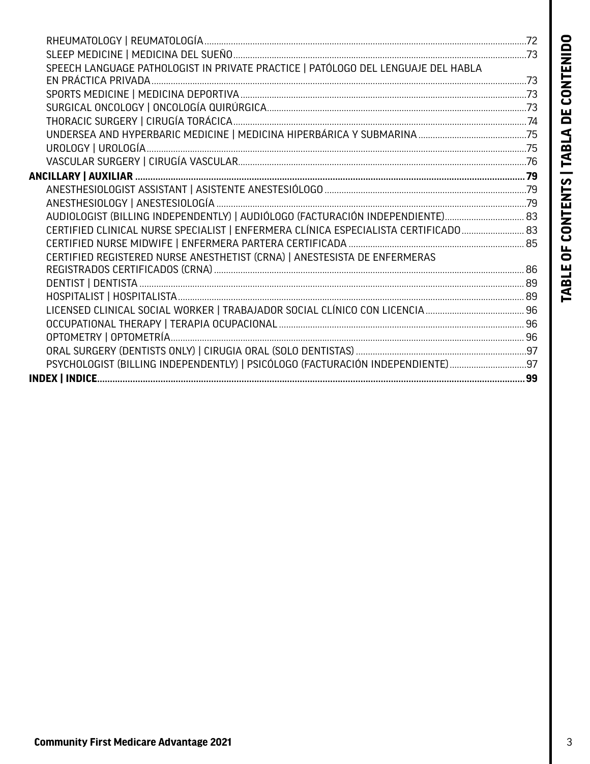- RHEUMATOLOGY | REUMATOLOGÍA .....72
- SLEEP MEDICINE | MEDICINA DEL SUEÑO .....73
- SPEECH LANGUAGE PATHOLOGIST IN PRIVATE PRACTICE | PATÓLOGO DEL LENGUAJE DEL HABLA EN PRÁCTICA PRIVADA .....73
- SPORTS MEDICINE | MEDICINA DEPORTIVA .....73
- SURGICAL ONCOLOGY | ONCOLOGÍA QUIRÚRGICA .....73
- THORACIC SURGERY | CIRUGÍA TORÁCICA .....74
- UNDERSEA AND HYPERBARIC MEDICINE | MEDICINA HIPERBÁRICA Y SUBMARINA .....75
- UROLOGY | UROLOGÍA .....75
- VASCULAR SURGERY | CIRUGÍA VASCULAR .....76

**ANCILLARY | AUXILIAR .....79**

- ANESTHESIOLOGIST ASSISTANT | ASISTENTE ANESTESIÓLOGO .....79
- ANESTHESIOLOGY | ANESTESIOLOGÍA .....79
- AUDIOLOGIST (BILLING INDEPENDENTLY) | AUDIÓLOGO (FACTURACIÓN INDEPENDIENTE) .....83
- CERTIFIED CLINICAL NURSE SPECIALIST | ENFERMERA CLÍNICA ESPECIALISTA CERTIFICADO .....83
- CERTIFIED NURSE MIDWIFE | ENFERMERA PARTERA CERTIFICADA .....85
- CERTIFIED REGISTERED NURSE ANESTHETIST (CRNA) | ANESTESISTA DE ENFERMERAS REGISTRADOS CERTIFICADOS (CRNA) .....86
- DENTIST | DENTISTA .....89
- HOSPITALIST | HOSPITALISTA .....89
- LICENSED CLINICAL SOCIAL WORKER | TRABAJADOR SOCIAL CLÍNICO CON LICENCIA .....96
- OCCUPATIONAL THERAPY | TERAPIA OCUPACIONAL .....96
- OPTOMETRY | OPTOMETRÍA .....96
- ORAL SURGERY (DENTISTS ONLY) | CIRUGIA ORAL (SOLO DENTISTAS) .....97
- PSYCHOLOGIST (BILLING INDEPENDENTLY) | PSICÓLOGO (FACTURACIÓN INDEPENDIENTE) .....97

**INDEX | INDICE .....99**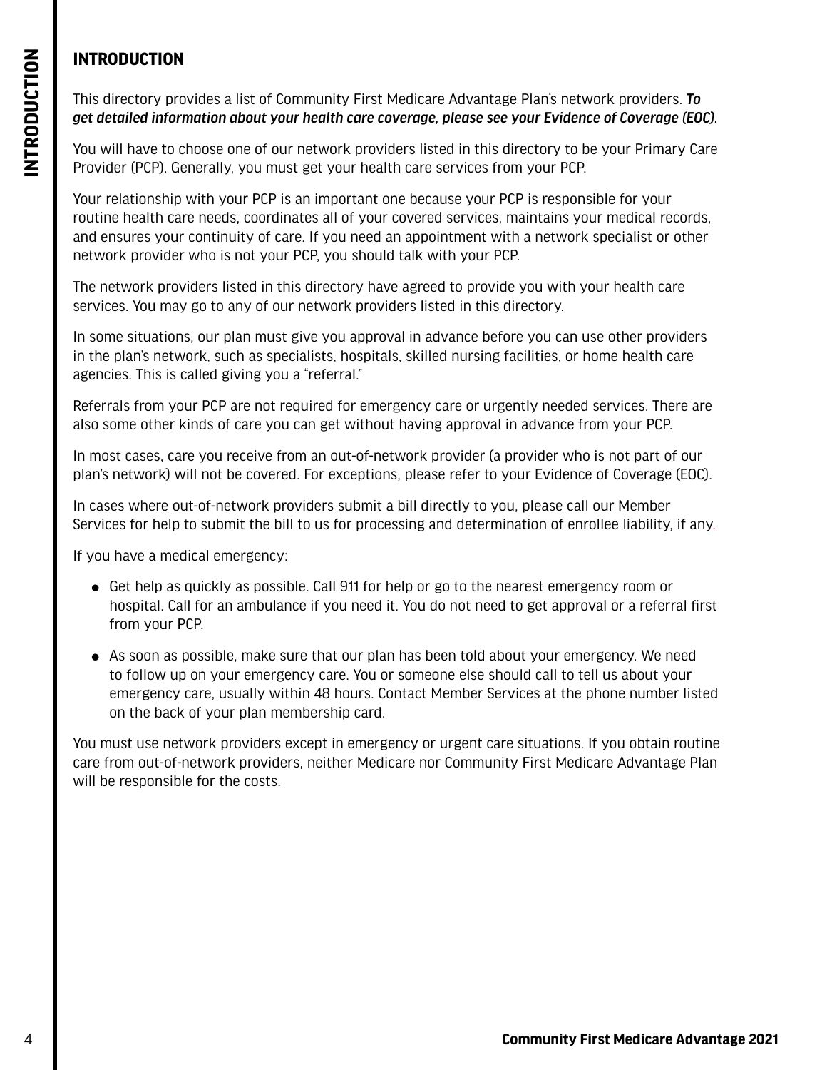# INTRODUCTION

This directory provides a list of Community First Medicare Advantage Plan's network providers. ***To get detailed information about your health care coverage, please see your Evidence of Coverage (EOC).***

You will have to choose one of our network providers listed in this directory to be your Primary Care Provider (PCP). Generally, you must get your health care services from your PCP.

Your relationship with your PCP is an important one because your PCP is responsible for your routine health care needs, coordinates all of your covered services, maintains your medical records, and ensures your continuity of care. If you need an appointment with a network specialist or other network provider who is not your PCP, you should talk with your PCP.

The network providers listed in this directory have agreed to provide you with your health care services. You may go to any of our network providers listed in this directory.

In some situations, our plan must give you approval in advance before you can use other providers in the plan's network, such as specialists, hospitals, skilled nursing facilities, or home health care agencies. This is called giving you a "referral."

Referrals from your PCP are not required for emergency care or urgently needed services. There are also some other kinds of care you can get without having approval in advance from your PCP.

In most cases, care you receive from an out-of-network provider (a provider who is not part of our plan's network) will not be covered. For exceptions, please refer to your Evidence of Coverage (EOC).

In cases where out-of-network providers submit a bill directly to you, please call our Member Services for help to submit the bill to us for processing and determination of enrollee liability, if any.

If you have a medical emergency:

- Get help as quickly as possible. Call 911 for help or go to the nearest emergency room or hospital. Call for an ambulance if you need it. You do not need to get approval or a referral first from your PCP.
- As soon as possible, make sure that our plan has been told about your emergency. We need to follow up on your emergency care. You or someone else should call to tell us about your emergency care, usually within 48 hours. Contact Member Services at the phone number listed on the back of your plan membership card.

You must use network providers except in emergency or urgent care situations. If you obtain routine care from out-of-network providers, neither Medicare nor Community First Medicare Advantage Plan will be responsible for the costs.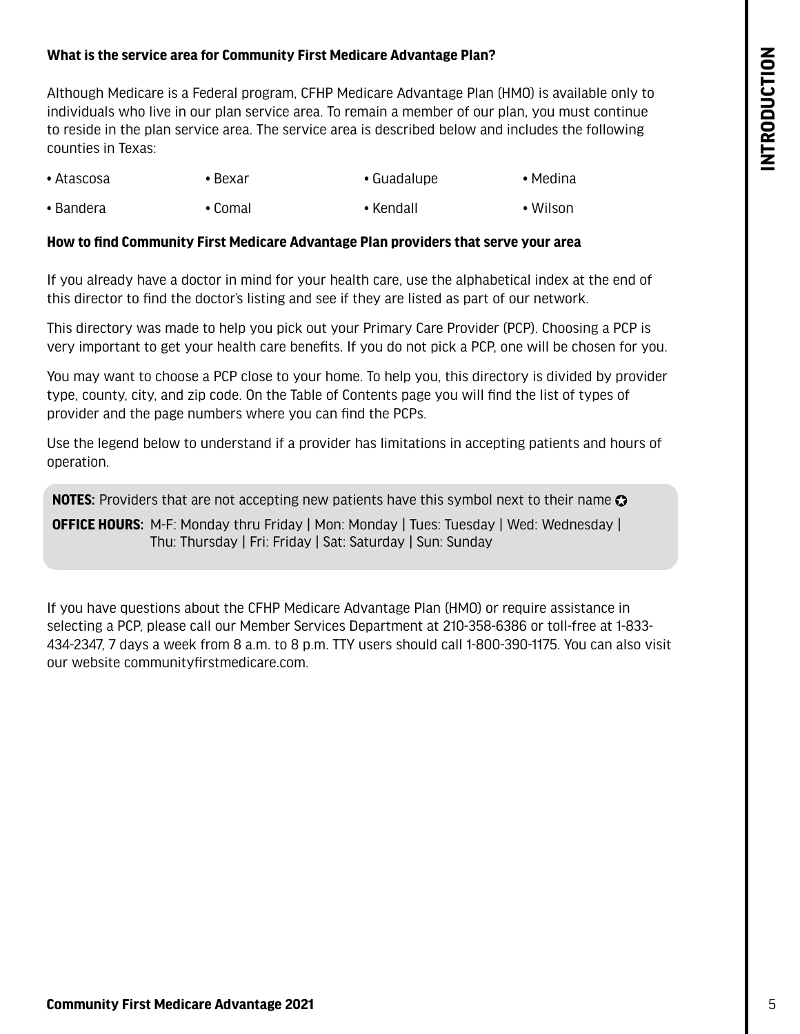### What is the service area for Community First Medicare Advantage Plan?

Although Medicare is a Federal program, CFHP Medicare Advantage Plan (HMO) is available only to individuals who live in our plan service area. To remain a member of our plan, you must continue to reside in the plan service area. The service area is described below and includes the following counties in Texas:

- Atascosa
- Bexar
- Guadalupe
- Medina
- Bandera
- Comal
- Kendall
- Wilson

### How to find Community First Medicare Advantage Plan providers that serve your area

If you already have a doctor in mind for your health care, use the alphabetical index at the end of this director to find the doctor's listing and see if they are listed as part of our network.

This directory was made to help you pick out your Primary Care Provider (PCP). Choosing a PCP is very important to get your health care benefits. If you do not pick a PCP, one will be chosen for you.

You may want to choose a PCP close to your home. To help you, this directory is divided by provider type, county, city, and zip code. On the Table of Contents page you will find the list of types of provider and the page numbers where you can find the PCPs.

Use the legend below to understand if a provider has limitations in accepting patients and hours of operation.

**NOTES:** Providers that are not accepting new patients have this symbol next to their name ✪

**OFFICE HOURS:** M-F: Monday thru Friday | Mon: Monday | Tues: Tuesday | Wed: Wednesday | Thu: Thursday | Fri: Friday | Sat: Saturday | Sun: Sunday

If you have questions about the CFHP Medicare Advantage Plan (HMO) or require assistance in selecting a PCP, please call our Member Services Department at 210-358-6386 or toll-free at 1-833-434-2347, 7 days a week from 8 a.m. to 8 p.m. TTY users should call 1-800-390-1175. You can also visit our website communityfirstmedicare.com.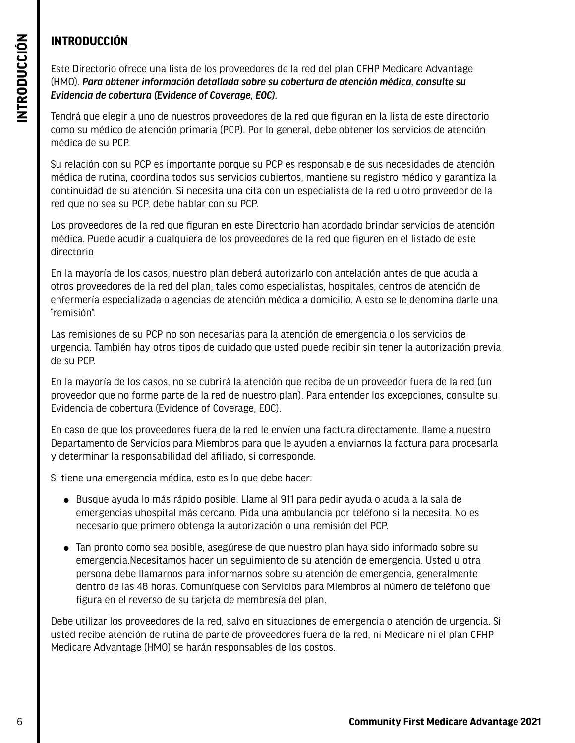# INTRODUCCIÓN

Este Directorio ofrece una lista de los proveedores de la red del plan CFHP Medicare Advantage (HMO). ***Para obtener información detallada sobre su cobertura de atención médica, consulte su Evidencia de cobertura (Evidence of Coverage, EOC).***

Tendrá que elegir a uno de nuestros proveedores de la red que figuran en la lista de este directorio como su médico de atención primaria (PCP). Por lo general, debe obtener los servicios de atención médica de su PCP.

Su relación con su PCP es importante porque su PCP es responsable de sus necesidades de atención médica de rutina, coordina todos sus servicios cubiertos, mantiene su registro médico y garantiza la continuidad de su atención. Si necesita una cita con un especialista de la red u otro proveedor de la red que no sea su PCP, debe hablar con su PCP.

Los proveedores de la red que figuran en este Directorio han acordado brindar servicios de atención médica. Puede acudir a cualquiera de los proveedores de la red que figuren en el listado de este directorio

En la mayoría de los casos, nuestro plan deberá autorizarlo con antelación antes de que acuda a otros proveedores de la red del plan, tales como especialistas, hospitales, centros de atención de enfermería especializada o agencias de atención médica a domicilio. A esto se le denomina darle una "remisión".

Las remisiones de su PCP no son necesarias para la atención de emergencia o los servicios de urgencia. También hay otros tipos de cuidado que usted puede recibir sin tener la autorización previa de su PCP.

En la mayoría de los casos, no se cubrirá la atención que reciba de un proveedor fuera de la red (un proveedor que no forme parte de la red de nuestro plan). Para entender los excepciones, consulte su Evidencia de cobertura (Evidence of Coverage, EOC).

En caso de que los proveedores fuera de la red le envíen una factura directamente, llame a nuestro Departamento de Servicios para Miembros para que le ayuden a enviarnos la factura para procesarla y determinar la responsabilidad del afiliado, si corresponde.

Si tiene una emergencia médica, esto es lo que debe hacer:

- Busque ayuda lo más rápido posible. Llame al 911 para pedir ayuda o acuda a la sala de emergencias uhospital más cercano. Pida una ambulancia por teléfono si la necesita. No es necesario que primero obtenga la autorización o una remisión del PCP.
- Tan pronto como sea posible, asegúrese de que nuestro plan haya sido informado sobre su emergencia.Necesitamos hacer un seguimiento de su atención de emergencia. Usted u otra persona debe llamarnos para informarnos sobre su atención de emergencia, generalmente dentro de las 48 horas. Comuníquese con Servicios para Miembros al número de teléfono que figura en el reverso de su tarjeta de membresía del plan.

Debe utilizar los proveedores de la red, salvo en situaciones de emergencia o atención de urgencia. Si usted recibe atención de rutina de parte de proveedores fuera de la red, ni Medicare ni el plan CFHP Medicare Advantage (HMO) se harán responsables de los costos.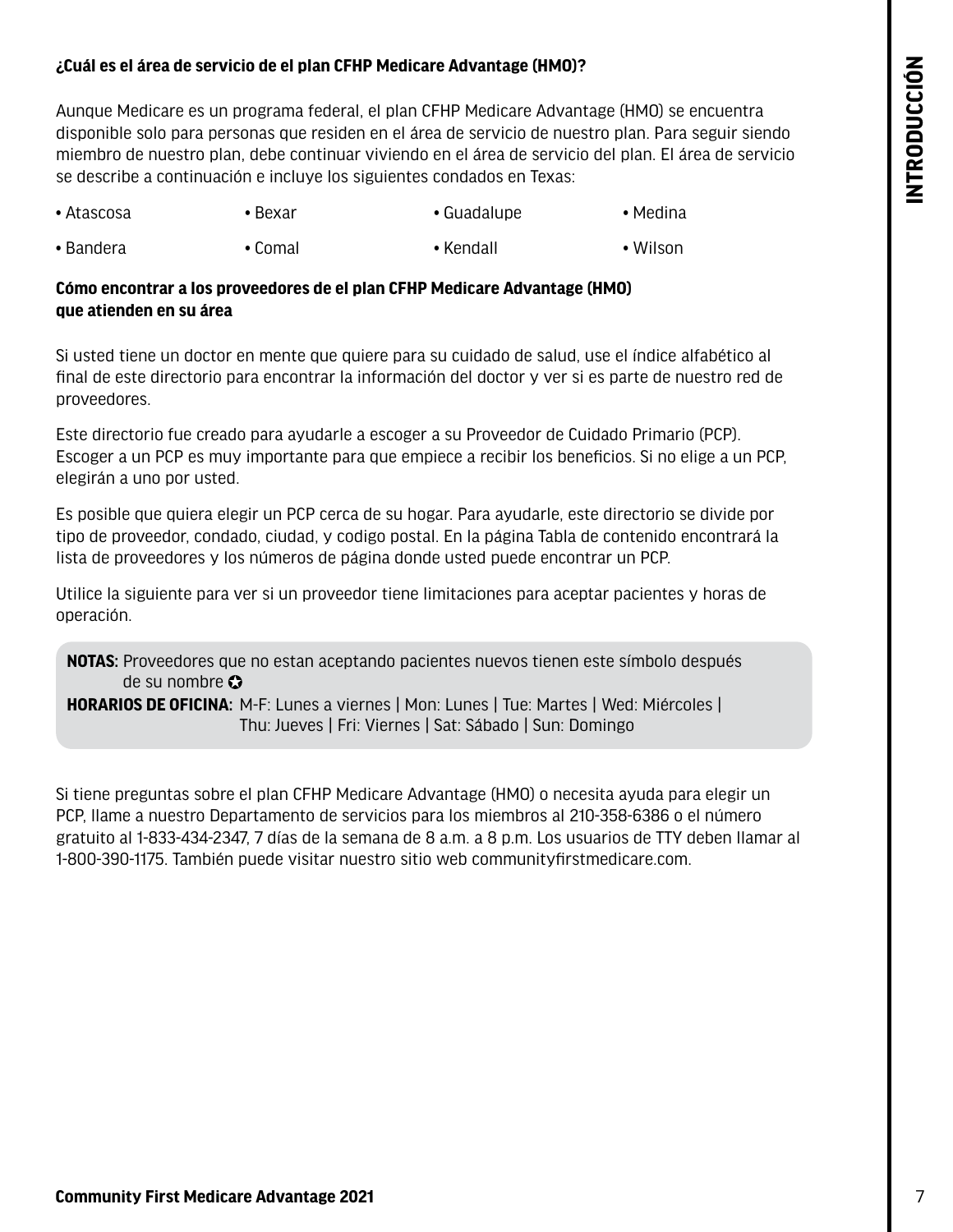### ¿Cuál es el área de servicio de el plan CFHP Medicare Advantage (HMO)?

Aunque Medicare es un programa federal, el plan CFHP Medicare Advantage (HMO) se encuentra disponible solo para personas que residen en el área de servicio de nuestro plan. Para seguir siendo miembro de nuestro plan, debe continuar viviendo en el área de servicio del plan. El área de servicio se describe a continuación e incluye los siguientes condados en Texas:

- Atascosa
- Bexar
- Guadalupe
- Medina
- Bandera
- Comal
- Kendall
- Wilson

### Cómo encontrar a los proveedores de el plan CFHP Medicare Advantage (HMO) que atienden en su área

Si usted tiene un doctor en mente que quiere para su cuidado de salud, use el índice alfabético al final de este directorio para encontrar la información del doctor y ver si es parte de nuestro red de proveedores.

Este directorio fue creado para ayudarle a escoger a su Proveedor de Cuidado Primario (PCP). Escoger a un PCP es muy importante para que empiece a recibir los beneficios. Si no elige a un PCP, elegirán a uno por usted.

Es posible que quiera elegir un PCP cerca de su hogar. Para ayudarle, este directorio se divide por tipo de proveedor, condado, ciudad, y codigo postal. En la página Tabla de contenido encontrará la lista de proveedores y los números de página donde usted puede encontrar un PCP.

Utilice la siguiente para ver si un proveedor tiene limitaciones para aceptar pacientes y horas de operación.

**NOTAS:** Proveedores que no estan aceptando pacientes nuevos tienen este símbolo después de su nombre ✪

**HORARIOS DE OFICINA:** M-F: Lunes a viernes | Mon: Lunes | Tue: Martes | Wed: Miércoles | Thu: Jueves | Fri: Viernes | Sat: Sábado | Sun: Domingo

Si tiene preguntas sobre el plan CFHP Medicare Advantage (HMO) o necesita ayuda para elegir un PCP, llame a nuestro Departamento de servicios para los miembros al 210-358-6386 o el número gratuito al 1-833-434-2347, 7 días de la semana de 8 a.m. a 8 p.m. Los usuarios de TTY deben llamar al 1-800-390-1175. También puede visitar nuestro sitio web communityfirstmedicare.com.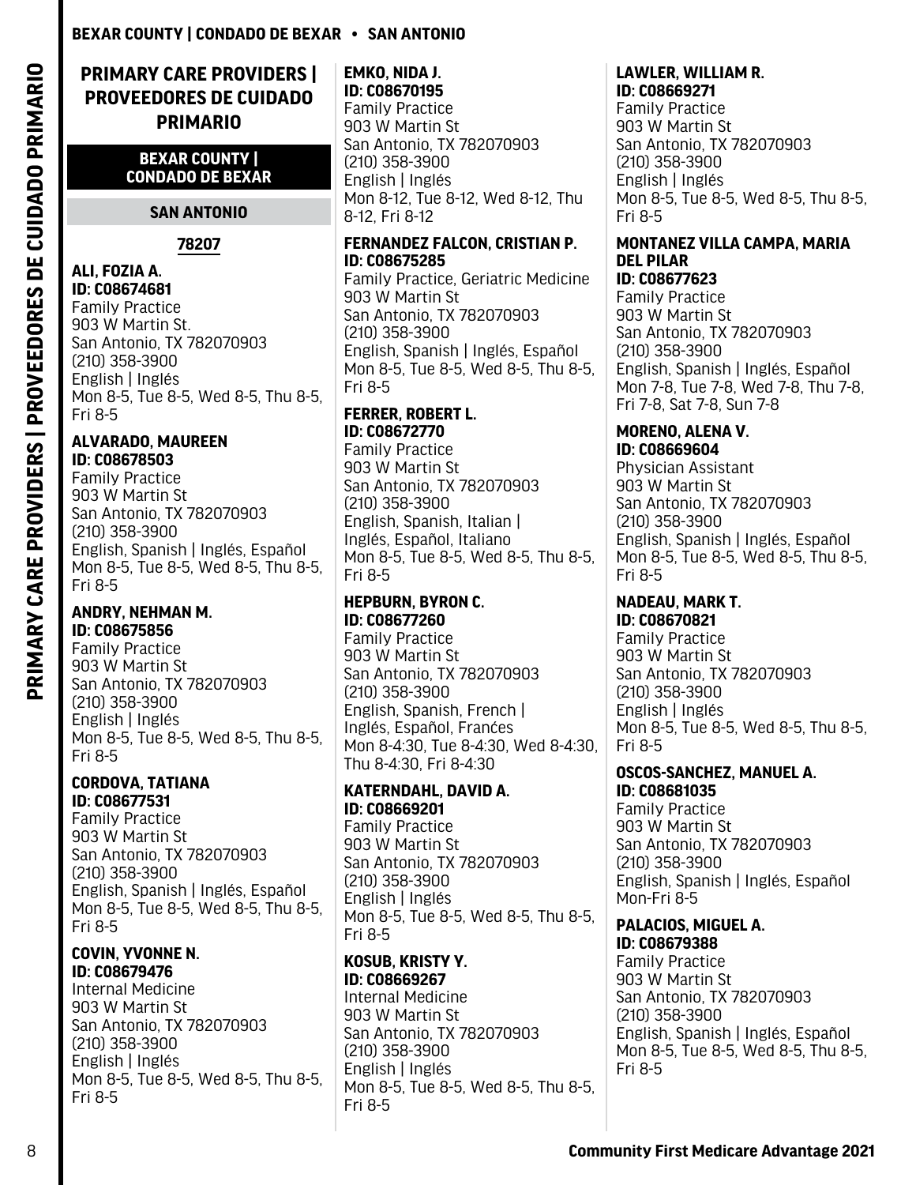# PRIMARY CARE PROVIDERS | PROVEEDORES DE CUIDADO PRIMARIO

## BEXAR COUNTY | CONDADO DE BEXAR

### SAN ANTONIO

#### 78207

**ALI, FOZIA A.**
**ID: C08674681**
Family Practice
903 W Martin St.
San Antonio, TX 782070903
(210) 358-3900
English | Inglés
Mon 8-5, Tue 8-5, Wed 8-5, Thu 8-5, Fri 8-5

**ALVARADO, MAUREEN**
**ID: C08678503**
Family Practice
903 W Martin St
San Antonio, TX 782070903
(210) 358-3900
English, Spanish | Inglés, Español
Mon 8-5, Tue 8-5, Wed 8-5, Thu 8-5, Fri 8-5

**ANDRY, NEHMAN M.**
**ID: C08675856**
Family Practice
903 W Martin St
San Antonio, TX 782070903
(210) 358-3900
English | Inglés
Mon 8-5, Tue 8-5, Wed 8-5, Thu 8-5, Fri 8-5

**CORDOVA, TATIANA**
**ID: C08677531**
Family Practice
903 W Martin St
San Antonio, TX 782070903
(210) 358-3900
English, Spanish | Inglés, Español
Mon 8-5, Tue 8-5, Wed 8-5, Thu 8-5, Fri 8-5

**COVIN, YVONNE N.**
**ID: C08679476**
Internal Medicine
903 W Martin St
San Antonio, TX 782070903
(210) 358-3900
English | Inglés
Mon 8-5, Tue 8-5, Wed 8-5, Thu 8-5, Fri 8-5

**EMKO, NIDA J.**
**ID: C08670195**
Family Practice
903 W Martin St
San Antonio, TX 782070903
(210) 358-3900
English | Inglés
Mon 8-12, Tue 8-12, Wed 8-12, Thu 8-12, Fri 8-12

**FERNANDEZ FALCON, CRISTIAN P.**
**ID: C08675285**
Family Practice, Geriatric Medicine
903 W Martin St
San Antonio, TX 782070903
(210) 358-3900
English, Spanish | Inglés, Español
Mon 8-5, Tue 8-5, Wed 8-5, Thu 8-5, Fri 8-5

**FERRER, ROBERT L.**
**ID: C08672770**
Family Practice
903 W Martin St
San Antonio, TX 782070903
(210) 358-3900
English, Spanish, Italian | Inglés, Español, Italiano
Mon 8-5, Tue 8-5, Wed 8-5, Thu 8-5, Fri 8-5

**HEPBURN, BYRON C.**
**ID: C08677260**
Family Practice
903 W Martin St
San Antonio, TX 782070903
(210) 358-3900
English, Spanish, French | Inglés, Español, Franćes
Mon 8-4:30, Tue 8-4:30, Wed 8-4:30, Thu 8-4:30, Fri 8-4:30

**KATERNDAHL, DAVID A.**
**ID: C08669201**
Family Practice
903 W Martin St
San Antonio, TX 782070903
(210) 358-3900
English | Inglés
Mon 8-5, Tue 8-5, Wed 8-5, Thu 8-5, Fri 8-5

**KOSUB, KRISTY Y.**
**ID: C08669267**
Internal Medicine
903 W Martin St
San Antonio, TX 782070903
(210) 358-3900
English | Inglés
Mon 8-5, Tue 8-5, Wed 8-5, Thu 8-5, Fri 8-5

**LAWLER, WILLIAM R.**
**ID: C08669271**
Family Practice
903 W Martin St
San Antonio, TX 782070903
(210) 358-3900
English | Inglés
Mon 8-5, Tue 8-5, Wed 8-5, Thu 8-5, Fri 8-5

**MONTANEZ VILLA CAMPA, MARIA DEL PILAR**
**ID: C08677623**
Family Practice
903 W Martin St
San Antonio, TX 782070903
(210) 358-3900
English, Spanish | Inglés, Español
Mon 7-8, Tue 7-8, Wed 7-8, Thu 7-8, Fri 7-8, Sat 7-8, Sun 7-8

**MORENO, ALENA V.**
**ID: C08669604**
Physician Assistant
903 W Martin St
San Antonio, TX 782070903
(210) 358-3900
English, Spanish | Inglés, Español
Mon 8-5, Tue 8-5, Wed 8-5, Thu 8-5, Fri 8-5

**NADEAU, MARK T.**
**ID: C08670821**
Family Practice
903 W Martin St
San Antonio, TX 782070903
(210) 358-3900
English | Inglés
Mon 8-5, Tue 8-5, Wed 8-5, Thu 8-5, Fri 8-5

**OSCOS-SANCHEZ, MANUEL A.**
**ID: C08681035**
Family Practice
903 W Martin St
San Antonio, TX 782070903
(210) 358-3900
English, Spanish | Inglés, Español
Mon-Fri 8-5

**PALACIOS, MIGUEL A.**
**ID: C08679388**
Family Practice
903 W Martin St
San Antonio, TX 782070903
(210) 358-3900
English, Spanish | Inglés, Español
Mon 8-5, Tue 8-5, Wed 8-5, Thu 8-5, Fri 8-5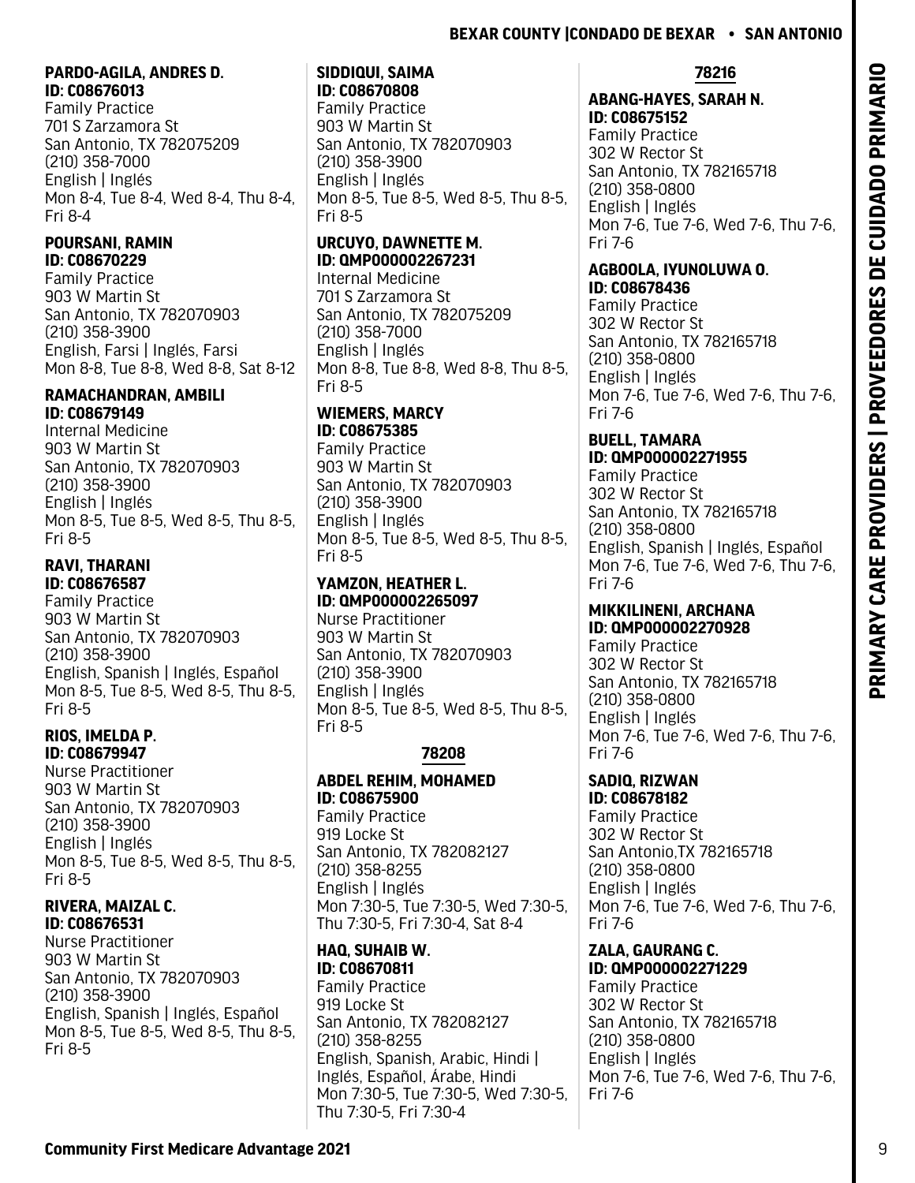**PARDO-AGILA, ANDRES D.**
**ID: C08676013**
Family Practice
701 S Zarzamora St
San Antonio, TX 782075209
(210) 358-7000
English | Inglés
Mon 8-4, Tue 8-4, Wed 8-4, Thu 8-4, Fri 8-4

**POURSANI, RAMIN**
**ID: C08670229**
Family Practice
903 W Martin St
San Antonio, TX 782070903
(210) 358-3900
English, Farsi | Inglés, Farsi
Mon 8-8, Tue 8-8, Wed 8-8, Sat 8-12

**RAMACHANDRAN, AMBILI**
**ID: C08679149**
Internal Medicine
903 W Martin St
San Antonio, TX 782070903
(210) 358-3900
English | Inglés
Mon 8-5, Tue 8-5, Wed 8-5, Thu 8-5, Fri 8-5

**RAVI, THARANI**
**ID: C08676587**
Family Practice
903 W Martin St
San Antonio, TX 782070903
(210) 358-3900
English, Spanish | Inglés, Español
Mon 8-5, Tue 8-5, Wed 8-5, Thu 8-5, Fri 8-5

**RIOS, IMELDA P.**
**ID: C08679947**
Nurse Practitioner
903 W Martin St
San Antonio, TX 782070903
(210) 358-3900
English | Inglés
Mon 8-5, Tue 8-5, Wed 8-5, Thu 8-5, Fri 8-5

**RIVERA, MAIZAL C.**
**ID: C08676531**
Nurse Practitioner
903 W Martin St
San Antonio, TX 782070903
(210) 358-3900
English, Spanish | Inglés, Español
Mon 8-5, Tue 8-5, Wed 8-5, Thu 8-5, Fri 8-5

**SIDDIQUI, SAIMA**
**ID: C08670808**
Family Practice
903 W Martin St
San Antonio, TX 782070903
(210) 358-3900
English | Inglés
Mon 8-5, Tue 8-5, Wed 8-5, Thu 8-5, Fri 8-5

**URCUYO, DAWNETTE M.**
**ID: QMP000002267231**
Internal Medicine
701 S Zarzamora St
San Antonio, TX 782075209
(210) 358-7000
English | Inglés
Mon 8-8, Tue 8-8, Wed 8-8, Thu 8-5, Fri 8-5

**WIEMERS, MARCY**
**ID: C08675385**
Family Practice
903 W Martin St
San Antonio, TX 782070903
(210) 358-3900
English | Inglés
Mon 8-5, Tue 8-5, Wed 8-5, Thu 8-5, Fri 8-5

**YAMZON, HEATHER L.**
**ID: QMP000002265097**
Nurse Practitioner
903 W Martin St
San Antonio, TX 782070903
(210) 358-3900
English | Inglés
Mon 8-5, Tue 8-5, Wed 8-5, Thu 8-5, Fri 8-5

## 78208

**ABDEL REHIM, MOHAMED**
**ID: C08675900**
Family Practice
919 Locke St
San Antonio, TX 782082127
(210) 358-8255
English | Inglés
Mon 7:30-5, Tue 7:30-5, Wed 7:30-5, Thu 7:30-5, Fri 7:30-4, Sat 8-4

**HAQ, SUHAIB W.**
**ID: C08670811**
Family Practice
919 Locke St
San Antonio, TX 782082127
(210) 358-8255
English, Spanish, Arabic, Hindi | Inglés, Español, Árabe, Hindi
Mon 7:30-5, Tue 7:30-5, Wed 7:30-5, Thu 7:30-5, Fri 7:30-4

## 78216

**ABANG-HAYES, SARAH N.**
**ID: C08675152**
Family Practice
302 W Rector St
San Antonio, TX 782165718
(210) 358-0800
English | Inglés
Mon 7-6, Tue 7-6, Wed 7-6, Thu 7-6, Fri 7-6

**AGBOOLA, IYUNOLUWA O.**
**ID: C08678436**
Family Practice
302 W Rector St
San Antonio, TX 782165718
(210) 358-0800
English | Inglés
Mon 7-6, Tue 7-6, Wed 7-6, Thu 7-6, Fri 7-6

**BUELL, TAMARA**
**ID: QMP000002271955**
Family Practice
302 W Rector St
San Antonio, TX 782165718
(210) 358-0800
English, Spanish | Inglés, Español
Mon 7-6, Tue 7-6, Wed 7-6, Thu 7-6, Fri 7-6

**MIKKILINENI, ARCHANA**
**ID: QMP000002270928**
Family Practice
302 W Rector St
San Antonio, TX 782165718
(210) 358-0800
English | Inglés
Mon 7-6, Tue 7-6, Wed 7-6, Thu 7-6, Fri 7-6

**SADIQ, RIZWAN**
**ID: C08678182**
Family Practice
302 W Rector St
San Antonio,TX 782165718
(210) 358-0800
English | Inglés
Mon 7-6, Tue 7-6, Wed 7-6, Thu 7-6, Fri 7-6

**ZALA, GAURANG C.**
**ID: QMP000002271229**
Family Practice
302 W Rector St
San Antonio, TX 782165718
(210) 358-0800
English | Inglés
Mon 7-6, Tue 7-6, Wed 7-6, Thu 7-6, Fri 7-6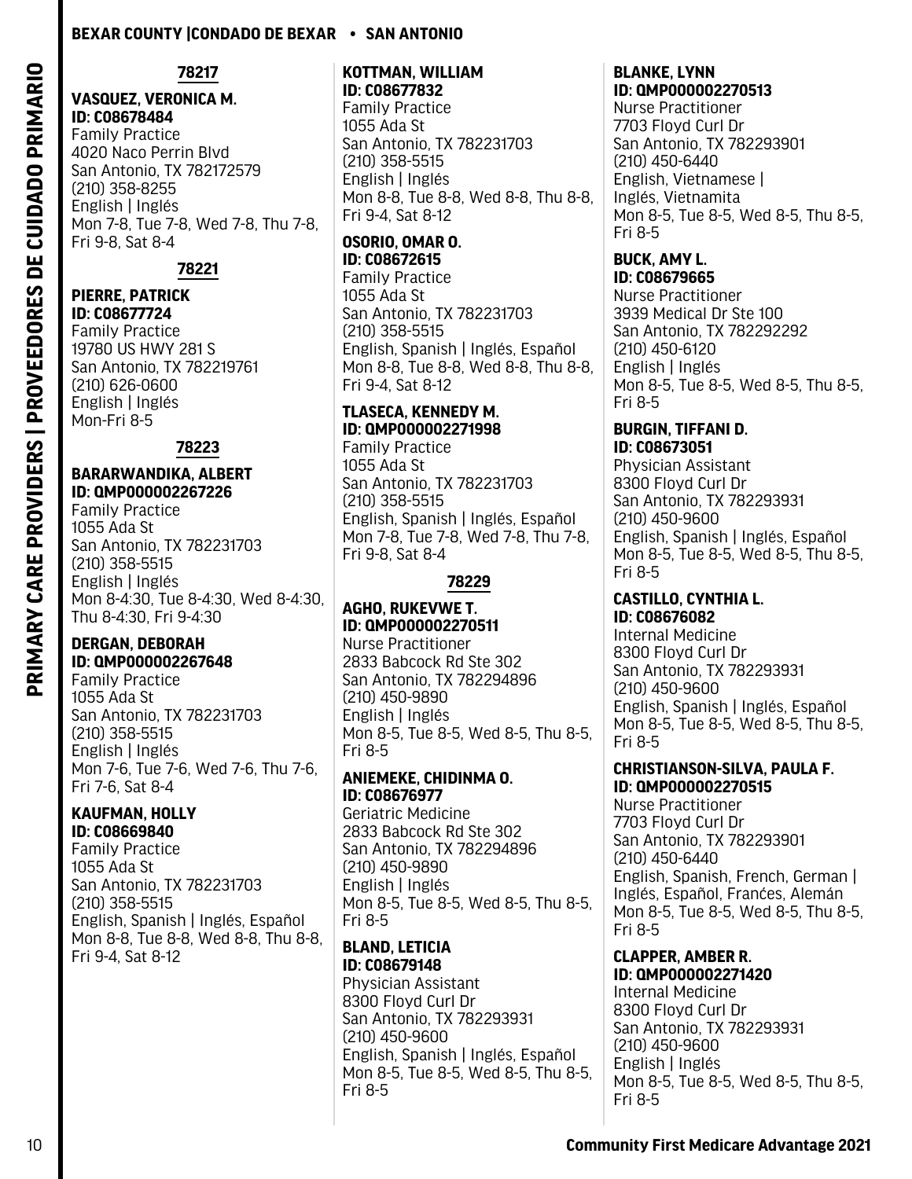## 78217

**VASQUEZ, VERONICA M.**
**ID: C08678484**
Family Practice
4020 Naco Perrin Blvd
San Antonio, TX 782172579
(210) 358-8255
English | Inglés
Mon 7-8, Tue 7-8, Wed 7-8, Thu 7-8, Fri 9-8, Sat 8-4

## 78221

**PIERRE, PATRICK**
**ID: C08677724**
Family Practice
19780 US HWY 281 S
San Antonio, TX 782219761
(210) 626-0600
English | Inglés
Mon-Fri 8-5

## 78223

**BARARWANDIKA, ALBERT**
**ID: QMP000002267226**
Family Practice
1055 Ada St
San Antonio, TX 782231703
(210) 358-5515
English | Inglés
Mon 8-4:30, Tue 8-4:30, Wed 8-4:30, Thu 8-4:30, Fri 9-4:30

**DERGAN, DEBORAH**
**ID: QMP000002267648**
Family Practice
1055 Ada St
San Antonio, TX 782231703
(210) 358-5515
English | Inglés
Mon 7-6, Tue 7-6, Wed 7-6, Thu 7-6, Fri 7-6, Sat 8-4

**KAUFMAN, HOLLY**
**ID: C08669840**
Family Practice
1055 Ada St
San Antonio, TX 782231703
(210) 358-5515
English, Spanish | Inglés, Español
Mon 8-8, Tue 8-8, Wed 8-8, Thu 8-8, Fri 9-4, Sat 8-12

**KOTTMAN, WILLIAM**
**ID: C08677832**
Family Practice
1055 Ada St
San Antonio, TX 782231703
(210) 358-5515
English | Inglés
Mon 8-8, Tue 8-8, Wed 8-8, Thu 8-8, Fri 9-4, Sat 8-12

**OSORIO, OMAR O.**
**ID: C08672615**
Family Practice
1055 Ada St
San Antonio, TX 782231703
(210) 358-5515
English, Spanish | Inglés, Español
Mon 8-8, Tue 8-8, Wed 8-8, Thu 8-8, Fri 9-4, Sat 8-12

**TLASECA, KENNEDY M.**
**ID: QMP000002271998**
Family Practice
1055 Ada St
San Antonio, TX 782231703
(210) 358-5515
English, Spanish | Inglés, Español
Mon 7-8, Tue 7-8, Wed 7-8, Thu 7-8, Fri 9-8, Sat 8-4

## 78229

**AGHO, RUKEVWE T.**
**ID: QMP000002270511**
Nurse Practitioner
2833 Babcock Rd Ste 302
San Antonio, TX 782294896
(210) 450-9890
English | Inglés
Mon 8-5, Tue 8-5, Wed 8-5, Thu 8-5, Fri 8-5

**ANIEMEKE, CHIDINMA O.**
**ID: C08676977**
Geriatric Medicine
2833 Babcock Rd Ste 302
San Antonio, TX 782294896
(210) 450-9890
English | Inglés
Mon 8-5, Tue 8-5, Wed 8-5, Thu 8-5, Fri 8-5

**BLAND, LETICIA**
**ID: C08679148**
Physician Assistant
8300 Floyd Curl Dr
San Antonio, TX 782293931
(210) 450-9600
English, Spanish | Inglés, Español
Mon 8-5, Tue 8-5, Wed 8-5, Thu 8-5, Fri 8-5

**BLANKE, LYNN**
**ID: QMP000002270513**
Nurse Practitioner
7703 Floyd Curl Dr
San Antonio, TX 782293901
(210) 450-6440
English, Vietnamese | Inglés, Vietnamita
Mon 8-5, Tue 8-5, Wed 8-5, Thu 8-5, Fri 8-5

**BUCK, AMY L.**
**ID: C08679665**
Nurse Practitioner
3939 Medical Dr Ste 100
San Antonio, TX 782292292
(210) 450-6120
English | Inglés
Mon 8-5, Tue 8-5, Wed 8-5, Thu 8-5, Fri 8-5

**BURGIN, TIFFANI D.**
**ID: C08673051**
Physician Assistant
8300 Floyd Curl Dr
San Antonio, TX 782293931
(210) 450-9600
English, Spanish | Inglés, Español
Mon 8-5, Tue 8-5, Wed 8-5, Thu 8-5, Fri 8-5

**CASTILLO, CYNTHIA L.**
**ID: C08676082**
Internal Medicine
8300 Floyd Curl Dr
San Antonio, TX 782293931
(210) 450-9600
English, Spanish | Inglés, Español
Mon 8-5, Tue 8-5, Wed 8-5, Thu 8-5, Fri 8-5

**CHRISTIANSON-SILVA, PAULA F.**
**ID: QMP000002270515**
Nurse Practitioner
7703 Floyd Curl Dr
San Antonio, TX 782293901
(210) 450-6440
English, Spanish, French, German | Inglés, Español, Franćes, Alemán
Mon 8-5, Tue 8-5, Wed 8-5, Thu 8-5, Fri 8-5

**CLAPPER, AMBER R.**
**ID: QMP000002271420**
Internal Medicine
8300 Floyd Curl Dr
San Antonio, TX 782293931
(210) 450-9600
English | Inglés
Mon 8-5, Tue 8-5, Wed 8-5, Thu 8-5, Fri 8-5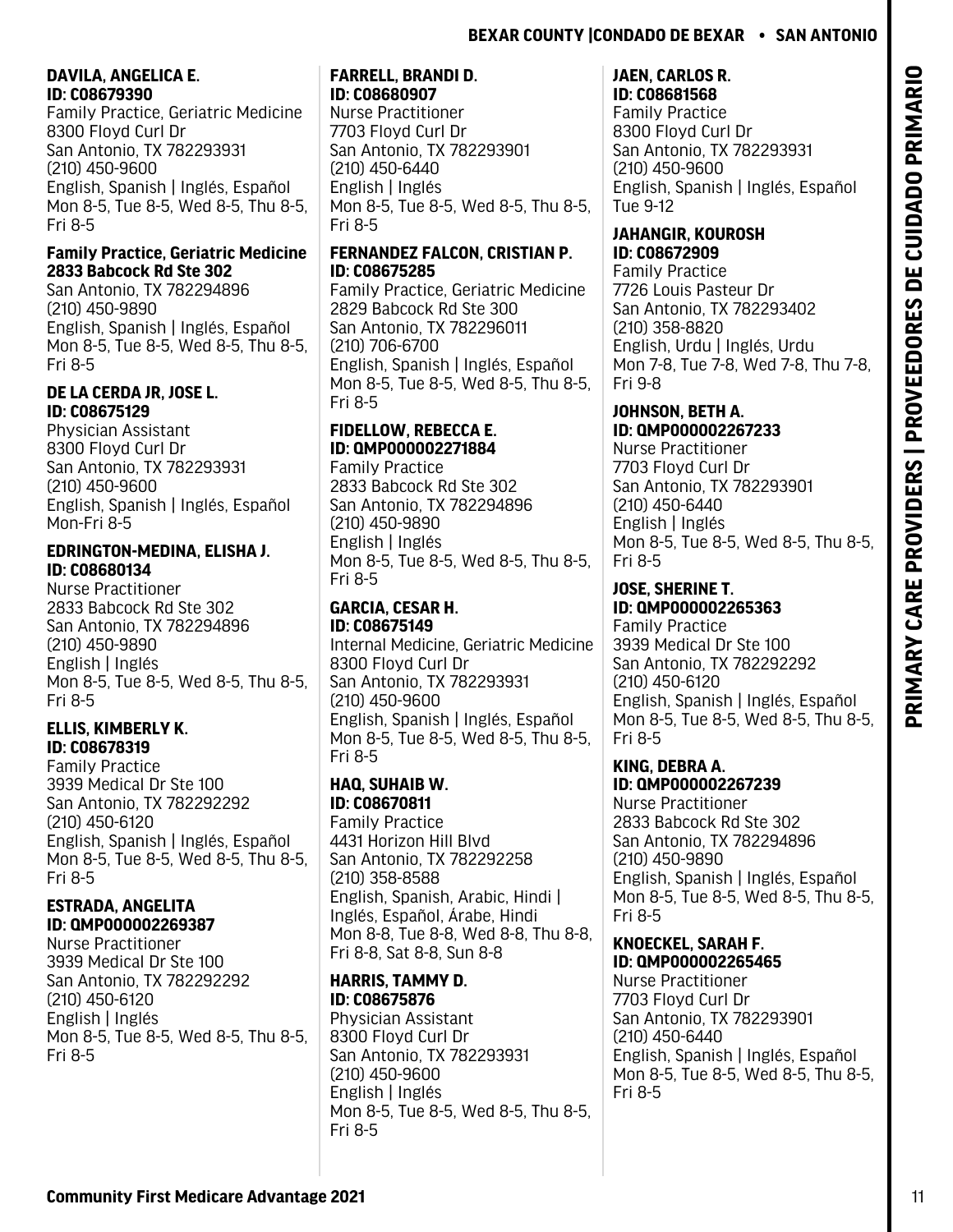**DAVILA, ANGELICA E.**
**ID: C08679390**
Family Practice, Geriatric Medicine
8300 Floyd Curl Dr
San Antonio, TX 782293931
(210) 450-9600
English, Spanish | Inglés, Español
Mon 8-5, Tue 8-5, Wed 8-5, Thu 8-5, Fri 8-5

**Family Practice, Geriatric Medicine**
**2833 Babcock Rd Ste 302**
San Antonio, TX 782294896
(210) 450-9890
English, Spanish | Inglés, Español
Mon 8-5, Tue 8-5, Wed 8-5, Thu 8-5, Fri 8-5

**DE LA CERDA JR, JOSE L.**
**ID: C08675129**
Physician Assistant
8300 Floyd Curl Dr
San Antonio, TX 782293931
(210) 450-9600
English, Spanish | Inglés, Español
Mon-Fri 8-5

**EDRINGTON-MEDINA, ELISHA J.**
**ID: C08680134**
Nurse Practitioner
2833 Babcock Rd Ste 302
San Antonio, TX 782294896
(210) 450-9890
English | Inglés
Mon 8-5, Tue 8-5, Wed 8-5, Thu 8-5, Fri 8-5

**ELLIS, KIMBERLY K.**
**ID: C08678319**
Family Practice
3939 Medical Dr Ste 100
San Antonio, TX 782292292
(210) 450-6120
English, Spanish | Inglés, Español
Mon 8-5, Tue 8-5, Wed 8-5, Thu 8-5, Fri 8-5

**ESTRADA, ANGELITA**
**ID: QMP000002269387**
Nurse Practitioner
3939 Medical Dr Ste 100
San Antonio, TX 782292292
(210) 450-6120
English | Inglés
Mon 8-5, Tue 8-5, Wed 8-5, Thu 8-5, Fri 8-5

**FARRELL, BRANDI D.**
**ID: C08680907**
Nurse Practitioner
7703 Floyd Curl Dr
San Antonio, TX 782293901
(210) 450-6440
English | Inglés
Mon 8-5, Tue 8-5, Wed 8-5, Thu 8-5, Fri 8-5

**FERNANDEZ FALCON, CRISTIAN P.**
**ID: C08675285**
Family Practice, Geriatric Medicine
2829 Babcock Rd Ste 300
San Antonio, TX 782296011
(210) 706-6700
English, Spanish | Inglés, Español
Mon 8-5, Tue 8-5, Wed 8-5, Thu 8-5, Fri 8-5

**FIDELLOW, REBECCA E.**
**ID: QMP000002271884**
Family Practice
2833 Babcock Rd Ste 302
San Antonio, TX 782294896
(210) 450-9890
English | Inglés
Mon 8-5, Tue 8-5, Wed 8-5, Thu 8-5, Fri 8-5

**GARCIA, CESAR H.**
**ID: C08675149**
Internal Medicine, Geriatric Medicine
8300 Floyd Curl Dr
San Antonio, TX 782293931
(210) 450-9600
English, Spanish | Inglés, Español
Mon 8-5, Tue 8-5, Wed 8-5, Thu 8-5, Fri 8-5

**HAQ, SUHAIB W.**
**ID: C08670811**
Family Practice
4431 Horizon Hill Blvd
San Antonio, TX 782292258
(210) 358-8588
English, Spanish, Arabic, Hindi | Inglés, Español, Árabe, Hindi
Mon 8-8, Tue 8-8, Wed 8-8, Thu 8-8, Fri 8-8, Sat 8-8, Sun 8-8

**HARRIS, TAMMY D.**
**ID: C08675876**
Physician Assistant
8300 Floyd Curl Dr
San Antonio, TX 782293931
(210) 450-9600
English | Inglés
Mon 8-5, Tue 8-5, Wed 8-5, Thu 8-5, Fri 8-5

**JAEN, CARLOS R.**
**ID: C08681568**
Family Practice
8300 Floyd Curl Dr
San Antonio, TX 782293931
(210) 450-9600
English, Spanish | Inglés, Español
Tue 9-12

**JAHANGIR, KOUROSH**
**ID: C08672909**
Family Practice
7726 Louis Pasteur Dr
San Antonio, TX 782293402
(210) 358-8820
English, Urdu | Inglés, Urdu
Mon 7-8, Tue 7-8, Wed 7-8, Thu 7-8, Fri 9-8

**JOHNSON, BETH A.**
**ID: QMP000002267233**
Nurse Practitioner
7703 Floyd Curl Dr
San Antonio, TX 782293901
(210) 450-6440
English | Inglés
Mon 8-5, Tue 8-5, Wed 8-5, Thu 8-5, Fri 8-5

**JOSE, SHERINE T.**
**ID: QMP000002265363**
Family Practice
3939 Medical Dr Ste 100
San Antonio, TX 782292292
(210) 450-6120
English, Spanish | Inglés, Español
Mon 8-5, Tue 8-5, Wed 8-5, Thu 8-5, Fri 8-5

**KING, DEBRA A.**
**ID: QMP000002267239**
Nurse Practitioner
2833 Babcock Rd Ste 302
San Antonio, TX 782294896
(210) 450-9890
English, Spanish | Inglés, Español
Mon 8-5, Tue 8-5, Wed 8-5, Thu 8-5, Fri 8-5

**KNOECKEL, SARAH F.**
**ID: QMP000002265465**
Nurse Practitioner
7703 Floyd Curl Dr
San Antonio, TX 782293901
(210) 450-6440
English, Spanish | Inglés, Español
Mon 8-5, Tue 8-5, Wed 8-5, Thu 8-5, Fri 8-5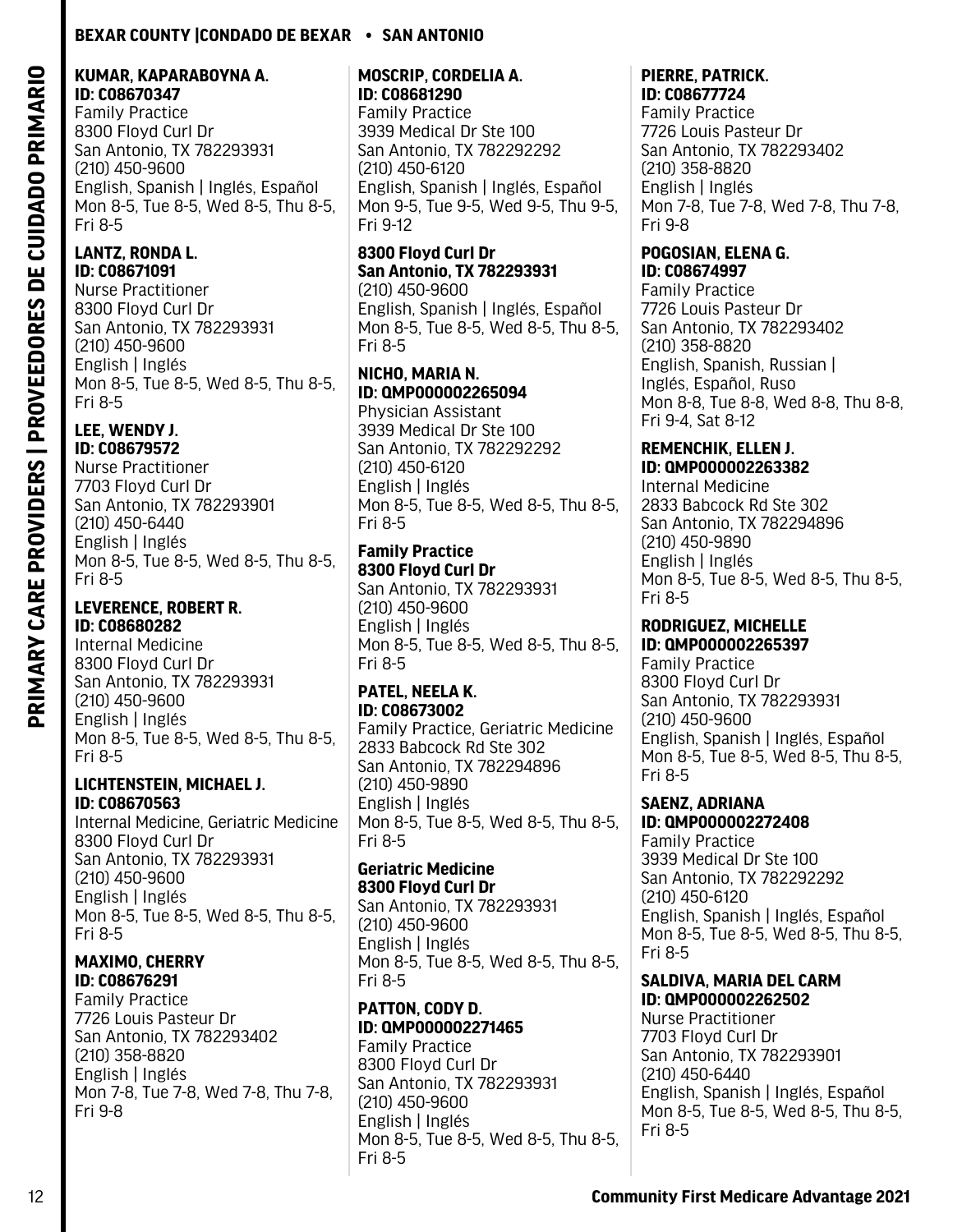## BEXAR COUNTY |CONDADO DE BEXAR • SAN ANTONIO

**KUMAR, KAPARABOYNA A.**
**ID: C08670347**
Family Practice
8300 Floyd Curl Dr
San Antonio, TX 782293931
(210) 450-9600
English, Spanish | Inglés, Español
Mon 8-5, Tue 8-5, Wed 8-5, Thu 8-5, Fri 8-5

**LANTZ, RONDA L.**
**ID: C08671091**
Nurse Practitioner
8300 Floyd Curl Dr
San Antonio, TX 782293931
(210) 450-9600
English | Inglés
Mon 8-5, Tue 8-5, Wed 8-5, Thu 8-5, Fri 8-5

**LEE, WENDY J.**
**ID: C08679572**
Nurse Practitioner
7703 Floyd Curl Dr
San Antonio, TX 782293901
(210) 450-6440
English | Inglés
Mon 8-5, Tue 8-5, Wed 8-5, Thu 8-5, Fri 8-5

**LEVERENCE, ROBERT R.**
**ID: C08680282**
Internal Medicine
8300 Floyd Curl Dr
San Antonio, TX 782293931
(210) 450-9600
English | Inglés
Mon 8-5, Tue 8-5, Wed 8-5, Thu 8-5, Fri 8-5

**LICHTENSTEIN, MICHAEL J.**
**ID: C08670563**
Internal Medicine, Geriatric Medicine
8300 Floyd Curl Dr
San Antonio, TX 782293931
(210) 450-9600
English | Inglés
Mon 8-5, Tue 8-5, Wed 8-5, Thu 8-5, Fri 8-5

**MAXIMO, CHERRY**
**ID: C08676291**
Family Practice
7726 Louis Pasteur Dr
San Antonio, TX 782293402
(210) 358-8820
English | Inglés
Mon 7-8, Tue 7-8, Wed 7-8, Thu 7-8, Fri 9-8

**MOSCRIP, CORDELIA A.**
**ID: C08681290**
Family Practice
3939 Medical Dr Ste 100
San Antonio, TX 782292292
(210) 450-6120
English, Spanish | Inglés, Español
Mon 9-5, Tue 9-5, Wed 9-5, Thu 9-5, Fri 9-12

**8300 Floyd Curl Dr**
**San Antonio, TX 782293931**
(210) 450-9600
English, Spanish | Inglés, Español
Mon 8-5, Tue 8-5, Wed 8-5, Thu 8-5, Fri 8-5

**NICHO, MARIA N.**
**ID: QMP000002265094**
Physician Assistant
3939 Medical Dr Ste 100
San Antonio, TX 782292292
(210) 450-6120
English | Inglés
Mon 8-5, Tue 8-5, Wed 8-5, Thu 8-5, Fri 8-5

**Family Practice**
**8300 Floyd Curl Dr**
San Antonio, TX 782293931
(210) 450-9600
English | Inglés
Mon 8-5, Tue 8-5, Wed 8-5, Thu 8-5, Fri 8-5

**PATEL, NEELA K.**
**ID: C08673002**
Family Practice, Geriatric Medicine
2833 Babcock Rd Ste 302
San Antonio, TX 782294896
(210) 450-9890
English | Inglés
Mon 8-5, Tue 8-5, Wed 8-5, Thu 8-5, Fri 8-5

**Geriatric Medicine**
**8300 Floyd Curl Dr**
San Antonio, TX 782293931
(210) 450-9600
English | Inglés
Mon 8-5, Tue 8-5, Wed 8-5, Thu 8-5, Fri 8-5

**PATTON, CODY D.**
**ID: QMP000002271465**
Family Practice
8300 Floyd Curl Dr
San Antonio, TX 782293931
(210) 450-9600
English | Inglés
Mon 8-5, Tue 8-5, Wed 8-5, Thu 8-5, Fri 8-5

**PIERRE, PATRICK.**
**ID: C08677724**
Family Practice
7726 Louis Pasteur Dr
San Antonio, TX 782293402
(210) 358-8820
English | Inglés
Mon 7-8, Tue 7-8, Wed 7-8, Thu 7-8, Fri 9-8

**POGOSIAN, ELENA G.**
**ID: C08674997**
Family Practice
7726 Louis Pasteur Dr
San Antonio, TX 782293402
(210) 358-8820
English, Spanish, Russian | Inglés, Español, Ruso
Mon 8-8, Tue 8-8, Wed 8-8, Thu 8-8, Fri 9-4, Sat 8-12

**REMENCHIK, ELLEN J.**
**ID: QMP000002263382**
Internal Medicine
2833 Babcock Rd Ste 302
San Antonio, TX 782294896
(210) 450-9890
English | Inglés
Mon 8-5, Tue 8-5, Wed 8-5, Thu 8-5, Fri 8-5

**RODRIGUEZ, MICHELLE**
**ID: QMP000002265397**
Family Practice
8300 Floyd Curl Dr
San Antonio, TX 782293931
(210) 450-9600
English, Spanish | Inglés, Español
Mon 8-5, Tue 8-5, Wed 8-5, Thu 8-5, Fri 8-5

**SAENZ, ADRIANA**
**ID: QMP000002272408**
Family Practice
3939 Medical Dr Ste 100
San Antonio, TX 782292292
(210) 450-6120
English, Spanish | Inglés, Español
Mon 8-5, Tue 8-5, Wed 8-5, Thu 8-5, Fri 8-5

**SALDIVA, MARIA DEL CARM**
**ID: QMP000002262502**
Nurse Practitioner
7703 Floyd Curl Dr
San Antonio, TX 782293901
(210) 450-6440
English, Spanish | Inglés, Español
Mon 8-5, Tue 8-5, Wed 8-5, Thu 8-5, Fri 8-5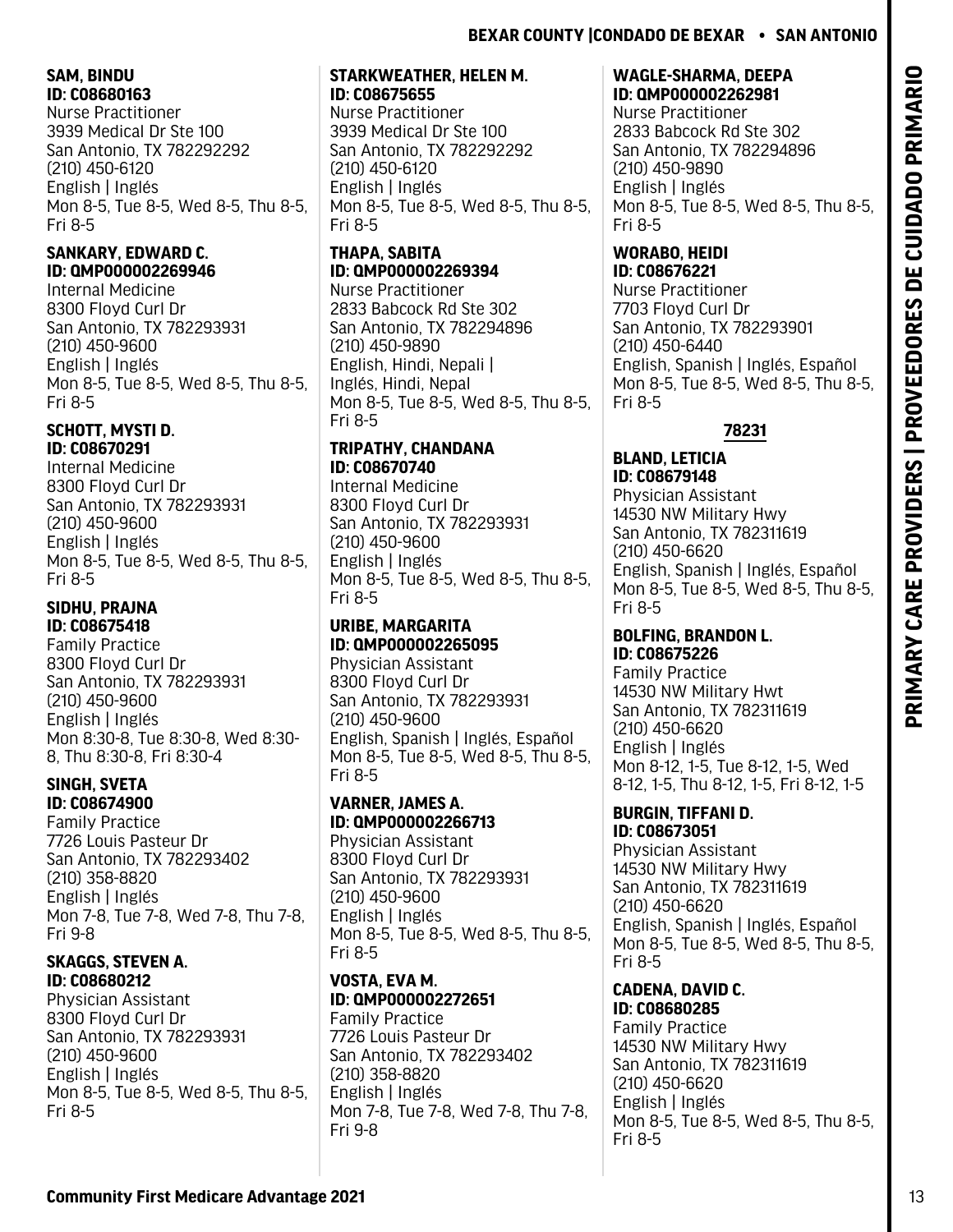**SAM, BINDU**
**ID: C08680163**
Nurse Practitioner
3939 Medical Dr Ste 100
San Antonio, TX 782292292
(210) 450-6120
English | Inglés
Mon 8-5, Tue 8-5, Wed 8-5, Thu 8-5, Fri 8-5

**SANKARY, EDWARD C.**
**ID: QMP000002269946**
Internal Medicine
8300 Floyd Curl Dr
San Antonio, TX 782293931
(210) 450-9600
English | Inglés
Mon 8-5, Tue 8-5, Wed 8-5, Thu 8-5, Fri 8-5

**SCHOTT, MYSTI D.**
**ID: C08670291**
Internal Medicine
8300 Floyd Curl Dr
San Antonio, TX 782293931
(210) 450-9600
English | Inglés
Mon 8-5, Tue 8-5, Wed 8-5, Thu 8-5, Fri 8-5

**SIDHU, PRAJNA**
**ID: C08675418**
Family Practice
8300 Floyd Curl Dr
San Antonio, TX 782293931
(210) 450-9600
English | Inglés
Mon 8:30-8, Tue 8:30-8, Wed 8:30-8, Thu 8:30-8, Fri 8:30-4

**SINGH, SVETA**
**ID: C08674900**
Family Practice
7726 Louis Pasteur Dr
San Antonio, TX 782293402
(210) 358-8820
English | Inglés
Mon 7-8, Tue 7-8, Wed 7-8, Thu 7-8, Fri 9-8

**SKAGGS, STEVEN A.**
**ID: C08680212**
Physician Assistant
8300 Floyd Curl Dr
San Antonio, TX 782293931
(210) 450-9600
English | Inglés
Mon 8-5, Tue 8-5, Wed 8-5, Thu 8-5, Fri 8-5

**STARKWEATHER, HELEN M.**
**ID: C08675655**
Nurse Practitioner
3939 Medical Dr Ste 100
San Antonio, TX 782292292
(210) 450-6120
English | Inglés
Mon 8-5, Tue 8-5, Wed 8-5, Thu 8-5, Fri 8-5

**THAPA, SABITA**
**ID: QMP000002269394**
Nurse Practitioner
2833 Babcock Rd Ste 302
San Antonio, TX 782294896
(210) 450-9890
English, Hindi, Nepali | Inglés, Hindi, Nepal
Mon 8-5, Tue 8-5, Wed 8-5, Thu 8-5, Fri 8-5

**TRIPATHY, CHANDANA**
**ID: C08670740**
Internal Medicine
8300 Floyd Curl Dr
San Antonio, TX 782293931
(210) 450-9600
English | Inglés
Mon 8-5, Tue 8-5, Wed 8-5, Thu 8-5, Fri 8-5

**URIBE, MARGARITA**
**ID: QMP000002265095**
Physician Assistant
8300 Floyd Curl Dr
San Antonio, TX 782293931
(210) 450-9600
English, Spanish | Inglés, Español
Mon 8-5, Tue 8-5, Wed 8-5, Thu 8-5, Fri 8-5

**VARNER, JAMES A.**
**ID: QMP000002266713**
Physician Assistant
8300 Floyd Curl Dr
San Antonio, TX 782293931
(210) 450-9600
English | Inglés
Mon 8-5, Tue 8-5, Wed 8-5, Thu 8-5, Fri 8-5

**VOSTA, EVA M.**
**ID: QMP000002272651**
Family Practice
7726 Louis Pasteur Dr
San Antonio, TX 782293402
(210) 358-8820
English | Inglés
Mon 7-8, Tue 7-8, Wed 7-8, Thu 7-8, Fri 9-8

**WAGLE-SHARMA, DEEPA**
**ID: QMP000002262981**
Nurse Practitioner
2833 Babcock Rd Ste 302
San Antonio, TX 782294896
(210) 450-9890
English | Inglés
Mon 8-5, Tue 8-5, Wed 8-5, Thu 8-5, Fri 8-5

**WORABO, HEIDI**
**ID: C08676221**
Nurse Practitioner
7703 Floyd Curl Dr
San Antonio, TX 782293901
(210) 450-6440
English, Spanish | Inglés, Español
Mon 8-5, Tue 8-5, Wed 8-5, Thu 8-5, Fri 8-5

## 78231

**BLAND, LETICIA**
**ID: C08679148**
Physician Assistant
14530 NW Military Hwy
San Antonio, TX 782311619
(210) 450-6620
English, Spanish | Inglés, Español
Mon 8-5, Tue 8-5, Wed 8-5, Thu 8-5, Fri 8-5

**BOLFING, BRANDON L.**
**ID: C08675226**
Family Practice
14530 NW Military Hwt
San Antonio, TX 782311619
(210) 450-6620
English | Inglés
Mon 8-12, 1-5, Tue 8-12, 1-5, Wed 8-12, 1-5, Thu 8-12, 1-5, Fri 8-12, 1-5

**BURGIN, TIFFANI D.**
**ID: C08673051**
Physician Assistant
14530 NW Military Hwy
San Antonio, TX 782311619
(210) 450-6620
English, Spanish | Inglés, Español
Mon 8-5, Tue 8-5, Wed 8-5, Thu 8-5, Fri 8-5

**CADENA, DAVID C.**
**ID: C08680285**
Family Practice
14530 NW Military Hwy
San Antonio, TX 782311619
(210) 450-6620
English | Inglés
Mon 8-5, Tue 8-5, Wed 8-5, Thu 8-5, Fri 8-5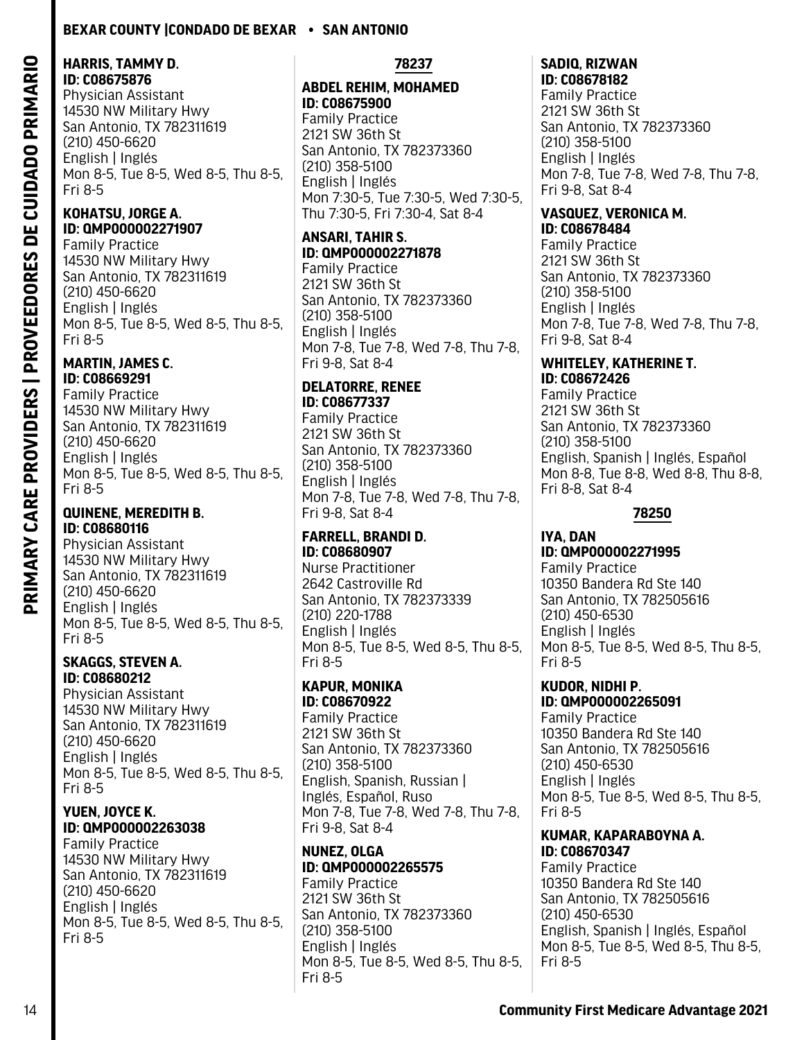**HARRIS, TAMMY D.**
**ID: C08675876**
Physician Assistant
14530 NW Military Hwy
San Antonio, TX 782311619
(210) 450-6620
English | Inglés
Mon 8-5, Tue 8-5, Wed 8-5, Thu 8-5, Fri 8-5

**KOHATSU, JORGE A.**
**ID: QMP000002271907**
Family Practice
14530 NW Military Hwy
San Antonio, TX 782311619
(210) 450-6620
English | Inglés
Mon 8-5, Tue 8-5, Wed 8-5, Thu 8-5, Fri 8-5

**MARTIN, JAMES C.**
**ID: C08669291**
Family Practice
14530 NW Military Hwy
San Antonio, TX 782311619
(210) 450-6620
English | Inglés
Mon 8-5, Tue 8-5, Wed 8-5, Thu 8-5, Fri 8-5

**QUINENE, MEREDITH B.**
**ID: C08680116**
Physician Assistant
14530 NW Military Hwy
San Antonio, TX 782311619
(210) 450-6620
English | Inglés
Mon 8-5, Tue 8-5, Wed 8-5, Thu 8-5, Fri 8-5

**SKAGGS, STEVEN A.**
**ID: C08680212**
Physician Assistant
14530 NW Military Hwy
San Antonio, TX 782311619
(210) 450-6620
English | Inglés
Mon 8-5, Tue 8-5, Wed 8-5, Thu 8-5, Fri 8-5

**YUEN, JOYCE K.**
**ID: QMP000002263038**
Family Practice
14530 NW Military Hwy
San Antonio, TX 782311619
(210) 450-6620
English | Inglés
Mon 8-5, Tue 8-5, Wed 8-5, Thu 8-5, Fri 8-5

## 78237

**ABDEL REHIM, MOHAMED**
**ID: C08675900**
Family Practice
2121 SW 36th St
San Antonio, TX 782373360
(210) 358-5100
English | Inglés
Mon 7:30-5, Tue 7:30-5, Wed 7:30-5, Thu 7:30-5, Fri 7:30-4, Sat 8-4

**ANSARI, TAHIR S.**
**ID: QMP000002271878**
Family Practice
2121 SW 36th St
San Antonio, TX 782373360
(210) 358-5100
English | Inglés
Mon 7-8, Tue 7-8, Wed 7-8, Thu 7-8, Fri 9-8, Sat 8-4

**DELATORRE, RENEE**
**ID: C08677337**
Family Practice
2121 SW 36th St
San Antonio, TX 782373360
(210) 358-5100
English | Inglés
Mon 7-8, Tue 7-8, Wed 7-8, Thu 7-8, Fri 9-8, Sat 8-4

**FARRELL, BRANDI D.**
**ID: C08680907**
Nurse Practitioner
2642 Castroville Rd
San Antonio, TX 782373339
(210) 220-1788
English | Inglés
Mon 8-5, Tue 8-5, Wed 8-5, Thu 8-5, Fri 8-5

**KAPUR, MONIKA**
**ID: C08670922**
Family Practice
2121 SW 36th St
San Antonio, TX 782373360
(210) 358-5100
English, Spanish, Russian | Inglés, Español, Ruso
Mon 7-8, Tue 7-8, Wed 7-8, Thu 7-8, Fri 9-8, Sat 8-4

**NUNEZ, OLGA**
**ID: QMP000002265575**
Family Practice
2121 SW 36th St
San Antonio, TX 782373360
(210) 358-5100
English | Inglés
Mon 8-5, Tue 8-5, Wed 8-5, Thu 8-5, Fri 8-5

**SADIQ, RIZWAN**
**ID: C08678182**
Family Practice
2121 SW 36th St
San Antonio, TX 782373360
(210) 358-5100
English | Inglés
Mon 7-8, Tue 7-8, Wed 7-8, Thu 7-8, Fri 9-8, Sat 8-4

**VASQUEZ, VERONICA M.**
**ID: C08678484**
Family Practice
2121 SW 36th St
San Antonio, TX 782373360
(210) 358-5100
English | Inglés
Mon 7-8, Tue 7-8, Wed 7-8, Thu 7-8, Fri 9-8, Sat 8-4

**WHITELEY, KATHERINE T.**
**ID: C08672426**
Family Practice
2121 SW 36th St
San Antonio, TX 782373360
(210) 358-5100
English, Spanish | Inglés, Español
Mon 8-8, Tue 8-8, Wed 8-8, Thu 8-8, Fri 8-8, Sat 8-4

## 78250

**IYA, DAN**
**ID: QMP000002271995**
Family Practice
10350 Bandera Rd Ste 140
San Antonio, TX 782505616
(210) 450-6530
English | Inglés
Mon 8-5, Tue 8-5, Wed 8-5, Thu 8-5, Fri 8-5

**KUDOR, NIDHI P.**
**ID: QMP000002265091**
Family Practice
10350 Bandera Rd Ste 140
San Antonio, TX 782505616
(210) 450-6530
English | Inglés
Mon 8-5, Tue 8-5, Wed 8-5, Thu 8-5, Fri 8-5

**KUMAR, KAPARABOYNA A.**
**ID: C08670347**
Family Practice
10350 Bandera Rd Ste 140
San Antonio, TX 782505616
(210) 450-6530
English, Spanish | Inglés, Español
Mon 8-5, Tue 8-5, Wed 8-5, Thu 8-5, Fri 8-5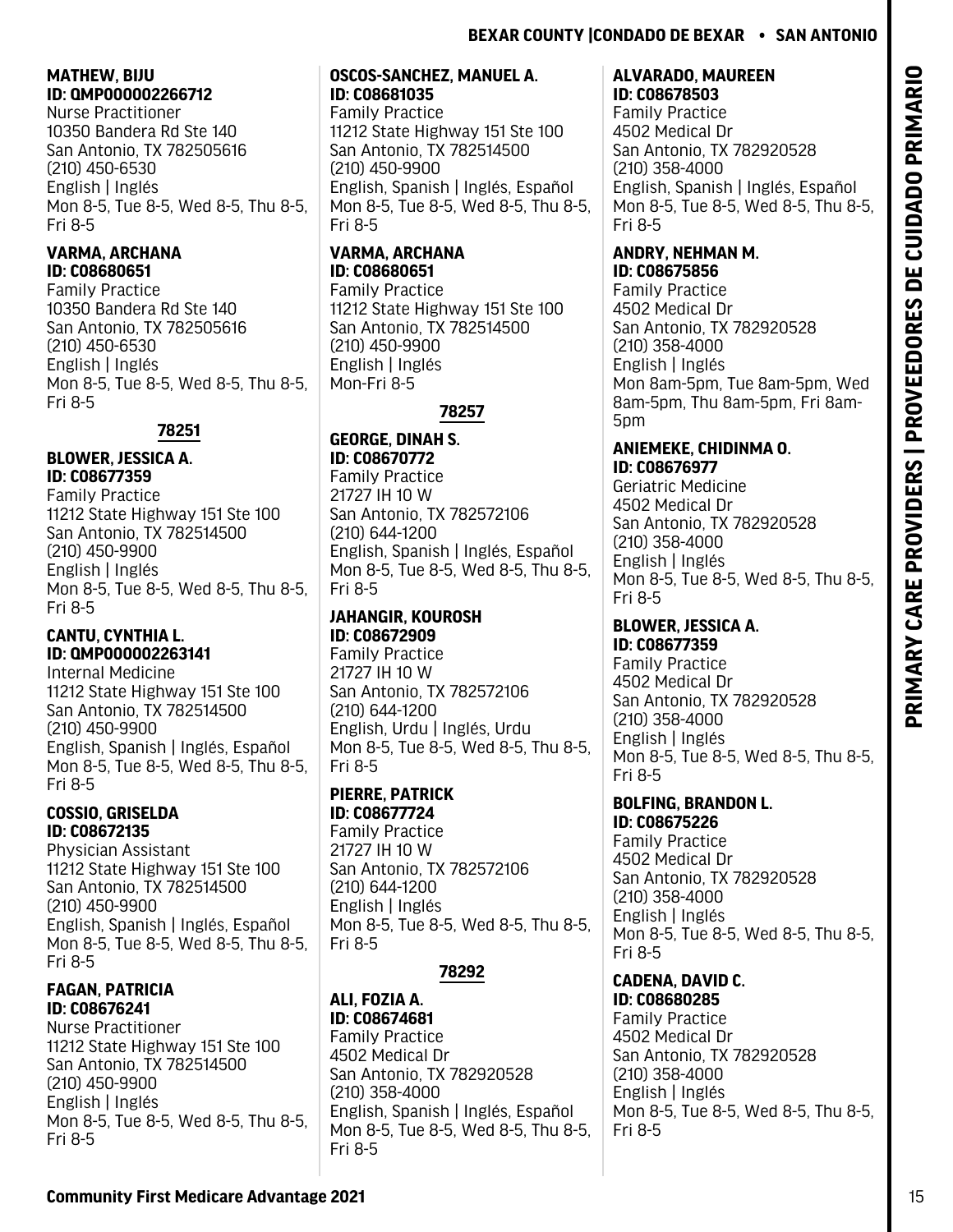**MATHEW, BIJU**
**ID: QMP000002266712**
Nurse Practitioner
10350 Bandera Rd Ste 140
San Antonio, TX 782505616
(210) 450-6530
English | Inglés
Mon 8-5, Tue 8-5, Wed 8-5, Thu 8-5, Fri 8-5

**VARMA, ARCHANA**
**ID: C08680651**
Family Practice
10350 Bandera Rd Ste 140
San Antonio, TX 782505616
(210) 450-6530
English | Inglés
Mon 8-5, Tue 8-5, Wed 8-5, Thu 8-5, Fri 8-5

## 78251

**BLOWER, JESSICA A.**
**ID: C08677359**
Family Practice
11212 State Highway 151 Ste 100
San Antonio, TX 782514500
(210) 450-9900
English | Inglés
Mon 8-5, Tue 8-5, Wed 8-5, Thu 8-5, Fri 8-5

**CANTU, CYNTHIA L.**
**ID: QMP000002263141**
Internal Medicine
11212 State Highway 151 Ste 100
San Antonio, TX 782514500
(210) 450-9900
English, Spanish | Inglés, Español
Mon 8-5, Tue 8-5, Wed 8-5, Thu 8-5, Fri 8-5

**COSSIO, GRISELDA**
**ID: C08672135**
Physician Assistant
11212 State Highway 151 Ste 100
San Antonio, TX 782514500
(210) 450-9900
English, Spanish | Inglés, Español
Mon 8-5, Tue 8-5, Wed 8-5, Thu 8-5, Fri 8-5

**FAGAN, PATRICIA**
**ID: C08676241**
Nurse Practitioner
11212 State Highway 151 Ste 100
San Antonio, TX 782514500
(210) 450-9900
English | Inglés
Mon 8-5, Tue 8-5, Wed 8-5, Thu 8-5, Fri 8-5

**OSCOS-SANCHEZ, MANUEL A.**
**ID: C08681035**
Family Practice
11212 State Highway 151 Ste 100
San Antonio, TX 782514500
(210) 450-9900
English, Spanish | Inglés, Español
Mon 8-5, Tue 8-5, Wed 8-5, Thu 8-5, Fri 8-5

**VARMA, ARCHANA**
**ID: C08680651**
Family Practice
11212 State Highway 151 Ste 100
San Antonio, TX 782514500
(210) 450-9900
English | Inglés
Mon-Fri 8-5

## 78257

**GEORGE, DINAH S.**
**ID: C08670772**
Family Practice
21727 IH 10 W
San Antonio, TX 782572106
(210) 644-1200
English, Spanish | Inglés, Español
Mon 8-5, Tue 8-5, Wed 8-5, Thu 8-5, Fri 8-5

**JAHANGIR, KOUROSH**
**ID: C08672909**
Family Practice
21727 IH 10 W
San Antonio, TX 782572106
(210) 644-1200
English, Urdu | Inglés, Urdu
Mon 8-5, Tue 8-5, Wed 8-5, Thu 8-5, Fri 8-5

**PIERRE, PATRICK**
**ID: C08677724**
Family Practice
21727 IH 10 W
San Antonio, TX 782572106
(210) 644-1200
English | Inglés
Mon 8-5, Tue 8-5, Wed 8-5, Thu 8-5, Fri 8-5

## 78292

**ALI, FOZIA A.**
**ID: C08674681**
Family Practice
4502 Medical Dr
San Antonio, TX 782920528
(210) 358-4000
English, Spanish | Inglés, Español
Mon 8-5, Tue 8-5, Wed 8-5, Thu 8-5, Fri 8-5

**ALVARADO, MAUREEN**
**ID: C08678503**
Family Practice
4502 Medical Dr
San Antonio, TX 782920528
(210) 358-4000
English, Spanish | Inglés, Español
Mon 8-5, Tue 8-5, Wed 8-5, Thu 8-5, Fri 8-5

**ANDRY, NEHMAN M.**
**ID: C08675856**
Family Practice
4502 Medical Dr
San Antonio, TX 782920528
(210) 358-4000
English | Inglés
Mon 8am-5pm, Tue 8am-5pm, Wed 8am-5pm, Thu 8am-5pm, Fri 8am-5pm

**ANIEMEKE, CHIDINMA O.**
**ID: C08676977**
Geriatric Medicine
4502 Medical Dr
San Antonio, TX 782920528
(210) 358-4000
English | Inglés
Mon 8-5, Tue 8-5, Wed 8-5, Thu 8-5, Fri 8-5

**BLOWER, JESSICA A.**
**ID: C08677359**
Family Practice
4502 Medical Dr
San Antonio, TX 782920528
(210) 358-4000
English | Inglés
Mon 8-5, Tue 8-5, Wed 8-5, Thu 8-5, Fri 8-5

**BOLFING, BRANDON L.**
**ID: C08675226**
Family Practice
4502 Medical Dr
San Antonio, TX 782920528
(210) 358-4000
English | Inglés
Mon 8-5, Tue 8-5, Wed 8-5, Thu 8-5, Fri 8-5

**CADENA, DAVID C.**
**ID: C08680285**
Family Practice
4502 Medical Dr
San Antonio, TX 782920528
(210) 358-4000
English | Inglés
Mon 8-5, Tue 8-5, Wed 8-5, Thu 8-5, Fri 8-5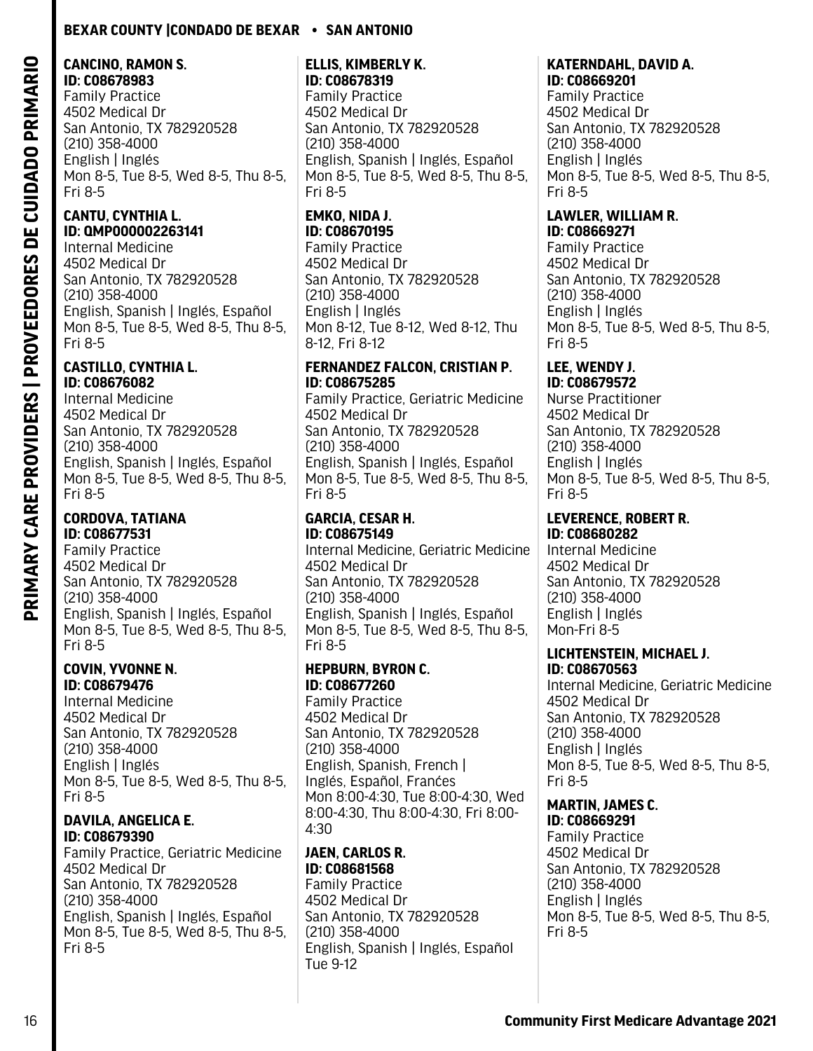## BEXAR COUNTY |CONDADO DE BEXAR • SAN ANTONIO

**CANCINO, RAMON S.**
**ID: C08678983**
Family Practice
4502 Medical Dr
San Antonio, TX 782920528
(210) 358-4000
English | Inglés
Mon 8-5, Tue 8-5, Wed 8-5, Thu 8-5, Fri 8-5

**CANTU, CYNTHIA L.**
**ID: QMP000002263141**
Internal Medicine
4502 Medical Dr
San Antonio, TX 782920528
(210) 358-4000
English, Spanish | Inglés, Español
Mon 8-5, Tue 8-5, Wed 8-5, Thu 8-5, Fri 8-5

**CASTILLO, CYNTHIA L.**
**ID: C08676082**
Internal Medicine
4502 Medical Dr
San Antonio, TX 782920528
(210) 358-4000
English, Spanish | Inglés, Español
Mon 8-5, Tue 8-5, Wed 8-5, Thu 8-5, Fri 8-5

**CORDOVA, TATIANA**
**ID: C08677531**
Family Practice
4502 Medical Dr
San Antonio, TX 782920528
(210) 358-4000
English, Spanish | Inglés, Español
Mon 8-5, Tue 8-5, Wed 8-5, Thu 8-5, Fri 8-5

**COVIN, YVONNE N.**
**ID: C08679476**
Internal Medicine
4502 Medical Dr
San Antonio, TX 782920528
(210) 358-4000
English | Inglés
Mon 8-5, Tue 8-5, Wed 8-5, Thu 8-5, Fri 8-5

**DAVILA, ANGELICA E.**
**ID: C08679390**
Family Practice, Geriatric Medicine
4502 Medical Dr
San Antonio, TX 782920528
(210) 358-4000
English, Spanish | Inglés, Español
Mon 8-5, Tue 8-5, Wed 8-5, Thu 8-5, Fri 8-5

**ELLIS, KIMBERLY K.**
**ID: C08678319**
Family Practice
4502 Medical Dr
San Antonio, TX 782920528
(210) 358-4000
English, Spanish | Inglés, Español
Mon 8-5, Tue 8-5, Wed 8-5, Thu 8-5, Fri 8-5

**EMKO, NIDA J.**
**ID: C08670195**
Family Practice
4502 Medical Dr
San Antonio, TX 782920528
(210) 358-4000
English | Inglés
Mon 8-12, Tue 8-12, Wed 8-12, Thu 8-12, Fri 8-12

**FERNANDEZ FALCON, CRISTIAN P.**
**ID: C08675285**
Family Practice, Geriatric Medicine
4502 Medical Dr
San Antonio, TX 782920528
(210) 358-4000
English, Spanish | Inglés, Español
Mon 8-5, Tue 8-5, Wed 8-5, Thu 8-5, Fri 8-5

**GARCIA, CESAR H.**
**ID: C08675149**
Internal Medicine, Geriatric Medicine
4502 Medical Dr
San Antonio, TX 782920528
(210) 358-4000
English, Spanish | Inglés, Español
Mon 8-5, Tue 8-5, Wed 8-5, Thu 8-5, Fri 8-5

**HEPBURN, BYRON C.**
**ID: C08677260**
Family Practice
4502 Medical Dr
San Antonio, TX 782920528
(210) 358-4000
English, Spanish, French | Inglés, Español, Francés
Mon 8:00-4:30, Tue 8:00-4:30, Wed 8:00-4:30, Thu 8:00-4:30, Fri 8:00-4:30

**JAEN, CARLOS R.**
**ID: C08681568**
Family Practice
4502 Medical Dr
San Antonio, TX 782920528
(210) 358-4000
English, Spanish | Inglés, Español
Tue 9-12

**KATERNDAHL, DAVID A.**
**ID: C08669201**
Family Practice
4502 Medical Dr
San Antonio, TX 782920528
(210) 358-4000
English | Inglés
Mon 8-5, Tue 8-5, Wed 8-5, Thu 8-5, Fri 8-5

**LAWLER, WILLIAM R.**
**ID: C08669271**
Family Practice
4502 Medical Dr
San Antonio, TX 782920528
(210) 358-4000
English | Inglés
Mon 8-5, Tue 8-5, Wed 8-5, Thu 8-5, Fri 8-5

**LEE, WENDY J.**
**ID: C08679572**
Nurse Practitioner
4502 Medical Dr
San Antonio, TX 782920528
(210) 358-4000
English | Inglés
Mon 8-5, Tue 8-5, Wed 8-5, Thu 8-5, Fri 8-5

**LEVERENCE, ROBERT R.**
**ID: C08680282**
Internal Medicine
4502 Medical Dr
San Antonio, TX 782920528
(210) 358-4000
English | Inglés
Mon-Fri 8-5

**LICHTENSTEIN, MICHAEL J.**
**ID: C08670563**
Internal Medicine, Geriatric Medicine
4502 Medical Dr
San Antonio, TX 782920528
(210) 358-4000
English | Inglés
Mon 8-5, Tue 8-5, Wed 8-5, Thu 8-5, Fri 8-5

**MARTIN, JAMES C.**
**ID: C08669291**
Family Practice
4502 Medical Dr
San Antonio, TX 782920528
(210) 358-4000
English | Inglés
Mon 8-5, Tue 8-5, Wed 8-5, Thu 8-5, Fri 8-5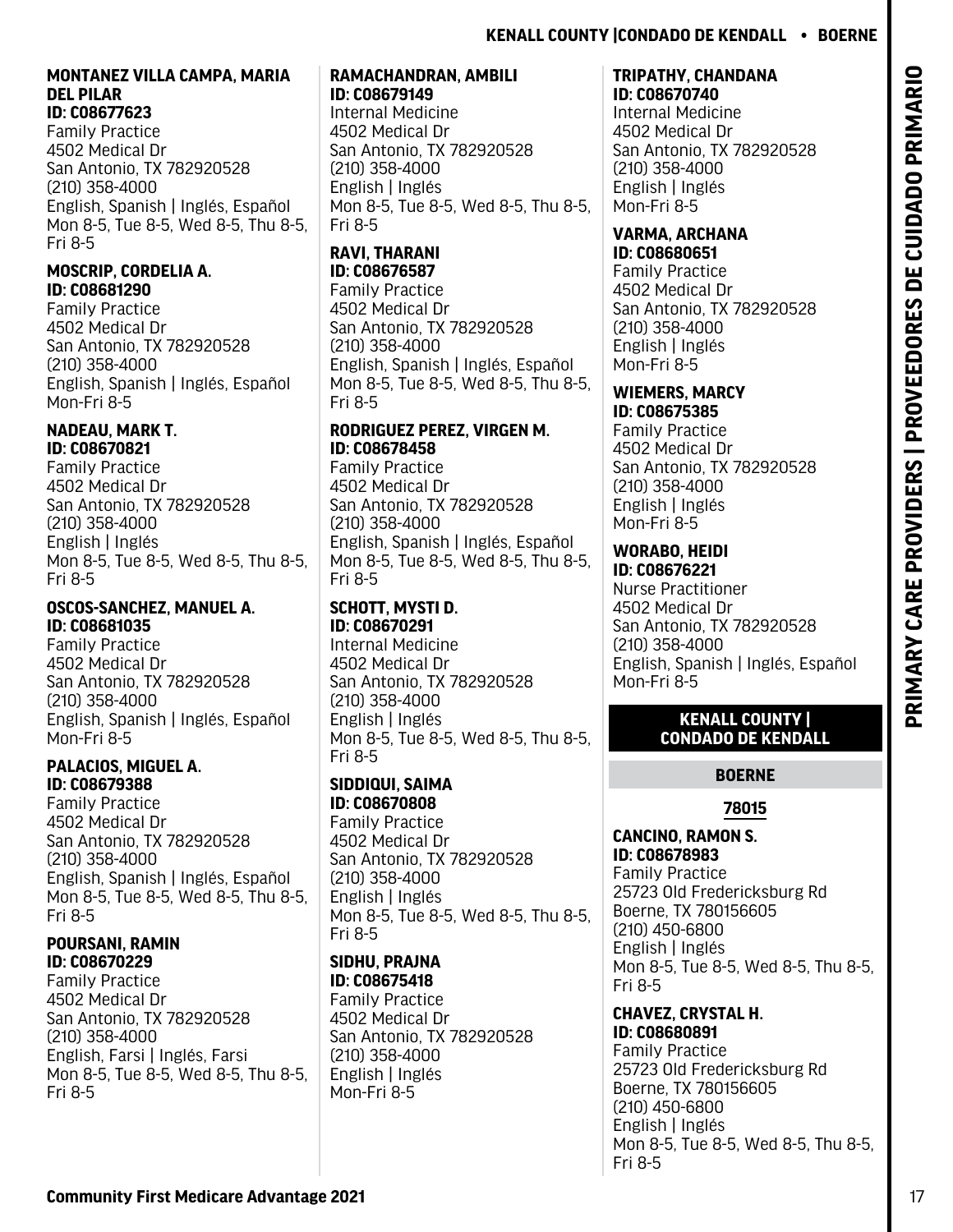**MONTANEZ VILLA CAMPA, MARIA DEL PILAR**
**ID: C08677623**
Family Practice
4502 Medical Dr
San Antonio, TX 782920528
(210) 358-4000
English, Spanish | Inglés, Español
Mon 8-5, Tue 8-5, Wed 8-5, Thu 8-5, Fri 8-5

**MOSCRIP, CORDELIA A.**
**ID: C08681290**
Family Practice
4502 Medical Dr
San Antonio, TX 782920528
(210) 358-4000
English, Spanish | Inglés, Español
Mon-Fri 8-5

**NADEAU, MARK T.**
**ID: C08670821**
Family Practice
4502 Medical Dr
San Antonio, TX 782920528
(210) 358-4000
English | Inglés
Mon 8-5, Tue 8-5, Wed 8-5, Thu 8-5, Fri 8-5

**OSCOS-SANCHEZ, MANUEL A.**
**ID: C08681035**
Family Practice
4502 Medical Dr
San Antonio, TX 782920528
(210) 358-4000
English, Spanish | Inglés, Español
Mon-Fri 8-5

**PALACIOS, MIGUEL A.**
**ID: C08679388**
Family Practice
4502 Medical Dr
San Antonio, TX 782920528
(210) 358-4000
English, Spanish | Inglés, Español
Mon 8-5, Tue 8-5, Wed 8-5, Thu 8-5, Fri 8-5

**POURSANI, RAMIN**
**ID: C08670229**
Family Practice
4502 Medical Dr
San Antonio, TX 782920528
(210) 358-4000
English, Farsi | Inglés, Farsi
Mon 8-5, Tue 8-5, Wed 8-5, Thu 8-5, Fri 8-5

**RAMACHANDRAN, AMBILI**
**ID: C08679149**
Internal Medicine
4502 Medical Dr
San Antonio, TX 782920528
(210) 358-4000
English | Inglés
Mon 8-5, Tue 8-5, Wed 8-5, Thu 8-5, Fri 8-5

**RAVI, THARANI**
**ID: C08676587**
Family Practice
4502 Medical Dr
San Antonio, TX 782920528
(210) 358-4000
English, Spanish | Inglés, Español
Mon 8-5, Tue 8-5, Wed 8-5, Thu 8-5, Fri 8-5

**RODRIGUEZ PEREZ, VIRGEN M.**
**ID: C08678458**
Family Practice
4502 Medical Dr
San Antonio, TX 782920528
(210) 358-4000
English, Spanish | Inglés, Español
Mon 8-5, Tue 8-5, Wed 8-5, Thu 8-5, Fri 8-5

**SCHOTT, MYSTI D.**
**ID: C08670291**
Internal Medicine
4502 Medical Dr
San Antonio, TX 782920528
(210) 358-4000
English | Inglés
Mon 8-5, Tue 8-5, Wed 8-5, Thu 8-5, Fri 8-5

**SIDDIQUI, SAIMA**
**ID: C08670808**
Family Practice
4502 Medical Dr
San Antonio, TX 782920528
(210) 358-4000
English | Inglés
Mon 8-5, Tue 8-5, Wed 8-5, Thu 8-5, Fri 8-5

**SIDHU, PRAJNA**
**ID: C08675418**
Family Practice
4502 Medical Dr
San Antonio, TX 782920528
(210) 358-4000
English | Inglés
Mon-Fri 8-5

**TRIPATHY, CHANDANA**
**ID: C08670740**
Internal Medicine
4502 Medical Dr
San Antonio, TX 782920528
(210) 358-4000
English | Inglés
Mon-Fri 8-5

**VARMA, ARCHANA**
**ID: C08680651**
Family Practice
4502 Medical Dr
San Antonio, TX 782920528
(210) 358-4000
English | Inglés
Mon-Fri 8-5

**WIEMERS, MARCY**
**ID: C08675385**
Family Practice
4502 Medical Dr
San Antonio, TX 782920528
(210) 358-4000
English | Inglés
Mon-Fri 8-5

**WORABO, HEIDI**
**ID: C08676221**
Nurse Practitioner
4502 Medical Dr
San Antonio, TX 782920528
(210) 358-4000
English, Spanish | Inglés, Español
Mon-Fri 8-5

## KENALL COUNTY | CONDADO DE KENDALL

### BOERNE

#### 78015

**CANCINO, RAMON S.**
**ID: C08678983**
Family Practice
25723 Old Fredericksburg Rd
Boerne, TX 780156605
(210) 450-6800
English | Inglés
Mon 8-5, Tue 8-5, Wed 8-5, Thu 8-5, Fri 8-5

**CHAVEZ, CRYSTAL H.**
**ID: C08680891**
Family Practice
25723 Old Fredericksburg Rd
Boerne, TX 780156605
(210) 450-6800
English | Inglés
Mon 8-5, Tue 8-5, Wed 8-5, Thu 8-5, Fri 8-5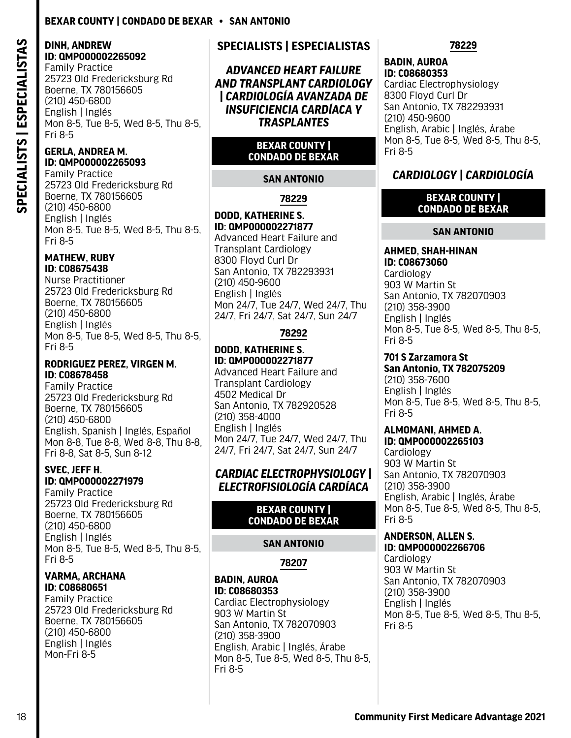**DINH, ANDREW**
**ID: QMP000002265092**
Family Practice
25723 Old Fredericksburg Rd
Boerne, TX 780156605
(210) 450-6800
English | Inglés
Mon 8-5, Tue 8-5, Wed 8-5, Thu 8-5, Fri 8-5

**GERLA, ANDREA M.**
**ID: QMP000002265093**
Family Practice
25723 Old Fredericksburg Rd
Boerne, TX 780156605
(210) 450-6800
English | Inglés
Mon 8-5, Tue 8-5, Wed 8-5, Thu 8-5, Fri 8-5

**MATHEW, RUBY**
**ID: C08675438**
Nurse Practitioner
25723 Old Fredericksburg Rd
Boerne, TX 780156605
(210) 450-6800
English | Inglés
Mon 8-5, Tue 8-5, Wed 8-5, Thu 8-5, Fri 8-5

**RODRIGUEZ PEREZ, VIRGEN M.**
**ID: C08678458**
Family Practice
25723 Old Fredericksburg Rd
Boerne, TX 780156605
(210) 450-6800
English, Spanish | Inglés, Español
Mon 8-8, Tue 8-8, Wed 8-8, Thu 8-8, Fri 8-8, Sat 8-5, Sun 8-12

**SVEC, JEFF H.**
**ID: QMP000002271979**
Family Practice
25723 Old Fredericksburg Rd
Boerne, TX 780156605
(210) 450-6800
English | Inglés
Mon 8-5, Tue 8-5, Wed 8-5, Thu 8-5, Fri 8-5

**VARMA, ARCHANA**
**ID: C08680651**
Family Practice
25723 Old Fredericksburg Rd
Boerne, TX 780156605
(210) 450-6800
English | Inglés
Mon-Fri 8-5

## SPECIALISTS | ESPECIALISTAS

### *ADVANCED HEART FAILURE AND TRANSPLANT CARDIOLOGY | CARDIOLOGÍA AVANZADA DE INSUFICIENCIA CARDÍACA Y TRASPLANTES*

#### BEXAR COUNTY | CONDADO DE BEXAR

#### SAN ANTONIO

**78229**

**DODD, KATHERINE S.**
**ID: QMP000002271877**
Advanced Heart Failure and Transplant Cardiology
8300 Floyd Curl Dr
San Antonio, TX 782293931
(210) 450-9600
English | Inglés
Mon 24/7, Tue 24/7, Wed 24/7, Thu 24/7, Fri 24/7, Sat 24/7, Sun 24/7

**78292**

**DODD, KATHERINE S.**
**ID: QMP000002271877**
Advanced Heart Failure and Transplant Cardiology
4502 Medical Dr
San Antonio, TX 782920528
(210) 358-4000
English | Inglés
Mon 24/7, Tue 24/7, Wed 24/7, Thu 24/7, Fri 24/7, Sat 24/7, Sun 24/7

### *CARDIAC ELECTROPHYSIOLOGY | ELECTROFISIOLOGÍA CARDÍACA*

#### BEXAR COUNTY | CONDADO DE BEXAR

#### SAN ANTONIO

**78207**

**BADIN, AUROA**
**ID: C08680353**
Cardiac Electrophysiology
903 W Martin St
San Antonio, TX 782070903
(210) 358-3900
English, Arabic | Inglés, Árabe
Mon 8-5, Tue 8-5, Wed 8-5, Thu 8-5, Fri 8-5

**78229**

**BADIN, AUROA**
**ID: C08680353**
Cardiac Electrophysiology
8300 Floyd Curl Dr
San Antonio, TX 782293931
(210) 450-9600
English, Arabic | Inglés, Árabe
Mon 8-5, Tue 8-5, Wed 8-5, Thu 8-5, Fri 8-5

### *CARDIOLOGY | CARDIOLOGÍA*

#### BEXAR COUNTY | CONDADO DE BEXAR

#### SAN ANTONIO

**AHMED, SHAH-HINAN**
**ID: C08673060**
Cardiology
903 W Martin St
San Antonio, TX 782070903
(210) 358-3900
English | Inglés
Mon 8-5, Tue 8-5, Wed 8-5, Thu 8-5, Fri 8-5

**701 S Zarzamora St**
**San Antonio, TX 782075209**
(210) 358-7600
English | Inglés
Mon 8-5, Tue 8-5, Wed 8-5, Thu 8-5, Fri 8-5

**ALMOMANI, AHMED A.**
**ID: QMP000002265103**
Cardiology
903 W Martin St
San Antonio, TX 782070903
(210) 358-3900
English, Arabic | Inglés, Árabe
Mon 8-5, Tue 8-5, Wed 8-5, Thu 8-5, Fri 8-5

**ANDERSON, ALLEN S.**
**ID: QMP000002266706**
Cardiology
903 W Martin St
San Antonio, TX 782070903
(210) 358-3900
English | Inglés
Mon 8-5, Tue 8-5, Wed 8-5, Thu 8-5, Fri 8-5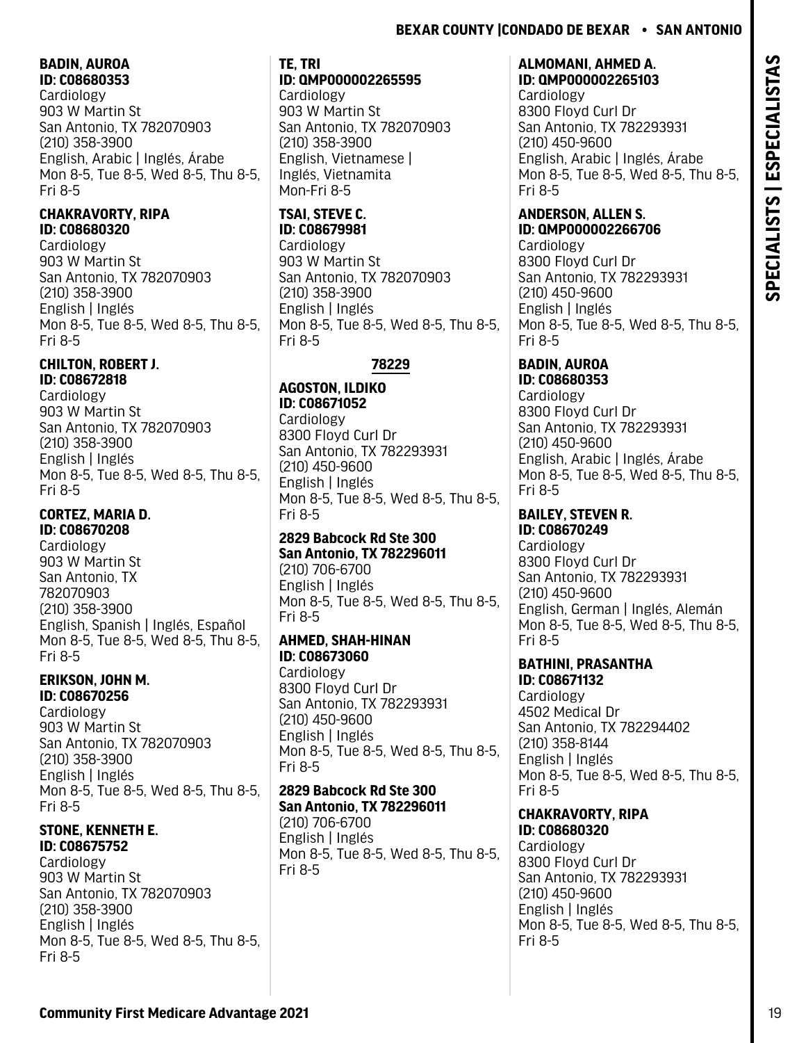**BADIN, AUROA**
**ID: C08680353**
Cardiology
903 W Martin St
San Antonio, TX 782070903
(210) 358-3900
English, Arabic | Inglés, Árabe
Mon 8-5, Tue 8-5, Wed 8-5, Thu 8-5, Fri 8-5

**CHAKRAVORTY, RIPA**
**ID: C08680320**
Cardiology
903 W Martin St
San Antonio, TX 782070903
(210) 358-3900
English | Inglés
Mon 8-5, Tue 8-5, Wed 8-5, Thu 8-5, Fri 8-5

**CHILTON, ROBERT J.**
**ID: C08672818**
Cardiology
903 W Martin St
San Antonio, TX 782070903
(210) 358-3900
English | Inglés
Mon 8-5, Tue 8-5, Wed 8-5, Thu 8-5, Fri 8-5

**CORTEZ, MARIA D.**
**ID: C08670208**
Cardiology
903 W Martin St
San Antonio, TX
782070903
(210) 358-3900
English, Spanish | Inglés, Español
Mon 8-5, Tue 8-5, Wed 8-5, Thu 8-5, Fri 8-5

**ERIKSON, JOHN M.**
**ID: C08670256**
Cardiology
903 W Martin St
San Antonio, TX 782070903
(210) 358-3900
English | Inglés
Mon 8-5, Tue 8-5, Wed 8-5, Thu 8-5, Fri 8-5

**STONE, KENNETH E.**
**ID: C08675752**
Cardiology
903 W Martin St
San Antonio, TX 782070903
(210) 358-3900
English | Inglés
Mon 8-5, Tue 8-5, Wed 8-5, Thu 8-5, Fri 8-5

**TE, TRI**
**ID: QMP000002265595**
Cardiology
903 W Martin St
San Antonio, TX 782070903
(210) 358-3900
English, Vietnamese | Inglés, Vietnamita
Mon-Fri 8-5

**TSAI, STEVE C.**
**ID: C08679981**
Cardiology
903 W Martin St
San Antonio, TX 782070903
(210) 358-3900
English | Inglés
Mon 8-5, Tue 8-5, Wed 8-5, Thu 8-5, Fri 8-5

## 78229

**AGOSTON, ILDIKO**
**ID: C08671052**
Cardiology
8300 Floyd Curl Dr
San Antonio, TX 782293931
(210) 450-9600
English | Inglés
Mon 8-5, Tue 8-5, Wed 8-5, Thu 8-5, Fri 8-5

**2829 Babcock Rd Ste 300**
**San Antonio, TX 782296011**
(210) 706-6700
English | Inglés
Mon 8-5, Tue 8-5, Wed 8-5, Thu 8-5, Fri 8-5

**AHMED, SHAH-HINAN**
**ID: C08673060**
Cardiology
8300 Floyd Curl Dr
San Antonio, TX 782293931
(210) 450-9600
English | Inglés
Mon 8-5, Tue 8-5, Wed 8-5, Thu 8-5, Fri 8-5

**2829 Babcock Rd Ste 300**
**San Antonio, TX 782296011**
(210) 706-6700
English | Inglés
Mon 8-5, Tue 8-5, Wed 8-5, Thu 8-5, Fri 8-5

**ALMOMANI, AHMED A.**
**ID: QMP000002265103**
Cardiology
8300 Floyd Curl Dr
San Antonio, TX 782293931
(210) 450-9600
English, Arabic | Inglés, Árabe
Mon 8-5, Tue 8-5, Wed 8-5, Thu 8-5, Fri 8-5

**ANDERSON, ALLEN S.**
**ID: QMP000002266706**
Cardiology
8300 Floyd Curl Dr
San Antonio, TX 782293931
(210) 450-9600
English | Inglés
Mon 8-5, Tue 8-5, Wed 8-5, Thu 8-5, Fri 8-5

**BADIN, AUROA**
**ID: C08680353**
Cardiology
8300 Floyd Curl Dr
San Antonio, TX 782293931
(210) 450-9600
English, Arabic | Inglés, Árabe
Mon 8-5, Tue 8-5, Wed 8-5, Thu 8-5, Fri 8-5

**BAILEY, STEVEN R.**
**ID: C08670249**
Cardiology
8300 Floyd Curl Dr
San Antonio, TX 782293931
(210) 450-9600
English, German | Inglés, Alemán
Mon 8-5, Tue 8-5, Wed 8-5, Thu 8-5, Fri 8-5

**BATHINI, PRASANTHA**
**ID: C08671132**
Cardiology
4502 Medical Dr
San Antonio, TX 782294402
(210) 358-8144
English | Inglés
Mon 8-5, Tue 8-5, Wed 8-5, Thu 8-5, Fri 8-5

**CHAKRAVORTY, RIPA**
**ID: C08680320**
Cardiology
8300 Floyd Curl Dr
San Antonio, TX 782293931
(210) 450-9600
English | Inglés
Mon 8-5, Tue 8-5, Wed 8-5, Thu 8-5, Fri 8-5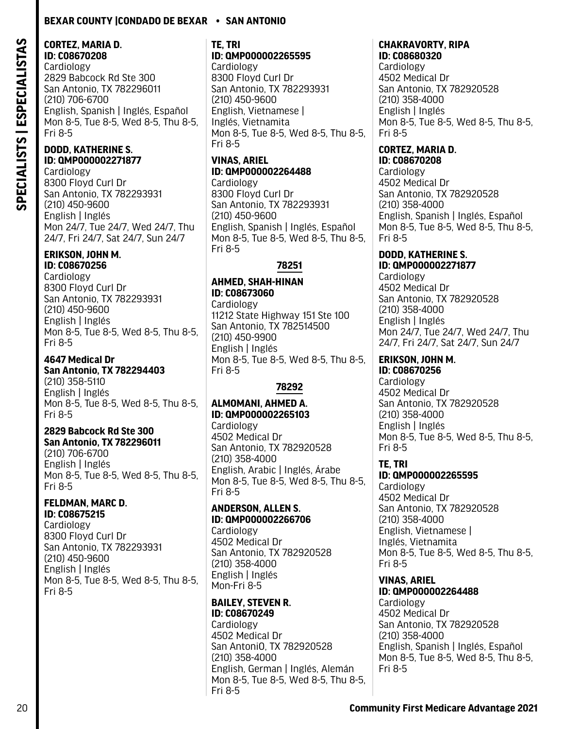**CORTEZ, MARIA D.**
**ID: C08670208**
Cardiology
2829 Babcock Rd Ste 300
San Antonio, TX 782296011
(210) 706-6700
English, Spanish | Inglés, Español
Mon 8-5, Tue 8-5, Wed 8-5, Thu 8-5, Fri 8-5

**DODD, KATHERINE S.**
**ID: QMP000002271877**
Cardiology
8300 Floyd Curl Dr
San Antonio, TX 782293931
(210) 450-9600
English | Inglés
Mon 24/7, Tue 24/7, Wed 24/7, Thu 24/7, Fri 24/7, Sat 24/7, Sun 24/7

**ERIKSON, JOHN M.**
**ID: C08670256**
Cardiology
8300 Floyd Curl Dr
San Antonio, TX 782293931
(210) 450-9600
English | Inglés
Mon 8-5, Tue 8-5, Wed 8-5, Thu 8-5, Fri 8-5

**4647 Medical Dr**
**San Antonio, TX 782294403**
(210) 358-5110
English | Inglés
Mon 8-5, Tue 8-5, Wed 8-5, Thu 8-5, Fri 8-5

**2829 Babcock Rd Ste 300**
**San Antonio, TX 782296011**
(210) 706-6700
English | Inglés
Mon 8-5, Tue 8-5, Wed 8-5, Thu 8-5, Fri 8-5

**FELDMAN, MARC D.**
**ID: C08675215**
Cardiology
8300 Floyd Curl Dr
San Antonio, TX 782293931
(210) 450-9600
English | Inglés
Mon 8-5, Tue 8-5, Wed 8-5, Thu 8-5, Fri 8-5

**TE, TRI**
**ID: QMP000002265595**
Cardiology
8300 Floyd Curl Dr
San Antonio, TX 782293931
(210) 450-9600
English, Vietnamese | Inglés, Vietnamita
Mon 8-5, Tue 8-5, Wed 8-5, Thu 8-5, Fri 8-5

**VINAS, ARIEL**
**ID: QMP000002264488**
Cardiology
8300 Floyd Curl Dr
San Antonio, TX 782293931
(210) 450-9600
English, Spanish | Inglés, Español
Mon 8-5, Tue 8-5, Wed 8-5, Thu 8-5, Fri 8-5

## 78251

**AHMED, SHAH-HINAN**
**ID: C08673060**
Cardiology
11212 State Highway 151 Ste 100
San Antonio, TX 782514500
(210) 450-9900
English | Inglés
Mon 8-5, Tue 8-5, Wed 8-5, Thu 8-5, Fri 8-5

## 78292

**ALMOMANI, AHMED A.**
**ID: QMP000002265103**
Cardiology
4502 Medical Dr
San Antonio, TX 782920528
(210) 358-4000
English, Arabic | Inglés, Árabe
Mon 8-5, Tue 8-5, Wed 8-5, Thu 8-5, Fri 8-5

**ANDERSON, ALLEN S.**
**ID: QMP000002266706**
Cardiology
4502 Medical Dr
San Antonio, TX 782920528
(210) 358-4000
English | Inglés
Mon-Fri 8-5

**BAILEY, STEVEN R.**
**ID: C08670249**
Cardiology
4502 Medical Dr
San AntoniO, TX 782920528
(210) 358-4000
English, German | Inglés, Alemán
Mon 8-5, Tue 8-5, Wed 8-5, Thu 8-5, Fri 8-5

**CHAKRAVORTY, RIPA**
**ID: C08680320**
Cardiology
4502 Medical Dr
San Antonio, TX 782920528
(210) 358-4000
English | Inglés
Mon 8-5, Tue 8-5, Wed 8-5, Thu 8-5, Fri 8-5

**CORTEZ, MARIA D.**
**ID: C08670208**
Cardiology
4502 Medical Dr
San Antonio, TX 782920528
(210) 358-4000
English, Spanish | Inglés, Español
Mon 8-5, Tue 8-5, Wed 8-5, Thu 8-5, Fri 8-5

**DODD, KATHERINE S.**
**ID: QMP000002271877**
Cardiology
4502 Medical Dr
San Antonio, TX 782920528
(210) 358-4000
English | Inglés
Mon 24/7, Tue 24/7, Wed 24/7, Thu 24/7, Fri 24/7, Sat 24/7, Sun 24/7

**ERIKSON, JOHN M.**
**ID: C08670256**
Cardiology
4502 Medical Dr
San Antonio, TX 782920528
(210) 358-4000
English | Inglés
Mon 8-5, Tue 8-5, Wed 8-5, Thu 8-5, Fri 8-5

**TE, TRI**
**ID: QMP000002265595**
Cardiology
4502 Medical Dr
San Antonio, TX 782920528
(210) 358-4000
English, Vietnamese | Inglés, Vietnamita
Mon 8-5, Tue 8-5, Wed 8-5, Thu 8-5, Fri 8-5

**VINAS, ARIEL**
**ID: QMP000002264488**
Cardiology
4502 Medical Dr
San Antonio, TX 782920528
(210) 358-4000
English, Spanish | Inglés, Español
Mon 8-5, Tue 8-5, Wed 8-5, Thu 8-5, Fri 8-5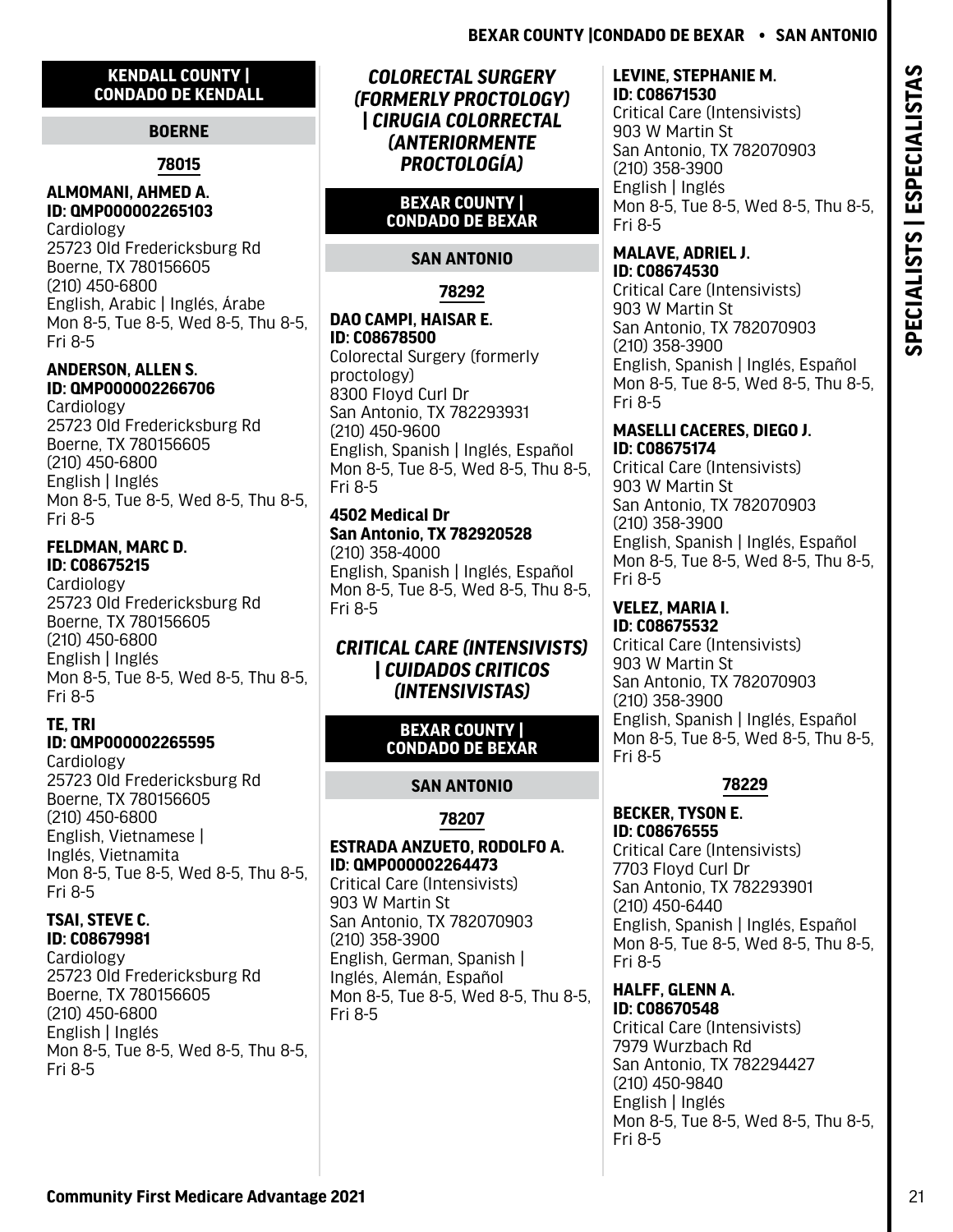## KENDALL COUNTY | CONDADO DE KENDALL

### BOERNE

#### 78015

**ALMOMANI, AHMED A.**
**ID: QMP000002265103**
Cardiology
25723 Old Fredericksburg Rd
Boerne, TX 780156605
(210) 450-6800
English, Arabic | Inglés, Árabe
Mon 8-5, Tue 8-5, Wed 8-5, Thu 8-5, Fri 8-5

**ANDERSON, ALLEN S.**
**ID: QMP000002266706**
Cardiology
25723 Old Fredericksburg Rd
Boerne, TX 780156605
(210) 450-6800
English | Inglés
Mon 8-5, Tue 8-5, Wed 8-5, Thu 8-5, Fri 8-5

**FELDMAN, MARC D.**
**ID: C08675215**
Cardiology
25723 Old Fredericksburg Rd
Boerne, TX 780156605
(210) 450-6800
English | Inglés
Mon 8-5, Tue 8-5, Wed 8-5, Thu 8-5, Fri 8-5

**TE, TRI**
**ID: QMP000002265595**
Cardiology
25723 Old Fredericksburg Rd
Boerne, TX 780156605
(210) 450-6800
English, Vietnamese | Inglés, Vietnamita
Mon 8-5, Tue 8-5, Wed 8-5, Thu 8-5, Fri 8-5

**TSAI, STEVE C.**
**ID: C08679981**
Cardiology
25723 Old Fredericksburg Rd
Boerne, TX 780156605
(210) 450-6800
English | Inglés
Mon 8-5, Tue 8-5, Wed 8-5, Thu 8-5, Fri 8-5

# *COLORECTAL SURGERY (FORMERLY PROCTOLOGY) | CIRUGIA COLORRECTAL (ANTERIORMENTE PROCTOLOGÍA)*

## BEXAR COUNTY | CONDADO DE BEXAR

### SAN ANTONIO

#### 78292

**DAO CAMPI, HAISAR E.**
**ID: C08678500**
Colorectal Surgery (formerly proctology)
8300 Floyd Curl Dr
San Antonio, TX 782293931
(210) 450-9600
English, Spanish | Inglés, Español
Mon 8-5, Tue 8-5, Wed 8-5, Thu 8-5, Fri 8-5

**4502 Medical Dr**
**San Antonio, TX 782920528**
(210) 358-4000
English, Spanish | Inglés, Español
Mon 8-5, Tue 8-5, Wed 8-5, Thu 8-5, Fri 8-5

# *CRITICAL CARE (INTENSIVISTS) | CUIDADOS CRITICOS (INTENSIVISTAS)*

## BEXAR COUNTY | CONDADO DE BEXAR

### SAN ANTONIO

#### 78207

**ESTRADA ANZUETO, RODOLFO A.**
**ID: QMP000002264473**
Critical Care (Intensivists)
903 W Martin St
San Antonio, TX 782070903
(210) 358-3900
English, German, Spanish | Inglés, Alemán, Español
Mon 8-5, Tue 8-5, Wed 8-5, Thu 8-5, Fri 8-5

**LEVINE, STEPHANIE M.**
**ID: C08671530**
Critical Care (Intensivists)
903 W Martin St
San Antonio, TX 782070903
(210) 358-3900
English | Inglés
Mon 8-5, Tue 8-5, Wed 8-5, Thu 8-5, Fri 8-5

**MALAVE, ADRIEL J.**
**ID: C08674530**
Critical Care (Intensivists)
903 W Martin St
San Antonio, TX 782070903
(210) 358-3900
English, Spanish | Inglés, Español
Mon 8-5, Tue 8-5, Wed 8-5, Thu 8-5, Fri 8-5

**MASELLI CACERES, DIEGO J.**
**ID: C08675174**
Critical Care (Intensivists)
903 W Martin St
San Antonio, TX 782070903
(210) 358-3900
English, Spanish | Inglés, Español
Mon 8-5, Tue 8-5, Wed 8-5, Thu 8-5, Fri 8-5

**VELEZ, MARIA I.**
**ID: C08675532**
Critical Care (Intensivists)
903 W Martin St
San Antonio, TX 782070903
(210) 358-3900
English, Spanish | Inglés, Español
Mon 8-5, Tue 8-5, Wed 8-5, Thu 8-5, Fri 8-5

#### 78229

**BECKER, TYSON E.**
**ID: C08676555**
Critical Care (Intensivists)
7703 Floyd Curl Dr
San Antonio, TX 782293901
(210) 450-6440
English, Spanish | Inglés, Español
Mon 8-5, Tue 8-5, Wed 8-5, Thu 8-5, Fri 8-5

**HALFF, GLENN A.**
**ID: C08670548**
Critical Care (Intensivists)
7979 Wurzbach Rd
San Antonio, TX 782294427
(210) 450-9840
English | Inglés
Mon 8-5, Tue 8-5, Wed 8-5, Thu 8-5, Fri 8-5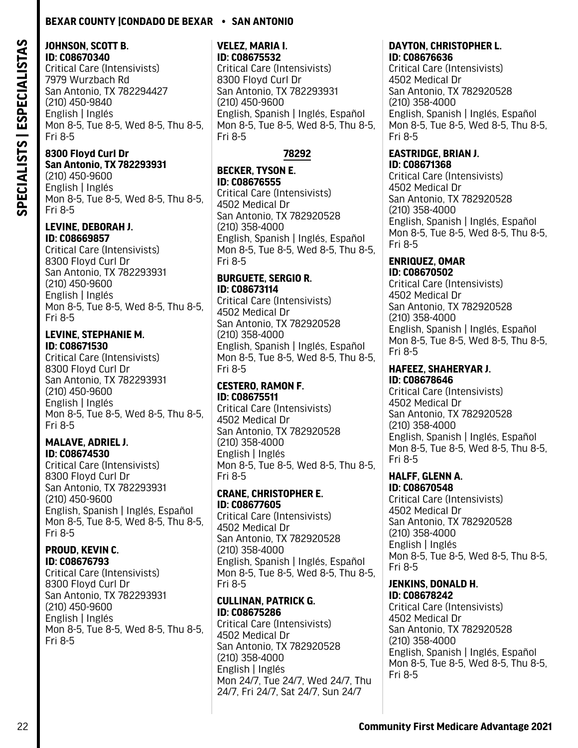**JOHNSON, SCOTT B.**
**ID: C08670340**
Critical Care (Intensivists)
7979 Wurzbach Rd
San Antonio, TX 782294427
(210) 450-9840
English | Inglés
Mon 8-5, Tue 8-5, Wed 8-5, Thu 8-5, Fri 8-5

**8300 Floyd Curl Dr**
**San Antonio, TX 782293931**
(210) 450-9600
English | Inglés
Mon 8-5, Tue 8-5, Wed 8-5, Thu 8-5, Fri 8-5

**LEVINE, DEBORAH J.**
**ID: C08669857**
Critical Care (Intensivists)
8300 Floyd Curl Dr
San Antonio, TX 782293931
(210) 450-9600
English | Inglés
Mon 8-5, Tue 8-5, Wed 8-5, Thu 8-5, Fri 8-5

**LEVINE, STEPHANIE M.**
**ID: C08671530**
Critical Care (Intensivists)
8300 Floyd Curl Dr
San Antonio, TX 782293931
(210) 450-9600
English | Inglés
Mon 8-5, Tue 8-5, Wed 8-5, Thu 8-5, Fri 8-5

**MALAVE, ADRIEL J.**
**ID: C08674530**
Critical Care (Intensivists)
8300 Floyd Curl Dr
San Antonio, TX 782293931
(210) 450-9600
English, Spanish | Inglés, Español
Mon 8-5, Tue 8-5, Wed 8-5, Thu 8-5, Fri 8-5

**PROUD, KEVIN C.**
**ID: C08676793**
Critical Care (Intensivists)
8300 Floyd Curl Dr
San Antonio, TX 782293931
(210) 450-9600
English | Inglés
Mon 8-5, Tue 8-5, Wed 8-5, Thu 8-5, Fri 8-5

**VELEZ, MARIA I.**
**ID: C08675532**
Critical Care (Intensivists)
8300 Floyd Curl Dr
San Antonio, TX 782293931
(210) 450-9600
English, Spanish | Inglés, Español
Mon 8-5, Tue 8-5, Wed 8-5, Thu 8-5, Fri 8-5

## 78292

**BECKER, TYSON E.**
**ID: C08676555**
Critical Care (Intensivists)
4502 Medical Dr
San Antonio, TX 782920528
(210) 358-4000
English, Spanish | Inglés, Español
Mon 8-5, Tue 8-5, Wed 8-5, Thu 8-5, Fri 8-5

**BURGUETE, SERGIO R.**
**ID: C08673114**
Critical Care (Intensivists)
4502 Medical Dr
San Antonio, TX 782920528
(210) 358-4000
English, Spanish | Inglés, Español
Mon 8-5, Tue 8-5, Wed 8-5, Thu 8-5, Fri 8-5

**CESTERO, RAMON F.**
**ID: C08675511**
Critical Care (Intensivists)
4502 Medical Dr
San Antonio, TX 782920528
(210) 358-4000
English | Inglés
Mon 8-5, Tue 8-5, Wed 8-5, Thu 8-5, Fri 8-5

**CRANE, CHRISTOPHER E.**
**ID: C08677605**
Critical Care (Intensivists)
4502 Medical Dr
San Antonio, TX 782920528
(210) 358-4000
English, Spanish | Inglés, Español
Mon 8-5, Tue 8-5, Wed 8-5, Thu 8-5, Fri 8-5

**CULLINAN, PATRICK G.**
**ID: C08675286**
Critical Care (Intensivists)
4502 Medical Dr
San Antonio, TX 782920528
(210) 358-4000
English | Inglés
Mon 24/7, Tue 24/7, Wed 24/7, Thu 24/7, Fri 24/7, Sat 24/7, Sun 24/7

**DAYTON, CHRISTOPHER L.**
**ID: C08676636**
Critical Care (Intensivists)
4502 Medical Dr
San Antonio, TX 782920528
(210) 358-4000
English, Spanish | Inglés, Español
Mon 8-5, Tue 8-5, Wed 8-5, Thu 8-5, Fri 8-5

**EASTRIDGE, BRIAN J.**
**ID: C08671368**
Critical Care (Intensivists)
4502 Medical Dr
San Antonio, TX 782920528
(210) 358-4000
English, Spanish | Inglés, Español
Mon 8-5, Tue 8-5, Wed 8-5, Thu 8-5, Fri 8-5

**ENRIQUEZ, OMAR**
**ID: C08670502**
Critical Care (Intensivists)
4502 Medical Dr
San Antonio, TX 782920528
(210) 358-4000
English, Spanish | Inglés, Español
Mon 8-5, Tue 8-5, Wed 8-5, Thu 8-5, Fri 8-5

**HAFEEZ, SHAHERYAR J.**
**ID: C08678646**
Critical Care (Intensivists)
4502 Medical Dr
San Antonio, TX 782920528
(210) 358-4000
English, Spanish | Inglés, Español
Mon 8-5, Tue 8-5, Wed 8-5, Thu 8-5, Fri 8-5

**HALFF, GLENN A.**
**ID: C08670548**
Critical Care (Intensivists)
4502 Medical Dr
San Antonio, TX 782920528
(210) 358-4000
English | Inglés
Mon 8-5, Tue 8-5, Wed 8-5, Thu 8-5, Fri 8-5

**JENKINS, DONALD H.**
**ID: C08678242**
Critical Care (Intensivists)
4502 Medical Dr
San Antonio, TX 782920528
(210) 358-4000
English, Spanish | Inglés, Español
Mon 8-5, Tue 8-5, Wed 8-5, Thu 8-5, Fri 8-5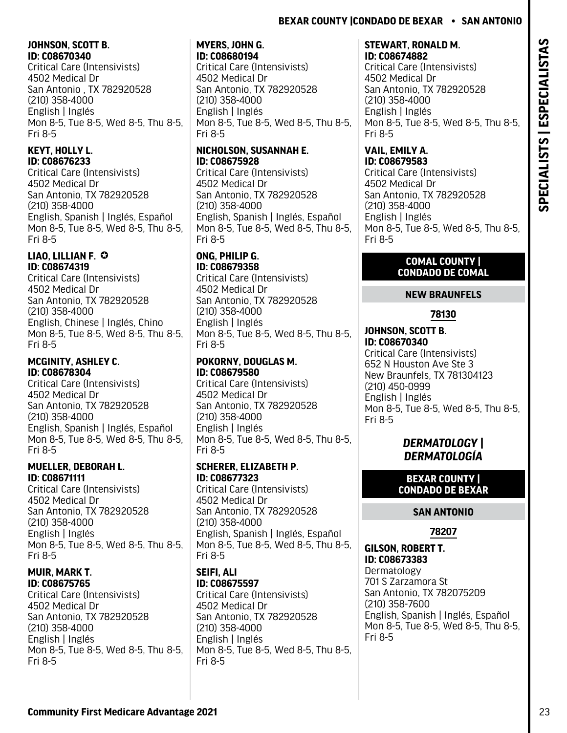**JOHNSON, SCOTT B.**
**ID: C08670340**
Critical Care (Intensivists)
4502 Medical Dr
San Antonio , TX 782920528
(210) 358-4000
English | Inglés
Mon 8-5, Tue 8-5, Wed 8-5, Thu 8-5, Fri 8-5

**KEYT, HOLLY L.**
**ID: C08676233**
Critical Care (Intensivists)
4502 Medical Dr
San Antonio, TX 782920528
(210) 358-4000
English, Spanish | Inglés, Español
Mon 8-5, Tue 8-5, Wed 8-5, Thu 8-5, Fri 8-5

**LIAO, LILLIAN F.** ✪
**ID: C08674319**
Critical Care (Intensivists)
4502 Medical Dr
San Antonio, TX 782920528
(210) 358-4000
English, Chinese | Inglés, Chino
Mon 8-5, Tue 8-5, Wed 8-5, Thu 8-5, Fri 8-5

**MCGINITY, ASHLEY C.**
**ID: C08678304**
Critical Care (Intensivists)
4502 Medical Dr
San Antonio, TX 782920528
(210) 358-4000
English, Spanish | Inglés, Español
Mon 8-5, Tue 8-5, Wed 8-5, Thu 8-5, Fri 8-5

**MUELLER, DEBORAH L.**
**ID: C08671111**
Critical Care (Intensivists)
4502 Medical Dr
San Antonio, TX 782920528
(210) 358-4000
English | Inglés
Mon 8-5, Tue 8-5, Wed 8-5, Thu 8-5, Fri 8-5

**MUIR, MARK T.**
**ID: C08675765**
Critical Care (Intensivists)
4502 Medical Dr
San Antonio, TX 782920528
(210) 358-4000
English | Inglés
Mon 8-5, Tue 8-5, Wed 8-5, Thu 8-5, Fri 8-5

**MYERS, JOHN G.**
**ID: C08680194**
Critical Care (Intensivists)
4502 Medical Dr
San Antonio, TX 782920528
(210) 358-4000
English | Inglés
Mon 8-5, Tue 8-5, Wed 8-5, Thu 8-5, Fri 8-5

**NICHOLSON, SUSANNAH E.**
**ID: C08675928**
Critical Care (Intensivists)
4502 Medical Dr
San Antonio, TX 782920528
(210) 358-4000
English, Spanish | Inglés, Español
Mon 8-5, Tue 8-5, Wed 8-5, Thu 8-5, Fri 8-5

**ONG, PHILIP G.**
**ID: C08679358**
Critical Care (Intensivists)
4502 Medical Dr
San Antonio, TX 782920528
(210) 358-4000
English | Inglés
Mon 8-5, Tue 8-5, Wed 8-5, Thu 8-5, Fri 8-5

**POKORNY, DOUGLAS M.**
**ID: C08679580**
Critical Care (Intensivists)
4502 Medical Dr
San Antonio, TX 782920528
(210) 358-4000
English | Inglés
Mon 8-5, Tue 8-5, Wed 8-5, Thu 8-5, Fri 8-5

**SCHERER, ELIZABETH P.**
**ID: C08677323**
Critical Care (Intensivists)
4502 Medical Dr
San Antonio, TX 782920528
(210) 358-4000
English, Spanish | Inglés, Español
Mon 8-5, Tue 8-5, Wed 8-5, Thu 8-5, Fri 8-5

**SEIFI, ALI**
**ID: C08675597**
Critical Care (Intensivists)
4502 Medical Dr
San Antonio, TX 782920528
(210) 358-4000
English | Inglés
Mon 8-5, Tue 8-5, Wed 8-5, Thu 8-5, Fri 8-5

**STEWART, RONALD M.**
**ID: C08674882**
Critical Care (Intensivists)
4502 Medical Dr
San Antonio, TX 782920528
(210) 358-4000
English | Inglés
Mon 8-5, Tue 8-5, Wed 8-5, Thu 8-5, Fri 8-5

**VAIL, EMILY A.**
**ID: C08679583**
Critical Care (Intensivists)
4502 Medical Dr
San Antonio, TX 782920528
(210) 358-4000
English | Inglés
Mon 8-5, Tue 8-5, Wed 8-5, Thu 8-5, Fri 8-5

### COMAL COUNTY | CONDADO DE COMAL

#### NEW BRAUNFELS

##### 78130

**JOHNSON, SCOTT B.**
**ID: C08670340**
Critical Care (Intensivists)
652 N Houston Ave Ste 3
New Braunfels, TX 781304123
(210) 450-0999
English | Inglés
Mon 8-5, Tue 8-5, Wed 8-5, Thu 8-5, Fri 8-5

## *DERMATOLOGY | DERMATOLOGÍA*

### BEXAR COUNTY | CONDADO DE BEXAR

#### SAN ANTONIO

##### 78207

**GILSON, ROBERT T.**
**ID: C08673383**
Dermatology
701 S Zarzamora St
San Antonio, TX 782075209
(210) 358-7600
English, Spanish | Inglés, Español
Mon 8-5, Tue 8-5, Wed 8-5, Thu 8-5, Fri 8-5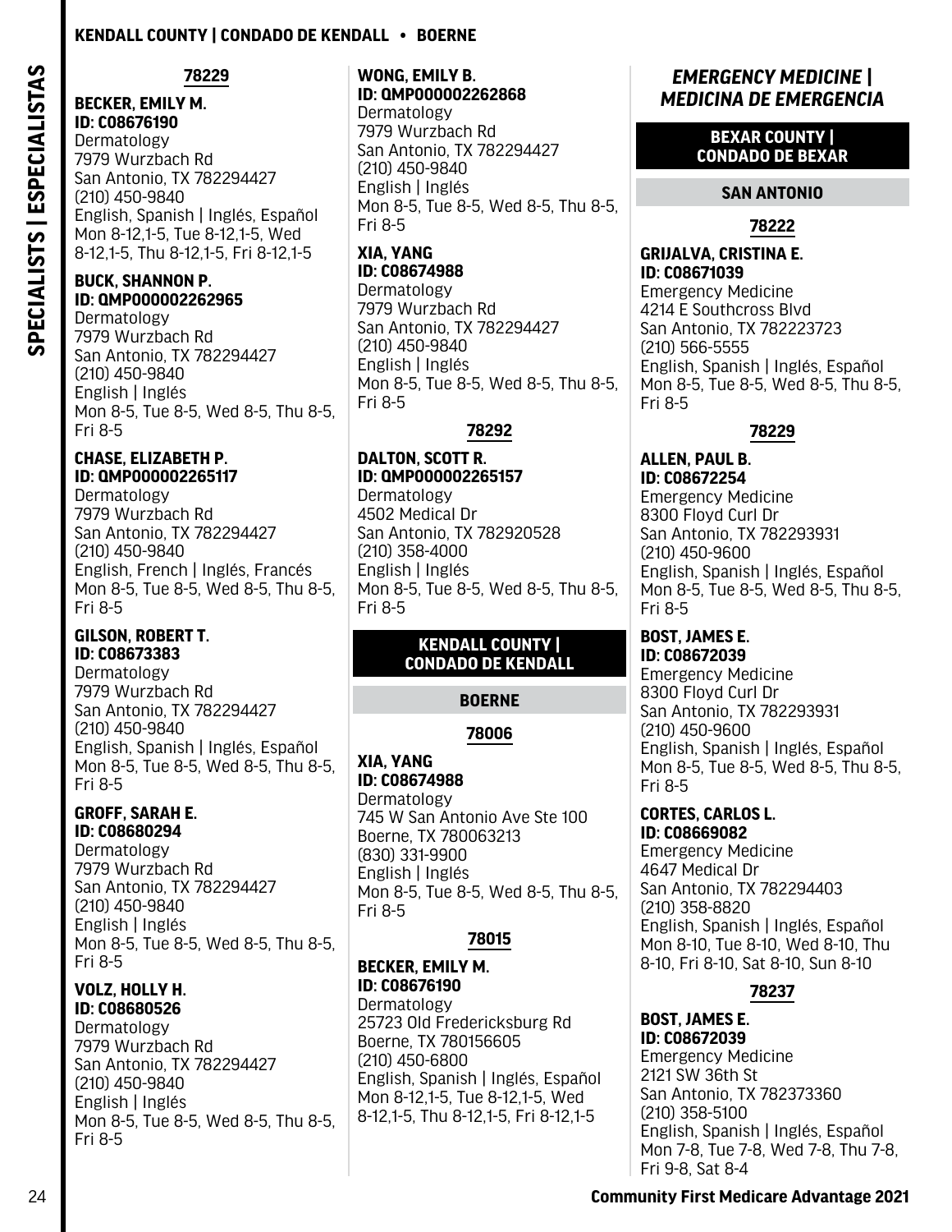#### 78229

**BECKER, EMILY M.**
**ID: C08676190**
Dermatology
7979 Wurzbach Rd
San Antonio, TX 782294427
(210) 450-9840
English, Spanish | Inglés, Español
Mon 8-12,1-5, Tue 8-12,1-5, Wed 8-12,1-5, Thu 8-12,1-5, Fri 8-12,1-5

**BUCK, SHANNON P.**
**ID: QMP000002262965**
Dermatology
7979 Wurzbach Rd
San Antonio, TX 782294427
(210) 450-9840
English | Inglés
Mon 8-5, Tue 8-5, Wed 8-5, Thu 8-5, Fri 8-5

**CHASE, ELIZABETH P.**
**ID: QMP000002265117**
Dermatology
7979 Wurzbach Rd
San Antonio, TX 782294427
(210) 450-9840
English, French | Inglés, Francés
Mon 8-5, Tue 8-5, Wed 8-5, Thu 8-5, Fri 8-5

**GILSON, ROBERT T.**
**ID: C08673383**
Dermatology
7979 Wurzbach Rd
San Antonio, TX 782294427
(210) 450-9840
English, Spanish | Inglés, Español
Mon 8-5, Tue 8-5, Wed 8-5, Thu 8-5, Fri 8-5

**GROFF, SARAH E.**
**ID: C08680294**
Dermatology
7979 Wurzbach Rd
San Antonio, TX 782294427
(210) 450-9840
English | Inglés
Mon 8-5, Tue 8-5, Wed 8-5, Thu 8-5, Fri 8-5

**VOLZ, HOLLY H.**
**ID: C08680526**
Dermatology
7979 Wurzbach Rd
San Antonio, TX 782294427
(210) 450-9840
English | Inglés
Mon 8-5, Tue 8-5, Wed 8-5, Thu 8-5, Fri 8-5

**WONG, EMILY B.**
**ID: QMP000002262868**
Dermatology
7979 Wurzbach Rd
San Antonio, TX 782294427
(210) 450-9840
English | Inglés
Mon 8-5, Tue 8-5, Wed 8-5, Thu 8-5, Fri 8-5

**XIA, YANG**
**ID: C08674988**
Dermatology
7979 Wurzbach Rd
San Antonio, TX 782294427
(210) 450-9840
English | Inglés
Mon 8-5, Tue 8-5, Wed 8-5, Thu 8-5, Fri 8-5

#### 78292

**DALTON, SCOTT R.**
**ID: QMP000002265157**
Dermatology
4502 Medical Dr
San Antonio, TX 782920528
(210) 358-4000
English | Inglés
Mon 8-5, Tue 8-5, Wed 8-5, Thu 8-5, Fri 8-5

## KENDALL COUNTY | CONDADO DE KENDALL

### BOERNE

#### 78006

**XIA, YANG**
**ID: C08674988**
Dermatology
745 W San Antonio Ave Ste 100
Boerne, TX 780063213
(830) 331-9900
English | Inglés
Mon 8-5, Tue 8-5, Wed 8-5, Thu 8-5, Fri 8-5

#### 78015

**BECKER, EMILY M.**
**ID: C08676190**
Dermatology
25723 Old Fredericksburg Rd
Boerne, TX 780156605
(210) 450-6800
English, Spanish | Inglés, Español
Mon 8-12,1-5, Tue 8-12,1-5, Wed 8-12,1-5, Thu 8-12,1-5, Fri 8-12,1-5

# *EMERGENCY MEDICINE | MEDICINA DE EMERGENCIA*

## BEXAR COUNTY | CONDADO DE BEXAR

### SAN ANTONIO

#### 78222

**GRIJALVA, CRISTINA E.**
**ID: C08671039**
Emergency Medicine
4214 E Southcross Blvd
San Antonio, TX 782223723
(210) 566-5555
English, Spanish | Inglés, Español
Mon 8-5, Tue 8-5, Wed 8-5, Thu 8-5, Fri 8-5

#### 78229

**ALLEN, PAUL B.**
**ID: C08672254**
Emergency Medicine
8300 Floyd Curl Dr
San Antonio, TX 782293931
(210) 450-9600
English, Spanish | Inglés, Español
Mon 8-5, Tue 8-5, Wed 8-5, Thu 8-5, Fri 8-5

**BOST, JAMES E.**
**ID: C08672039**
Emergency Medicine
8300 Floyd Curl Dr
San Antonio, TX 782293931
(210) 450-9600
English, Spanish | Inglés, Español
Mon 8-5, Tue 8-5, Wed 8-5, Thu 8-5, Fri 8-5

**CORTES, CARLOS L.**
**ID: C08669082**
Emergency Medicine
4647 Medical Dr
San Antonio, TX 782294403
(210) 358-8820
English, Spanish | Inglés, Español
Mon 8-10, Tue 8-10, Wed 8-10, Thu 8-10, Fri 8-10, Sat 8-10, Sun 8-10

#### 78237

**BOST, JAMES E.**
**ID: C08672039**
Emergency Medicine
2121 SW 36th St
San Antonio, TX 782373360
(210) 358-5100
English, Spanish | Inglés, Español
Mon 7-8, Tue 7-8, Wed 7-8, Thu 7-8, Fri 9-8, Sat 8-4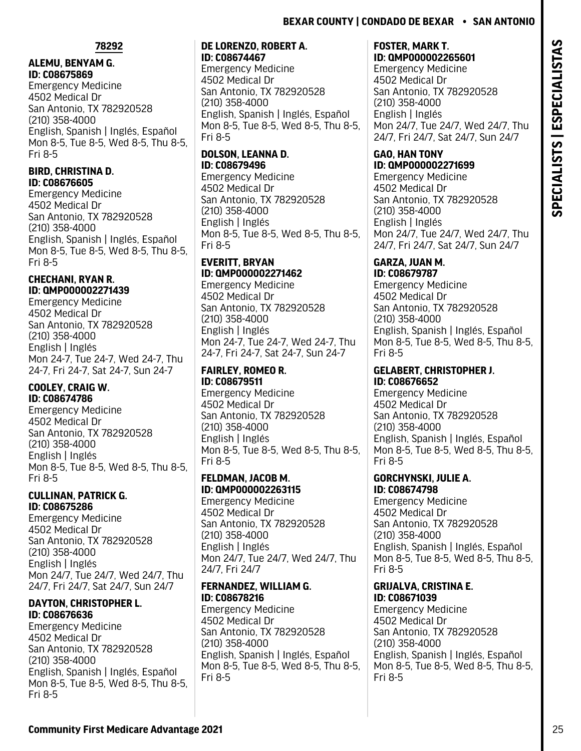## 78292

**ALEMU, BENYAM G.**
**ID: C08675869**
Emergency Medicine
4502 Medical Dr
San Antonio, TX 782920528
(210) 358-4000
English, Spanish | Inglés, Español
Mon 8-5, Tue 8-5, Wed 8-5, Thu 8-5, Fri 8-5

**BIRD, CHRISTINA D.**
**ID: C08676605**
Emergency Medicine
4502 Medical Dr
San Antonio, TX 782920528
(210) 358-4000
English, Spanish | Inglés, Español
Mon 8-5, Tue 8-5, Wed 8-5, Thu 8-5, Fri 8-5

**CHECHANI, RYAN R.**
**ID: QMP000002271439**
Emergency Medicine
4502 Medical Dr
San Antonio, TX 782920528
(210) 358-4000
English | Inglés
Mon 24-7, Tue 24-7, Wed 24-7, Thu 24-7, Fri 24-7, Sat 24-7, Sun 24-7

**COOLEY, CRAIG W.**
**ID: C08674786**
Emergency Medicine
4502 Medical Dr
San Antonio, TX 782920528
(210) 358-4000
English | Inglés
Mon 8-5, Tue 8-5, Wed 8-5, Thu 8-5, Fri 8-5

**CULLINAN, PATRICK G.**
**ID: C08675286**
Emergency Medicine
4502 Medical Dr
San Antonio, TX 782920528
(210) 358-4000
English | Inglés
Mon 24/7, Tue 24/7, Wed 24/7, Thu 24/7, Fri 24/7, Sat 24/7, Sun 24/7

**DAYTON, CHRISTOPHER L.**
**ID: C08676636**
Emergency Medicine
4502 Medical Dr
San Antonio, TX 782920528
(210) 358-4000
English, Spanish | Inglés, Español
Mon 8-5, Tue 8-5, Wed 8-5, Thu 8-5, Fri 8-5

**DE LORENZO, ROBERT A.**
**ID: C08674467**
Emergency Medicine
4502 Medical Dr
San Antonio, TX 782920528
(210) 358-4000
English, Spanish | Inglés, Español
Mon 8-5, Tue 8-5, Wed 8-5, Thu 8-5, Fri 8-5

**DOLSON, LEANNA D.**
**ID: C08679496**
Emergency Medicine
4502 Medical Dr
San Antonio, TX 782920528
(210) 358-4000
English | Inglés
Mon 8-5, Tue 8-5, Wed 8-5, Thu 8-5, Fri 8-5

**EVERITT, BRYAN**
**ID: QMP000002271462**
Emergency Medicine
4502 Medical Dr
San Antonio, TX 782920528
(210) 358-4000
English | Inglés
Mon 24-7, Tue 24-7, Wed 24-7, Thu 24-7, Fri 24-7, Sat 24-7, Sun 24-7

**FAIRLEY, ROMEO R.**
**ID: C08679511**
Emergency Medicine
4502 Medical Dr
San Antonio, TX 782920528
(210) 358-4000
English | Inglés
Mon 8-5, Tue 8-5, Wed 8-5, Thu 8-5, Fri 8-5

**FELDMAN, JACOB M.**
**ID: QMP000002263115**
Emergency Medicine
4502 Medical Dr
San Antonio, TX 782920528
(210) 358-4000
English | Inglés
Mon 24/7, Tue 24/7, Wed 24/7, Thu 24/7, Fri 24/7

**FERNANDEZ, WILLIAM G.**
**ID: C08678216**
Emergency Medicine
4502 Medical Dr
San Antonio, TX 782920528
(210) 358-4000
English, Spanish | Inglés, Español
Mon 8-5, Tue 8-5, Wed 8-5, Thu 8-5, Fri 8-5

**FOSTER, MARK T.**
**ID: QMP000002265601**
Emergency Medicine
4502 Medical Dr
San Antonio, TX 782920528
(210) 358-4000
English | Inglés
Mon 24/7, Tue 24/7, Wed 24/7, Thu 24/7, Fri 24/7, Sat 24/7, Sun 24/7

**GAO, HAN TONY**
**ID: QMP000002271699**
Emergency Medicine
4502 Medical Dr
San Antonio, TX 782920528
(210) 358-4000
English | Inglés
Mon 24/7, Tue 24/7, Wed 24/7, Thu 24/7, Fri 24/7, Sat 24/7, Sun 24/7

**GARZA, JUAN M.**
**ID: C08679787**
Emergency Medicine
4502 Medical Dr
San Antonio, TX 782920528
(210) 358-4000
English, Spanish | Inglés, Español
Mon 8-5, Tue 8-5, Wed 8-5, Thu 8-5, Fri 8-5

**GELABERT, CHRISTOPHER J.**
**ID: C08676652**
Emergency Medicine
4502 Medical Dr
San Antonio, TX 782920528
(210) 358-4000
English, Spanish | Inglés, Español
Mon 8-5, Tue 8-5, Wed 8-5, Thu 8-5, Fri 8-5

**GORCHYNSKI, JULIE A.**
**ID: C08674798**
Emergency Medicine
4502 Medical Dr
San Antonio, TX 782920528
(210) 358-4000
English, Spanish | Inglés, Español
Mon 8-5, Tue 8-5, Wed 8-5, Thu 8-5, Fri 8-5

**GRIJALVA, CRISTINA E.**
**ID: C08671039**
Emergency Medicine
4502 Medical Dr
San Antonio, TX 782920528
(210) 358-4000
English, Spanish | Inglés, Español
Mon 8-5, Tue 8-5, Wed 8-5, Thu 8-5, Fri 8-5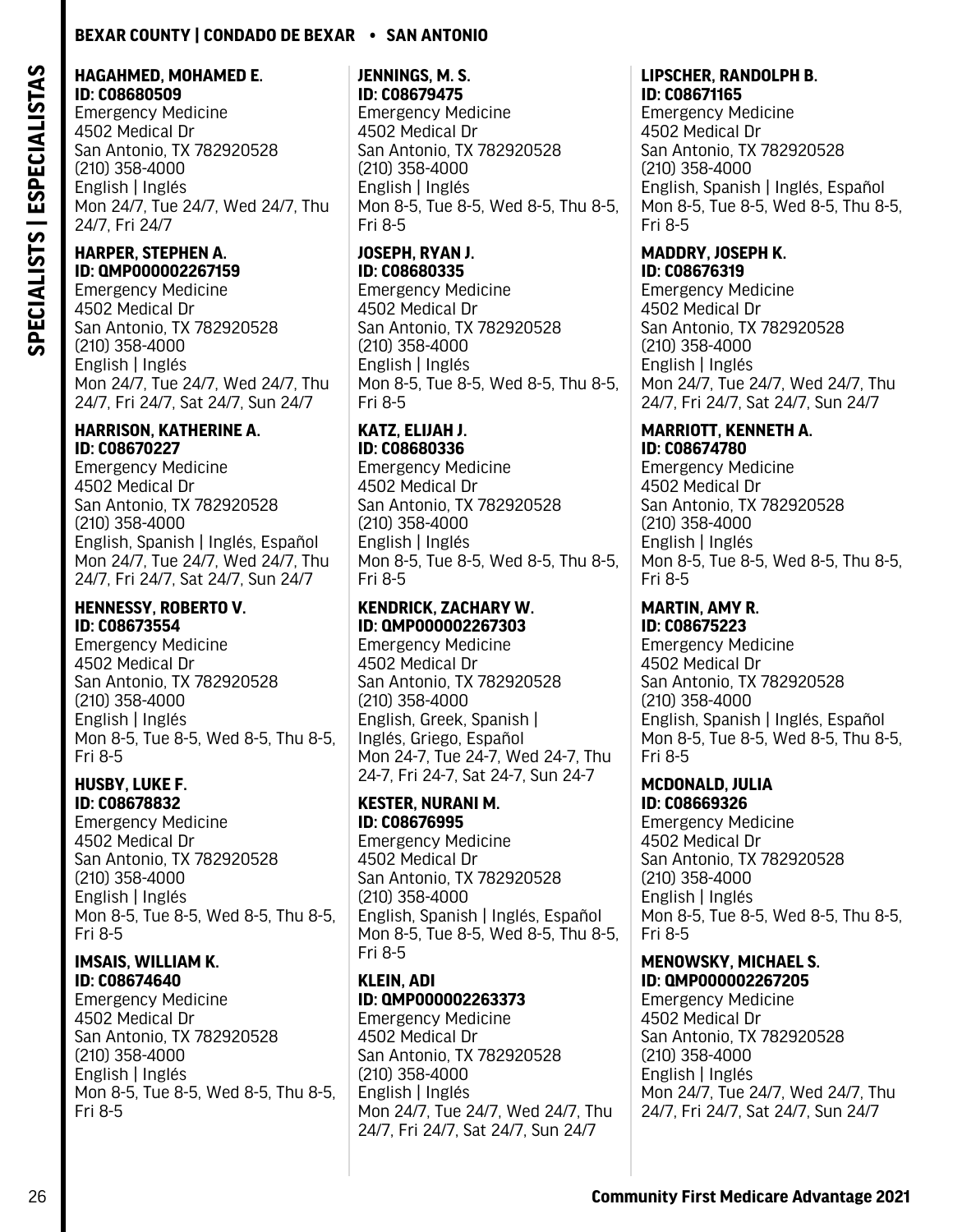## BEXAR COUNTY | CONDADO DE BEXAR • SAN ANTONIO

**SPECIALISTS | ESPECIALISTAS**

**HAGAHMED, MOHAMED E.**
**ID: C08680509**
Emergency Medicine
4502 Medical Dr
San Antonio, TX 782920528
(210) 358-4000
English | Inglés
Mon 24/7, Tue 24/7, Wed 24/7, Thu 24/7, Fri 24/7

**HARPER, STEPHEN A.**
**ID: QMP000002267159**
Emergency Medicine
4502 Medical Dr
San Antonio, TX 782920528
(210) 358-4000
English | Inglés
Mon 24/7, Tue 24/7, Wed 24/7, Thu 24/7, Fri 24/7, Sat 24/7, Sun 24/7

**HARRISON, KATHERINE A.**
**ID: C08670227**
Emergency Medicine
4502 Medical Dr
San Antonio, TX 782920528
(210) 358-4000
English, Spanish | Inglés, Español
Mon 24/7, Tue 24/7, Wed 24/7, Thu 24/7, Fri 24/7, Sat 24/7, Sun 24/7

**HENNESSY, ROBERTO V.**
**ID: C08673554**
Emergency Medicine
4502 Medical Dr
San Antonio, TX 782920528
(210) 358-4000
English | Inglés
Mon 8-5, Tue 8-5, Wed 8-5, Thu 8-5, Fri 8-5

**HUSBY, LUKE F.**
**ID: C08678832**
Emergency Medicine
4502 Medical Dr
San Antonio, TX 782920528
(210) 358-4000
English | Inglés
Mon 8-5, Tue 8-5, Wed 8-5, Thu 8-5, Fri 8-5

**IMSAIS, WILLIAM K.**
**ID: C08674640**
Emergency Medicine
4502 Medical Dr
San Antonio, TX 782920528
(210) 358-4000
English | Inglés
Mon 8-5, Tue 8-5, Wed 8-5, Thu 8-5, Fri 8-5

**JENNINGS, M. S.**
**ID: C08679475**
Emergency Medicine
4502 Medical Dr
San Antonio, TX 782920528
(210) 358-4000
English | Inglés
Mon 8-5, Tue 8-5, Wed 8-5, Thu 8-5, Fri 8-5

**JOSEPH, RYAN J.**
**ID: C08680335**
Emergency Medicine
4502 Medical Dr
San Antonio, TX 782920528
(210) 358-4000
English | Inglés
Mon 8-5, Tue 8-5, Wed 8-5, Thu 8-5, Fri 8-5

**KATZ, ELIJAH J.**
**ID: C08680336**
Emergency Medicine
4502 Medical Dr
San Antonio, TX 782920528
(210) 358-4000
English | Inglés
Mon 8-5, Tue 8-5, Wed 8-5, Thu 8-5, Fri 8-5

**KENDRICK, ZACHARY W.**
**ID: QMP000002267303**
Emergency Medicine
4502 Medical Dr
San Antonio, TX 782920528
(210) 358-4000
English, Greek, Spanish | Inglés, Griego, Español
Mon 24-7, Tue 24-7, Wed 24-7, Thu 24-7, Fri 24-7, Sat 24-7, Sun 24-7

**KESTER, NURANI M.**
**ID: C08676995**
Emergency Medicine
4502 Medical Dr
San Antonio, TX 782920528
(210) 358-4000
English, Spanish | Inglés, Español
Mon 8-5, Tue 8-5, Wed 8-5, Thu 8-5, Fri 8-5

**KLEIN, ADI**
**ID: QMP000002263373**
Emergency Medicine
4502 Medical Dr
San Antonio, TX 782920528
(210) 358-4000
English | Inglés
Mon 24/7, Tue 24/7, Wed 24/7, Thu 24/7, Fri 24/7, Sat 24/7, Sun 24/7

**LIPSCHER, RANDOLPH B.**
**ID: C08671165**
Emergency Medicine
4502 Medical Dr
San Antonio, TX 782920528
(210) 358-4000
English, Spanish | Inglés, Español
Mon 8-5, Tue 8-5, Wed 8-5, Thu 8-5, Fri 8-5

**MADDRY, JOSEPH K.**
**ID: C08676319**
Emergency Medicine
4502 Medical Dr
San Antonio, TX 782920528
(210) 358-4000
English | Inglés
Mon 24/7, Tue 24/7, Wed 24/7, Thu 24/7, Fri 24/7, Sat 24/7, Sun 24/7

**MARRIOTT, KENNETH A.**
**ID: C08674780**
Emergency Medicine
4502 Medical Dr
San Antonio, TX 782920528
(210) 358-4000
English | Inglés
Mon 8-5, Tue 8-5, Wed 8-5, Thu 8-5, Fri 8-5

**MARTIN, AMY R.**
**ID: C08675223**
Emergency Medicine
4502 Medical Dr
San Antonio, TX 782920528
(210) 358-4000
English, Spanish | Inglés, Español
Mon 8-5, Tue 8-5, Wed 8-5, Thu 8-5, Fri 8-5

**MCDONALD, JULIA**
**ID: C08669326**
Emergency Medicine
4502 Medical Dr
San Antonio, TX 782920528
(210) 358-4000
English | Inglés
Mon 8-5, Tue 8-5, Wed 8-5, Thu 8-5, Fri 8-5

**MENOWSKY, MICHAEL S.**
**ID: QMP000002267205**
Emergency Medicine
4502 Medical Dr
San Antonio, TX 782920528
(210) 358-4000
English | Inglés
Mon 24/7, Tue 24/7, Wed 24/7, Thu 24/7, Fri 24/7, Sat 24/7, Sun 24/7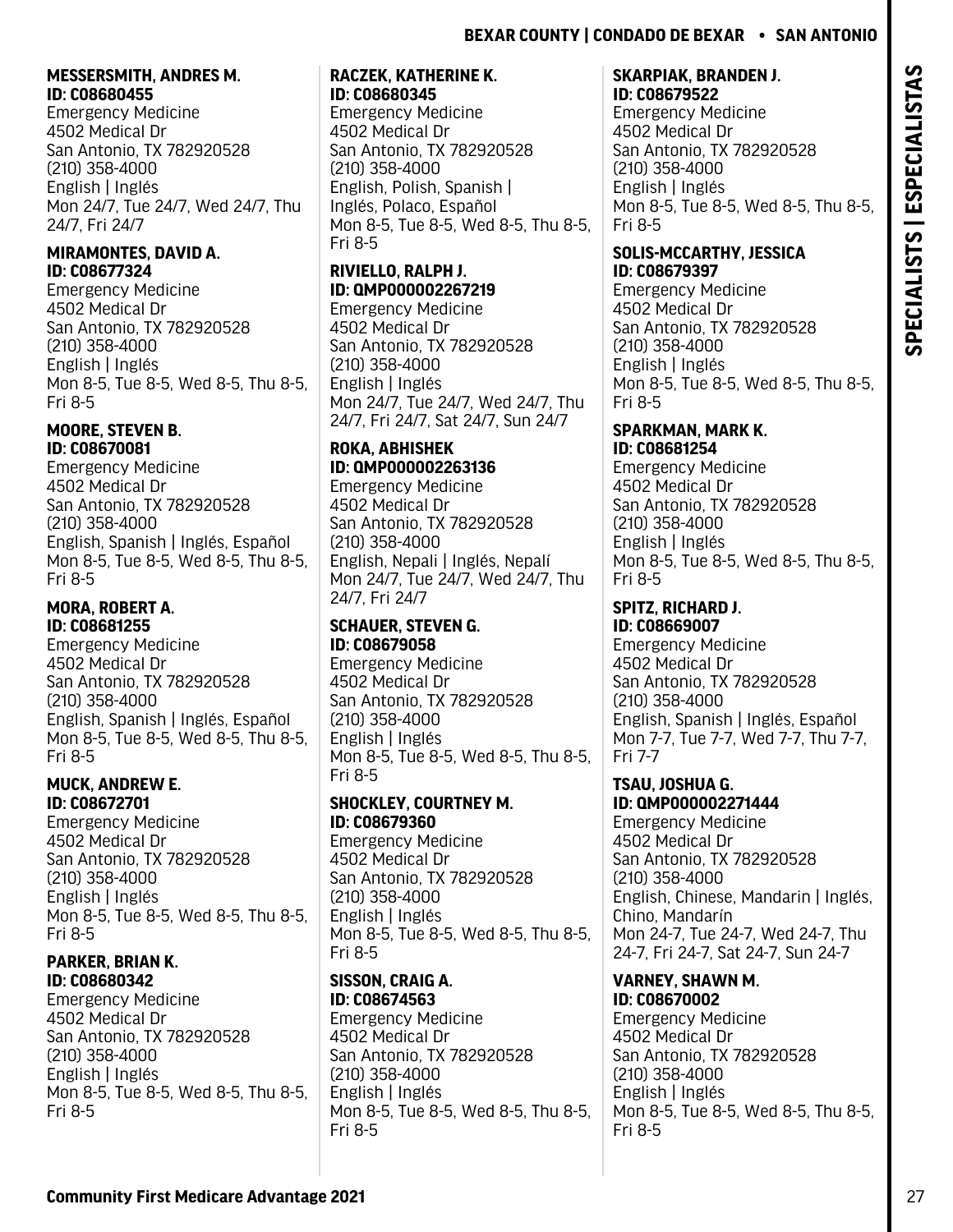**MESSERSMITH, ANDRES M.**
**ID: C08680455**
Emergency Medicine
4502 Medical Dr
San Antonio, TX 782920528
(210) 358-4000
English | Inglés
Mon 24/7, Tue 24/7, Wed 24/7, Thu 24/7, Fri 24/7

**MIRAMONTES, DAVID A.**
**ID: C08677324**
Emergency Medicine
4502 Medical Dr
San Antonio, TX 782920528
(210) 358-4000
English | Inglés
Mon 8-5, Tue 8-5, Wed 8-5, Thu 8-5, Fri 8-5

**MOORE, STEVEN B.**
**ID: C08670081**
Emergency Medicine
4502 Medical Dr
San Antonio, TX 782920528
(210) 358-4000
English, Spanish | Inglés, Español
Mon 8-5, Tue 8-5, Wed 8-5, Thu 8-5, Fri 8-5

**MORA, ROBERT A.**
**ID: C08681255**
Emergency Medicine
4502 Medical Dr
San Antonio, TX 782920528
(210) 358-4000
English, Spanish | Inglés, Español
Mon 8-5, Tue 8-5, Wed 8-5, Thu 8-5, Fri 8-5

**MUCK, ANDREW E.**
**ID: C08672701**
Emergency Medicine
4502 Medical Dr
San Antonio, TX 782920528
(210) 358-4000
English | Inglés
Mon 8-5, Tue 8-5, Wed 8-5, Thu 8-5, Fri 8-5

**PARKER, BRIAN K.**
**ID: C08680342**
Emergency Medicine
4502 Medical Dr
San Antonio, TX 782920528
(210) 358-4000
English | Inglés
Mon 8-5, Tue 8-5, Wed 8-5, Thu 8-5, Fri 8-5

**RACZEK, KATHERINE K.**
**ID: C08680345**
Emergency Medicine
4502 Medical Dr
San Antonio, TX 782920528
(210) 358-4000
English, Polish, Spanish | Inglés, Polaco, Español
Mon 8-5, Tue 8-5, Wed 8-5, Thu 8-5, Fri 8-5

**RIVIELLO, RALPH J.**
**ID: QMP000002267219**
Emergency Medicine
4502 Medical Dr
San Antonio, TX 782920528
(210) 358-4000
English | Inglés
Mon 24/7, Tue 24/7, Wed 24/7, Thu 24/7, Fri 24/7, Sat 24/7, Sun 24/7

**ROKA, ABHISHEK**
**ID: QMP000002263136**
Emergency Medicine
4502 Medical Dr
San Antonio, TX 782920528
(210) 358-4000
English, Nepali | Inglés, Nepalí
Mon 24/7, Tue 24/7, Wed 24/7, Thu 24/7, Fri 24/7

**SCHAUER, STEVEN G.**
**ID: C08679058**
Emergency Medicine
4502 Medical Dr
San Antonio, TX 782920528
(210) 358-4000
English | Inglés
Mon 8-5, Tue 8-5, Wed 8-5, Thu 8-5, Fri 8-5

**SHOCKLEY, COURTNEY M.**
**ID: C08679360**
Emergency Medicine
4502 Medical Dr
San Antonio, TX 782920528
(210) 358-4000
English | Inglés
Mon 8-5, Tue 8-5, Wed 8-5, Thu 8-5, Fri 8-5

**SISSON, CRAIG A.**
**ID: C08674563**
Emergency Medicine
4502 Medical Dr
San Antonio, TX 782920528
(210) 358-4000
English | Inglés
Mon 8-5, Tue 8-5, Wed 8-5, Thu 8-5, Fri 8-5

**SKARPIAK, BRANDEN J.**
**ID: C08679522**
Emergency Medicine
4502 Medical Dr
San Antonio, TX 782920528
(210) 358-4000
English | Inglés
Mon 8-5, Tue 8-5, Wed 8-5, Thu 8-5, Fri 8-5

**SOLIS-MCCARTHY, JESSICA**
**ID: C08679397**
Emergency Medicine
4502 Medical Dr
San Antonio, TX 782920528
(210) 358-4000
English | Inglés
Mon 8-5, Tue 8-5, Wed 8-5, Thu 8-5, Fri 8-5

**SPARKMAN, MARK K.**
**ID: C08681254**
Emergency Medicine
4502 Medical Dr
San Antonio, TX 782920528
(210) 358-4000
English | Inglés
Mon 8-5, Tue 8-5, Wed 8-5, Thu 8-5, Fri 8-5

**SPITZ, RICHARD J.**
**ID: C08669007**
Emergency Medicine
4502 Medical Dr
San Antonio, TX 782920528
(210) 358-4000
English, Spanish | Inglés, Español
Mon 7-7, Tue 7-7, Wed 7-7, Thu 7-7, Fri 7-7

**TSAU, JOSHUA G.**
**ID: QMP000002271444**
Emergency Medicine
4502 Medical Dr
San Antonio, TX 782920528
(210) 358-4000
English, Chinese, Mandarin | Inglés, Chino, Mandarín
Mon 24-7, Tue 24-7, Wed 24-7, Thu 24-7, Fri 24-7, Sat 24-7, Sun 24-7

**VARNEY, SHAWN M.**
**ID: C08670002**
Emergency Medicine
4502 Medical Dr
San Antonio, TX 782920528
(210) 358-4000
English | Inglés
Mon 8-5, Tue 8-5, Wed 8-5, Thu 8-5, Fri 8-5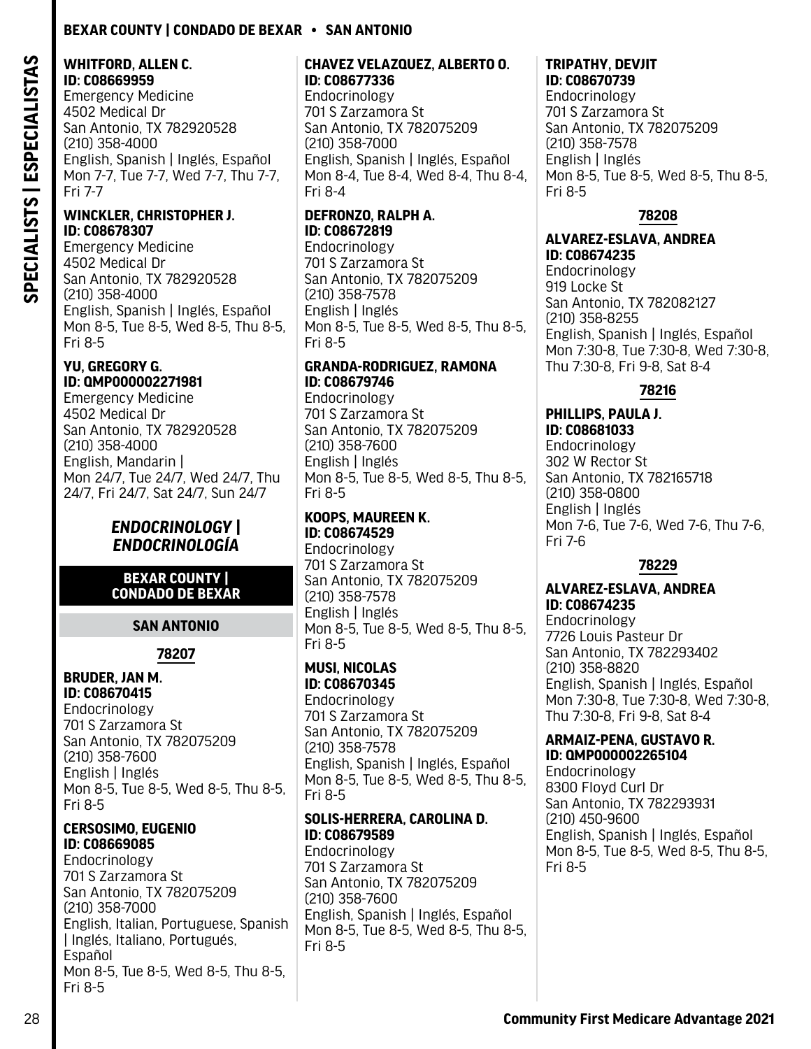**WHITFORD, ALLEN C.**
**ID: C08669959**
Emergency Medicine
4502 Medical Dr
San Antonio, TX 782920528
(210) 358-4000
English, Spanish | Inglés, Español
Mon 7-7, Tue 7-7, Wed 7-7, Thu 7-7, Fri 7-7

**WINCKLER, CHRISTOPHER J.**
**ID: C08678307**
Emergency Medicine
4502 Medical Dr
San Antonio, TX 782920528
(210) 358-4000
English, Spanish | Inglés, Español
Mon 8-5, Tue 8-5, Wed 8-5, Thu 8-5, Fri 8-5

**YU, GREGORY G.**
**ID: QMP000002271981**
Emergency Medicine
4502 Medical Dr
San Antonio, TX 782920528
(210) 358-4000
English, Mandarin |
Mon 24/7, Tue 24/7, Wed 24/7, Thu 24/7, Fri 24/7, Sat 24/7, Sun 24/7

## *ENDOCRINOLOGY | ENDOCRINOLOGÍA*

### BEXAR COUNTY | CONDADO DE BEXAR

#### SAN ANTONIO

##### 78207

**BRUDER, JAN M.**
**ID: C08670415**
Endocrinology
701 S Zarzamora St
San Antonio, TX 782075209
(210) 358-7600
English | Inglés
Mon 8-5, Tue 8-5, Wed 8-5, Thu 8-5, Fri 8-5

**CERSOSIMO, EUGENIO**
**ID: C08669085**
Endocrinology
701 S Zarzamora St
San Antonio, TX 782075209
(210) 358-7000
English, Italian, Portuguese, Spanish | Inglés, Italiano, Portugués, Español
Mon 8-5, Tue 8-5, Wed 8-5, Thu 8-5, Fri 8-5

**CHAVEZ VELAZQUEZ, ALBERTO O.**
**ID: C08677336**
Endocrinology
701 S Zarzamora St
San Antonio, TX 782075209
(210) 358-7000
English, Spanish | Inglés, Español
Mon 8-4, Tue 8-4, Wed 8-4, Thu 8-4, Fri 8-4

**DEFRONZO, RALPH A.**
**ID: C08672819**
Endocrinology
701 S Zarzamora St
San Antonio, TX 782075209
(210) 358-7578
English | Inglés
Mon 8-5, Tue 8-5, Wed 8-5, Thu 8-5, Fri 8-5

**GRANDA-RODRIGUEZ, RAMONA**
**ID: C08679746**
Endocrinology
701 S Zarzamora St
San Antonio, TX 782075209
(210) 358-7600
English | Inglés
Mon 8-5, Tue 8-5, Wed 8-5, Thu 8-5, Fri 8-5

**KOOPS, MAUREEN K.**
**ID: C08674529**
Endocrinology
701 S Zarzamora St
San Antonio, TX 782075209
(210) 358-7578
English | Inglés
Mon 8-5, Tue 8-5, Wed 8-5, Thu 8-5, Fri 8-5

**MUSI, NICOLAS**
**ID: C08670345**
Endocrinology
701 S Zarzamora St
San Antonio, TX 782075209
(210) 358-7578
English, Spanish | Inglés, Español
Mon 8-5, Tue 8-5, Wed 8-5, Thu 8-5, Fri 8-5

**SOLIS-HERRERA, CAROLINA D.**
**ID: C08679589**
Endocrinology
701 S Zarzamora St
San Antonio, TX 782075209
(210) 358-7600
English, Spanish | Inglés, Español
Mon 8-5, Tue 8-5, Wed 8-5, Thu 8-5, Fri 8-5

**TRIPATHY, DEVJIT**
**ID: C08670739**
Endocrinology
701 S Zarzamora St
San Antonio, TX 782075209
(210) 358-7578
English | Inglés
Mon 8-5, Tue 8-5, Wed 8-5, Thu 8-5, Fri 8-5

##### 78208

**ALVAREZ-ESLAVA, ANDREA**
**ID: C08674235**
Endocrinology
919 Locke St
San Antonio, TX 782082127
(210) 358-8255
English, Spanish | Inglés, Español
Mon 7:30-8, Tue 7:30-8, Wed 7:30-8, Thu 7:30-8, Fri 9-8, Sat 8-4

##### 78216

**PHILLIPS, PAULA J.**
**ID: C08681033**
Endocrinology
302 W Rector St
San Antonio, TX 782165718
(210) 358-0800
English | Inglés
Mon 7-6, Tue 7-6, Wed 7-6, Thu 7-6, Fri 7-6

##### 78229

**ALVAREZ-ESLAVA, ANDREA**
**ID: C08674235**
Endocrinology
7726 Louis Pasteur Dr
San Antonio, TX 782293402
(210) 358-8820
English, Spanish | Inglés, Español
Mon 7:30-8, Tue 7:30-8, Wed 7:30-8, Thu 7:30-8, Fri 9-8, Sat 8-4

**ARMAIZ-PENA, GUSTAVO R.**
**ID: QMP000002265104**
Endocrinology
8300 Floyd Curl Dr
San Antonio, TX 782293931
(210) 450-9600
English, Spanish | Inglés, Español
Mon 8-5, Tue 8-5, Wed 8-5, Thu 8-5, Fri 8-5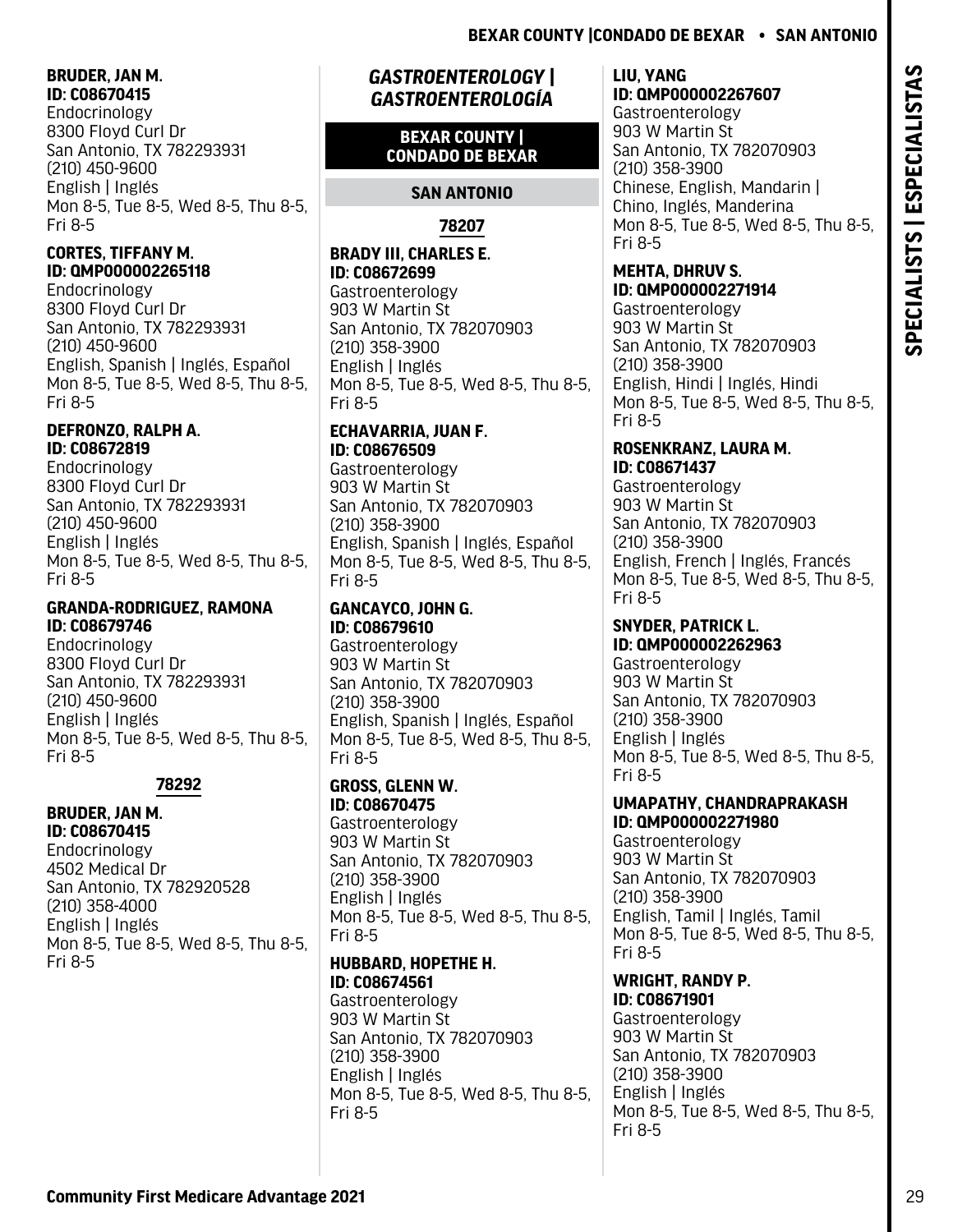**BRUDER, JAN M.**
**ID: C08670415**
Endocrinology
8300 Floyd Curl Dr
San Antonio, TX 782293931
(210) 450-9600
English | Inglés
Mon 8-5, Tue 8-5, Wed 8-5, Thu 8-5, Fri 8-5

**CORTES, TIFFANY M.**
**ID: QMP000002265118**
Endocrinology
8300 Floyd Curl Dr
San Antonio, TX 782293931
(210) 450-9600
English, Spanish | Inglés, Español
Mon 8-5, Tue 8-5, Wed 8-5, Thu 8-5, Fri 8-5

**DEFRONZO, RALPH A.**
**ID: C08672819**
Endocrinology
8300 Floyd Curl Dr
San Antonio, TX 782293931
(210) 450-9600
English | Inglés
Mon 8-5, Tue 8-5, Wed 8-5, Thu 8-5, Fri 8-5

**GRANDA-RODRIGUEZ, RAMONA**
**ID: C08679746**
Endocrinology
8300 Floyd Curl Dr
San Antonio, TX 782293931
(210) 450-9600
English | Inglés
Mon 8-5, Tue 8-5, Wed 8-5, Thu 8-5, Fri 8-5

#### 78292

**BRUDER, JAN M.**
**ID: C08670415**
Endocrinology
4502 Medical Dr
San Antonio, TX 782920528
(210) 358-4000
English | Inglés
Mon 8-5, Tue 8-5, Wed 8-5, Thu 8-5, Fri 8-5

## *GASTROENTEROLOGY | GASTROENTEROLOGÍA*

### BEXAR COUNTY | CONDADO DE BEXAR

### SAN ANTONIO

#### 78207

**BRADY III, CHARLES E.**
**ID: C08672699**
Gastroenterology
903 W Martin St
San Antonio, TX 782070903
(210) 358-3900
English | Inglés
Mon 8-5, Tue 8-5, Wed 8-5, Thu 8-5, Fri 8-5

**ECHAVARRIA, JUAN F.**
**ID: C08676509**
Gastroenterology
903 W Martin St
San Antonio, TX 782070903
(210) 358-3900
English, Spanish | Inglés, Español
Mon 8-5, Tue 8-5, Wed 8-5, Thu 8-5, Fri 8-5

**GANCAYCO, JOHN G.**
**ID: C08679610**
Gastroenterology
903 W Martin St
San Antonio, TX 782070903
(210) 358-3900
English, Spanish | Inglés, Español
Mon 8-5, Tue 8-5, Wed 8-5, Thu 8-5, Fri 8-5

**GROSS, GLENN W.**
**ID: C08670475**
Gastroenterology
903 W Martin St
San Antonio, TX 782070903
(210) 358-3900
English | Inglés
Mon 8-5, Tue 8-5, Wed 8-5, Thu 8-5, Fri 8-5

**HUBBARD, HOPETHE H.**
**ID: C08674561**
Gastroenterology
903 W Martin St
San Antonio, TX 782070903
(210) 358-3900
English | Inglés
Mon 8-5, Tue 8-5, Wed 8-5, Thu 8-5, Fri 8-5

**LIU, YANG**
**ID: QMP000002267607**
Gastroenterology
903 W Martin St
San Antonio, TX 782070903
(210) 358-3900
Chinese, English, Mandarin | Chino, Inglés, Manderina
Mon 8-5, Tue 8-5, Wed 8-5, Thu 8-5, Fri 8-5

**MEHTA, DHRUV S.**
**ID: QMP000002271914**
Gastroenterology
903 W Martin St
San Antonio, TX 782070903
(210) 358-3900
English, Hindi | Inglés, Hindi
Mon 8-5, Tue 8-5, Wed 8-5, Thu 8-5, Fri 8-5

**ROSENKRANZ, LAURA M.**
**ID: C08671437**
Gastroenterology
903 W Martin St
San Antonio, TX 782070903
(210) 358-3900
English, French | Inglés, Francés
Mon 8-5, Tue 8-5, Wed 8-5, Thu 8-5, Fri 8-5

**SNYDER, PATRICK L.**
**ID: QMP000002262963**
Gastroenterology
903 W Martin St
San Antonio, TX 782070903
(210) 358-3900
English | Inglés
Mon 8-5, Tue 8-5, Wed 8-5, Thu 8-5, Fri 8-5

**UMAPATHY, CHANDRAPRAKASH**
**ID: QMP000002271980**
Gastroenterology
903 W Martin St
San Antonio, TX 782070903
(210) 358-3900
English, Tamil | Inglés, Tamil
Mon 8-5, Tue 8-5, Wed 8-5, Thu 8-5, Fri 8-5

**WRIGHT, RANDY P.**
**ID: C08671901**
Gastroenterology
903 W Martin St
San Antonio, TX 782070903
(210) 358-3900
English | Inglés
Mon 8-5, Tue 8-5, Wed 8-5, Thu 8-5, Fri 8-5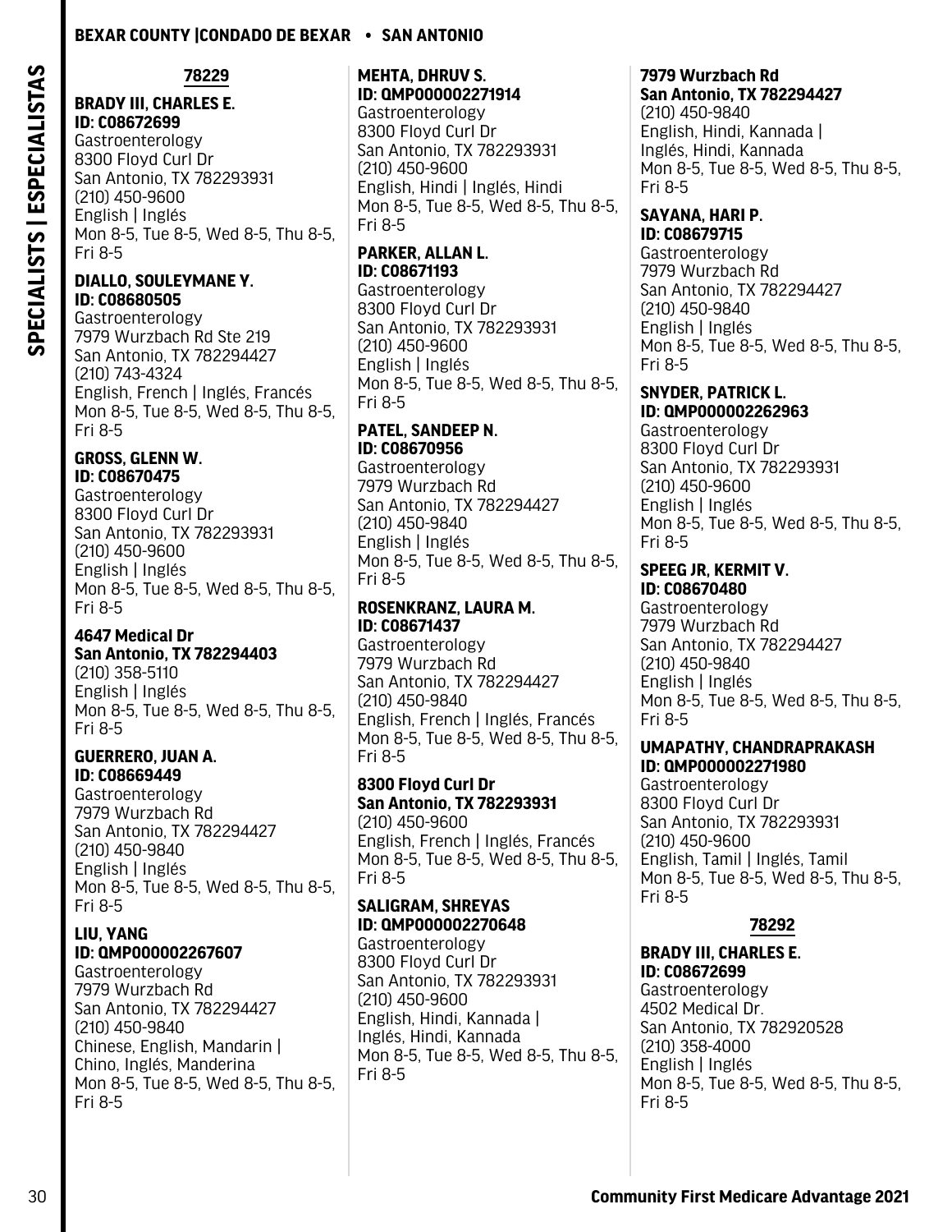## 78229

**BRADY III, CHARLES E.**
**ID: C08672699**
Gastroenterology
8300 Floyd Curl Dr
San Antonio, TX 782293931
(210) 450-9600
English | Inglés
Mon 8-5, Tue 8-5, Wed 8-5, Thu 8-5, Fri 8-5

**DIALLO, SOULEYMANE Y.**
**ID: C08680505**
Gastroenterology
7979 Wurzbach Rd Ste 219
San Antonio, TX 782294427
(210) 743-4324
English, French | Inglés, Francés
Mon 8-5, Tue 8-5, Wed 8-5, Thu 8-5, Fri 8-5

**GROSS, GLENN W.**
**ID: C08670475**
Gastroenterology
8300 Floyd Curl Dr
San Antonio, TX 782293931
(210) 450-9600
English | Inglés
Mon 8-5, Tue 8-5, Wed 8-5, Thu 8-5, Fri 8-5

**4647 Medical Dr**
**San Antonio, TX 782294403**
(210) 358-5110
English | Inglés
Mon 8-5, Tue 8-5, Wed 8-5, Thu 8-5, Fri 8-5

**GUERRERO, JUAN A.**
**ID: C08669449**
Gastroenterology
7979 Wurzbach Rd
San Antonio, TX 782294427
(210) 450-9840
English | Inglés
Mon 8-5, Tue 8-5, Wed 8-5, Thu 8-5, Fri 8-5

**LIU, YANG**
**ID: QMP000002267607**
Gastroenterology
7979 Wurzbach Rd
San Antonio, TX 782294427
(210) 450-9840
Chinese, English, Mandarin | Chino, Inglés, Manderina
Mon 8-5, Tue 8-5, Wed 8-5, Thu 8-5, Fri 8-5

**MEHTA, DHRUV S.**
**ID: QMP000002271914**
Gastroenterology
8300 Floyd Curl Dr
San Antonio, TX 782293931
(210) 450-9600
English, Hindi | Inglés, Hindi
Mon 8-5, Tue 8-5, Wed 8-5, Thu 8-5, Fri 8-5

**PARKER, ALLAN L.**
**ID: C08671193**
Gastroenterology
8300 Floyd Curl Dr
San Antonio, TX 782293931
(210) 450-9600
English | Inglés
Mon 8-5, Tue 8-5, Wed 8-5, Thu 8-5, Fri 8-5

**PATEL, SANDEEP N.**
**ID: C08670956**
Gastroenterology
7979 Wurzbach Rd
San Antonio, TX 782294427
(210) 450-9840
English | Inglés
Mon 8-5, Tue 8-5, Wed 8-5, Thu 8-5, Fri 8-5

**ROSENKRANZ, LAURA M.**
**ID: C08671437**
Gastroenterology
7979 Wurzbach Rd
San Antonio, TX 782294427
(210) 450-9840
English, French | Inglés, Francés
Mon 8-5, Tue 8-5, Wed 8-5, Thu 8-5, Fri 8-5

**8300 Floyd Curl Dr**
**San Antonio, TX 782293931**
(210) 450-9600
English, French | Inglés, Francés
Mon 8-5, Tue 8-5, Wed 8-5, Thu 8-5, Fri 8-5

**SALIGRAM, SHREYAS**
**ID: QMP000002270648**
Gastroenterology
8300 Floyd Curl Dr
San Antonio, TX 782293931
(210) 450-9600
English, Hindi, Kannada | Inglés, Hindi, Kannada
Mon 8-5, Tue 8-5, Wed 8-5, Thu 8-5, Fri 8-5

**7979 Wurzbach Rd**
**San Antonio, TX 782294427**
(210) 450-9840
English, Hindi, Kannada | Inglés, Hindi, Kannada
Mon 8-5, Tue 8-5, Wed 8-5, Thu 8-5, Fri 8-5

**SAYANA, HARI P.**
**ID: C08679715**
Gastroenterology
7979 Wurzbach Rd
San Antonio, TX 782294427
(210) 450-9840
English | Inglés
Mon 8-5, Tue 8-5, Wed 8-5, Thu 8-5, Fri 8-5

**SNYDER, PATRICK L.**
**ID: QMP000002262963**
Gastroenterology
8300 Floyd Curl Dr
San Antonio, TX 782293931
(210) 450-9600
English | Inglés
Mon 8-5, Tue 8-5, Wed 8-5, Thu 8-5, Fri 8-5

**SPEEG JR, KERMIT V.**
**ID: C08670480**
Gastroenterology
7979 Wurzbach Rd
San Antonio, TX 782294427
(210) 450-9840
English | Inglés
Mon 8-5, Tue 8-5, Wed 8-5, Thu 8-5, Fri 8-5

**UMAPATHY, CHANDRAPRAKASH**
**ID: QMP000002271980**
Gastroenterology
8300 Floyd Curl Dr
San Antonio, TX 782293931
(210) 450-9600
English, Tamil | Inglés, Tamil
Mon 8-5, Tue 8-5, Wed 8-5, Thu 8-5, Fri 8-5

## 78292

**BRADY III, CHARLES E.**
**ID: C08672699**
Gastroenterology
4502 Medical Dr.
San Antonio, TX 782920528
(210) 358-4000
English | Inglés
Mon 8-5, Tue 8-5, Wed 8-5, Thu 8-5, Fri 8-5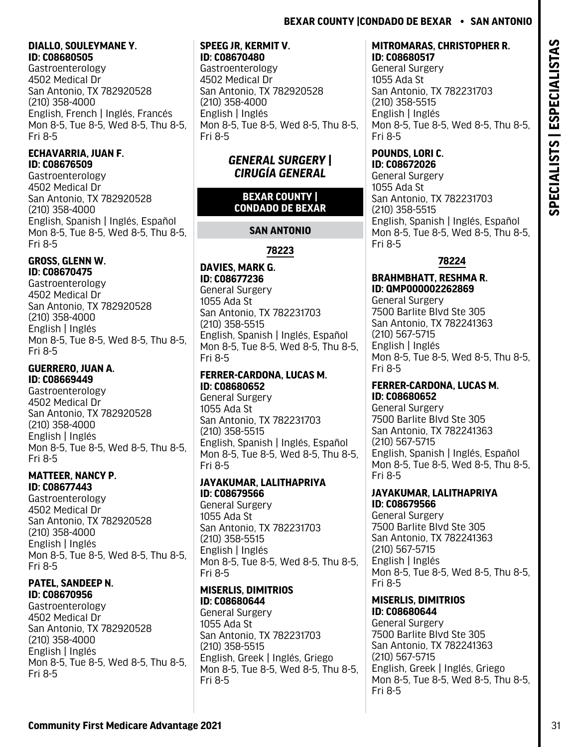**DIALLO, SOULEYMANE Y.**
**ID: C08680505**
Gastroenterology
4502 Medical Dr
San Antonio, TX 782920528
(210) 358-4000
English, French | Inglés, Francés
Mon 8-5, Tue 8-5, Wed 8-5, Thu 8-5, Fri 8-5

**ECHAVARRIA, JUAN F.**
**ID: C08676509**
Gastroenterology
4502 Medical Dr
San Antonio, TX 782920528
(210) 358-4000
English, Spanish | Inglés, Español
Mon 8-5, Tue 8-5, Wed 8-5, Thu 8-5, Fri 8-5

**GROSS, GLENN W.**
**ID: C08670475**
Gastroenterology
4502 Medical Dr
San Antonio, TX 782920528
(210) 358-4000
English | Inglés
Mon 8-5, Tue 8-5, Wed 8-5, Thu 8-5, Fri 8-5

**GUERRERO, JUAN A.**
**ID: C08669449**
Gastroenterology
4502 Medical Dr
San Antonio, TX 782920528
(210) 358-4000
English | Inglés
Mon 8-5, Tue 8-5, Wed 8-5, Thu 8-5, Fri 8-5

**MATTEER, NANCY P.**
**ID: C08677443**
Gastroenterology
4502 Medical Dr
San Antonio, TX 782920528
(210) 358-4000
English | Inglés
Mon 8-5, Tue 8-5, Wed 8-5, Thu 8-5, Fri 8-5

**PATEL, SANDEEP N.**
**ID: C08670956**
Gastroenterology
4502 Medical Dr
San Antonio, TX 782920528
(210) 358-4000
English | Inglés
Mon 8-5, Tue 8-5, Wed 8-5, Thu 8-5, Fri 8-5

**SPEEG JR, KERMIT V.**
**ID: C08670480**
Gastroenterology
4502 Medical Dr
San Antonio, TX 782920528
(210) 358-4000
English | Inglés
Mon 8-5, Tue 8-5, Wed 8-5, Thu 8-5, Fri 8-5

## *GENERAL SURGERY | CIRUGÍA GENERAL*

### BEXAR COUNTY | CONDADO DE BEXAR

### SAN ANTONIO

#### 78223

**DAVIES, MARK G.**
**ID: C08677236**
General Surgery
1055 Ada St
San Antonio, TX 782231703
(210) 358-5515
English, Spanish | Inglés, Español
Mon 8-5, Tue 8-5, Wed 8-5, Thu 8-5, Fri 8-5

**FERRER-CARDONA, LUCAS M.**
**ID: C08680652**
General Surgery
1055 Ada St
San Antonio, TX 782231703
(210) 358-5515
English, Spanish | Inglés, Español
Mon 8-5, Tue 8-5, Wed 8-5, Thu 8-5, Fri 8-5

**JAYAKUMAR, LALITHAPRIYA**
**ID: C08679566**
General Surgery
1055 Ada St
San Antonio, TX 782231703
(210) 358-5515
English | Inglés
Mon 8-5, Tue 8-5, Wed 8-5, Thu 8-5, Fri 8-5

**MISERLIS, DIMITRIOS**
**ID: C08680644**
General Surgery
1055 Ada St
San Antonio, TX 782231703
(210) 358-5515
English, Greek | Inglés, Griego
Mon 8-5, Tue 8-5, Wed 8-5, Thu 8-5, Fri 8-5

**MITROMARAS, CHRISTOPHER R.**
**ID: C08680517**
General Surgery
1055 Ada St
San Antonio, TX 782231703
(210) 358-5515
English | Inglés
Mon 8-5, Tue 8-5, Wed 8-5, Thu 8-5, Fri 8-5

**POUNDS, LORI C.**
**ID: C08672026**
General Surgery
1055 Ada St
San Antonio, TX 782231703
(210) 358-5515
English, Spanish | Inglés, Español
Mon 8-5, Tue 8-5, Wed 8-5, Thu 8-5, Fri 8-5

#### 78224

**BRAHMBHATT, RESHMA R.**
**ID: QMP000002262869**
General Surgery
7500 Barlite Blvd Ste 305
San Antonio, TX 782241363
(210) 567-5715
English | Inglés
Mon 8-5, Tue 8-5, Wed 8-5, Thu 8-5, Fri 8-5

**FERRER-CARDONA, LUCAS M.**
**ID: C08680652**
General Surgery
7500 Barlite Blvd Ste 305
San Antonio, TX 782241363
(210) 567-5715
English, Spanish | Inglés, Español
Mon 8-5, Tue 8-5, Wed 8-5, Thu 8-5, Fri 8-5

**JAYAKUMAR, LALITHAPRIYA**
**ID: C08679566**
General Surgery
7500 Barlite Blvd Ste 305
San Antonio, TX 782241363
(210) 567-5715
English | Inglés
Mon 8-5, Tue 8-5, Wed 8-5, Thu 8-5, Fri 8-5

**MISERLIS, DIMITRIOS**
**ID: C08680644**
General Surgery
7500 Barlite Blvd Ste 305
San Antonio, TX 782241363
(210) 567-5715
English, Greek | Inglés, Griego
Mon 8-5, Tue 8-5, Wed 8-5, Thu 8-5, Fri 8-5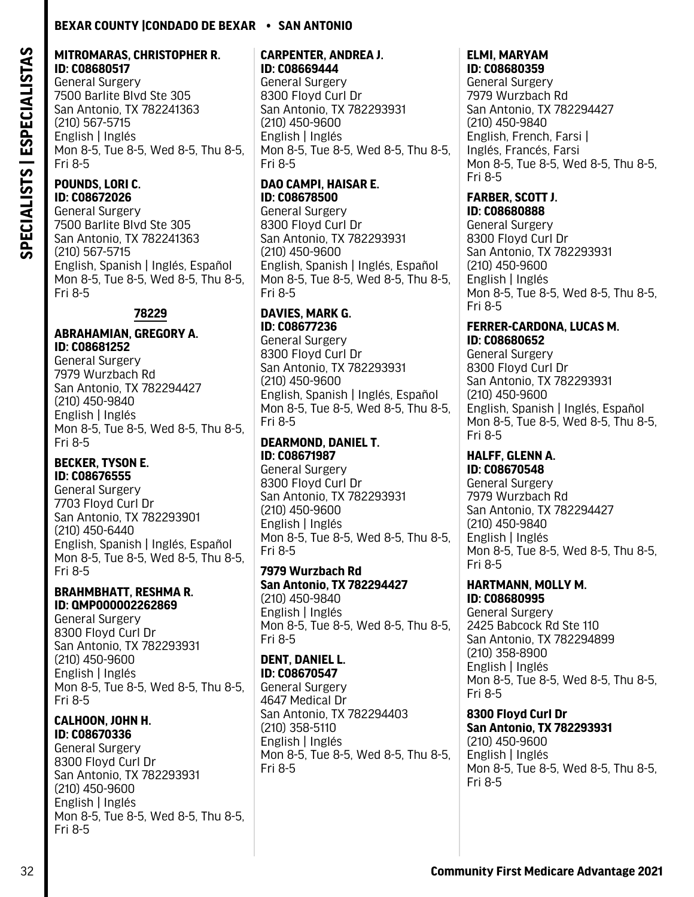**MITROMARAS, CHRISTOPHER R.**
**ID: C08680517**
General Surgery
7500 Barlite Blvd Ste 305
San Antonio, TX 782241363
(210) 567-5715
English | Inglés
Mon 8-5, Tue 8-5, Wed 8-5, Thu 8-5, Fri 8-5

**POUNDS, LORI C.**
**ID: C08672026**
General Surgery
7500 Barlite Blvd Ste 305
San Antonio, TX 782241363
(210) 567-5715
English, Spanish | Inglés, Español
Mon 8-5, Tue 8-5, Wed 8-5, Thu 8-5, Fri 8-5

## 78229

**ABRAHAMIAN, GREGORY A.**
**ID: C08681252**
General Surgery
7979 Wurzbach Rd
San Antonio, TX 782294427
(210) 450-9840
English | Inglés
Mon 8-5, Tue 8-5, Wed 8-5, Thu 8-5, Fri 8-5

**BECKER, TYSON E.**
**ID: C08676555**
General Surgery
7703 Floyd Curl Dr
San Antonio, TX 782293901
(210) 450-6440
English, Spanish | Inglés, Español
Mon 8-5, Tue 8-5, Wed 8-5, Thu 8-5, Fri 8-5

**BRAHMBHATT, RESHMA R.**
**ID: QMP000002262869**
General Surgery
8300 Floyd Curl Dr
San Antonio, TX 782293931
(210) 450-9600
English | Inglés
Mon 8-5, Tue 8-5, Wed 8-5, Thu 8-5, Fri 8-5

**CALHOON, JOHN H.**
**ID: C08670336**
General Surgery
8300 Floyd Curl Dr
San Antonio, TX 782293931
(210) 450-9600
English | Inglés
Mon 8-5, Tue 8-5, Wed 8-5, Thu 8-5, Fri 8-5

**CARPENTER, ANDREA J.**
**ID: C08669444**
General Surgery
8300 Floyd Curl Dr
San Antonio, TX 782293931
(210) 450-9600
English | Inglés
Mon 8-5, Tue 8-5, Wed 8-5, Thu 8-5, Fri 8-5

**DAO CAMPI, HAISAR E.**
**ID: C08678500**
General Surgery
8300 Floyd Curl Dr
San Antonio, TX 782293931
(210) 450-9600
English, Spanish | Inglés, Español
Mon 8-5, Tue 8-5, Wed 8-5, Thu 8-5, Fri 8-5

**DAVIES, MARK G.**
**ID: C08677236**
General Surgery
8300 Floyd Curl Dr
San Antonio, TX 782293931
(210) 450-9600
English, Spanish | Inglés, Español
Mon 8-5, Tue 8-5, Wed 8-5, Thu 8-5, Fri 8-5

**DEARMOND, DANIEL T.**
**ID: C08671987**
General Surgery
8300 Floyd Curl Dr
San Antonio, TX 782293931
(210) 450-9600
English | Inglés
Mon 8-5, Tue 8-5, Wed 8-5, Thu 8-5, Fri 8-5

**7979 Wurzbach Rd**
**San Antonio, TX 782294427**
(210) 450-9840
English | Inglés
Mon 8-5, Tue 8-5, Wed 8-5, Thu 8-5, Fri 8-5

**DENT, DANIEL L.**
**ID: C08670547**
General Surgery
4647 Medical Dr
San Antonio, TX 782294403
(210) 358-5110
English | Inglés
Mon 8-5, Tue 8-5, Wed 8-5, Thu 8-5, Fri 8-5

**ELMI, MARYAM**
**ID: C08680359**
General Surgery
7979 Wurzbach Rd
San Antonio, TX 782294427
(210) 450-9840
English, French, Farsi | Inglés, Francés, Farsi
Mon 8-5, Tue 8-5, Wed 8-5, Thu 8-5, Fri 8-5

**FARBER, SCOTT J.**
**ID: C08680888**
General Surgery
8300 Floyd Curl Dr
San Antonio, TX 782293931
(210) 450-9600
English | Inglés
Mon 8-5, Tue 8-5, Wed 8-5, Thu 8-5, Fri 8-5

**FERRER-CARDONA, LUCAS M.**
**ID: C08680652**
General Surgery
8300 Floyd Curl Dr
San Antonio, TX 782293931
(210) 450-9600
English, Spanish | Inglés, Español
Mon 8-5, Tue 8-5, Wed 8-5, Thu 8-5, Fri 8-5

**HALFF, GLENN A.**
**ID: C08670548**
General Surgery
7979 Wurzbach Rd
San Antonio, TX 782294427
(210) 450-9840
English | Inglés
Mon 8-5, Tue 8-5, Wed 8-5, Thu 8-5, Fri 8-5

**HARTMANN, MOLLY M.**
**ID: C08680995**
General Surgery
2425 Babcock Rd Ste 110
San Antonio, TX 782294899
(210) 358-8900
English | Inglés
Mon 8-5, Tue 8-5, Wed 8-5, Thu 8-5, Fri 8-5

**8300 Floyd Curl Dr**
**San Antonio, TX 782293931**
(210) 450-9600
English | Inglés
Mon 8-5, Tue 8-5, Wed 8-5, Thu 8-5, Fri 8-5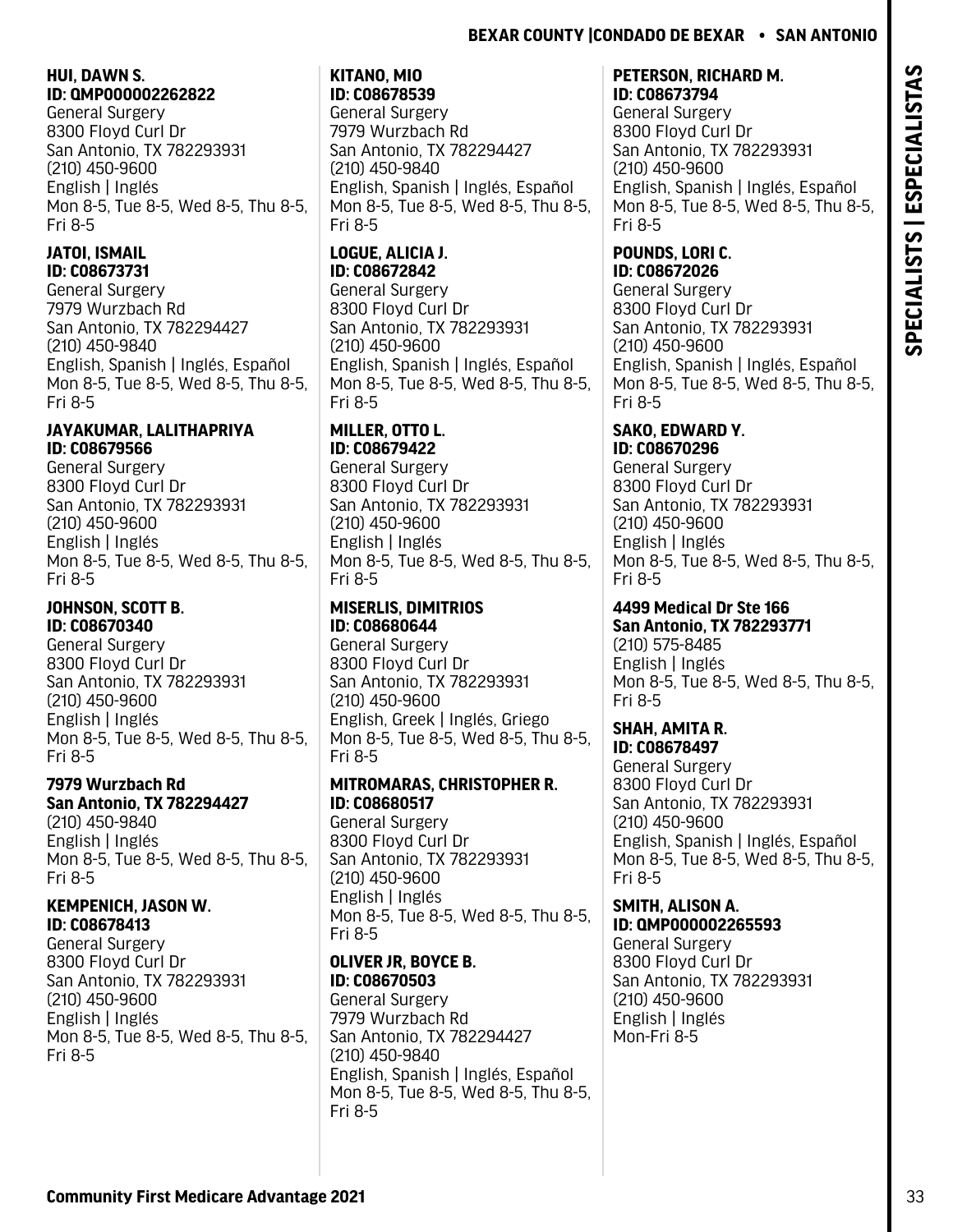**HUI, DAWN S.**
**ID: QMP000002262822**
General Surgery
8300 Floyd Curl Dr
San Antonio, TX 782293931
(210) 450-9600
English | Inglés
Mon 8-5, Tue 8-5, Wed 8-5, Thu 8-5, Fri 8-5

**JATOI, ISMAIL**
**ID: C08673731**
General Surgery
7979 Wurzbach Rd
San Antonio, TX 782294427
(210) 450-9840
English, Spanish | Inglés, Español
Mon 8-5, Tue 8-5, Wed 8-5, Thu 8-5, Fri 8-5

**JAYAKUMAR, LALITHAPRIYA**
**ID: C08679566**
General Surgery
8300 Floyd Curl Dr
San Antonio, TX 782293931
(210) 450-9600
English | Inglés
Mon 8-5, Tue 8-5, Wed 8-5, Thu 8-5, Fri 8-5

**JOHNSON, SCOTT B.**
**ID: C08670340**
General Surgery
8300 Floyd Curl Dr
San Antonio, TX 782293931
(210) 450-9600
English | Inglés
Mon 8-5, Tue 8-5, Wed 8-5, Thu 8-5, Fri 8-5

**7979 Wurzbach Rd**
**San Antonio, TX 782294427**
(210) 450-9840
English | Inglés
Mon 8-5, Tue 8-5, Wed 8-5, Thu 8-5, Fri 8-5

**KEMPENICH, JASON W.**
**ID: C08678413**
General Surgery
8300 Floyd Curl Dr
San Antonio, TX 782293931
(210) 450-9600
English | Inglés
Mon 8-5, Tue 8-5, Wed 8-5, Thu 8-5, Fri 8-5

**KITANO, MIO**
**ID: C08678539**
General Surgery
7979 Wurzbach Rd
San Antonio, TX 782294427
(210) 450-9840
English, Spanish | Inglés, Español
Mon 8-5, Tue 8-5, Wed 8-5, Thu 8-5, Fri 8-5

**LOGUE, ALICIA J.**
**ID: C08672842**
General Surgery
8300 Floyd Curl Dr
San Antonio, TX 782293931
(210) 450-9600
English, Spanish | Inglés, Español
Mon 8-5, Tue 8-5, Wed 8-5, Thu 8-5, Fri 8-5

**MILLER, OTTO L.**
**ID: C08679422**
General Surgery
8300 Floyd Curl Dr
San Antonio, TX 782293931
(210) 450-9600
English | Inglés
Mon 8-5, Tue 8-5, Wed 8-5, Thu 8-5, Fri 8-5

**MISERLIS, DIMITRIOS**
**ID: C08680644**
General Surgery
8300 Floyd Curl Dr
San Antonio, TX 782293931
(210) 450-9600
English, Greek | Inglés, Griego
Mon 8-5, Tue 8-5, Wed 8-5, Thu 8-5, Fri 8-5

**MITROMARAS, CHRISTOPHER R.**
**ID: C08680517**
General Surgery
8300 Floyd Curl Dr
San Antonio, TX 782293931
(210) 450-9600
English | Inglés
Mon 8-5, Tue 8-5, Wed 8-5, Thu 8-5, Fri 8-5

**OLIVER JR, BOYCE B.**
**ID: C08670503**
General Surgery
7979 Wurzbach Rd
San Antonio, TX 782294427
(210) 450-9840
English, Spanish | Inglés, Español
Mon 8-5, Tue 8-5, Wed 8-5, Thu 8-5, Fri 8-5

**PETERSON, RICHARD M.**
**ID: C08673794**
General Surgery
8300 Floyd Curl Dr
San Antonio, TX 782293931
(210) 450-9600
English, Spanish | Inglés, Español
Mon 8-5, Tue 8-5, Wed 8-5, Thu 8-5, Fri 8-5

**POUNDS, LORI C.**
**ID: C08672026**
General Surgery
8300 Floyd Curl Dr
San Antonio, TX 782293931
(210) 450-9600
English, Spanish | Inglés, Español
Mon 8-5, Tue 8-5, Wed 8-5, Thu 8-5, Fri 8-5

**SAKO, EDWARD Y.**
**ID: C08670296**
General Surgery
8300 Floyd Curl Dr
San Antonio, TX 782293931
(210) 450-9600
English | Inglés
Mon 8-5, Tue 8-5, Wed 8-5, Thu 8-5, Fri 8-5

**4499 Medical Dr Ste 166**
**San Antonio, TX 782293771**
(210) 575-8485
English | Inglés
Mon 8-5, Tue 8-5, Wed 8-5, Thu 8-5, Fri 8-5

**SHAH, AMITA R.**
**ID: C08678497**
General Surgery
8300 Floyd Curl Dr
San Antonio, TX 782293931
(210) 450-9600
English, Spanish | Inglés, Español
Mon 8-5, Tue 8-5, Wed 8-5, Thu 8-5, Fri 8-5

**SMITH, ALISON A.**
**ID: QMP000002265593**
General Surgery
8300 Floyd Curl Dr
San Antonio, TX 782293931
(210) 450-9600
English | Inglés
Mon-Fri 8-5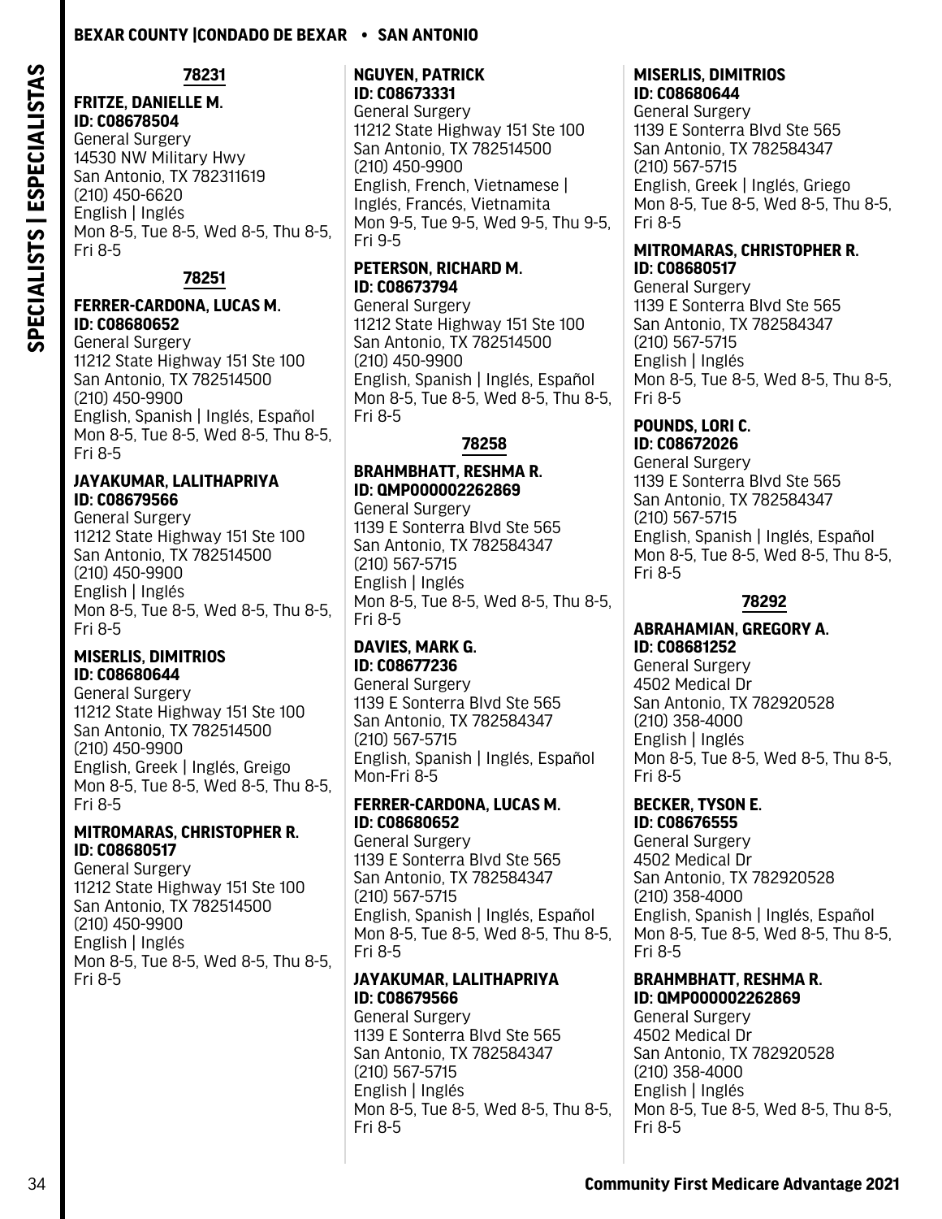## 78231

**FRITZE, DANIELLE M.**
**ID: C08678504**
General Surgery
14530 NW Military Hwy
San Antonio, TX 782311619
(210) 450-6620
English | Inglés
Mon 8-5, Tue 8-5, Wed 8-5, Thu 8-5, Fri 8-5

## 78251

**FERRER-CARDONA, LUCAS M.**
**ID: C08680652**
General Surgery
11212 State Highway 151 Ste 100
San Antonio, TX 782514500
(210) 450-9900
English, Spanish | Inglés, Español
Mon 8-5, Tue 8-5, Wed 8-5, Thu 8-5, Fri 8-5

**JAYAKUMAR, LALITHAPRIYA**
**ID: C08679566**
General Surgery
11212 State Highway 151 Ste 100
San Antonio, TX 782514500
(210) 450-9900
English | Inglés
Mon 8-5, Tue 8-5, Wed 8-5, Thu 8-5, Fri 8-5

**MISERLIS, DIMITRIOS**
**ID: C08680644**
General Surgery
11212 State Highway 151 Ste 100
San Antonio, TX 782514500
(210) 450-9900
English, Greek | Inglés, Greigo
Mon 8-5, Tue 8-5, Wed 8-5, Thu 8-5, Fri 8-5

**MITROMARAS, CHRISTOPHER R.**
**ID: C08680517**
General Surgery
11212 State Highway 151 Ste 100
San Antonio, TX 782514500
(210) 450-9900
English | Inglés
Mon 8-5, Tue 8-5, Wed 8-5, Thu 8-5, Fri 8-5

**NGUYEN, PATRICK**
**ID: C08673331**
General Surgery
11212 State Highway 151 Ste 100
San Antonio, TX 782514500
(210) 450-9900
English, French, Vietnamese | Inglés, Francés, Vietnamita
Mon 9-5, Tue 9-5, Wed 9-5, Thu 9-5, Fri 9-5

**PETERSON, RICHARD M.**
**ID: C08673794**
General Surgery
11212 State Highway 151 Ste 100
San Antonio, TX 782514500
(210) 450-9900
English, Spanish | Inglés, Español
Mon 8-5, Tue 8-5, Wed 8-5, Thu 8-5, Fri 8-5

## 78258

**BRAHMBHATT, RESHMA R.**
**ID: QMP000002262869**
General Surgery
1139 E Sonterra Blvd Ste 565
San Antonio, TX 782584347
(210) 567-5715
English | Inglés
Mon 8-5, Tue 8-5, Wed 8-5, Thu 8-5, Fri 8-5

**DAVIES, MARK G.**
**ID: C08677236**
General Surgery
1139 E Sonterra Blvd Ste 565
San Antonio, TX 782584347
(210) 567-5715
English, Spanish | Inglés, Español
Mon-Fri 8-5

**FERRER-CARDONA, LUCAS M.**
**ID: C08680652**
General Surgery
1139 E Sonterra Blvd Ste 565
San Antonio, TX 782584347
(210) 567-5715
English, Spanish | Inglés, Español
Mon 8-5, Tue 8-5, Wed 8-5, Thu 8-5, Fri 8-5

**JAYAKUMAR, LALITHAPRIYA**
**ID: C08679566**
General Surgery
1139 E Sonterra Blvd Ste 565
San Antonio, TX 782584347
(210) 567-5715
English | Inglés
Mon 8-5, Tue 8-5, Wed 8-5, Thu 8-5, Fri 8-5

**MISERLIS, DIMITRIOS**
**ID: C08680644**
General Surgery
1139 E Sonterra Blvd Ste 565
San Antonio, TX 782584347
(210) 567-5715
English, Greek | Inglés, Griego
Mon 8-5, Tue 8-5, Wed 8-5, Thu 8-5, Fri 8-5

**MITROMARAS, CHRISTOPHER R.**
**ID: C08680517**
General Surgery
1139 E Sonterra Blvd Ste 565
San Antonio, TX 782584347
(210) 567-5715
English | Inglés
Mon 8-5, Tue 8-5, Wed 8-5, Thu 8-5, Fri 8-5

**POUNDS, LORI C.**
**ID: C08672026**
General Surgery
1139 E Sonterra Blvd Ste 565
San Antonio, TX 782584347
(210) 567-5715
English, Spanish | Inglés, Español
Mon 8-5, Tue 8-5, Wed 8-5, Thu 8-5, Fri 8-5

## 78292

**ABRAHAMIAN, GREGORY A.**
**ID: C08681252**
General Surgery
4502 Medical Dr
San Antonio, TX 782920528
(210) 358-4000
English | Inglés
Mon 8-5, Tue 8-5, Wed 8-5, Thu 8-5, Fri 8-5

**BECKER, TYSON E.**
**ID: C08676555**
General Surgery
4502 Medical Dr
San Antonio, TX 782920528
(210) 358-4000
English, Spanish | Inglés, Español
Mon 8-5, Tue 8-5, Wed 8-5, Thu 8-5, Fri 8-5

**BRAHMBHATT, RESHMA R.**
**ID: QMP000002262869**
General Surgery
4502 Medical Dr
San Antonio, TX 782920528
(210) 358-4000
English | Inglés
Mon 8-5, Tue 8-5, Wed 8-5, Thu 8-5, Fri 8-5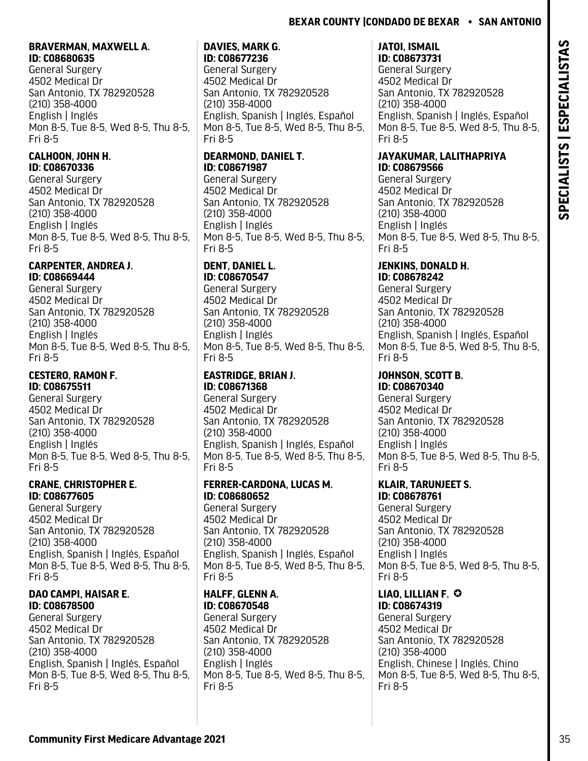**BRAVERMAN, MAXWELL A.**
**ID: C08680635**
General Surgery
4502 Medical Dr
San Antonio, TX 782920528
(210) 358-4000
English | Inglés
Mon 8-5, Tue 8-5, Wed 8-5, Thu 8-5, Fri 8-5

**CALHOON, JOHN H.**
**ID: C08670336**
General Surgery
4502 Medical Dr
San Antonio, TX 782920528
(210) 358-4000
English | Inglés
Mon 8-5, Tue 8-5, Wed 8-5, Thu 8-5, Fri 8-5

**CARPENTER, ANDREA J.**
**ID: C08669444**
General Surgery
4502 Medical Dr
San Antonio, TX 782920528
(210) 358-4000
English | Inglés
Mon 8-5, Tue 8-5, Wed 8-5, Thu 8-5, Fri 8-5

**CESTERO, RAMON F.**
**ID: C08675511**
General Surgery
4502 Medical Dr
San Antonio, TX 782920528
(210) 358-4000
English | Inglés
Mon 8-5, Tue 8-5, Wed 8-5, Thu 8-5, Fri 8-5

**CRANE, CHRISTOPHER E.**
**ID: C08677605**
General Surgery
4502 Medical Dr
San Antonio, TX 782920528
(210) 358-4000
English, Spanish | Inglés, Español
Mon 8-5, Tue 8-5, Wed 8-5, Thu 8-5, Fri 8-5

**DAO CAMPI, HAISAR E.**
**ID: C08678500**
General Surgery
4502 Medical Dr
San Antonio, TX 782920528
(210) 358-4000
English, Spanish | Inglés, Español
Mon 8-5, Tue 8-5, Wed 8-5, Thu 8-5, Fri 8-5

**DAVIES, MARK G.**
**ID: C08677236**
General Surgery
4502 Medical Dr
San Antonio, TX 782920528
(210) 358-4000
English, Spanish | Inglés, Español
Mon 8-5, Tue 8-5, Wed 8-5, Thu 8-5, Fri 8-5

**DEARMOND, DANIEL T.**
**ID: C08671987**
General Surgery
4502 Medical Dr
San Antonio, TX 782920528
(210) 358-4000
English | Inglés
Mon 8-5, Tue 8-5, Wed 8-5, Thu 8-5, Fri 8-5

**DENT, DANIEL L.**
**ID: C08670547**
General Surgery
4502 Medical Dr
San Antonio, TX 782920528
(210) 358-4000
English | Inglés
Mon 8-5, Tue 8-5, Wed 8-5, Thu 8-5, Fri 8-5

**EASTRIDGE, BRIAN J.**
**ID: C08671368**
General Surgery
4502 Medical Dr
San Antonio, TX 782920528
(210) 358-4000
English, Spanish | Inglés, Español
Mon 8-5, Tue 8-5, Wed 8-5, Thu 8-5, Fri 8-5

**FERRER-CARDONA, LUCAS M.**
**ID: C08680652**
General Surgery
4502 Medical Dr
San Antonio, TX 782920528
(210) 358-4000
English, Spanish | Inglés, Español
Mon 8-5, Tue 8-5, Wed 8-5, Thu 8-5, Fri 8-5

**HALFF, GLENN A.**
**ID: C08670548**
General Surgery
4502 Medical Dr
San Antonio, TX 782920528
(210) 358-4000
English | Inglés
Mon 8-5, Tue 8-5, Wed 8-5, Thu 8-5, Fri 8-5

**JATOI, ISMAIL**
**ID: C08673731**
General Surgery
4502 Medical Dr
San Antonio, TX 782920528
(210) 358-4000
English, Spanish | Inglés, Español
Mon 8-5, Tue 8-5, Wed 8-5, Thu 8-5, Fri 8-5

**JAYAKUMAR, LALITHAPRIYA**
**ID: C08679566**
General Surgery
4502 Medical Dr
San Antonio, TX 782920528
(210) 358-4000
English | Inglés
Mon 8-5, Tue 8-5, Wed 8-5, Thu 8-5, Fri 8-5

**JENKINS, DONALD H.**
**ID: C08678242**
General Surgery
4502 Medical Dr
San Antonio, TX 782920528
(210) 358-4000
English, Spanish | Inglés, Español
Mon 8-5, Tue 8-5, Wed 8-5, Thu 8-5, Fri 8-5

**JOHNSON, SCOTT B.**
**ID: C08670340**
General Surgery
4502 Medical Dr
San Antonio, TX 782920528
(210) 358-4000
English | Inglés
Mon 8-5, Tue 8-5, Wed 8-5, Thu 8-5, Fri 8-5

**KLAIR, TARUNJEET S.**
**ID: C08678761**
General Surgery
4502 Medical Dr
San Antonio, TX 782920528
(210) 358-4000
English | Inglés
Mon 8-5, Tue 8-5, Wed 8-5, Thu 8-5, Fri 8-5

**LIAO, LILLIAN F.** ✪
**ID: C08674319**
General Surgery
4502 Medical Dr
San Antonio, TX 782920528
(210) 358-4000
English, Chinese | Inglés, Chino
Mon 8-5, Tue 8-5, Wed 8-5, Thu 8-5, Fri 8-5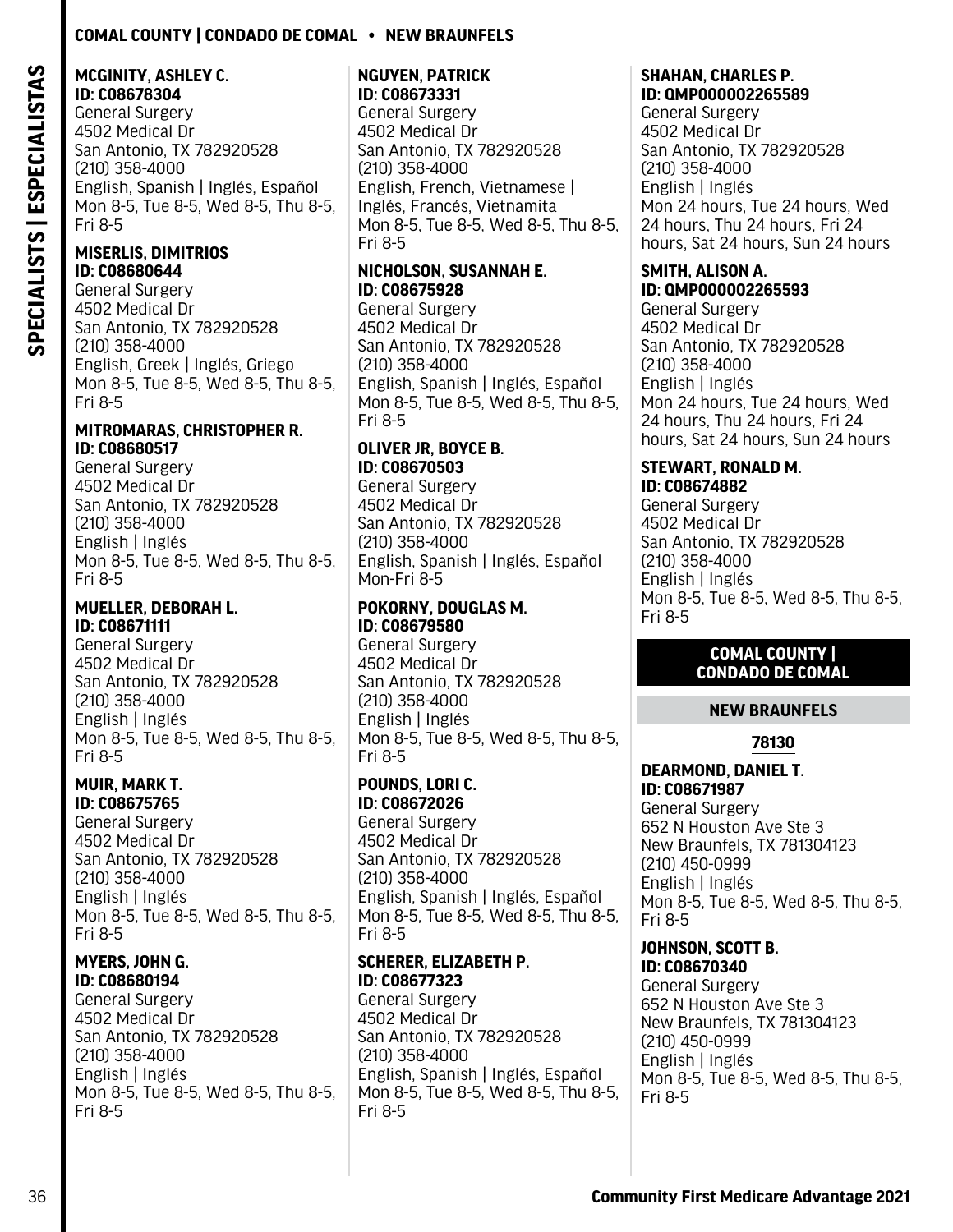**MCGINITY, ASHLEY C.**
**ID: C08678304**
General Surgery
4502 Medical Dr
San Antonio, TX 782920528
(210) 358-4000
English, Spanish | Inglés, Español
Mon 8-5, Tue 8-5, Wed 8-5, Thu 8-5, Fri 8-5

**MISERLIS, DIMITRIOS**
**ID: C08680644**
General Surgery
4502 Medical Dr
San Antonio, TX 782920528
(210) 358-4000
English, Greek | Inglés, Griego
Mon 8-5, Tue 8-5, Wed 8-5, Thu 8-5, Fri 8-5

**MITROMARAS, CHRISTOPHER R.**
**ID: C08680517**
General Surgery
4502 Medical Dr
San Antonio, TX 782920528
(210) 358-4000
English | Inglés
Mon 8-5, Tue 8-5, Wed 8-5, Thu 8-5, Fri 8-5

**MUELLER, DEBORAH L.**
**ID: C08671111**
General Surgery
4502 Medical Dr
San Antonio, TX 782920528
(210) 358-4000
English | Inglés
Mon 8-5, Tue 8-5, Wed 8-5, Thu 8-5, Fri 8-5

**MUIR, MARK T.**
**ID: C08675765**
General Surgery
4502 Medical Dr
San Antonio, TX 782920528
(210) 358-4000
English | Inglés
Mon 8-5, Tue 8-5, Wed 8-5, Thu 8-5, Fri 8-5

**MYERS, JOHN G.**
**ID: C08680194**
General Surgery
4502 Medical Dr
San Antonio, TX 782920528
(210) 358-4000
English | Inglés
Mon 8-5, Tue 8-5, Wed 8-5, Thu 8-5, Fri 8-5

**NGUYEN, PATRICK**
**ID: C08673331**
General Surgery
4502 Medical Dr
San Antonio, TX 782920528
(210) 358-4000
English, French, Vietnamese | Inglés, Francés, Vietnamita
Mon 8-5, Tue 8-5, Wed 8-5, Thu 8-5, Fri 8-5

**NICHOLSON, SUSANNAH E.**
**ID: C08675928**
General Surgery
4502 Medical Dr
San Antonio, TX 782920528
(210) 358-4000
English, Spanish | Inglés, Español
Mon 8-5, Tue 8-5, Wed 8-5, Thu 8-5, Fri 8-5

**OLIVER JR, BOYCE B.**
**ID: C08670503**
General Surgery
4502 Medical Dr
San Antonio, TX 782920528
(210) 358-4000
English, Spanish | Inglés, Español
Mon-Fri 8-5

**POKORNY, DOUGLAS M.**
**ID: C08679580**
General Surgery
4502 Medical Dr
San Antonio, TX 782920528
(210) 358-4000
English | Inglés
Mon 8-5, Tue 8-5, Wed 8-5, Thu 8-5, Fri 8-5

**POUNDS, LORI C.**
**ID: C08672026**
General Surgery
4502 Medical Dr
San Antonio, TX 782920528
(210) 358-4000
English, Spanish | Inglés, Español
Mon 8-5, Tue 8-5, Wed 8-5, Thu 8-5, Fri 8-5

**SCHERER, ELIZABETH P.**
**ID: C08677323**
General Surgery
4502 Medical Dr
San Antonio, TX 782920528
(210) 358-4000
English, Spanish | Inglés, Español
Mon 8-5, Tue 8-5, Wed 8-5, Thu 8-5, Fri 8-5

**SHAHAN, CHARLES P.**
**ID: QMP000002265589**
General Surgery
4502 Medical Dr
San Antonio, TX 782920528
(210) 358-4000
English | Inglés
Mon 24 hours, Tue 24 hours, Wed 24 hours, Thu 24 hours, Fri 24 hours, Sat 24 hours, Sun 24 hours

**SMITH, ALISON A.**
**ID: QMP000002265593**
General Surgery
4502 Medical Dr
San Antonio, TX 782920528
(210) 358-4000
English | Inglés
Mon 24 hours, Tue 24 hours, Wed 24 hours, Thu 24 hours, Fri 24 hours, Sat 24 hours, Sun 24 hours

**STEWART, RONALD M.**
**ID: C08674882**
General Surgery
4502 Medical Dr
San Antonio, TX 782920528
(210) 358-4000
English | Inglés
Mon 8-5, Tue 8-5, Wed 8-5, Thu 8-5, Fri 8-5

## COMAL COUNTY | CONDADO DE COMAL

### NEW BRAUNFELS

#### 78130

**DEARMOND, DANIEL T.**
**ID: C08671987**
General Surgery
652 N Houston Ave Ste 3
New Braunfels, TX 781304123
(210) 450-0999
English | Inglés
Mon 8-5, Tue 8-5, Wed 8-5, Thu 8-5, Fri 8-5

**JOHNSON, SCOTT B.**
**ID: C08670340**
General Surgery
652 N Houston Ave Ste 3
New Braunfels, TX 781304123
(210) 450-0999
English | Inglés
Mon 8-5, Tue 8-5, Wed 8-5, Thu 8-5, Fri 8-5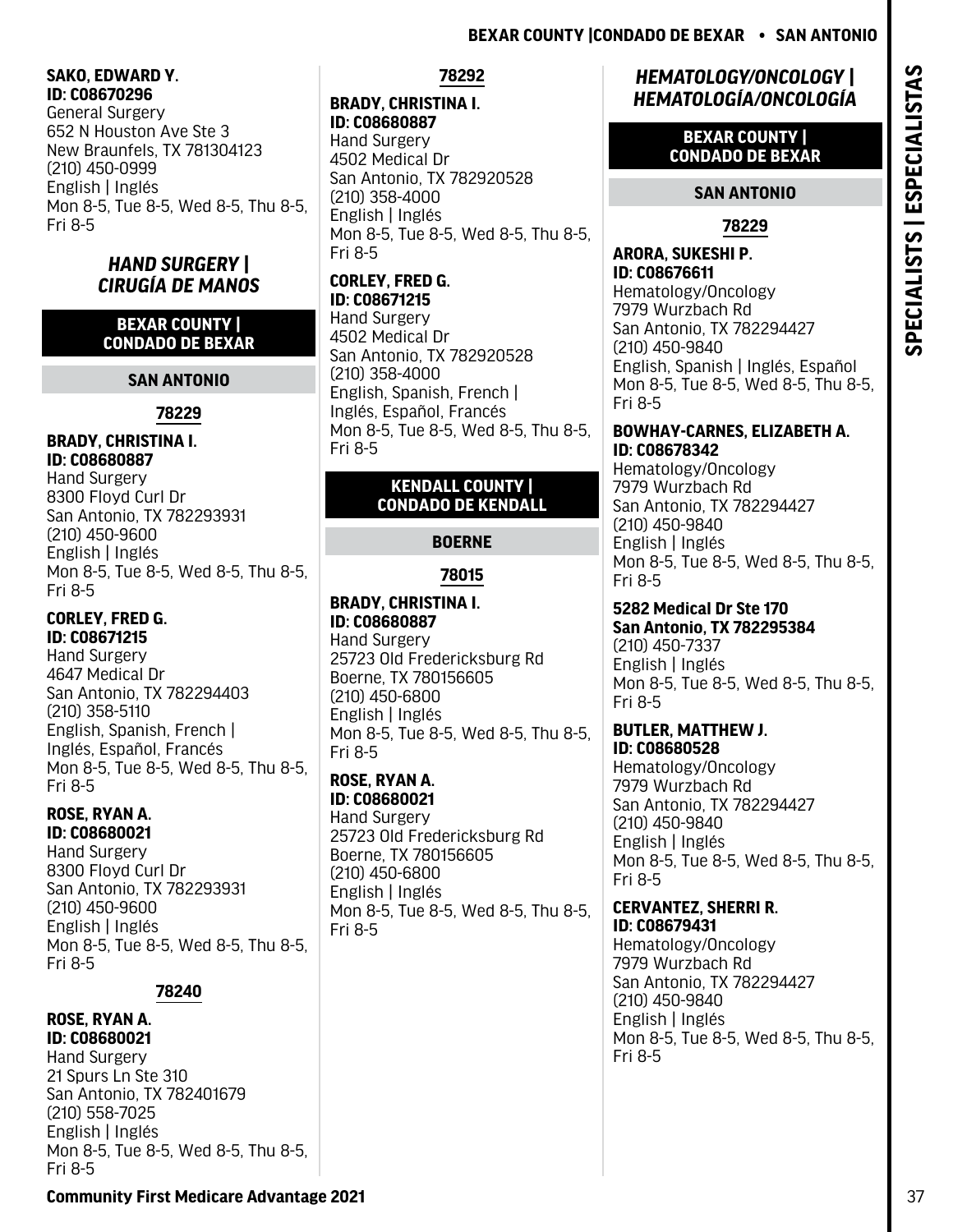**SAKO, EDWARD Y.**
**ID: C08670296**
General Surgery
652 N Houston Ave Ste 3
New Braunfels, TX 781304123
(210) 450-0999
English | Inglés
Mon 8-5, Tue 8-5, Wed 8-5, Thu 8-5, Fri 8-5

## *HAND SURGERY | CIRUGÍA DE MANOS*

### BEXAR COUNTY | CONDADO DE BEXAR

#### SAN ANTONIO

##### 78229

**BRADY, CHRISTINA I.**
**ID: C08680887**
Hand Surgery
8300 Floyd Curl Dr
San Antonio, TX 782293931
(210) 450-9600
English | Inglés
Mon 8-5, Tue 8-5, Wed 8-5, Thu 8-5, Fri 8-5

**CORLEY, FRED G.**
**ID: C08671215**
Hand Surgery
4647 Medical Dr
San Antonio, TX 782294403
(210) 358-5110
English, Spanish, French | Inglés, Español, Francés
Mon 8-5, Tue 8-5, Wed 8-5, Thu 8-5, Fri 8-5

**ROSE, RYAN A.**
**ID: C08680021**
Hand Surgery
8300 Floyd Curl Dr
San Antonio, TX 782293931
(210) 450-9600
English | Inglés
Mon 8-5, Tue 8-5, Wed 8-5, Thu 8-5, Fri 8-5

##### 78240

**ROSE, RYAN A.**
**ID: C08680021**
Hand Surgery
21 Spurs Ln Ste 310
San Antonio, TX 782401679
(210) 558-7025
English | Inglés
Mon 8-5, Tue 8-5, Wed 8-5, Thu 8-5, Fri 8-5

##### 78292

**BRADY, CHRISTINA I.**
**ID: C08680887**
Hand Surgery
4502 Medical Dr
San Antonio, TX 782920528
(210) 358-4000
English | Inglés
Mon 8-5, Tue 8-5, Wed 8-5, Thu 8-5, Fri 8-5

**CORLEY, FRED G.**
**ID: C08671215**
Hand Surgery
4502 Medical Dr
San Antonio, TX 782920528
(210) 358-4000
English, Spanish, French | Inglés, Español, Francés
Mon 8-5, Tue 8-5, Wed 8-5, Thu 8-5, Fri 8-5

### KENDALL COUNTY | CONDADO DE KENDALL

#### BOERNE

##### 78015

**BRADY, CHRISTINA I.**
**ID: C08680887**
Hand Surgery
25723 Old Fredericksburg Rd
Boerne, TX 780156605
(210) 450-6800
English | Inglés
Mon 8-5, Tue 8-5, Wed 8-5, Thu 8-5, Fri 8-5

**ROSE, RYAN A.**
**ID: C08680021**
Hand Surgery
25723 Old Fredericksburg Rd
Boerne, TX 780156605
(210) 450-6800
English | Inglés
Mon 8-5, Tue 8-5, Wed 8-5, Thu 8-5, Fri 8-5

## *HEMATOLOGY/ONCOLOGY | HEMATOLOGÍA/ONCOLOGÍA*

### BEXAR COUNTY | CONDADO DE BEXAR

#### SAN ANTONIO

##### 78229

**ARORA, SUKESHI P.**
**ID: C08676611**
Hematology/Oncology
7979 Wurzbach Rd
San Antonio, TX 782294427
(210) 450-9840
English, Spanish | Inglés, Español
Mon 8-5, Tue 8-5, Wed 8-5, Thu 8-5, Fri 8-5

**BOWHAY-CARNES, ELIZABETH A.**
**ID: C08678342**
Hematology/Oncology
7979 Wurzbach Rd
San Antonio, TX 782294427
(210) 450-9840
English | Inglés
Mon 8-5, Tue 8-5, Wed 8-5, Thu 8-5, Fri 8-5

**5282 Medical Dr Ste 170**
**San Antonio, TX 782295384**
(210) 450-7337
English | Inglés
Mon 8-5, Tue 8-5, Wed 8-5, Thu 8-5, Fri 8-5

**BUTLER, MATTHEW J.**
**ID: C08680528**
Hematology/Oncology
7979 Wurzbach Rd
San Antonio, TX 782294427
(210) 450-9840
English | Inglés
Mon 8-5, Tue 8-5, Wed 8-5, Thu 8-5, Fri 8-5

**CERVANTEZ, SHERRI R.**
**ID: C08679431**
Hematology/Oncology
7979 Wurzbach Rd
San Antonio, TX 782294427
(210) 450-9840
English | Inglés
Mon 8-5, Tue 8-5, Wed 8-5, Thu 8-5, Fri 8-5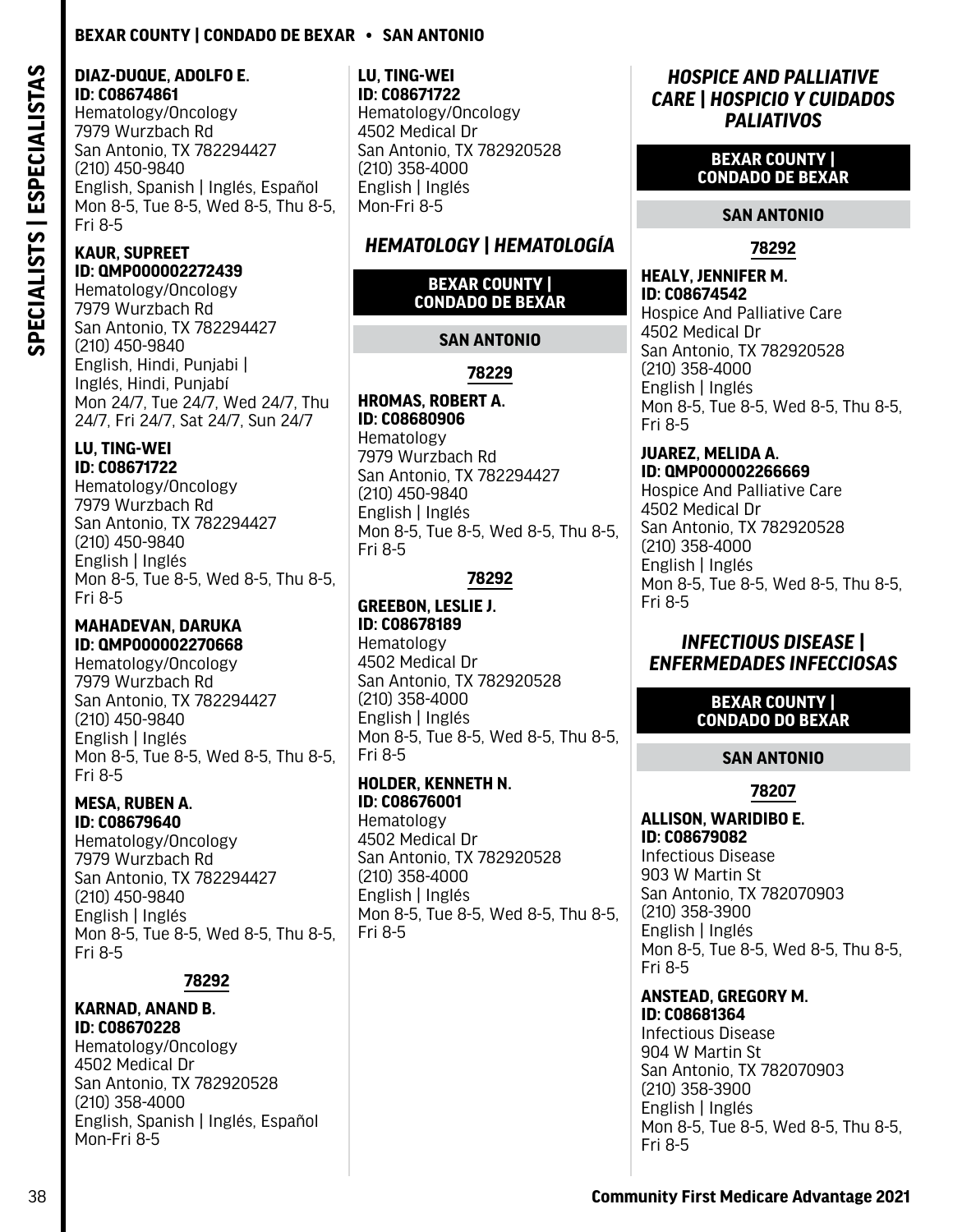**DIAZ-DUQUE, ADOLFO E.**
**ID: C08674861**
Hematology/Oncology
7979 Wurzbach Rd
San Antonio, TX 782294427
(210) 450-9840
English, Spanish | Inglés, Español
Mon 8-5, Tue 8-5, Wed 8-5, Thu 8-5, Fri 8-5

**KAUR, SUPREET**
**ID: QMP000002272439**
Hematology/Oncology
7979 Wurzbach Rd
San Antonio, TX 782294427
(210) 450-9840
English, Hindi, Punjabi | Inglés, Hindi, Punjabí
Mon 24/7, Tue 24/7, Wed 24/7, Thu 24/7, Fri 24/7, Sat 24/7, Sun 24/7

**LU, TING-WEI**
**ID: C08671722**
Hematology/Oncology
7979 Wurzbach Rd
San Antonio, TX 782294427
(210) 450-9840
English | Inglés
Mon 8-5, Tue 8-5, Wed 8-5, Thu 8-5, Fri 8-5

**MAHADEVAN, DARUKA**
**ID: QMP000002270668**
Hematology/Oncology
7979 Wurzbach Rd
San Antonio, TX 782294427
(210) 450-9840
English | Inglés
Mon 8-5, Tue 8-5, Wed 8-5, Thu 8-5, Fri 8-5

**MESA, RUBEN A.**
**ID: C08679640**
Hematology/Oncology
7979 Wurzbach Rd
San Antonio, TX 782294427
(210) 450-9840
English | Inglés
Mon 8-5, Tue 8-5, Wed 8-5, Thu 8-5, Fri 8-5

#### 78292

**KARNAD, ANAND B.**
**ID: C08670228**
Hematology/Oncology
4502 Medical Dr
San Antonio, TX 782920528
(210) 358-4000
English, Spanish | Inglés, Español
Mon-Fri 8-5

**LU, TING-WEI**
**ID: C08671722**
Hematology/Oncology
4502 Medical Dr
San Antonio, TX 782920528
(210) 358-4000
English | Inglés
Mon-Fri 8-5

## *HEMATOLOGY | HEMATOLOGÍA*

### BEXAR COUNTY | CONDADO DE BEXAR

### SAN ANTONIO

#### 78229

**HROMAS, ROBERT A.**
**ID: C08680906**
Hematology
7979 Wurzbach Rd
San Antonio, TX 782294427
(210) 450-9840
English | Inglés
Mon 8-5, Tue 8-5, Wed 8-5, Thu 8-5, Fri 8-5

#### 78292

**GREEBON, LESLIE J.**
**ID: C08678189**
Hematology
4502 Medical Dr
San Antonio, TX 782920528
(210) 358-4000
English | Inglés
Mon 8-5, Tue 8-5, Wed 8-5, Thu 8-5, Fri 8-5

**HOLDER, KENNETH N.**
**ID: C08676001**
Hematology
4502 Medical Dr
San Antonio, TX 782920528
(210) 358-4000
English | Inglés
Mon 8-5, Tue 8-5, Wed 8-5, Thu 8-5, Fri 8-5

## *HOSPICE AND PALLIATIVE CARE | HOSPICIO Y CUIDADOS PALIATIVOS*

### BEXAR COUNTY | CONDADO DE BEXAR

### SAN ANTONIO

#### 78292

**HEALY, JENNIFER M.**
**ID: C08674542**
Hospice And Palliative Care
4502 Medical Dr
San Antonio, TX 782920528
(210) 358-4000
English | Inglés
Mon 8-5, Tue 8-5, Wed 8-5, Thu 8-5, Fri 8-5

**JUAREZ, MELIDA A.**
**ID: QMP000002266669**
Hospice And Palliative Care
4502 Medical Dr
San Antonio, TX 782920528
(210) 358-4000
English | Inglés
Mon 8-5, Tue 8-5, Wed 8-5, Thu 8-5, Fri 8-5

## *INFECTIOUS DISEASE | ENFERMEDADES INFECCIOSAS*

### BEXAR COUNTY | CONDADO DO BEXAR

### SAN ANTONIO

#### 78207

**ALLISON, WARIDIBO E.**
**ID: C08679082**
Infectious Disease
903 W Martin St
San Antonio, TX 782070903
(210) 358-3900
English | Inglés
Mon 8-5, Tue 8-5, Wed 8-5, Thu 8-5, Fri 8-5

**ANSTEAD, GREGORY M.**
**ID: C08681364**
Infectious Disease
904 W Martin St
San Antonio, TX 782070903
(210) 358-3900
English | Inglés
Mon 8-5, Tue 8-5, Wed 8-5, Thu 8-5, Fri 8-5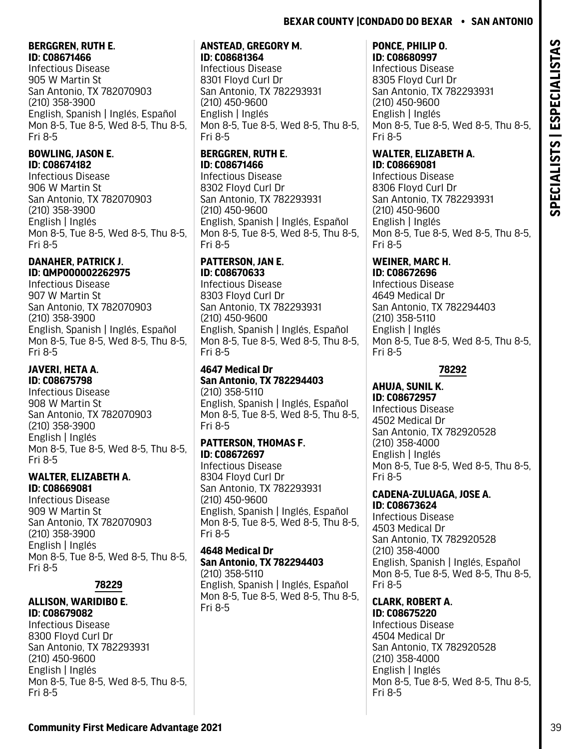**BERGGREN, RUTH E.**
**ID: C08671466**
Infectious Disease
905 W Martin St
San Antonio, TX 782070903
(210) 358-3900
English, Spanish | Inglés, Español
Mon 8-5, Tue 8-5, Wed 8-5, Thu 8-5, Fri 8-5

**BOWLING, JASON E.**
**ID: C08674182**
Infectious Disease
906 W Martin St
San Antonio, TX 782070903
(210) 358-3900
English | Inglés
Mon 8-5, Tue 8-5, Wed 8-5, Thu 8-5, Fri 8-5

**DANAHER, PATRICK J.**
**ID: QMP000002262975**
Infectious Disease
907 W Martin St
San Antonio, TX 782070903
(210) 358-3900
English, Spanish | Inglés, Español
Mon 8-5, Tue 8-5, Wed 8-5, Thu 8-5, Fri 8-5

**JAVERI, HETA A.**
**ID: C08675798**
Infectious Disease
908 W Martin St
San Antonio, TX 782070903
(210) 358-3900
English | Inglés
Mon 8-5, Tue 8-5, Wed 8-5, Thu 8-5, Fri 8-5

**WALTER, ELIZABETH A.**
**ID: C08669081**
Infectious Disease
909 W Martin St
San Antonio, TX 782070903
(210) 358-3900
English | Inglés
Mon 8-5, Tue 8-5, Wed 8-5, Thu 8-5, Fri 8-5

## 78229

**ALLISON, WARIDIBO E.**
**ID: C08679082**
Infectious Disease
8300 Floyd Curl Dr
San Antonio, TX 782293931
(210) 450-9600
English | Inglés
Mon 8-5, Tue 8-5, Wed 8-5, Thu 8-5, Fri 8-5

**ANSTEAD, GREGORY M.**
**ID: C08681364**
Infectious Disease
8301 Floyd Curl Dr
San Antonio, TX 782293931
(210) 450-9600
English | Inglés
Mon 8-5, Tue 8-5, Wed 8-5, Thu 8-5, Fri 8-5

**BERGGREN, RUTH E.**
**ID: C08671466**
Infectious Disease
8302 Floyd Curl Dr
San Antonio, TX 782293931
(210) 450-9600
English, Spanish | Inglés, Español
Mon 8-5, Tue 8-5, Wed 8-5, Thu 8-5, Fri 8-5

**PATTERSON, JAN E.**
**ID: C08670633**
Infectious Disease
8303 Floyd Curl Dr
San Antonio, TX 782293931
(210) 450-9600
English, Spanish | Inglés, Español
Mon 8-5, Tue 8-5, Wed 8-5, Thu 8-5, Fri 8-5

**4647 Medical Dr**
**San Antonio, TX 782294403**
(210) 358-5110
English, Spanish | Inglés, Español
Mon 8-5, Tue 8-5, Wed 8-5, Thu 8-5, Fri 8-5

**PATTERSON, THOMAS F.**
**ID: C08672697**
Infectious Disease
8304 Floyd Curl Dr
San Antonio, TX 782293931
(210) 450-9600
English, Spanish | Inglés, Español
Mon 8-5, Tue 8-5, Wed 8-5, Thu 8-5, Fri 8-5

**4648 Medical Dr**
**San Antonio, TX 782294403**
(210) 358-5110
English, Spanish | Inglés, Español
Mon 8-5, Tue 8-5, Wed 8-5, Thu 8-5, Fri 8-5

**PONCE, PHILIP O.**
**ID: C08680997**
Infectious Disease
8305 Floyd Curl Dr
San Antonio, TX 782293931
(210) 450-9600
English | Inglés
Mon 8-5, Tue 8-5, Wed 8-5, Thu 8-5, Fri 8-5

**WALTER, ELIZABETH A.**
**ID: C08669081**
Infectious Disease
8306 Floyd Curl Dr
San Antonio, TX 782293931
(210) 450-9600
English | Inglés
Mon 8-5, Tue 8-5, Wed 8-5, Thu 8-5, Fri 8-5

**WEINER, MARC H.**
**ID: C08672696**
Infectious Disease
4649 Medical Dr
San Antonio, TX 782294403
(210) 358-5110
English | Inglés
Mon 8-5, Tue 8-5, Wed 8-5, Thu 8-5, Fri 8-5

## 78292

**AHUJA, SUNIL K.**
**ID: C08672957**
Infectious Disease
4502 Medical Dr
San Antonio, TX 782920528
(210) 358-4000
English | Inglés
Mon 8-5, Tue 8-5, Wed 8-5, Thu 8-5, Fri 8-5

**CADENA-ZULUAGA, JOSE A.**
**ID: C08673624**
Infectious Disease
4503 Medical Dr
San Antonio, TX 782920528
(210) 358-4000
English, Spanish | Inglés, Español
Mon 8-5, Tue 8-5, Wed 8-5, Thu 8-5, Fri 8-5

**CLARK, ROBERT A.**
**ID: C08675220**
Infectious Disease
4504 Medical Dr
San Antonio, TX 782920528
(210) 358-4000
English | Inglés
Mon 8-5, Tue 8-5, Wed 8-5, Thu 8-5, Fri 8-5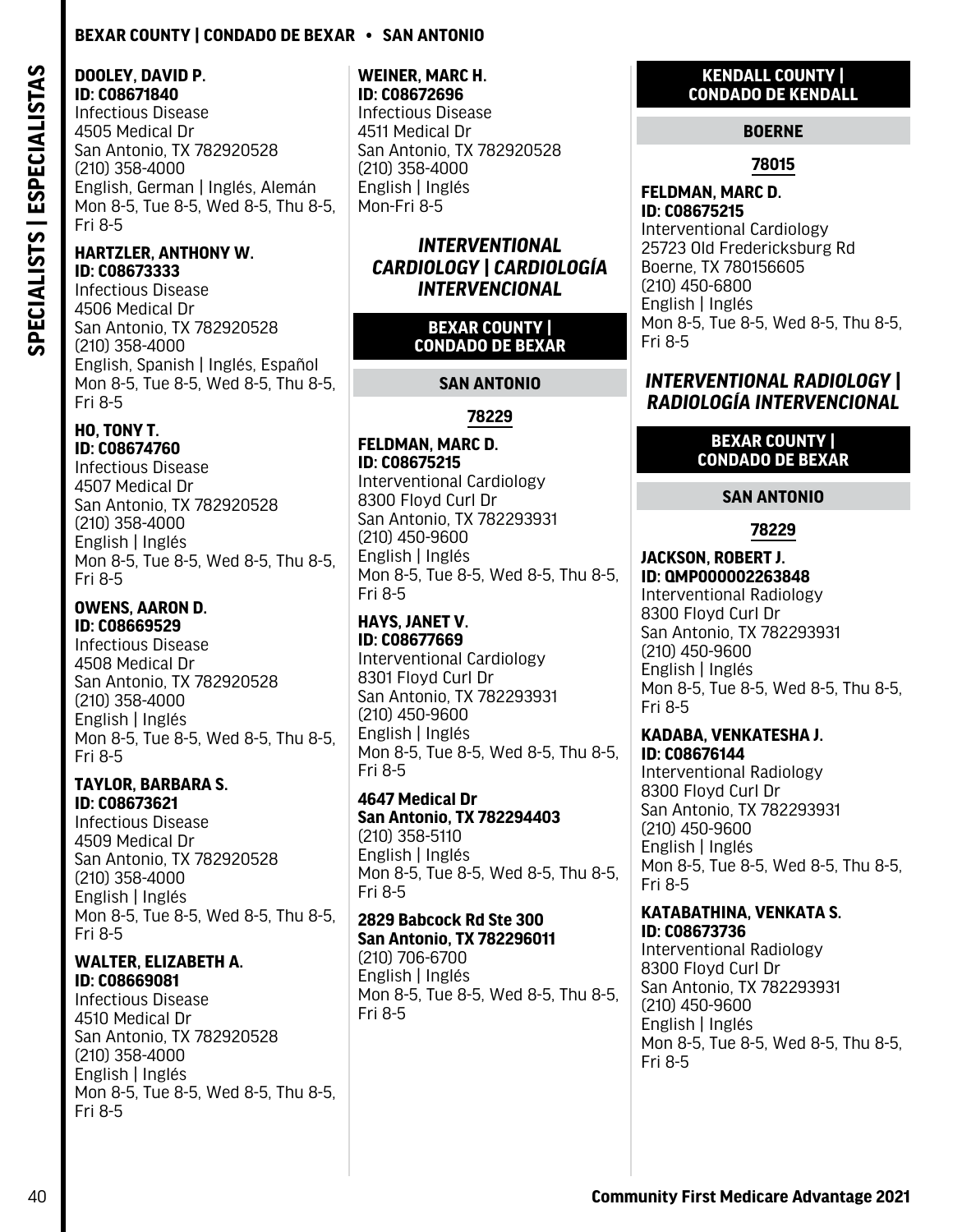**DOOLEY, DAVID P.**
**ID: C08671840**
Infectious Disease
4505 Medical Dr
San Antonio, TX 782920528
(210) 358-4000
English, German | Inglés, Alemán
Mon 8-5, Tue 8-5, Wed 8-5, Thu 8-5, Fri 8-5

**HARTZLER, ANTHONY W.**
**ID: C08673333**
Infectious Disease
4506 Medical Dr
San Antonio, TX 782920528
(210) 358-4000
English, Spanish | Inglés, Español
Mon 8-5, Tue 8-5, Wed 8-5, Thu 8-5, Fri 8-5

**HO, TONY T.**
**ID: C08674760**
Infectious Disease
4507 Medical Dr
San Antonio, TX 782920528
(210) 358-4000
English | Inglés
Mon 8-5, Tue 8-5, Wed 8-5, Thu 8-5, Fri 8-5

**OWENS, AARON D.**
**ID: C08669529**
Infectious Disease
4508 Medical Dr
San Antonio, TX 782920528
(210) 358-4000
English | Inglés
Mon 8-5, Tue 8-5, Wed 8-5, Thu 8-5, Fri 8-5

**TAYLOR, BARBARA S.**
**ID: C08673621**
Infectious Disease
4509 Medical Dr
San Antonio, TX 782920528
(210) 358-4000
English | Inglés
Mon 8-5, Tue 8-5, Wed 8-5, Thu 8-5, Fri 8-5

**WALTER, ELIZABETH A.**
**ID: C08669081**
Infectious Disease
4510 Medical Dr
San Antonio, TX 782920528
(210) 358-4000
English | Inglés
Mon 8-5, Tue 8-5, Wed 8-5, Thu 8-5, Fri 8-5

**WEINER, MARC H.**
**ID: C08672696**
Infectious Disease
4511 Medical Dr
San Antonio, TX 782920528
(210) 358-4000
English | Inglés
Mon-Fri 8-5

## *INTERVENTIONAL CARDIOLOGY | CARDIOLOGÍA INTERVENCIONAL*

### BEXAR COUNTY | CONDADO DE BEXAR

#### SAN ANTONIO

**78229**

**FELDMAN, MARC D.**
**ID: C08675215**
Interventional Cardiology
8300 Floyd Curl Dr
San Antonio, TX 782293931
(210) 450-9600
English | Inglés
Mon 8-5, Tue 8-5, Wed 8-5, Thu 8-5, Fri 8-5

**HAYS, JANET V.**
**ID: C08677669**
Interventional Cardiology
8301 Floyd Curl Dr
San Antonio, TX 782293931
(210) 450-9600
English | Inglés
Mon 8-5, Tue 8-5, Wed 8-5, Thu 8-5, Fri 8-5

**4647 Medical Dr**
**San Antonio, TX 782294403**
(210) 358-5110
English | Inglés
Mon 8-5, Tue 8-5, Wed 8-5, Thu 8-5, Fri 8-5

**2829 Babcock Rd Ste 300**
**San Antonio, TX 782296011**
(210) 706-6700
English | Inglés
Mon 8-5, Tue 8-5, Wed 8-5, Thu 8-5, Fri 8-5

### KENDALL COUNTY | CONDADO DE KENDALL

#### BOERNE

**78015**

**FELDMAN, MARC D.**
**ID: C08675215**
Interventional Cardiology
25723 Old Fredericksburg Rd
Boerne, TX 780156605
(210) 450-6800
English | Inglés
Mon 8-5, Tue 8-5, Wed 8-5, Thu 8-5, Fri 8-5

## *INTERVENTIONAL RADIOLOGY | RADIOLOGÍA INTERVENCIONAL*

### BEXAR COUNTY | CONDADO DE BEXAR

#### SAN ANTONIO

**78229**

**JACKSON, ROBERT J.**
**ID: QMP000002263848**
Interventional Radiology
8300 Floyd Curl Dr
San Antonio, TX 782293931
(210) 450-9600
English | Inglés
Mon 8-5, Tue 8-5, Wed 8-5, Thu 8-5, Fri 8-5

**KADABA, VENKATESHA J.**
**ID: C08676144**
Interventional Radiology
8300 Floyd Curl Dr
San Antonio, TX 782293931
(210) 450-9600
English | Inglés
Mon 8-5, Tue 8-5, Wed 8-5, Thu 8-5, Fri 8-5

**KATABATHINA, VENKATA S.**
**ID: C08673736**
Interventional Radiology
8300 Floyd Curl Dr
San Antonio, TX 782293931
(210) 450-9600
English | Inglés
Mon 8-5, Tue 8-5, Wed 8-5, Thu 8-5, Fri 8-5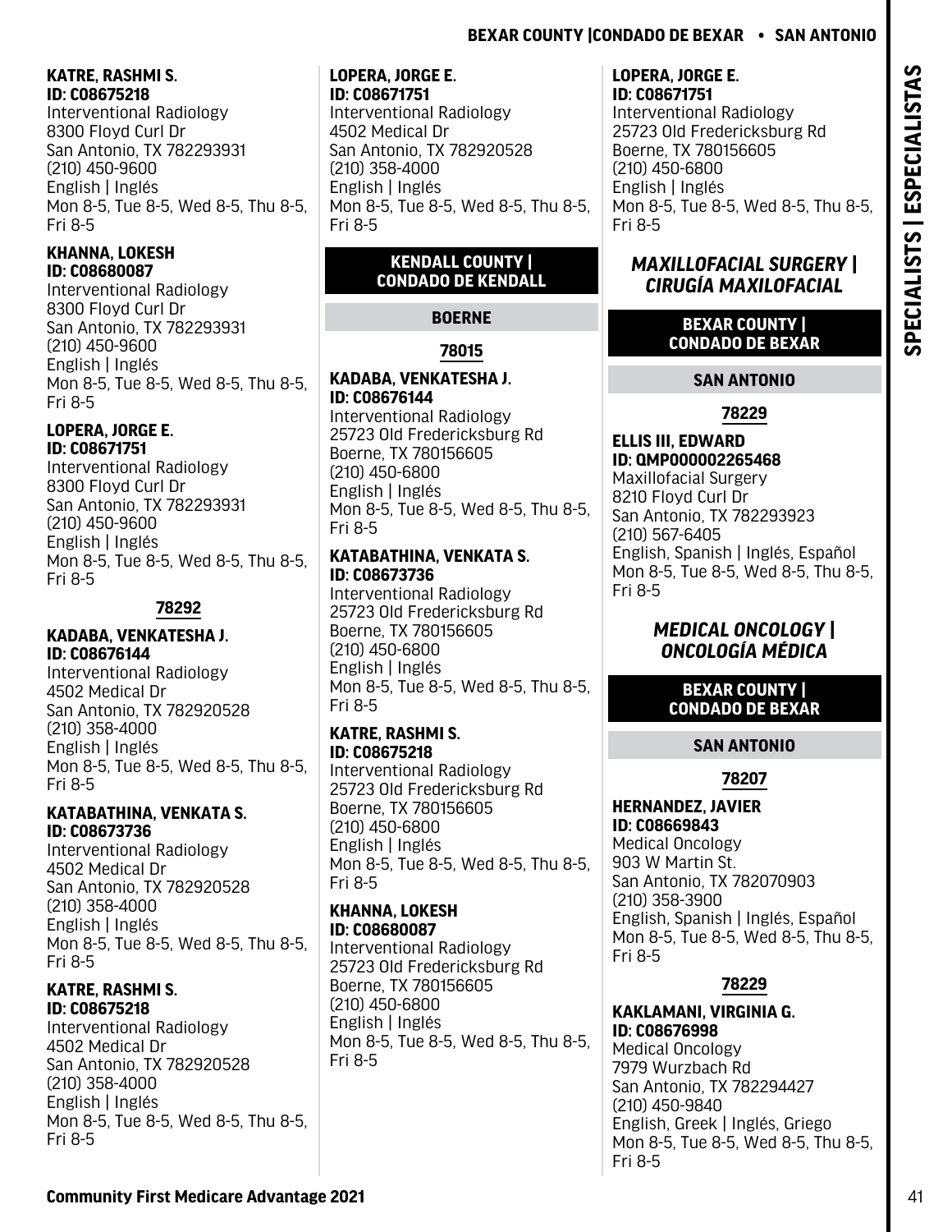**KATRE, RASHMI S.**
**ID: C08675218**
Interventional Radiology
8300 Floyd Curl Dr
San Antonio, TX 782293931
(210) 450-9600
English | Inglés
Mon 8-5, Tue 8-5, Wed 8-5, Thu 8-5, Fri 8-5

**KHANNA, LOKESH**
**ID: C08680087**
Interventional Radiology
8300 Floyd Curl Dr
San Antonio, TX 782293931
(210) 450-9600
English | Inglés
Mon 8-5, Tue 8-5, Wed 8-5, Thu 8-5, Fri 8-5

**LOPERA, JORGE E.**
**ID: C08671751**
Interventional Radiology
8300 Floyd Curl Dr
San Antonio, TX 782293931
(210) 450-9600
English | Inglés
Mon 8-5, Tue 8-5, Wed 8-5, Thu 8-5, Fri 8-5

#### 78292

**KADABA, VENKATESHA J.**
**ID: C08676144**
Interventional Radiology
4502 Medical Dr
San Antonio, TX 782920528
(210) 358-4000
English | Inglés
Mon 8-5, Tue 8-5, Wed 8-5, Thu 8-5, Fri 8-5

**KATABATHINA, VENKATA S.**
**ID: C08673736**
Interventional Radiology
4502 Medical Dr
San Antonio, TX 782920528
(210) 358-4000
English | Inglés
Mon 8-5, Tue 8-5, Wed 8-5, Thu 8-5, Fri 8-5

**KATRE, RASHMI S.**
**ID: C08675218**
Interventional Radiology
4502 Medical Dr
San Antonio, TX 782920528
(210) 358-4000
English | Inglés
Mon 8-5, Tue 8-5, Wed 8-5, Thu 8-5, Fri 8-5

**LOPERA, JORGE E.**
**ID: C08671751**
Interventional Radiology
4502 Medical Dr
San Antonio, TX 782920528
(210) 358-4000
English | Inglés
Mon 8-5, Tue 8-5, Wed 8-5, Thu 8-5, Fri 8-5

### KENDALL COUNTY | CONDADO DE KENDALL

#### BOERNE

#### 78015

**KADABA, VENKATESHA J.**
**ID: C08676144**
Interventional Radiology
25723 Old Fredericksburg Rd
Boerne, TX 780156605
(210) 450-6800
English | Inglés
Mon 8-5, Tue 8-5, Wed 8-5, Thu 8-5, Fri 8-5

**KATABATHINA, VENKATA S.**
**ID: C08673736**
Interventional Radiology
25723 Old Fredericksburg Rd
Boerne, TX 780156605
(210) 450-6800
English | Inglés
Mon 8-5, Tue 8-5, Wed 8-5, Thu 8-5, Fri 8-5

**KATRE, RASHMI S.**
**ID: C08675218**
Interventional Radiology
25723 Old Fredericksburg Rd
Boerne, TX 780156605
(210) 450-6800
English | Inglés
Mon 8-5, Tue 8-5, Wed 8-5, Thu 8-5, Fri 8-5

**KHANNA, LOKESH**
**ID: C08680087**
Interventional Radiology
25723 Old Fredericksburg Rd
Boerne, TX 780156605
(210) 450-6800
English | Inglés
Mon 8-5, Tue 8-5, Wed 8-5, Thu 8-5, Fri 8-5

**LOPERA, JORGE E.**
**ID: C08671751**
Interventional Radiology
25723 Old Fredericksburg Rd
Boerne, TX 780156605
(210) 450-6800
English | Inglés
Mon 8-5, Tue 8-5, Wed 8-5, Thu 8-5, Fri 8-5

## *MAXILLOFACIAL SURGERY | CIRUGÍA MAXILOFACIAL*

### BEXAR COUNTY | CONDADO DE BEXAR

#### SAN ANTONIO

#### 78229

**ELLIS III, EDWARD**
**ID: QMP000002265468**
Maxillofacial Surgery
8210 Floyd Curl Dr
San Antonio, TX 782293923
(210) 567-6405
English, Spanish | Inglés, Español
Mon 8-5, Tue 8-5, Wed 8-5, Thu 8-5, Fri 8-5

## *MEDICAL ONCOLOGY | ONCOLOGÍA MÉDICA*

### BEXAR COUNTY | CONDADO DE BEXAR

#### SAN ANTONIO

#### 78207

**HERNANDEZ, JAVIER**
**ID: C08669843**
Medical Oncology
903 W Martin St.
San Antonio, TX 782070903
(210) 358-3900
English, Spanish | Inglés, Español
Mon 8-5, Tue 8-5, Wed 8-5, Thu 8-5, Fri 8-5

#### 78229

**KAKLAMANI, VIRGINIA G.**
**ID: C08676998**
Medical Oncology
7979 Wurzbach Rd
San Antonio, TX 782294427
(210) 450-9840
English, Greek | Inglés, Griego
Mon 8-5, Tue 8-5, Wed 8-5, Thu 8-5, Fri 8-5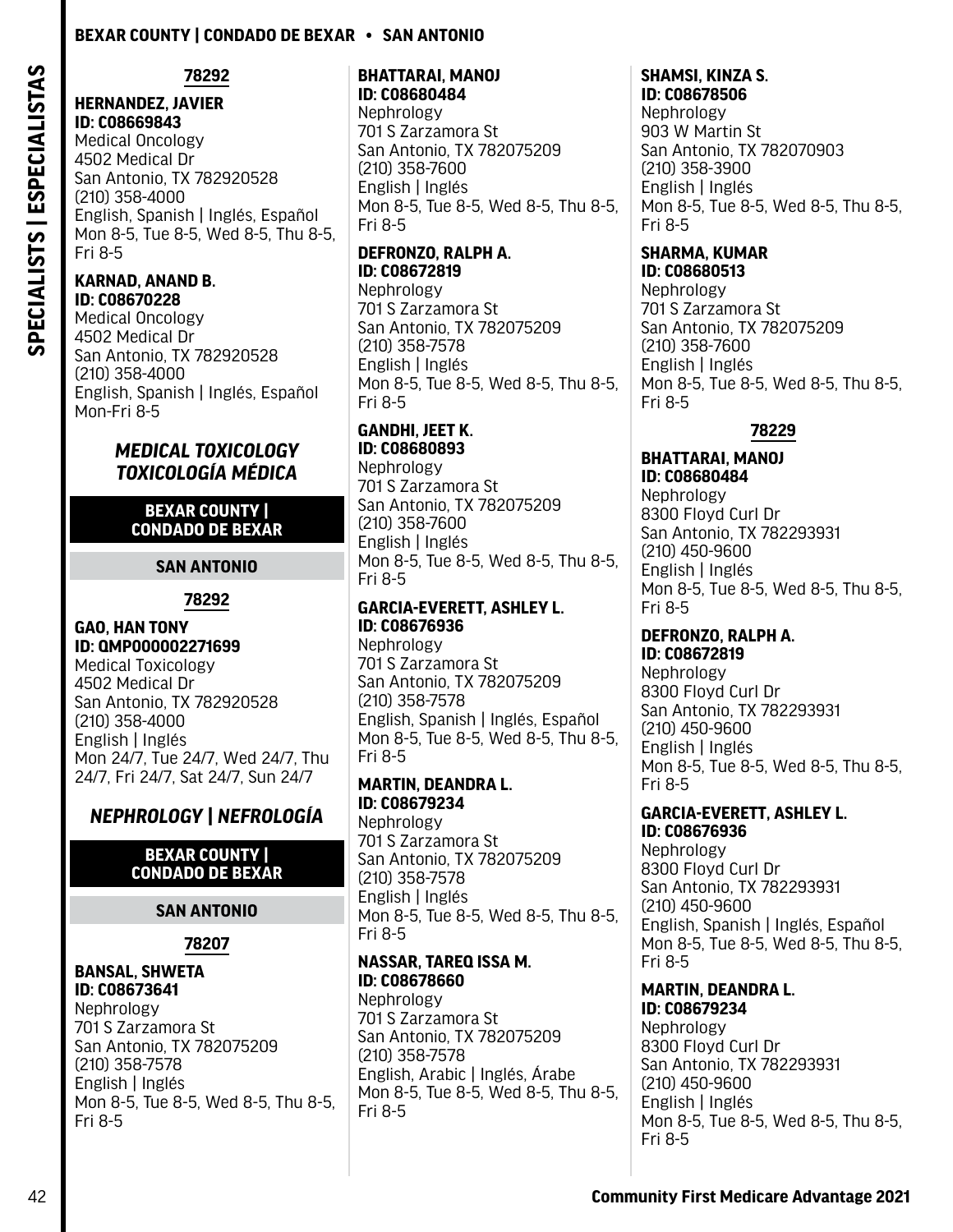### 78292

**HERNANDEZ, JAVIER**
**ID: C08669843**
Medical Oncology
4502 Medical Dr
San Antonio, TX 782920528
(210) 358-4000
English, Spanish | Inglés, Español
Mon 8-5, Tue 8-5, Wed 8-5, Thu 8-5, Fri 8-5

**KARNAD, ANAND B.**
**ID: C08670228**
Medical Oncology
4502 Medical Dr
San Antonio, TX 782920528
(210) 358-4000
English, Spanish | Inglés, Español
Mon-Fri 8-5

## *MEDICAL TOXICOLOGY TOXICOLOGÍA MÉDICA*

### BEXAR COUNTY | CONDADO DE BEXAR

### SAN ANTONIO

### 78292

**GAO, HAN TONY**
**ID: QMP000002271699**
Medical Toxicology
4502 Medical Dr
San Antonio, TX 782920528
(210) 358-4000
English | Inglés
Mon 24/7, Tue 24/7, Wed 24/7, Thu 24/7, Fri 24/7, Sat 24/7, Sun 24/7

## *NEPHROLOGY | NEFROLOGÍA*

### BEXAR COUNTY | CONDADO DE BEXAR

### SAN ANTONIO

### 78207

**BANSAL, SHWETA**
**ID: C08673641**
Nephrology
701 S Zarzamora St
San Antonio, TX 782075209
(210) 358-7578
English | Inglés
Mon 8-5, Tue 8-5, Wed 8-5, Thu 8-5, Fri 8-5

**BHATTARAI, MANOJ**
**ID: C08680484**
Nephrology
701 S Zarzamora St
San Antonio, TX 782075209
(210) 358-7600
English | Inglés
Mon 8-5, Tue 8-5, Wed 8-5, Thu 8-5, Fri 8-5

**DEFRONZO, RALPH A.**
**ID: C08672819**
Nephrology
701 S Zarzamora St
San Antonio, TX 782075209
(210) 358-7578
English | Inglés
Mon 8-5, Tue 8-5, Wed 8-5, Thu 8-5, Fri 8-5

**GANDHI, JEET K.**
**ID: C08680893**
Nephrology
701 S Zarzamora St
San Antonio, TX 782075209
(210) 358-7600
English | Inglés
Mon 8-5, Tue 8-5, Wed 8-5, Thu 8-5, Fri 8-5

**GARCIA-EVERETT, ASHLEY L.**
**ID: C08676936**
Nephrology
701 S Zarzamora St
San Antonio, TX 782075209
(210) 358-7578
English, Spanish | Inglés, Español
Mon 8-5, Tue 8-5, Wed 8-5, Thu 8-5, Fri 8-5

**MARTIN, DEANDRA L.**
**ID: C08679234**
Nephrology
701 S Zarzamora St
San Antonio, TX 782075209
(210) 358-7578
English | Inglés
Mon 8-5, Tue 8-5, Wed 8-5, Thu 8-5, Fri 8-5

**NASSAR, TAREQ ISSA M.**
**ID: C08678660**
Nephrology
701 S Zarzamora St
San Antonio, TX 782075209
(210) 358-7578
English, Arabic | Inglés, Árabe
Mon 8-5, Tue 8-5, Wed 8-5, Thu 8-5, Fri 8-5

**SHAMSI, KINZA S.**
**ID: C08678506**
Nephrology
903 W Martin St
San Antonio, TX 782070903
(210) 358-3900
English | Inglés
Mon 8-5, Tue 8-5, Wed 8-5, Thu 8-5, Fri 8-5

**SHARMA, KUMAR**
**ID: C08680513**
Nephrology
701 S Zarzamora St
San Antonio, TX 782075209
(210) 358-7600
English | Inglés
Mon 8-5, Tue 8-5, Wed 8-5, Thu 8-5, Fri 8-5

### 78229

**BHATTARAI, MANOJ**
**ID: C08680484**
Nephrology
8300 Floyd Curl Dr
San Antonio, TX 782293931
(210) 450-9600
English | Inglés
Mon 8-5, Tue 8-5, Wed 8-5, Thu 8-5, Fri 8-5

**DEFRONZO, RALPH A.**
**ID: C08672819**
Nephrology
8300 Floyd Curl Dr
San Antonio, TX 782293931
(210) 450-9600
English | Inglés
Mon 8-5, Tue 8-5, Wed 8-5, Thu 8-5, Fri 8-5

**GARCIA-EVERETT, ASHLEY L.**
**ID: C08676936**
Nephrology
8300 Floyd Curl Dr
San Antonio, TX 782293931
(210) 450-9600
English, Spanish | Inglés, Español
Mon 8-5, Tue 8-5, Wed 8-5, Thu 8-5, Fri 8-5

**MARTIN, DEANDRA L.**
**ID: C08679234**
Nephrology
8300 Floyd Curl Dr
San Antonio, TX 782293931
(210) 450-9600
English | Inglés
Mon 8-5, Tue 8-5, Wed 8-5, Thu 8-5, Fri 8-5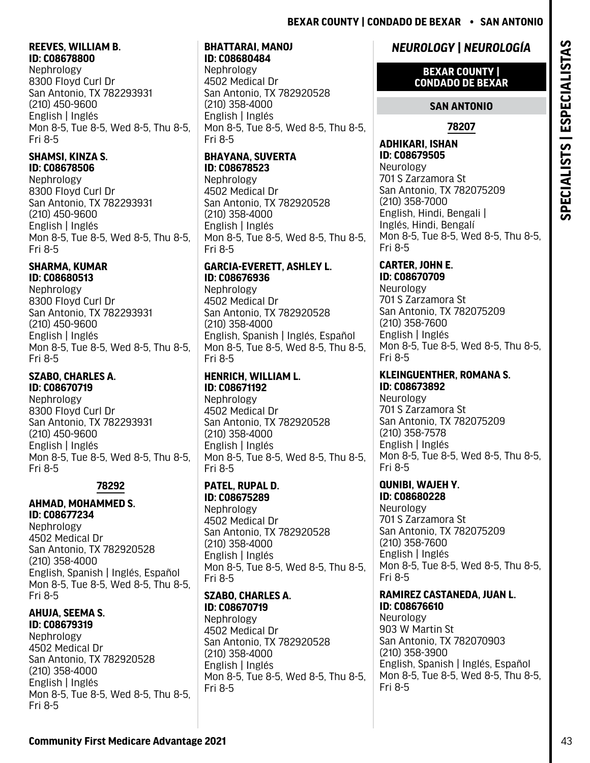**REEVES, WILLIAM B.**
**ID: C08678800**
Nephrology
8300 Floyd Curl Dr
San Antonio, TX 782293931
(210) 450-9600
English | Inglés
Mon 8-5, Tue 8-5, Wed 8-5, Thu 8-5, Fri 8-5

**SHAMSI, KINZA S.**
**ID: C08678506**
Nephrology
8300 Floyd Curl Dr
San Antonio, TX 782293931
(210) 450-9600
English | Inglés
Mon 8-5, Tue 8-5, Wed 8-5, Thu 8-5, Fri 8-5

**SHARMA, KUMAR**
**ID: C08680513**
Nephrology
8300 Floyd Curl Dr
San Antonio, TX 782293931
(210) 450-9600
English | Inglés
Mon 8-5, Tue 8-5, Wed 8-5, Thu 8-5, Fri 8-5

**SZABO, CHARLES A.**
**ID: C08670719**
Nephrology
8300 Floyd Curl Dr
San Antonio, TX 782293931
(210) 450-9600
English | Inglés
Mon 8-5, Tue 8-5, Wed 8-5, Thu 8-5, Fri 8-5

### 78292

**AHMAD, MOHAMMED S.**
**ID: C08677234**
Nephrology
4502 Medical Dr
San Antonio, TX 782920528
(210) 358-4000
English, Spanish | Inglés, Español
Mon 8-5, Tue 8-5, Wed 8-5, Thu 8-5, Fri 8-5

**AHUJA, SEEMA S.**
**ID: C08679319**
Nephrology
4502 Medical Dr
San Antonio, TX 782920528
(210) 358-4000
English | Inglés
Mon 8-5, Tue 8-5, Wed 8-5, Thu 8-5, Fri 8-5

**BHATTARAI, MANOJ**
**ID: C08680484**
Nephrology
4502 Medical Dr
San Antonio, TX 782920528
(210) 358-4000
English | Inglés
Mon 8-5, Tue 8-5, Wed 8-5, Thu 8-5, Fri 8-5

**BHAYANA, SUVERTA**
**ID: C08678523**
Nephrology
4502 Medical Dr
San Antonio, TX 782920528
(210) 358-4000
English | Inglés
Mon 8-5, Tue 8-5, Wed 8-5, Thu 8-5, Fri 8-5

**GARCIA-EVERETT, ASHLEY L.**
**ID: C08676936**
Nephrology
4502 Medical Dr
San Antonio, TX 782920528
(210) 358-4000
English, Spanish | Inglés, Español
Mon 8-5, Tue 8-5, Wed 8-5, Thu 8-5, Fri 8-5

**HENRICH, WILLIAM L.**
**ID: C08671192**
Nephrology
4502 Medical Dr
San Antonio, TX 782920528
(210) 358-4000
English | Inglés
Mon 8-5, Tue 8-5, Wed 8-5, Thu 8-5, Fri 8-5

**PATEL, RUPAL D.**
**ID: C08675289**
Nephrology
4502 Medical Dr
San Antonio, TX 782920528
(210) 358-4000
English | Inglés
Mon 8-5, Tue 8-5, Wed 8-5, Thu 8-5, Fri 8-5

**SZABO, CHARLES A.**
**ID: C08670719**
Nephrology
4502 Medical Dr
San Antonio, TX 782920528
(210) 358-4000
English | Inglés
Mon 8-5, Tue 8-5, Wed 8-5, Thu 8-5, Fri 8-5

# *NEUROLOGY | NEUROLOGÍA*

## BEXAR COUNTY | CONDADO DE BEXAR

## SAN ANTONIO

### 78207

**ADHIKARI, ISHAN**
**ID: C08679505**
Neurology
701 S Zarzamora St
San Antonio, TX 782075209
(210) 358-7000
English, Hindi, Bengali | Inglés, Hindi, Bengalí
Mon 8-5, Tue 8-5, Wed 8-5, Thu 8-5, Fri 8-5

**CARTER, JOHN E.**
**ID: C08670709**
Neurology
701 S Zarzamora St
San Antonio, TX 782075209
(210) 358-7600
English | Inglés
Mon 8-5, Tue 8-5, Wed 8-5, Thu 8-5, Fri 8-5

**KLEINGUENTHER, ROMANA S.**
**ID: C08673892**
Neurology
701 S Zarzamora St
San Antonio, TX 782075209
(210) 358-7578
English | Inglés
Mon 8-5, Tue 8-5, Wed 8-5, Thu 8-5, Fri 8-5

**QUNIBI, WAJEH Y.**
**ID: C08680228**
Neurology
701 S Zarzamora St
San Antonio, TX 782075209
(210) 358-7600
English | Inglés
Mon 8-5, Tue 8-5, Wed 8-5, Thu 8-5, Fri 8-5

**RAMIREZ CASTANEDA, JUAN L.**
**ID: C08676610**
Neurology
903 W Martin St
San Antonio, TX 782070903
(210) 358-3900
English, Spanish | Inglés, Español
Mon 8-5, Tue 8-5, Wed 8-5, Thu 8-5, Fri 8-5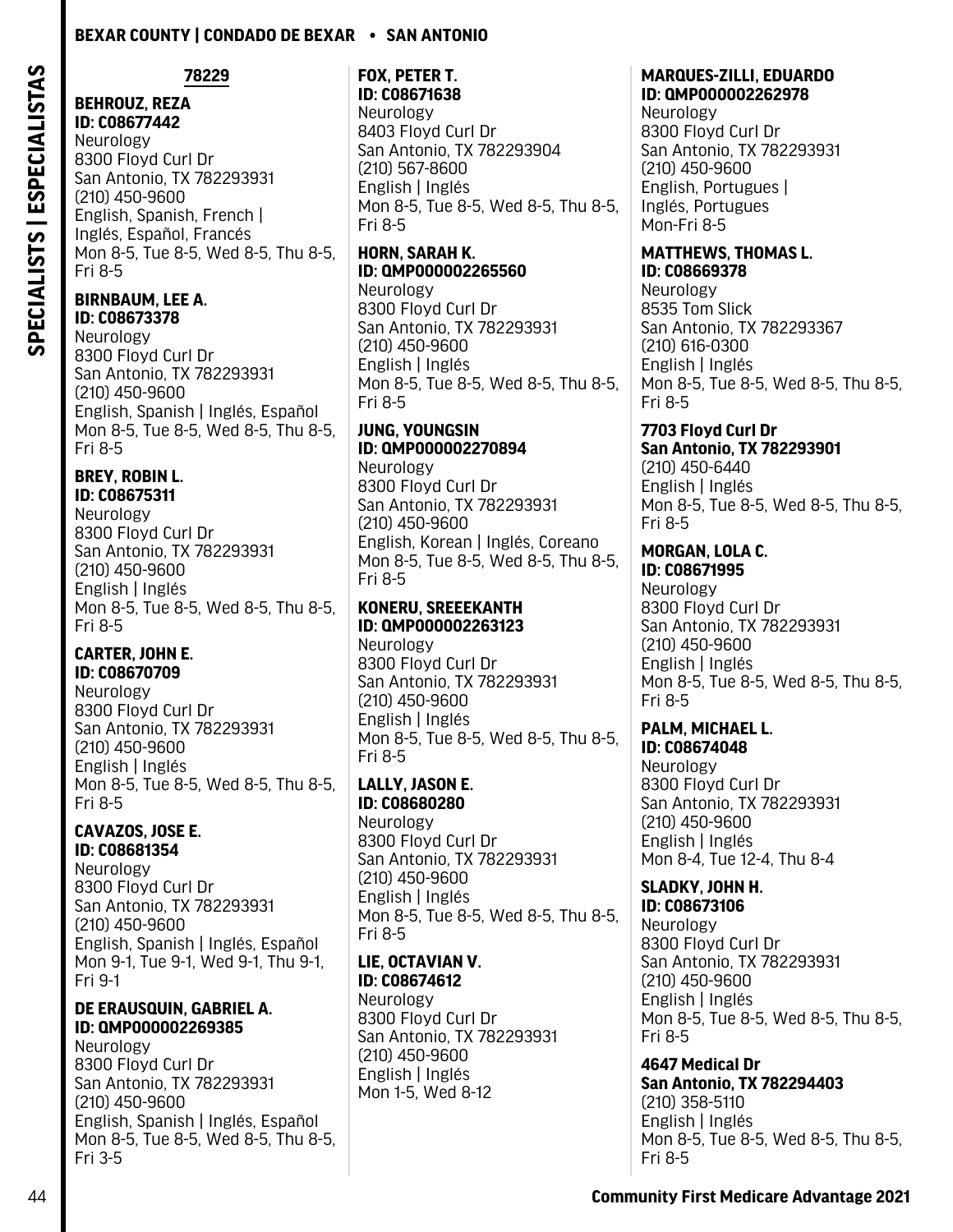### 78229

**BEHROUZ, REZA**
**ID: C08677442**
Neurology
8300 Floyd Curl Dr
San Antonio, TX 782293931
(210) 450-9600
English, Spanish, French | Inglés, Español, Francés
Mon 8-5, Tue 8-5, Wed 8-5, Thu 8-5, Fri 8-5

**BIRNBAUM, LEE A.**
**ID: C08673378**
Neurology
8300 Floyd Curl Dr
San Antonio, TX 782293931
(210) 450-9600
English, Spanish | Inglés, Español
Mon 8-5, Tue 8-5, Wed 8-5, Thu 8-5, Fri 8-5

**BREY, ROBIN L.**
**ID: C08675311**
Neurology
8300 Floyd Curl Dr
San Antonio, TX 782293931
(210) 450-9600
English | Inglés
Mon 8-5, Tue 8-5, Wed 8-5, Thu 8-5, Fri 8-5

**CARTER, JOHN E.**
**ID: C08670709**
Neurology
8300 Floyd Curl Dr
San Antonio, TX 782293931
(210) 450-9600
English | Inglés
Mon 8-5, Tue 8-5, Wed 8-5, Thu 8-5, Fri 8-5

**CAVAZOS, JOSE E.**
**ID: C08681354**
Neurology
8300 Floyd Curl Dr
San Antonio, TX 782293931
(210) 450-9600
English, Spanish | Inglés, Español
Mon 9-1, Tue 9-1, Wed 9-1, Thu 9-1, Fri 9-1

**DE ERAUSQUIN, GABRIEL A.**
**ID: QMP000002269385**
Neurology
8300 Floyd Curl Dr
San Antonio, TX 782293931
(210) 450-9600
English, Spanish | Inglés, Español
Mon 8-5, Tue 8-5, Wed 8-5, Thu 8-5, Fri 3-5

**FOX, PETER T.**
**ID: C08671638**
Neurology
8403 Floyd Curl Dr
San Antonio, TX 782293904
(210) 567-8600
English | Inglés
Mon 8-5, Tue 8-5, Wed 8-5, Thu 8-5, Fri 8-5

**HORN, SARAH K.**
**ID: QMP000002265560**
Neurology
8300 Floyd Curl Dr
San Antonio, TX 782293931
(210) 450-9600
English | Inglés
Mon 8-5, Tue 8-5, Wed 8-5, Thu 8-5, Fri 8-5

**JUNG, YOUNGSIN**
**ID: QMP000002270894**
Neurology
8300 Floyd Curl Dr
San Antonio, TX 782293931
(210) 450-9600
English, Korean | Inglés, Coreano
Mon 8-5, Tue 8-5, Wed 8-5, Thu 8-5, Fri 8-5

**KONERU, SREEEKANTH**
**ID: QMP000002263123**
Neurology
8300 Floyd Curl Dr
San Antonio, TX 782293931
(210) 450-9600
English | Inglés
Mon 8-5, Tue 8-5, Wed 8-5, Thu 8-5, Fri 8-5

**LALLY, JASON E.**
**ID: C08680280**
Neurology
8300 Floyd Curl Dr
San Antonio, TX 782293931
(210) 450-9600
English | Inglés
Mon 8-5, Tue 8-5, Wed 8-5, Thu 8-5, Fri 8-5

**LIE, OCTAVIAN V.**
**ID: C08674612**
Neurology
8300 Floyd Curl Dr
San Antonio, TX 782293931
(210) 450-9600
English | Inglés
Mon 1-5, Wed 8-12

**MARQUES-ZILLI, EDUARDO**
**ID: QMP000002262978**
Neurology
8300 Floyd Curl Dr
San Antonio, TX 782293931
(210) 450-9600
English, Portugues | Inglés, Portugues
Mon-Fri 8-5

**MATTHEWS, THOMAS L.**
**ID: C08669378**
Neurology
8535 Tom Slick
San Antonio, TX 782293367
(210) 616-0300
English | Inglés
Mon 8-5, Tue 8-5, Wed 8-5, Thu 8-5, Fri 8-5

**7703 Floyd Curl Dr**
**San Antonio, TX 782293901**
(210) 450-6440
English | Inglés
Mon 8-5, Tue 8-5, Wed 8-5, Thu 8-5, Fri 8-5

**MORGAN, LOLA C.**
**ID: C08671995**
Neurology
8300 Floyd Curl Dr
San Antonio, TX 782293931
(210) 450-9600
English | Inglés
Mon 8-5, Tue 8-5, Wed 8-5, Thu 8-5, Fri 8-5

**PALM, MICHAEL L.**
**ID: C08674048**
Neurology
8300 Floyd Curl Dr
San Antonio, TX 782293931
(210) 450-9600
English | Inglés
Mon 8-4, Tue 12-4, Thu 8-4

**SLADKY, JOHN H.**
**ID: C08673106**
Neurology
8300 Floyd Curl Dr
San Antonio, TX 782293931
(210) 450-9600
English | Inglés
Mon 8-5, Tue 8-5, Wed 8-5, Thu 8-5, Fri 8-5

**4647 Medical Dr**
**San Antonio, TX 782294403**
(210) 358-5110
English | Inglés
Mon 8-5, Tue 8-5, Wed 8-5, Thu 8-5, Fri 8-5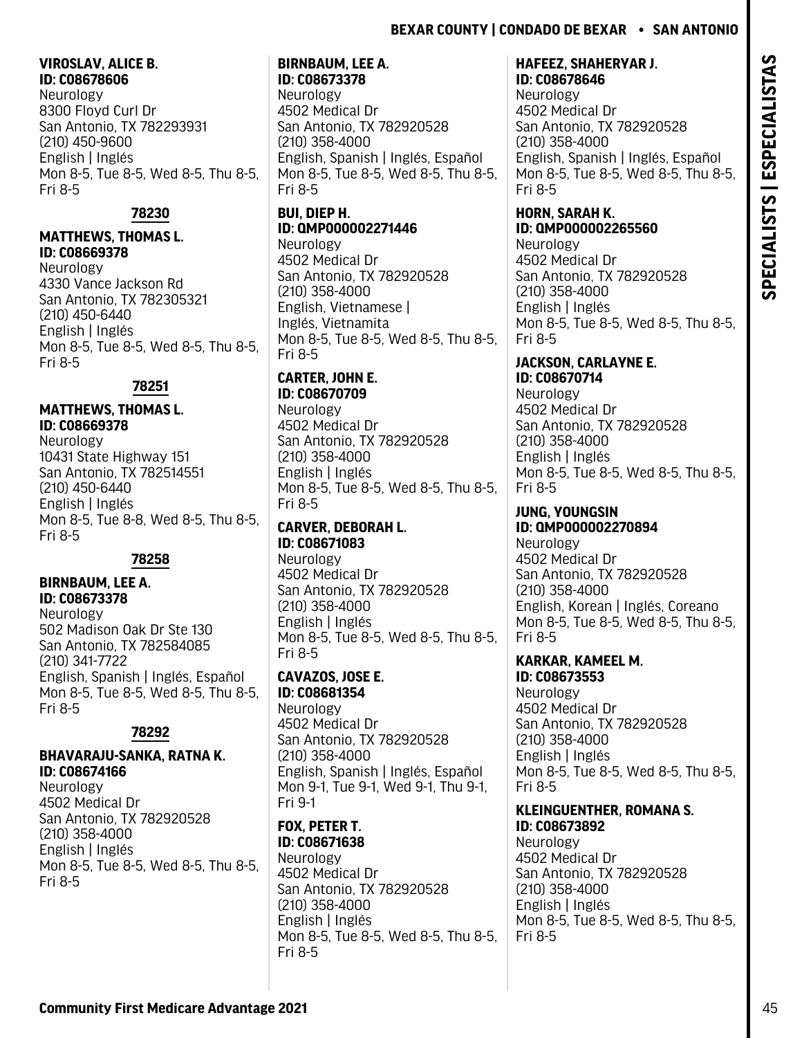**VIROSLAV, ALICE B.**
**ID: C08678606**
Neurology
8300 Floyd Curl Dr
San Antonio, TX 782293931
(210) 450-9600
English | Inglés
Mon 8-5, Tue 8-5, Wed 8-5, Thu 8-5, Fri 8-5

## 78230

**MATTHEWS, THOMAS L.**
**ID: C08669378**
Neurology
4330 Vance Jackson Rd
San Antonio, TX 782305321
(210) 450-6440
English | Inglés
Mon 8-5, Tue 8-5, Wed 8-5, Thu 8-5, Fri 8-5

## 78251

**MATTHEWS, THOMAS L.**
**ID: C08669378**
Neurology
10431 State Highway 151
San Antonio, TX 782514551
(210) 450-6440
English | Inglés
Mon 8-5, Tue 8-8, Wed 8-5, Thu 8-5, Fri 8-5

## 78258

**BIRNBAUM, LEE A.**
**ID: C08673378**
Neurology
502 Madison Oak Dr Ste 130
San Antonio, TX 782584085
(210) 341-7722
English, Spanish | Inglés, Español
Mon 8-5, Tue 8-5, Wed 8-5, Thu 8-5, Fri 8-5

## 78292

**BHAVARAJU-SANKA, RATNA K.**
**ID: C08674166**
Neurology
4502 Medical Dr
San Antonio, TX 782920528
(210) 358-4000
English | Inglés
Mon 8-5, Tue 8-5, Wed 8-5, Thu 8-5, Fri 8-5

**BIRNBAUM, LEE A.**
**ID: C08673378**
Neurology
4502 Medical Dr
San Antonio, TX 782920528
(210) 358-4000
English, Spanish | Inglés, Español
Mon 8-5, Tue 8-5, Wed 8-5, Thu 8-5, Fri 8-5

**BUI, DIEP H.**
**ID: QMP000002271446**
Neurology
4502 Medical Dr
San Antonio, TX 782920528
(210) 358-4000
English, Vietnamese | Inglés, Vietnamita
Mon 8-5, Tue 8-5, Wed 8-5, Thu 8-5, Fri 8-5

**CARTER, JOHN E.**
**ID: C08670709**
Neurology
4502 Medical Dr
San Antonio, TX 782920528
(210) 358-4000
English | Inglés
Mon 8-5, Tue 8-5, Wed 8-5, Thu 8-5, Fri 8-5

**CARVER, DEBORAH L.**
**ID: C08671083**
Neurology
4502 Medical Dr
San Antonio, TX 782920528
(210) 358-4000
English | Inglés
Mon 8-5, Tue 8-5, Wed 8-5, Thu 8-5, Fri 8-5

**CAVAZOS, JOSE E.**
**ID: C08681354**
Neurology
4502 Medical Dr
San Antonio, TX 782920528
(210) 358-4000
English, Spanish | Inglés, Español
Mon 9-1, Tue 9-1, Wed 9-1, Thu 9-1, Fri 9-1

**FOX, PETER T.**
**ID: C08671638**
Neurology
4502 Medical Dr
San Antonio, TX 782920528
(210) 358-4000
English | Inglés
Mon 8-5, Tue 8-5, Wed 8-5, Thu 8-5, Fri 8-5

**HAFEEZ, SHAHERYAR J.**
**ID: C08678646**
Neurology
4502 Medical Dr
San Antonio, TX 782920528
(210) 358-4000
English, Spanish | Inglés, Español
Mon 8-5, Tue 8-5, Wed 8-5, Thu 8-5, Fri 8-5

**HORN, SARAH K.**
**ID: QMP000002265560**
Neurology
4502 Medical Dr
San Antonio, TX 782920528
(210) 358-4000
English | Inglés
Mon 8-5, Tue 8-5, Wed 8-5, Thu 8-5, Fri 8-5

**JACKSON, CARLAYNE E.**
**ID: C08670714**
Neurology
4502 Medical Dr
San Antonio, TX 782920528
(210) 358-4000
English | Inglés
Mon 8-5, Tue 8-5, Wed 8-5, Thu 8-5, Fri 8-5

**JUNG, YOUNGSIN**
**ID: QMP000002270894**
Neurology
4502 Medical Dr
San Antonio, TX 782920528
(210) 358-4000
English, Korean | Inglés, Coreano
Mon 8-5, Tue 8-5, Wed 8-5, Thu 8-5, Fri 8-5

**KARKAR, KAMEEL M.**
**ID: C08673553**
Neurology
4502 Medical Dr
San Antonio, TX 782920528
(210) 358-4000
English | Inglés
Mon 8-5, Tue 8-5, Wed 8-5, Thu 8-5, Fri 8-5

**KLEINGUENTHER, ROMANA S.**
**ID: C08673892**
Neurology
4502 Medical Dr
San Antonio, TX 782920528
(210) 358-4000
English | Inglés
Mon 8-5, Tue 8-5, Wed 8-5, Thu 8-5, Fri 8-5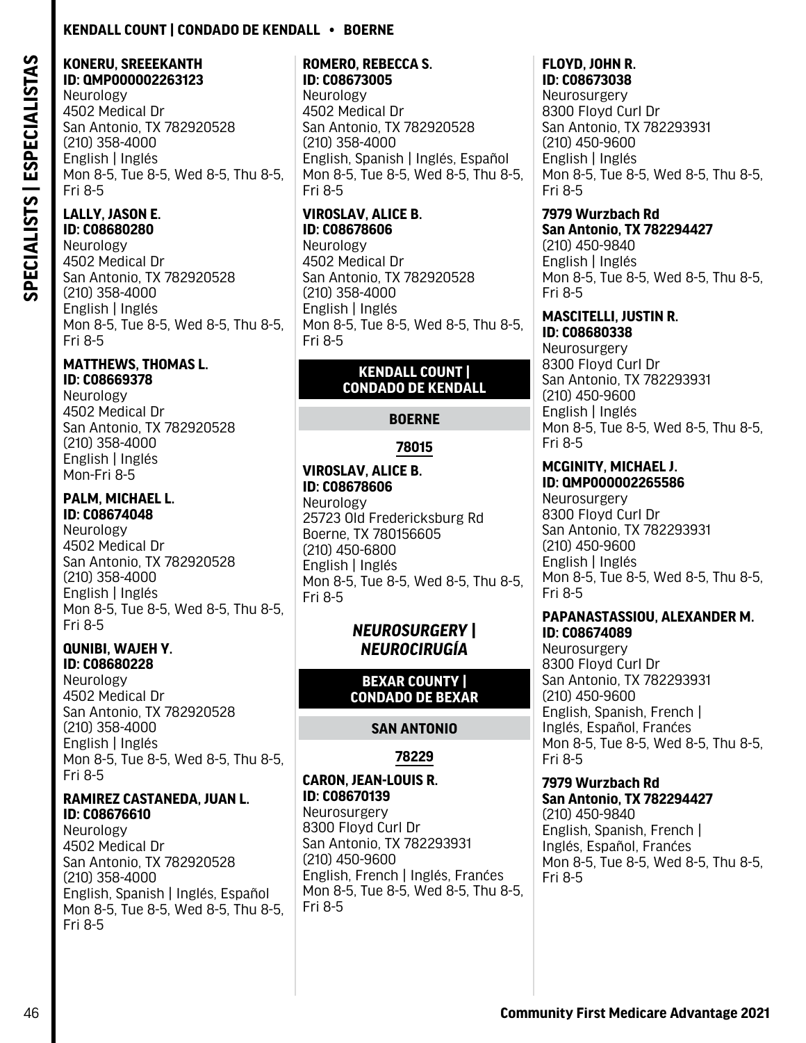**KONERU, SREEEKANTH**
**ID: QMP000002263123**
Neurology
4502 Medical Dr
San Antonio, TX 782920528
(210) 358-4000
English | Inglés
Mon 8-5, Tue 8-5, Wed 8-5, Thu 8-5, Fri 8-5

**LALLY, JASON E.**
**ID: C08680280**
Neurology
4502 Medical Dr
San Antonio, TX 782920528
(210) 358-4000
English | Inglés
Mon 8-5, Tue 8-5, Wed 8-5, Thu 8-5, Fri 8-5

**MATTHEWS, THOMAS L.**
**ID: C08669378**
Neurology
4502 Medical Dr
San Antonio, TX 782920528
(210) 358-4000
English | Inglés
Mon-Fri 8-5

**PALM, MICHAEL L.**
**ID: C08674048**
Neurology
4502 Medical Dr
San Antonio, TX 782920528
(210) 358-4000
English | Inglés
Mon 8-5, Tue 8-5, Wed 8-5, Thu 8-5, Fri 8-5

**QUNIBI, WAJEH Y.**
**ID: C08680228**
Neurology
4502 Medical Dr
San Antonio, TX 782920528
(210) 358-4000
English | Inglés
Mon 8-5, Tue 8-5, Wed 8-5, Thu 8-5, Fri 8-5

**RAMIREZ CASTANEDA, JUAN L.**
**ID: C08676610**
Neurology
4502 Medical Dr
San Antonio, TX 782920528
(210) 358-4000
English, Spanish | Inglés, Español
Mon 8-5, Tue 8-5, Wed 8-5, Thu 8-5, Fri 8-5

**ROMERO, REBECCA S.**
**ID: C08673005**
Neurology
4502 Medical Dr
San Antonio, TX 782920528
(210) 358-4000
English, Spanish | Inglés, Español
Mon 8-5, Tue 8-5, Wed 8-5, Thu 8-5, Fri 8-5

**VIROSLAV, ALICE B.**
**ID: C08678606**
Neurology
4502 Medical Dr
San Antonio, TX 782920528
(210) 358-4000
English | Inglés
Mon 8-5, Tue 8-5, Wed 8-5, Thu 8-5, Fri 8-5

## KENDALL COUNT | CONDADO DE KENDALL

### BOERNE

#### 78015

**VIROSLAV, ALICE B.**
**ID: C08678606**
Neurology
25723 Old Fredericksburg Rd
Boerne, TX 780156605
(210) 450-6800
English | Inglés
Mon 8-5, Tue 8-5, Wed 8-5, Thu 8-5, Fri 8-5

# *NEUROSURGERY | NEUROCIRUGÍA*

## BEXAR COUNTY | CONDADO DE BEXAR

### SAN ANTONIO

#### 78229

**CARON, JEAN-LOUIS R.**
**ID: C08670139**
Neurosurgery
8300 Floyd Curl Dr
San Antonio, TX 782293931
(210) 450-9600
English, French | Inglés, Francés
Mon 8-5, Tue 8-5, Wed 8-5, Thu 8-5, Fri 8-5

**FLOYD, JOHN R.**
**ID: C08673038**
Neurosurgery
8300 Floyd Curl Dr
San Antonio, TX 782293931
(210) 450-9600
English | Inglés
Mon 8-5, Tue 8-5, Wed 8-5, Thu 8-5, Fri 8-5

**7979 Wurzbach Rd**
**San Antonio, TX 782294427**
(210) 450-9840
English | Inglés
Mon 8-5, Tue 8-5, Wed 8-5, Thu 8-5, Fri 8-5

**MASCITELLI, JUSTIN R.**
**ID: C08680338**
Neurosurgery
8300 Floyd Curl Dr
San Antonio, TX 782293931
(210) 450-9600
English | Inglés
Mon 8-5, Tue 8-5, Wed 8-5, Thu 8-5, Fri 8-5

**MCGINITY, MICHAEL J.**
**ID: QMP000002265586**
Neurosurgery
8300 Floyd Curl Dr
San Antonio, TX 782293931
(210) 450-9600
English | Inglés
Mon 8-5, Tue 8-5, Wed 8-5, Thu 8-5, Fri 8-5

**PAPANASTASSIOU, ALEXANDER M.**
**ID: C08674089**
Neurosurgery
8300 Floyd Curl Dr
San Antonio, TX 782293931
(210) 450-9600
English, Spanish, French | Inglés, Español, Francés
Mon 8-5, Tue 8-5, Wed 8-5, Thu 8-5, Fri 8-5

**7979 Wurzbach Rd**
**San Antonio, TX 782294427**
(210) 450-9840
English, Spanish, French | Inglés, Español, Francés
Mon 8-5, Tue 8-5, Wed 8-5, Thu 8-5, Fri 8-5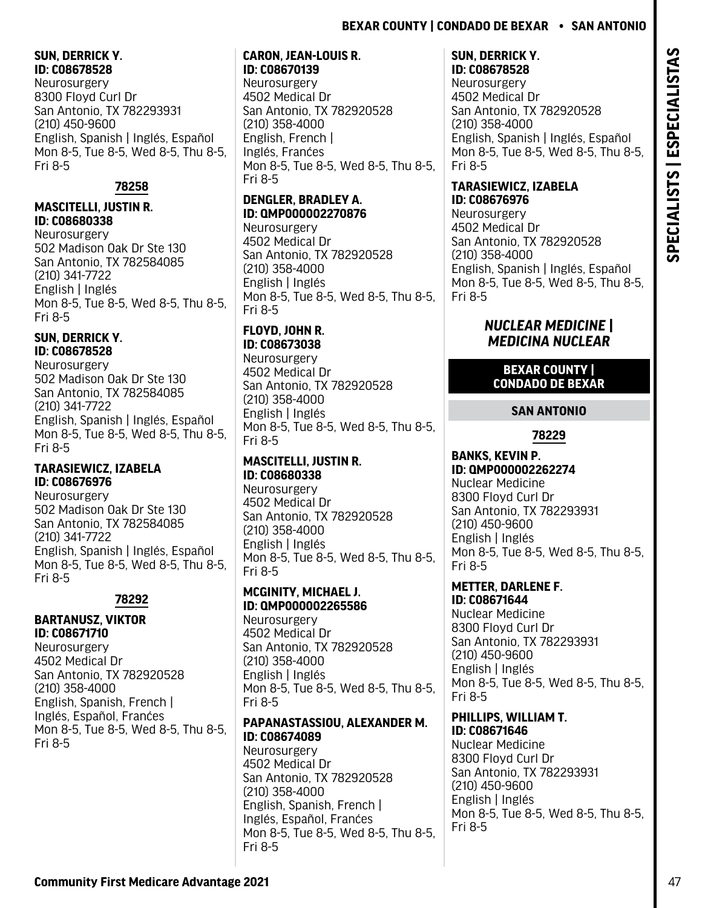**SUN, DERRICK Y.**
**ID: C08678528**
Neurosurgery
8300 Floyd Curl Dr
San Antonio, TX 782293931
(210) 450-9600
English, Spanish | Inglés, Español
Mon 8-5, Tue 8-5, Wed 8-5, Thu 8-5, Fri 8-5

#### 78258

**MASCITELLI, JUSTIN R.**
**ID: C08680338**
Neurosurgery
502 Madison Oak Dr Ste 130
San Antonio, TX 782584085
(210) 341-7722
English | Inglés
Mon 8-5, Tue 8-5, Wed 8-5, Thu 8-5, Fri 8-5

**SUN, DERRICK Y.**
**ID: C08678528**
Neurosurgery
502 Madison Oak Dr Ste 130
San Antonio, TX 782584085
(210) 341-7722
English, Spanish | Inglés, Español
Mon 8-5, Tue 8-5, Wed 8-5, Thu 8-5, Fri 8-5

**TARASIEWICZ, IZABELA**
**ID: C08676976**
Neurosurgery
502 Madison Oak Dr Ste 130
San Antonio, TX 782584085
(210) 341-7722
English, Spanish | Inglés, Español
Mon 8-5, Tue 8-5, Wed 8-5, Thu 8-5, Fri 8-5

#### 78292

**BARTANUSZ, VIKTOR**
**ID: C08671710**
Neurosurgery
4502 Medical Dr
San Antonio, TX 782920528
(210) 358-4000
English, Spanish, French | Inglés, Español, Franćes
Mon 8-5, Tue 8-5, Wed 8-5, Thu 8-5, Fri 8-5

**CARON, JEAN-LOUIS R.**
**ID: C08670139**
Neurosurgery
4502 Medical Dr
San Antonio, TX 782920528
(210) 358-4000
English, French | Inglés, Franćes
Mon 8-5, Tue 8-5, Wed 8-5, Thu 8-5, Fri 8-5

**DENGLER, BRADLEY A.**
**ID: QMP000002270876**
Neurosurgery
4502 Medical Dr
San Antonio, TX 782920528
(210) 358-4000
English | Inglés
Mon 8-5, Tue 8-5, Wed 8-5, Thu 8-5, Fri 8-5

**FLOYD, JOHN R.**
**ID: C08673038**
Neurosurgery
4502 Medical Dr
San Antonio, TX 782920528
(210) 358-4000
English | Inglés
Mon 8-5, Tue 8-5, Wed 8-5, Thu 8-5, Fri 8-5

**MASCITELLI, JUSTIN R.**
**ID: C08680338**
Neurosurgery
4502 Medical Dr
San Antonio, TX 782920528
(210) 358-4000
English | Inglés
Mon 8-5, Tue 8-5, Wed 8-5, Thu 8-5, Fri 8-5

**MCGINITY, MICHAEL J.**
**ID: QMP000002265586**
Neurosurgery
4502 Medical Dr
San Antonio, TX 782920528
(210) 358-4000
English | Inglés
Mon 8-5, Tue 8-5, Wed 8-5, Thu 8-5, Fri 8-5

**PAPANASTASSIOU, ALEXANDER M.**
**ID: C08674089**
Neurosurgery
4502 Medical Dr
San Antonio, TX 782920528
(210) 358-4000
English, Spanish, French | Inglés, Español, Franćes
Mon 8-5, Tue 8-5, Wed 8-5, Thu 8-5, Fri 8-5

**SUN, DERRICK Y.**
**ID: C08678528**
Neurosurgery
4502 Medical Dr
San Antonio, TX 782920528
(210) 358-4000
English, Spanish | Inglés, Español
Mon 8-5, Tue 8-5, Wed 8-5, Thu 8-5, Fri 8-5

**TARASIEWICZ, IZABELA**
**ID: C08676976**
Neurosurgery
4502 Medical Dr
San Antonio, TX 782920528
(210) 358-4000
English, Spanish | Inglés, Español
Mon 8-5, Tue 8-5, Wed 8-5, Thu 8-5, Fri 8-5

## *NUCLEAR MEDICINE | MEDICINA NUCLEAR*

### BEXAR COUNTY | CONDADO DE BEXAR

### SAN ANTONIO

#### 78229

**BANKS, KEVIN P.**
**ID: QMP000002262274**
Nuclear Medicine
8300 Floyd Curl Dr
San Antonio, TX 782293931
(210) 450-9600
English | Inglés
Mon 8-5, Tue 8-5, Wed 8-5, Thu 8-5, Fri 8-5

**METTER, DARLENE F.**
**ID: C08671644**
Nuclear Medicine
8300 Floyd Curl Dr
San Antonio, TX 782293931
(210) 450-9600
English | Inglés
Mon 8-5, Tue 8-5, Wed 8-5, Thu 8-5, Fri 8-5

**PHILLIPS, WILLIAM T.**
**ID: C08671646**
Nuclear Medicine
8300 Floyd Curl Dr
San Antonio, TX 782293931
(210) 450-9600
English | Inglés
Mon 8-5, Tue 8-5, Wed 8-5, Thu 8-5, Fri 8-5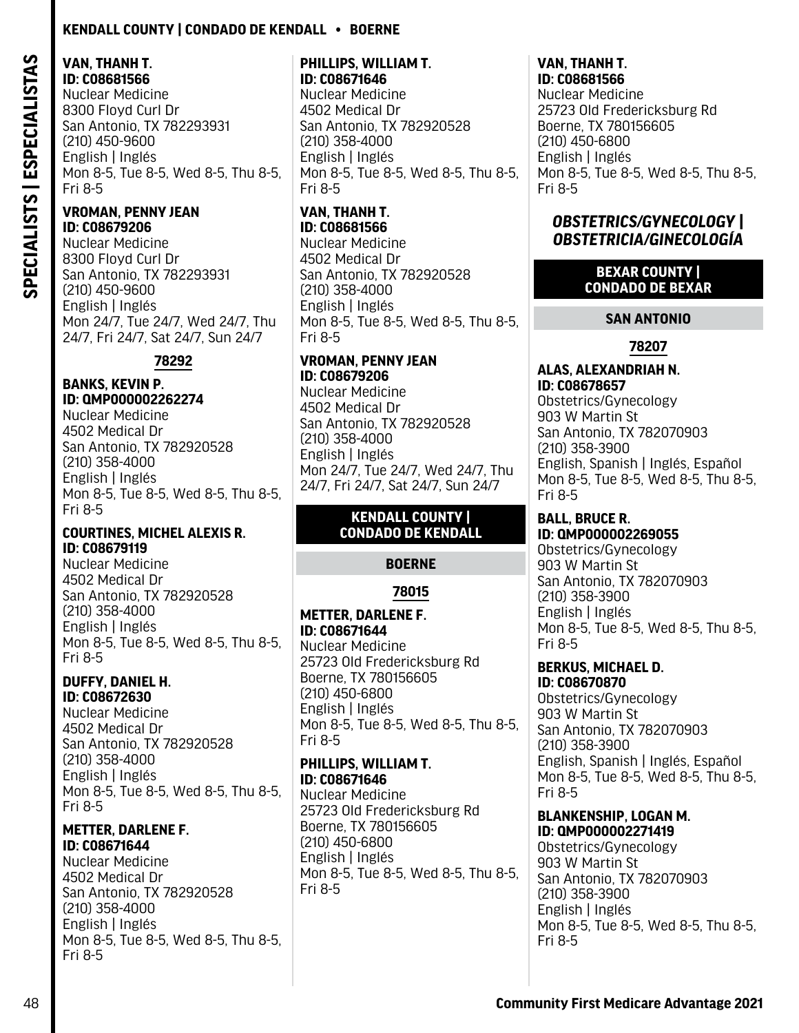**VAN, THANH T.**
**ID: C08681566**
Nuclear Medicine
8300 Floyd Curl Dr
San Antonio, TX 782293931
(210) 450-9600
English | Inglés
Mon 8-5, Tue 8-5, Wed 8-5, Thu 8-5, Fri 8-5

**VROMAN, PENNY JEAN**
**ID: C08679206**
Nuclear Medicine
8300 Floyd Curl Dr
San Antonio, TX 782293931
(210) 450-9600
English | Inglés
Mon 24/7, Tue 24/7, Wed 24/7, Thu 24/7, Fri 24/7, Sat 24/7, Sun 24/7

#### 78292

**BANKS, KEVIN P.**
**ID: QMP000002262274**
Nuclear Medicine
4502 Medical Dr
San Antonio, TX 782920528
(210) 358-4000
English | Inglés
Mon 8-5, Tue 8-5, Wed 8-5, Thu 8-5, Fri 8-5

**COURTINES, MICHEL ALEXIS R.**
**ID: C08679119**
Nuclear Medicine
4502 Medical Dr
San Antonio, TX 782920528
(210) 358-4000
English | Inglés
Mon 8-5, Tue 8-5, Wed 8-5, Thu 8-5, Fri 8-5

**DUFFY, DANIEL H.**
**ID: C08672630**
Nuclear Medicine
4502 Medical Dr
San Antonio, TX 782920528
(210) 358-4000
English | Inglés
Mon 8-5, Tue 8-5, Wed 8-5, Thu 8-5, Fri 8-5

**METTER, DARLENE F.**
**ID: C08671644**
Nuclear Medicine
4502 Medical Dr
San Antonio, TX 782920528
(210) 358-4000
English | Inglés
Mon 8-5, Tue 8-5, Wed 8-5, Thu 8-5, Fri 8-5

**PHILLIPS, WILLIAM T.**
**ID: C08671646**
Nuclear Medicine
4502 Medical Dr
San Antonio, TX 782920528
(210) 358-4000
English | Inglés
Mon 8-5, Tue 8-5, Wed 8-5, Thu 8-5, Fri 8-5

**VAN, THANH T.**
**ID: C08681566**
Nuclear Medicine
4502 Medical Dr
San Antonio, TX 782920528
(210) 358-4000
English | Inglés
Mon 8-5, Tue 8-5, Wed 8-5, Thu 8-5, Fri 8-5

**VROMAN, PENNY JEAN**
**ID: C08679206**
Nuclear Medicine
4502 Medical Dr
San Antonio, TX 782920528
(210) 358-4000
English | Inglés
Mon 24/7, Tue 24/7, Wed 24/7, Thu 24/7, Fri 24/7, Sat 24/7, Sun 24/7

### KENDALL COUNTY | CONDADO DE KENDALL

#### BOERNE

#### 78015

**METTER, DARLENE F.**
**ID: C08671644**
Nuclear Medicine
25723 Old Fredericksburg Rd
Boerne, TX 780156605
(210) 450-6800
English | Inglés
Mon 8-5, Tue 8-5, Wed 8-5, Thu 8-5, Fri 8-5

**PHILLIPS, WILLIAM T.**
**ID: C08671646**
Nuclear Medicine
25723 Old Fredericksburg Rd
Boerne, TX 780156605
(210) 450-6800
English | Inglés
Mon 8-5, Tue 8-5, Wed 8-5, Thu 8-5, Fri 8-5

**VAN, THANH T.**
**ID: C08681566**
Nuclear Medicine
25723 Old Fredericksburg Rd
Boerne, TX 780156605
(210) 450-6800
English | Inglés
Mon 8-5, Tue 8-5, Wed 8-5, Thu 8-5, Fri 8-5

## *OBSTETRICS/GYNECOLOGY | OBSTETRICIA/GINECOLOGÍA*

### BEXAR COUNTY | CONDADO DE BEXAR

#### SAN ANTONIO

#### 78207

**ALAS, ALEXANDRIAH N.**
**ID: C08678657**
Obstetrics/Gynecology
903 W Martin St
San Antonio, TX 782070903
(210) 358-3900
English, Spanish | Inglés, Español
Mon 8-5, Tue 8-5, Wed 8-5, Thu 8-5, Fri 8-5

**BALL, BRUCE R.**
**ID: QMP000002269055**
Obstetrics/Gynecology
903 W Martin St
San Antonio, TX 782070903
(210) 358-3900
English | Inglés
Mon 8-5, Tue 8-5, Wed 8-5, Thu 8-5, Fri 8-5

**BERKUS, MICHAEL D.**
**ID: C08670870**
Obstetrics/Gynecology
903 W Martin St
San Antonio, TX 782070903
(210) 358-3900
English, Spanish | Inglés, Español
Mon 8-5, Tue 8-5, Wed 8-5, Thu 8-5, Fri 8-5

**BLANKENSHIP, LOGAN M.**
**ID: QMP000002271419**
Obstetrics/Gynecology
903 W Martin St
San Antonio, TX 782070903
(210) 358-3900
English | Inglés
Mon 8-5, Tue 8-5, Wed 8-5, Thu 8-5, Fri 8-5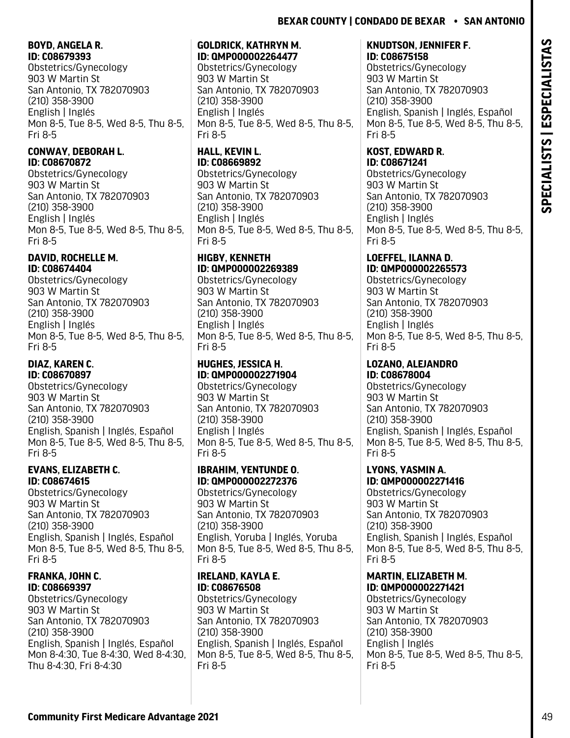**BOYD, ANGELA R.**
**ID: C08679393**
Obstetrics/Gynecology
903 W Martin St
San Antonio, TX 782070903
(210) 358-3900
English | Inglés
Mon 8-5, Tue 8-5, Wed 8-5, Thu 8-5, Fri 8-5

**CONWAY, DEBORAH L.**
**ID: C08670872**
Obstetrics/Gynecology
903 W Martin St
San Antonio, TX 782070903
(210) 358-3900
English | Inglés
Mon 8-5, Tue 8-5, Wed 8-5, Thu 8-5, Fri 8-5

**DAVID, ROCHELLE M.**
**ID: C08674404**
Obstetrics/Gynecology
903 W Martin St
San Antonio, TX 782070903
(210) 358-3900
English | Inglés
Mon 8-5, Tue 8-5, Wed 8-5, Thu 8-5, Fri 8-5

**DIAZ, KAREN C.**
**ID: C08670897**
Obstetrics/Gynecology
903 W Martin St
San Antonio, TX 782070903
(210) 358-3900
English, Spanish | Inglés, Español
Mon 8-5, Tue 8-5, Wed 8-5, Thu 8-5, Fri 8-5

**EVANS, ELIZABETH C.**
**ID: C08674615**
Obstetrics/Gynecology
903 W Martin St
San Antonio, TX 782070903
(210) 358-3900
English, Spanish | Inglés, Español
Mon 8-5, Tue 8-5, Wed 8-5, Thu 8-5, Fri 8-5

**FRANKA, JOHN C.**
**ID: C08669397**
Obstetrics/Gynecology
903 W Martin St
San Antonio, TX 782070903
(210) 358-3900
English, Spanish | Inglés, Español
Mon 8-4:30, Tue 8-4:30, Wed 8-4:30, Thu 8-4:30, Fri 8-4:30

**GOLDRICK, KATHRYN M.**
**ID: QMP000002264477**
Obstetrics/Gynecology
903 W Martin St
San Antonio, TX 782070903
(210) 358-3900
English | Inglés
Mon 8-5, Tue 8-5, Wed 8-5, Thu 8-5, Fri 8-5

**HALL, KEVIN L.**
**ID: C08669892**
Obstetrics/Gynecology
903 W Martin St
San Antonio, TX 782070903
(210) 358-3900
English | Inglés
Mon 8-5, Tue 8-5, Wed 8-5, Thu 8-5, Fri 8-5

**HIGBY, KENNETH**
**ID: QMP000002269389**
Obstetrics/Gynecology
903 W Martin St
San Antonio, TX 782070903
(210) 358-3900
English | Inglés
Mon 8-5, Tue 8-5, Wed 8-5, Thu 8-5, Fri 8-5

**HUGHES, JESSICA H.**
**ID: QMP000002271904**
Obstetrics/Gynecology
903 W Martin St
San Antonio, TX 782070903
(210) 358-3900
English | Inglés
Mon 8-5, Tue 8-5, Wed 8-5, Thu 8-5, Fri 8-5

**IBRAHIM, YENTUNDE O.**
**ID: QMP000002272376**
Obstetrics/Gynecology
903 W Martin St
San Antonio, TX 782070903
(210) 358-3900
English, Yoruba | Inglés, Yoruba
Mon 8-5, Tue 8-5, Wed 8-5, Thu 8-5, Fri 8-5

**IRELAND, KAYLA E.**
**ID: C08676508**
Obstetrics/Gynecology
903 W Martin St
San Antonio, TX 782070903
(210) 358-3900
English, Spanish | Inglés, Español
Mon 8-5, Tue 8-5, Wed 8-5, Thu 8-5, Fri 8-5

**KNUDTSON, JENNIFER F.**
**ID: C08675158**
Obstetrics/Gynecology
903 W Martin St
San Antonio, TX 782070903
(210) 358-3900
English, Spanish | Inglés, Español
Mon 8-5, Tue 8-5, Wed 8-5, Thu 8-5, Fri 8-5

**KOST, EDWARD R.**
**ID: C08671241**
Obstetrics/Gynecology
903 W Martin St
San Antonio, TX 782070903
(210) 358-3900
English | Inglés
Mon 8-5, Tue 8-5, Wed 8-5, Thu 8-5, Fri 8-5

**LOEFFEL, ILANNA D.**
**ID: QMP000002265573**
Obstetrics/Gynecology
903 W Martin St
San Antonio, TX 782070903
(210) 358-3900
English | Inglés
Mon 8-5, Tue 8-5, Wed 8-5, Thu 8-5, Fri 8-5

**LOZANO, ALEJANDRO**
**ID: C08678004**
Obstetrics/Gynecology
903 W Martin St
San Antonio, TX 782070903
(210) 358-3900
English, Spanish | Inglés, Español
Mon 8-5, Tue 8-5, Wed 8-5, Thu 8-5, Fri 8-5

**LYONS, YASMIN A.**
**ID: QMP000002271416**
Obstetrics/Gynecology
903 W Martin St
San Antonio, TX 782070903
(210) 358-3900
English, Spanish | Inglés, Español
Mon 8-5, Tue 8-5, Wed 8-5, Thu 8-5, Fri 8-5

**MARTIN, ELIZABETH M.**
**ID: QMP000002271421**
Obstetrics/Gynecology
903 W Martin St
San Antonio, TX 782070903
(210) 358-3900
English | Inglés
Mon 8-5, Tue 8-5, Wed 8-5, Thu 8-5, Fri 8-5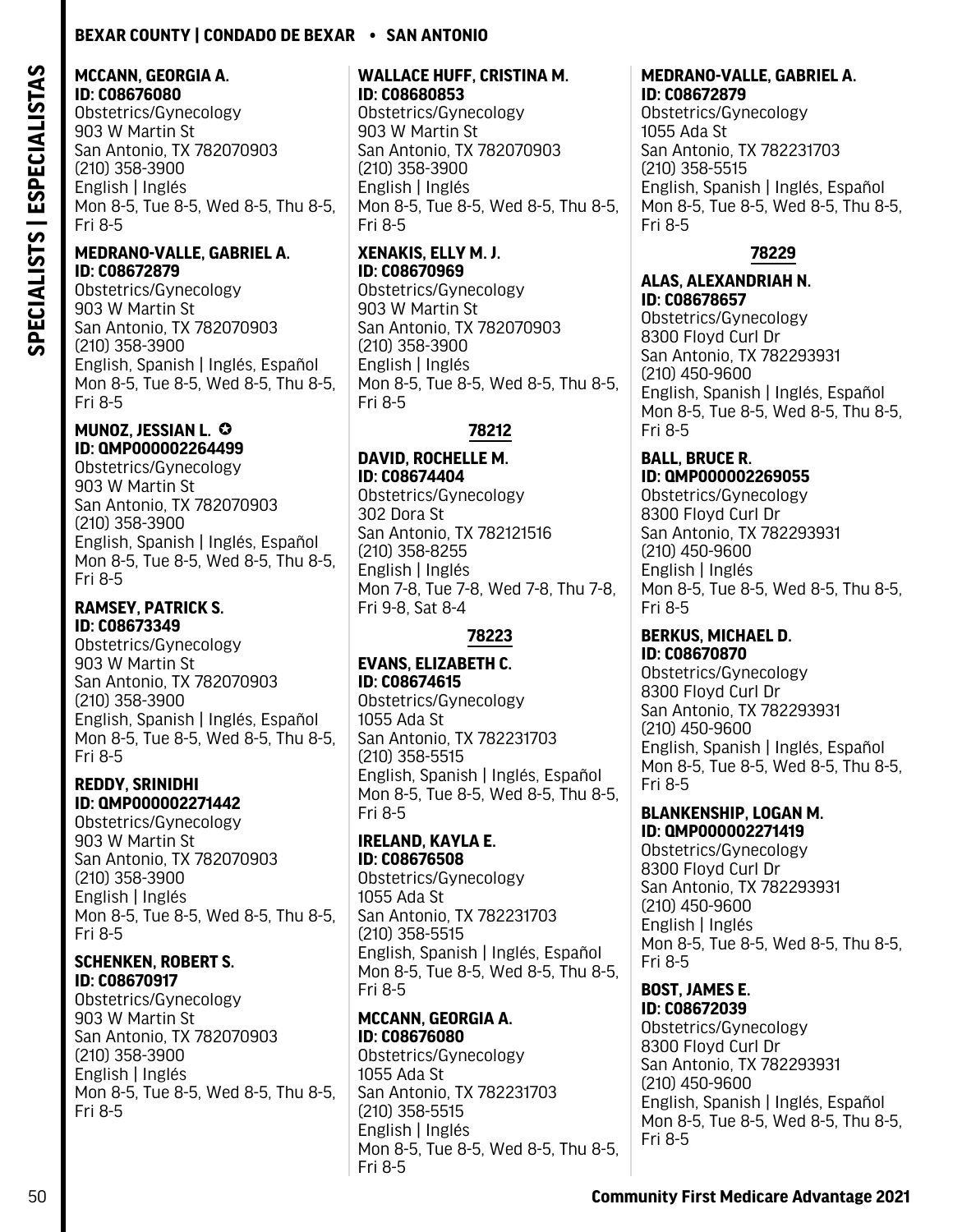**MCCANN, GEORGIA A.**
**ID: C08676080**
Obstetrics/Gynecology
903 W Martin St
San Antonio, TX 782070903
(210) 358-3900
English | Inglés
Mon 8-5, Tue 8-5, Wed 8-5, Thu 8-5, Fri 8-5

**MEDRANO-VALLE, GABRIEL A.**
**ID: C08672879**
Obstetrics/Gynecology
903 W Martin St
San Antonio, TX 782070903
(210) 358-3900
English, Spanish | Inglés, Español
Mon 8-5, Tue 8-5, Wed 8-5, Thu 8-5, Fri 8-5

**MUNOZ, JESSIAN L.** ✪
**ID: QMP000002264499**
Obstetrics/Gynecology
903 W Martin St
San Antonio, TX 782070903
(210) 358-3900
English, Spanish | Inglés, Español
Mon 8-5, Tue 8-5, Wed 8-5, Thu 8-5, Fri 8-5

**RAMSEY, PATRICK S.**
**ID: C08673349**
Obstetrics/Gynecology
903 W Martin St
San Antonio, TX 782070903
(210) 358-3900
English, Spanish | Inglés, Español
Mon 8-5, Tue 8-5, Wed 8-5, Thu 8-5, Fri 8-5

**REDDY, SRINIDHI**
**ID: QMP000002271442**
Obstetrics/Gynecology
903 W Martin St
San Antonio, TX 782070903
(210) 358-3900
English | Inglés
Mon 8-5, Tue 8-5, Wed 8-5, Thu 8-5, Fri 8-5

**SCHENKEN, ROBERT S.**
**ID: C08670917**
Obstetrics/Gynecology
903 W Martin St
San Antonio, TX 782070903
(210) 358-3900
English | Inglés
Mon 8-5, Tue 8-5, Wed 8-5, Thu 8-5, Fri 8-5

**WALLACE HUFF, CRISTINA M.**
**ID: C08680853**
Obstetrics/Gynecology
903 W Martin St
San Antonio, TX 782070903
(210) 358-3900
English | Inglés
Mon 8-5, Tue 8-5, Wed 8-5, Thu 8-5, Fri 8-5

**XENAKIS, ELLY M. J.**
**ID: C08670969**
Obstetrics/Gynecology
903 W Martin St
San Antonio, TX 782070903
(210) 358-3900
English | Inglés
Mon 8-5, Tue 8-5, Wed 8-5, Thu 8-5, Fri 8-5

## 78212

**DAVID, ROCHELLE M.**
**ID: C08674404**
Obstetrics/Gynecology
302 Dora St
San Antonio, TX 782121516
(210) 358-8255
English | Inglés
Mon 7-8, Tue 7-8, Wed 7-8, Thu 7-8, Fri 9-8, Sat 8-4

## 78223

**EVANS, ELIZABETH C.**
**ID: C08674615**
Obstetrics/Gynecology
1055 Ada St
San Antonio, TX 782231703
(210) 358-5515
English, Spanish | Inglés, Español
Mon 8-5, Tue 8-5, Wed 8-5, Thu 8-5, Fri 8-5

**IRELAND, KAYLA E.**
**ID: C08676508**
Obstetrics/Gynecology
1055 Ada St
San Antonio, TX 782231703
(210) 358-5515
English, Spanish | Inglés, Español
Mon 8-5, Tue 8-5, Wed 8-5, Thu 8-5, Fri 8-5

**MCCANN, GEORGIA A.**
**ID: C08676080**
Obstetrics/Gynecology
1055 Ada St
San Antonio, TX 782231703
(210) 358-5515
English | Inglés
Mon 8-5, Tue 8-5, Wed 8-5, Thu 8-5, Fri 8-5

**MEDRANO-VALLE, GABRIEL A.**
**ID: C08672879**
Obstetrics/Gynecology
1055 Ada St
San Antonio, TX 782231703
(210) 358-5515
English, Spanish | Inglés, Español
Mon 8-5, Tue 8-5, Wed 8-5, Thu 8-5, Fri 8-5

## 78229

**ALAS, ALEXANDRIAH N.**
**ID: C08678657**
Obstetrics/Gynecology
8300 Floyd Curl Dr
San Antonio, TX 782293931
(210) 450-9600
English, Spanish | Inglés, Español
Mon 8-5, Tue 8-5, Wed 8-5, Thu 8-5, Fri 8-5

**BALL, BRUCE R.**
**ID: QMP000002269055**
Obstetrics/Gynecology
8300 Floyd Curl Dr
San Antonio, TX 782293931
(210) 450-9600
English | Inglés
Mon 8-5, Tue 8-5, Wed 8-5, Thu 8-5, Fri 8-5

**BERKUS, MICHAEL D.**
**ID: C08670870**
Obstetrics/Gynecology
8300 Floyd Curl Dr
San Antonio, TX 782293931
(210) 450-9600
English, Spanish | Inglés, Español
Mon 8-5, Tue 8-5, Wed 8-5, Thu 8-5, Fri 8-5

**BLANKENSHIP, LOGAN M.**
**ID: QMP000002271419**
Obstetrics/Gynecology
8300 Floyd Curl Dr
San Antonio, TX 782293931
(210) 450-9600
English | Inglés
Mon 8-5, Tue 8-5, Wed 8-5, Thu 8-5, Fri 8-5

**BOST, JAMES E.**
**ID: C08672039**
Obstetrics/Gynecology
8300 Floyd Curl Dr
San Antonio, TX 782293931
(210) 450-9600
English, Spanish | Inglés, Español
Mon 8-5, Tue 8-5, Wed 8-5, Thu 8-5, Fri 8-5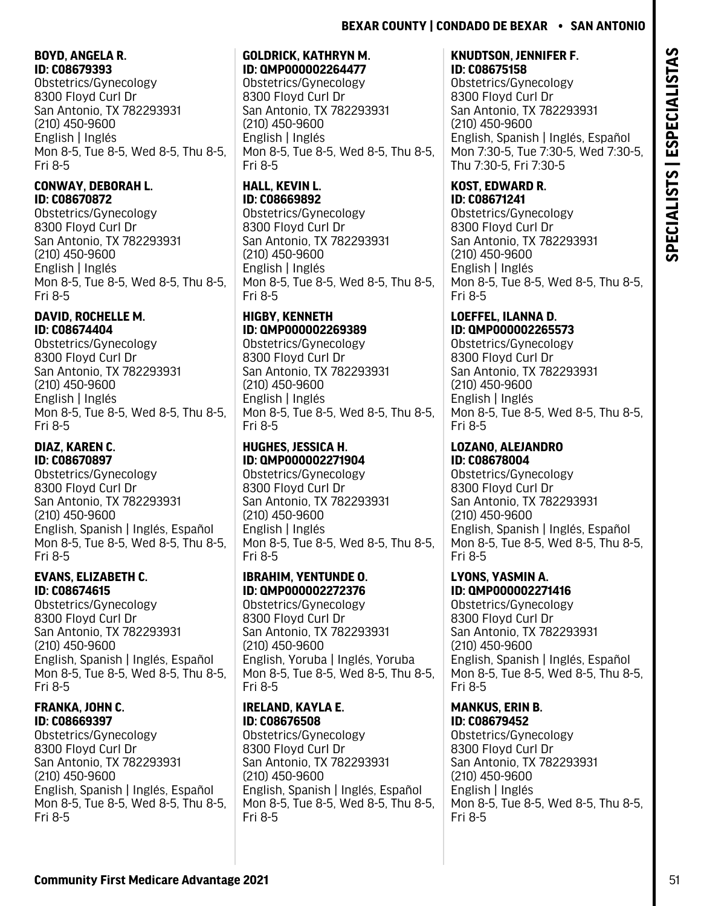**BOYD, ANGELA R.**
**ID: C08679393**
Obstetrics/Gynecology
8300 Floyd Curl Dr
San Antonio, TX 782293931
(210) 450-9600
English | Inglés
Mon 8-5, Tue 8-5, Wed 8-5, Thu 8-5, Fri 8-5

**CONWAY, DEBORAH L.**
**ID: C08670872**
Obstetrics/Gynecology
8300 Floyd Curl Dr
San Antonio, TX 782293931
(210) 450-9600
English | Inglés
Mon 8-5, Tue 8-5, Wed 8-5, Thu 8-5, Fri 8-5

**DAVID, ROCHELLE M.**
**ID: C08674404**
Obstetrics/Gynecology
8300 Floyd Curl Dr
San Antonio, TX 782293931
(210) 450-9600
English | Inglés
Mon 8-5, Tue 8-5, Wed 8-5, Thu 8-5, Fri 8-5

**DIAZ, KAREN C.**
**ID: C08670897**
Obstetrics/Gynecology
8300 Floyd Curl Dr
San Antonio, TX 782293931
(210) 450-9600
English, Spanish | Inglés, Español
Mon 8-5, Tue 8-5, Wed 8-5, Thu 8-5, Fri 8-5

**EVANS, ELIZABETH C.**
**ID: C08674615**
Obstetrics/Gynecology
8300 Floyd Curl Dr
San Antonio, TX 782293931
(210) 450-9600
English, Spanish | Inglés, Español
Mon 8-5, Tue 8-5, Wed 8-5, Thu 8-5, Fri 8-5

**FRANKA, JOHN C.**
**ID: C08669397**
Obstetrics/Gynecology
8300 Floyd Curl Dr
San Antonio, TX 782293931
(210) 450-9600
English, Spanish | Inglés, Español
Mon 8-5, Tue 8-5, Wed 8-5, Thu 8-5, Fri 8-5

**GOLDRICK, KATHRYN M.**
**ID: QMP000002264477**
Obstetrics/Gynecology
8300 Floyd Curl Dr
San Antonio, TX 782293931
(210) 450-9600
English | Inglés
Mon 8-5, Tue 8-5, Wed 8-5, Thu 8-5, Fri 8-5

**HALL, KEVIN L.**
**ID: C08669892**
Obstetrics/Gynecology
8300 Floyd Curl Dr
San Antonio, TX 782293931
(210) 450-9600
English | Inglés
Mon 8-5, Tue 8-5, Wed 8-5, Thu 8-5, Fri 8-5

**HIGBY, KENNETH**
**ID: QMP000002269389**
Obstetrics/Gynecology
8300 Floyd Curl Dr
San Antonio, TX 782293931
(210) 450-9600
English | Inglés
Mon 8-5, Tue 8-5, Wed 8-5, Thu 8-5, Fri 8-5

**HUGHES, JESSICA H.**
**ID: QMP000002271904**
Obstetrics/Gynecology
8300 Floyd Curl Dr
San Antonio, TX 782293931
(210) 450-9600
English | Inglés
Mon 8-5, Tue 8-5, Wed 8-5, Thu 8-5, Fri 8-5

**IBRAHIM, YENTUNDE O.**
**ID: QMP000002272376**
Obstetrics/Gynecology
8300 Floyd Curl Dr
San Antonio, TX 782293931
(210) 450-9600
English, Yoruba | Inglés, Yoruba
Mon 8-5, Tue 8-5, Wed 8-5, Thu 8-5, Fri 8-5

**IRELAND, KAYLA E.**
**ID: C08676508**
Obstetrics/Gynecology
8300 Floyd Curl Dr
San Antonio, TX 782293931
(210) 450-9600
English, Spanish | Inglés, Español
Mon 8-5, Tue 8-5, Wed 8-5, Thu 8-5, Fri 8-5

**KNUDTSON, JENNIFER F.**
**ID: C08675158**
Obstetrics/Gynecology
8300 Floyd Curl Dr
San Antonio, TX 782293931
(210) 450-9600
English, Spanish | Inglés, Español
Mon 7:30-5, Tue 7:30-5, Wed 7:30-5, Thu 7:30-5, Fri 7:30-5

**KOST, EDWARD R.**
**ID: C08671241**
Obstetrics/Gynecology
8300 Floyd Curl Dr
San Antonio, TX 782293931
(210) 450-9600
English | Inglés
Mon 8-5, Tue 8-5, Wed 8-5, Thu 8-5, Fri 8-5

**LOEFFEL, ILANNA D.**
**ID: QMP000002265573**
Obstetrics/Gynecology
8300 Floyd Curl Dr
San Antonio, TX 782293931
(210) 450-9600
English | Inglés
Mon 8-5, Tue 8-5, Wed 8-5, Thu 8-5, Fri 8-5

**LOZANO, ALEJANDRO**
**ID: C08678004**
Obstetrics/Gynecology
8300 Floyd Curl Dr
San Antonio, TX 782293931
(210) 450-9600
English, Spanish | Inglés, Español
Mon 8-5, Tue 8-5, Wed 8-5, Thu 8-5, Fri 8-5

**LYONS, YASMIN A.**
**ID: QMP000002271416**
Obstetrics/Gynecology
8300 Floyd Curl Dr
San Antonio, TX 782293931
(210) 450-9600
English, Spanish | Inglés, Español
Mon 8-5, Tue 8-5, Wed 8-5, Thu 8-5, Fri 8-5

**MANKUS, ERIN B.**
**ID: C08679452**
Obstetrics/Gynecology
8300 Floyd Curl Dr
San Antonio, TX 782293931
(210) 450-9600
English | Inglés
Mon 8-5, Tue 8-5, Wed 8-5, Thu 8-5, Fri 8-5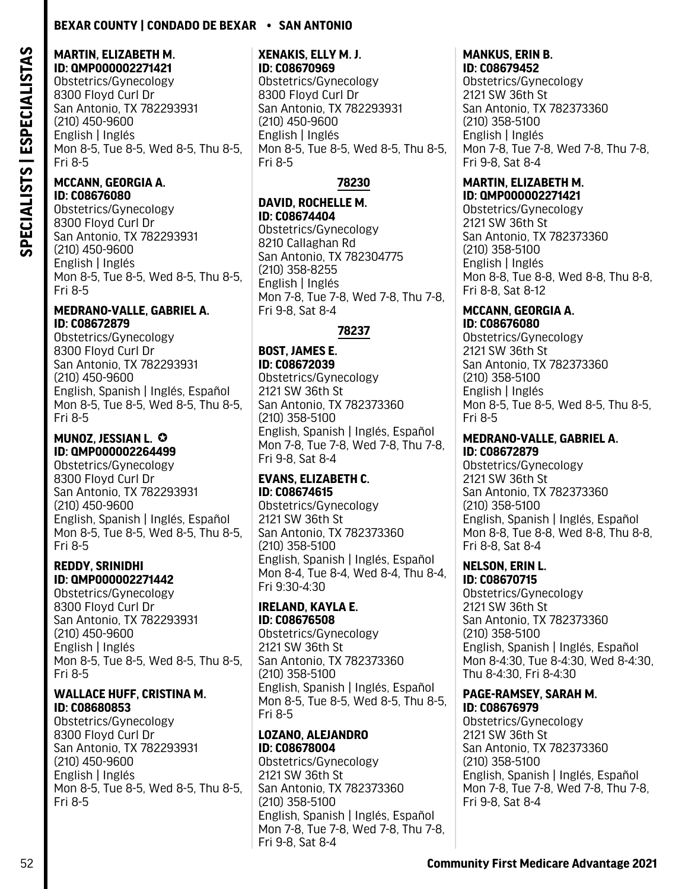**MARTIN, ELIZABETH M.**
**ID: QMP000002271421**
Obstetrics/Gynecology
8300 Floyd Curl Dr
San Antonio, TX 782293931
(210) 450-9600
English | Inglés
Mon 8-5, Tue 8-5, Wed 8-5, Thu 8-5, Fri 8-5

**MCCANN, GEORGIA A.**
**ID: C08676080**
Obstetrics/Gynecology
8300 Floyd Curl Dr
San Antonio, TX 782293931
(210) 450-9600
English | Inglés
Mon 8-5, Tue 8-5, Wed 8-5, Thu 8-5, Fri 8-5

**MEDRANO-VALLE, GABRIEL A.**
**ID: C08672879**
Obstetrics/Gynecology
8300 Floyd Curl Dr
San Antonio, TX 782293931
(210) 450-9600
English, Spanish | Inglés, Español
Mon 8-5, Tue 8-5, Wed 8-5, Thu 8-5, Fri 8-5

**MUNOZ, JESSIAN L. ✪**
**ID: QMP000002264499**
Obstetrics/Gynecology
8300 Floyd Curl Dr
San Antonio, TX 782293931
(210) 450-9600
English, Spanish | Inglés, Español
Mon 8-5, Tue 8-5, Wed 8-5, Thu 8-5, Fri 8-5

**REDDY, SRINIDHI**
**ID: QMP000002271442**
Obstetrics/Gynecology
8300 Floyd Curl Dr
San Antonio, TX 782293931
(210) 450-9600
English | Inglés
Mon 8-5, Tue 8-5, Wed 8-5, Thu 8-5, Fri 8-5

**WALLACE HUFF, CRISTINA M.**
**ID: C08680853**
Obstetrics/Gynecology
8300 Floyd Curl Dr
San Antonio, TX 782293931
(210) 450-9600
English | Inglés
Mon 8-5, Tue 8-5, Wed 8-5, Thu 8-5, Fri 8-5

**XENAKIS, ELLY M. J.**
**ID: C08670969**
Obstetrics/Gynecology
8300 Floyd Curl Dr
San Antonio, TX 782293931
(210) 450-9600
English | Inglés
Mon 8-5, Tue 8-5, Wed 8-5, Thu 8-5, Fri 8-5

## 78230

**DAVID, ROCHELLE M.**
**ID: C08674404**
Obstetrics/Gynecology
8210 Callaghan Rd
San Antonio, TX 782304775
(210) 358-8255
English | Inglés
Mon 7-8, Tue 7-8, Wed 7-8, Thu 7-8, Fri 9-8, Sat 8-4

## 78237

**BOST, JAMES E.**
**ID: C08672039**
Obstetrics/Gynecology
2121 SW 36th St
San Antonio, TX 782373360
(210) 358-5100
English, Spanish | Inglés, Español
Mon 7-8, Tue 7-8, Wed 7-8, Thu 7-8, Fri 9-8, Sat 8-4

**EVANS, ELIZABETH C.**
**ID: C08674615**
Obstetrics/Gynecology
2121 SW 36th St
San Antonio, TX 782373360
(210) 358-5100
English, Spanish | Inglés, Español
Mon 8-4, Tue 8-4, Wed 8-4, Thu 8-4, Fri 9:30-4:30

**IRELAND, KAYLA E.**
**ID: C08676508**
Obstetrics/Gynecology
2121 SW 36th St
San Antonio, TX 782373360
(210) 358-5100
English, Spanish | Inglés, Español
Mon 8-5, Tue 8-5, Wed 8-5, Thu 8-5, Fri 8-5

**LOZANO, ALEJANDRO**
**ID: C08678004**
Obstetrics/Gynecology
2121 SW 36th St
San Antonio, TX 782373360
(210) 358-5100
English, Spanish | Inglés, Español
Mon 7-8, Tue 7-8, Wed 7-8, Thu 7-8, Fri 9-8, Sat 8-4

**MANKUS, ERIN B.**
**ID: C08679452**
Obstetrics/Gynecology
2121 SW 36th St
San Antonio, TX 782373360
(210) 358-5100
English | Inglés
Mon 7-8, Tue 7-8, Wed 7-8, Thu 7-8, Fri 9-8, Sat 8-4

**MARTIN, ELIZABETH M.**
**ID: QMP000002271421**
Obstetrics/Gynecology
2121 SW 36th St
San Antonio, TX 782373360
(210) 358-5100
English | Inglés
Mon 8-8, Tue 8-8, Wed 8-8, Thu 8-8, Fri 8-8, Sat 8-12

**MCCANN, GEORGIA A.**
**ID: C08676080**
Obstetrics/Gynecology
2121 SW 36th St
San Antonio, TX 782373360
(210) 358-5100
English | Inglés
Mon 8-5, Tue 8-5, Wed 8-5, Thu 8-5, Fri 8-5

**MEDRANO-VALLE, GABRIEL A.**
**ID: C08672879**
Obstetrics/Gynecology
2121 SW 36th St
San Antonio, TX 782373360
(210) 358-5100
English, Spanish | Inglés, Español
Mon 8-8, Tue 8-8, Wed 8-8, Thu 8-8, Fri 8-8, Sat 8-4

**NELSON, ERIN L.**
**ID: C08670715**
Obstetrics/Gynecology
2121 SW 36th St
San Antonio, TX 782373360
(210) 358-5100
English, Spanish | Inglés, Español
Mon 8-4:30, Tue 8-4:30, Wed 8-4:30, Thu 8-4:30, Fri 8-4:30

**PAGE-RAMSEY, SARAH M.**
**ID: C08676979**
Obstetrics/Gynecology
2121 SW 36th St
San Antonio, TX 782373360
(210) 358-5100
English, Spanish | Inglés, Español
Mon 7-8, Tue 7-8, Wed 7-8, Thu 7-8, Fri 9-8, Sat 8-4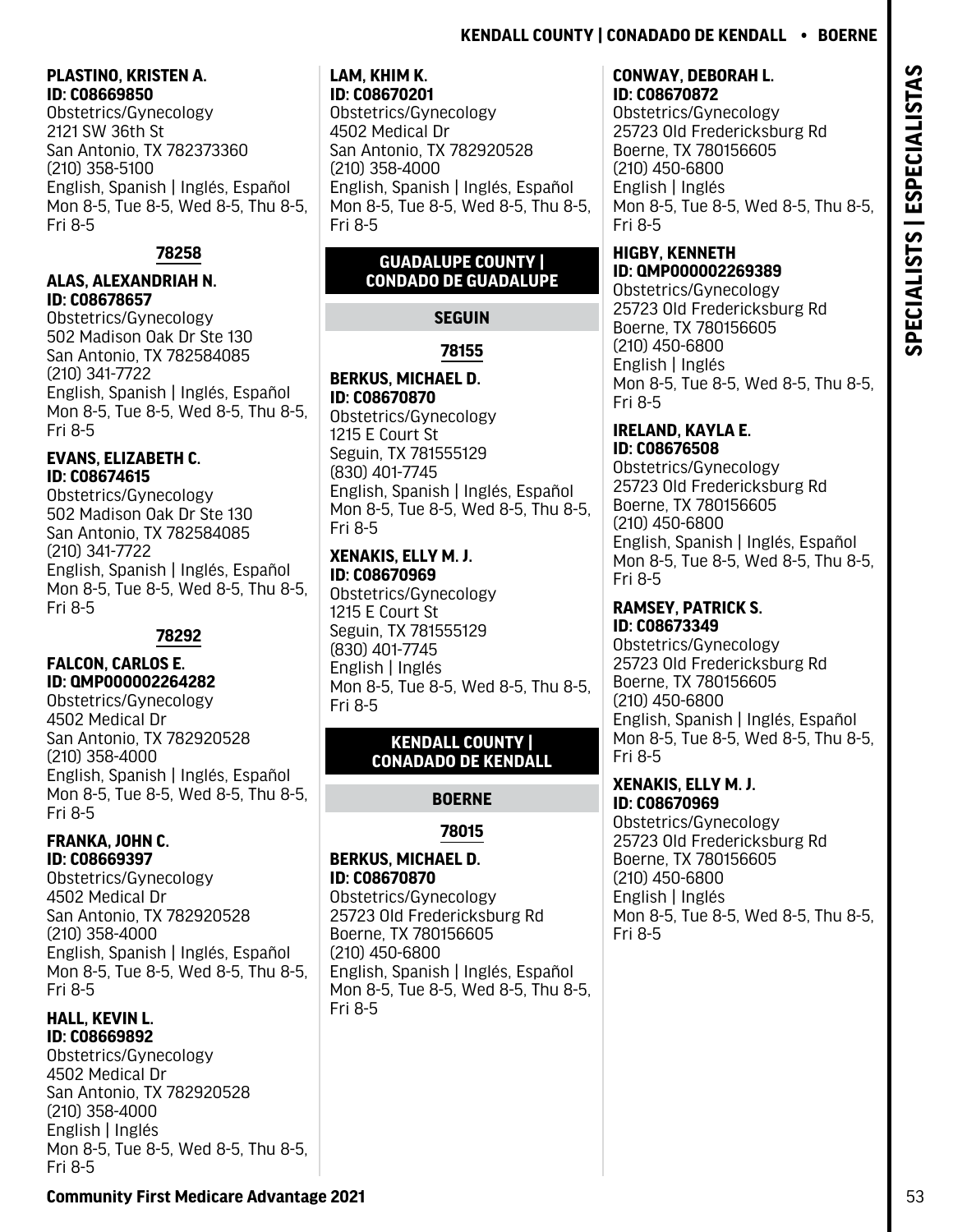**PLASTINO, KRISTEN A.**
**ID: C08669850**
Obstetrics/Gynecology
2121 SW 36th St
San Antonio, TX 782373360
(210) 358-5100
English, Spanish | Inglés, Español
Mon 8-5, Tue 8-5, Wed 8-5, Thu 8-5, Fri 8-5

#### 78258

**ALAS, ALEXANDRIAH N.**
**ID: C08678657**
Obstetrics/Gynecology
502 Madison Oak Dr Ste 130
San Antonio, TX 782584085
(210) 341-7722
English, Spanish | Inglés, Español
Mon 8-5, Tue 8-5, Wed 8-5, Thu 8-5, Fri 8-5

**EVANS, ELIZABETH C.**
**ID: C08674615**
Obstetrics/Gynecology
502 Madison Oak Dr Ste 130
San Antonio, TX 782584085
(210) 341-7722
English, Spanish | Inglés, Español
Mon 8-5, Tue 8-5, Wed 8-5, Thu 8-5, Fri 8-5

#### 78292

**FALCON, CARLOS E.**
**ID: QMP000002264282**
Obstetrics/Gynecology
4502 Medical Dr
San Antonio, TX 782920528
(210) 358-4000
English, Spanish | Inglés, Español
Mon 8-5, Tue 8-5, Wed 8-5, Thu 8-5, Fri 8-5

**FRANKA, JOHN C.**
**ID: C08669397**
Obstetrics/Gynecology
4502 Medical Dr
San Antonio, TX 782920528
(210) 358-4000
English, Spanish | Inglés, Español
Mon 8-5, Tue 8-5, Wed 8-5, Thu 8-5, Fri 8-5

**HALL, KEVIN L.**
**ID: C08669892**
Obstetrics/Gynecology
4502 Medical Dr
San Antonio, TX 782920528
(210) 358-4000
English | Inglés
Mon 8-5, Tue 8-5, Wed 8-5, Thu 8-5, Fri 8-5

**LAM, KHIM K.**
**ID: C08670201**
Obstetrics/Gynecology
4502 Medical Dr
San Antonio, TX 782920528
(210) 358-4000
English, Spanish | Inglés, Español
Mon 8-5, Tue 8-5, Wed 8-5, Thu 8-5, Fri 8-5

## GUADALUPE COUNTY | CONDADO DE GUADALUPE

### SEGUIN

#### 78155

**BERKUS, MICHAEL D.**
**ID: C08670870**
Obstetrics/Gynecology
1215 E Court St
Seguin, TX 781555129
(830) 401-7745
English, Spanish | Inglés, Español
Mon 8-5, Tue 8-5, Wed 8-5, Thu 8-5, Fri 8-5

**XENAKIS, ELLY M. J.**
**ID: C08670969**
Obstetrics/Gynecology
1215 E Court St
Seguin, TX 781555129
(830) 401-7745
English | Inglés
Mon 8-5, Tue 8-5, Wed 8-5, Thu 8-5, Fri 8-5

## KENDALL COUNTY | CONADADO DE KENDALL

### BOERNE

#### 78015

**BERKUS, MICHAEL D.**
**ID: C08670870**
Obstetrics/Gynecology
25723 Old Fredericksburg Rd
Boerne, TX 780156605
(210) 450-6800
English, Spanish | Inglés, Español
Mon 8-5, Tue 8-5, Wed 8-5, Thu 8-5, Fri 8-5

**CONWAY, DEBORAH L.**
**ID: C08670872**
Obstetrics/Gynecology
25723 Old Fredericksburg Rd
Boerne, TX 780156605
(210) 450-6800
English | Inglés
Mon 8-5, Tue 8-5, Wed 8-5, Thu 8-5, Fri 8-5

**HIGBY, KENNETH**
**ID: QMP000002269389**
Obstetrics/Gynecology
25723 Old Fredericksburg Rd
Boerne, TX 780156605
(210) 450-6800
English | Inglés
Mon 8-5, Tue 8-5, Wed 8-5, Thu 8-5, Fri 8-5

**IRELAND, KAYLA E.**
**ID: C08676508**
Obstetrics/Gynecology
25723 Old Fredericksburg Rd
Boerne, TX 780156605
(210) 450-6800
English, Spanish | Inglés, Español
Mon 8-5, Tue 8-5, Wed 8-5, Thu 8-5, Fri 8-5

**RAMSEY, PATRICK S.**
**ID: C08673349**
Obstetrics/Gynecology
25723 Old Fredericksburg Rd
Boerne, TX 780156605
(210) 450-6800
English, Spanish | Inglés, Español
Mon 8-5, Tue 8-5, Wed 8-5, Thu 8-5, Fri 8-5

**XENAKIS, ELLY M. J.**
**ID: C08670969**
Obstetrics/Gynecology
25723 Old Fredericksburg Rd
Boerne, TX 780156605
(210) 450-6800
English | Inglés
Mon 8-5, Tue 8-5, Wed 8-5, Thu 8-5, Fri 8-5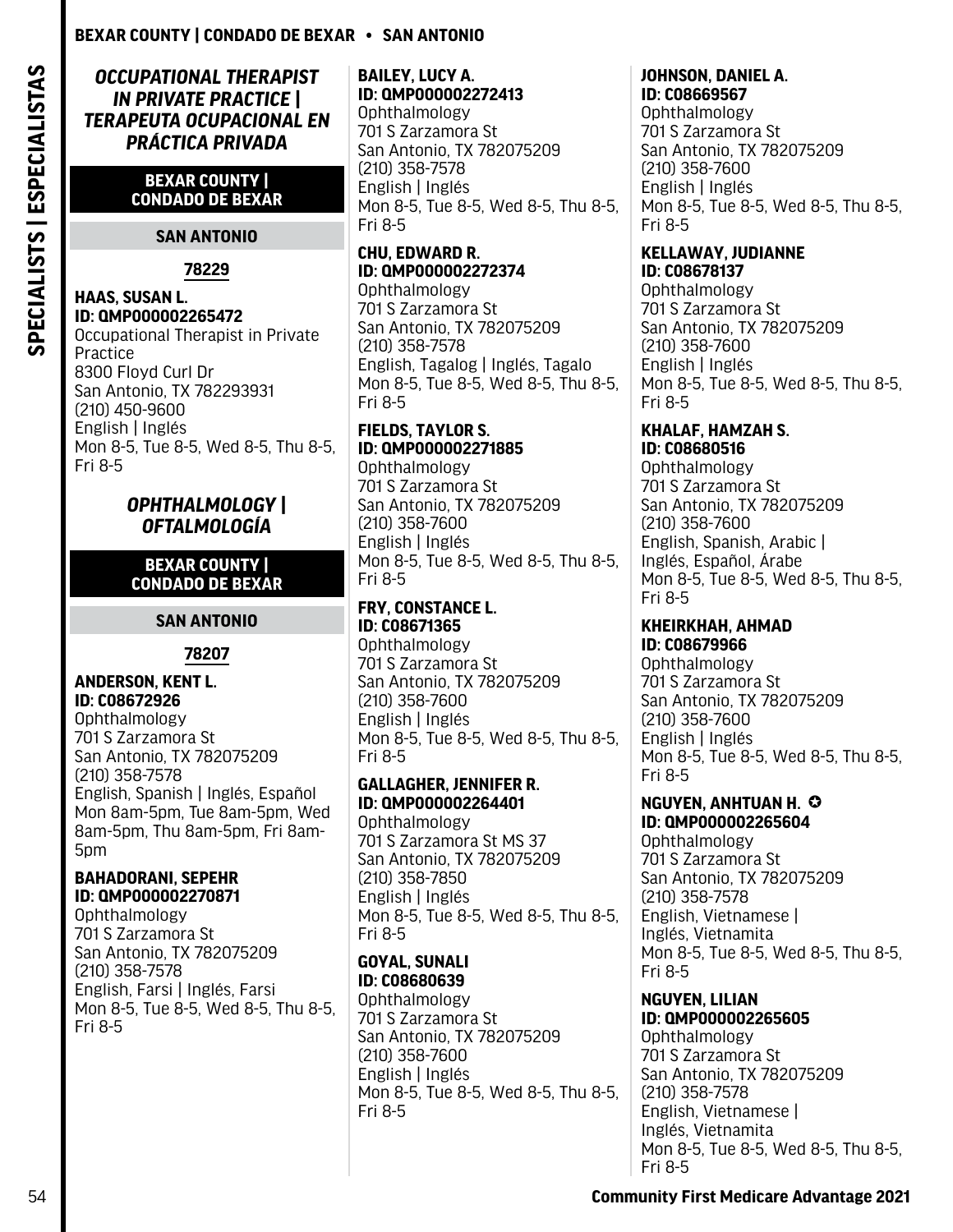*OCCUPATIONAL THERAPIST IN PRIVATE PRACTICE | TERAPEUTA OCUPACIONAL EN PRÁCTICA PRIVADA*

**BEXAR COUNTY | CONDADO DE BEXAR**

**SAN ANTONIO**

**78229**

**HAAS, SUSAN L.**
**ID: QMP000002265472**
Occupational Therapist in Private Practice
8300 Floyd Curl Dr
San Antonio, TX 782293931
(210) 450-9600
English | Inglés
Mon 8-5, Tue 8-5, Wed 8-5, Thu 8-5, Fri 8-5

*OPHTHALMOLOGY | OFTALMOLOGÍA*

**BEXAR COUNTY | CONDADO DE BEXAR**

**SAN ANTONIO**

**78207**

**ANDERSON, KENT L.**
**ID: C08672926**
Ophthalmology
701 S Zarzamora St
San Antonio, TX 782075209
(210) 358-7578
English, Spanish | Inglés, Español
Mon 8am-5pm, Tue 8am-5pm, Wed 8am-5pm, Thu 8am-5pm, Fri 8am-5pm

**BAHADORANI, SEPEHR**
**ID: QMP000002270871**
Ophthalmology
701 S Zarzamora St
San Antonio, TX 782075209
(210) 358-7578
English, Farsi | Inglés, Farsi
Mon 8-5, Tue 8-5, Wed 8-5, Thu 8-5, Fri 8-5

**BAILEY, LUCY A.**
**ID: QMP000002272413**
Ophthalmology
701 S Zarzamora St
San Antonio, TX 782075209
(210) 358-7578
English | Inglés
Mon 8-5, Tue 8-5, Wed 8-5, Thu 8-5, Fri 8-5

**CHU, EDWARD R.**
**ID: QMP000002272374**
Ophthalmology
701 S Zarzamora St
San Antonio, TX 782075209
(210) 358-7578
English, Tagalog | Inglés, Tagalo
Mon 8-5, Tue 8-5, Wed 8-5, Thu 8-5, Fri 8-5

**FIELDS, TAYLOR S.**
**ID: QMP000002271885**
Ophthalmology
701 S Zarzamora St
San Antonio, TX 782075209
(210) 358-7600
English | Inglés
Mon 8-5, Tue 8-5, Wed 8-5, Thu 8-5, Fri 8-5

**FRY, CONSTANCE L.**
**ID: C08671365**
Ophthalmology
701 S Zarzamora St
San Antonio, TX 782075209
(210) 358-7600
English | Inglés
Mon 8-5, Tue 8-5, Wed 8-5, Thu 8-5, Fri 8-5

**GALLAGHER, JENNIFER R.**
**ID: QMP000002264401**
Ophthalmology
701 S Zarzamora St MS 37
San Antonio, TX 782075209
(210) 358-7850
English | Inglés
Mon 8-5, Tue 8-5, Wed 8-5, Thu 8-5, Fri 8-5

**GOYAL, SUNALI**
**ID: C08680639**
Ophthalmology
701 S Zarzamora St
San Antonio, TX 782075209
(210) 358-7600
English | Inglés
Mon 8-5, Tue 8-5, Wed 8-5, Thu 8-5, Fri 8-5

**JOHNSON, DANIEL A.**
**ID: C08669567**
Ophthalmology
701 S Zarzamora St
San Antonio, TX 782075209
(210) 358-7600
English | Inglés
Mon 8-5, Tue 8-5, Wed 8-5, Thu 8-5, Fri 8-5

**KELLAWAY, JUDIANNE**
**ID: C08678137**
Ophthalmology
701 S Zarzamora St
San Antonio, TX 782075209
(210) 358-7600
English | Inglés
Mon 8-5, Tue 8-5, Wed 8-5, Thu 8-5, Fri 8-5

**KHALAF, HAMZAH S.**
**ID: C08680516**
Ophthalmology
701 S Zarzamora St
San Antonio, TX 782075209
(210) 358-7600
English, Spanish, Arabic | Inglés, Español, Árabe
Mon 8-5, Tue 8-5, Wed 8-5, Thu 8-5, Fri 8-5

**KHEIRKHAH, AHMAD**
**ID: C08679966**
Ophthalmology
701 S Zarzamora St
San Antonio, TX 782075209
(210) 358-7600
English | Inglés
Mon 8-5, Tue 8-5, Wed 8-5, Thu 8-5, Fri 8-5

**NGUYEN, ANHTUAN H.** ✪
**ID: QMP000002265604**
Ophthalmology
701 S Zarzamora St
San Antonio, TX 782075209
(210) 358-7578
English, Vietnamese | Inglés, Vietnamita
Mon 8-5, Tue 8-5, Wed 8-5, Thu 8-5, Fri 8-5

**NGUYEN, LILIAN**
**ID: QMP000002265605**
Ophthalmology
701 S Zarzamora St
San Antonio, TX 782075209
(210) 358-7578
English, Vietnamese | Inglés, Vietnamita
Mon 8-5, Tue 8-5, Wed 8-5, Thu 8-5, Fri 8-5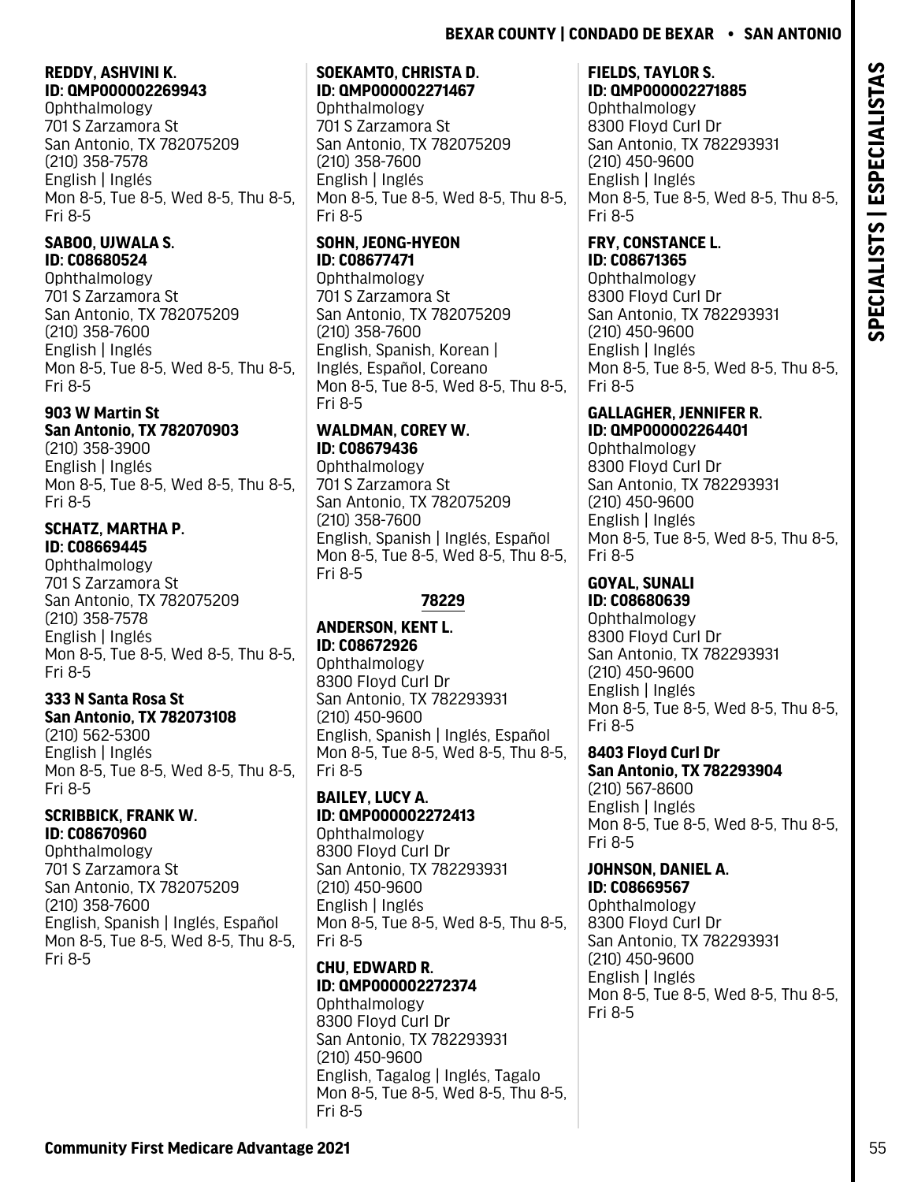**REDDY, ASHVINI K.**
**ID: QMP000002269943**
Ophthalmology
701 S Zarzamora St
San Antonio, TX 782075209
(210) 358-7578
English | Inglés
Mon 8-5, Tue 8-5, Wed 8-5, Thu 8-5, Fri 8-5

**SABOO, UJWALA S.**
**ID: C08680524**
Ophthalmology
701 S Zarzamora St
San Antonio, TX 782075209
(210) 358-7600
English | Inglés
Mon 8-5, Tue 8-5, Wed 8-5, Thu 8-5, Fri 8-5

**903 W Martin St**
**San Antonio, TX 782070903**
(210) 358-3900
English | Inglés
Mon 8-5, Tue 8-5, Wed 8-5, Thu 8-5, Fri 8-5

**SCHATZ, MARTHA P.**
**ID: C08669445**
Ophthalmology
701 S Zarzamora St
San Antonio, TX 782075209
(210) 358-7578
English | Inglés
Mon 8-5, Tue 8-5, Wed 8-5, Thu 8-5, Fri 8-5

**333 N Santa Rosa St**
**San Antonio, TX 782073108**
(210) 562-5300
English | Inglés
Mon 8-5, Tue 8-5, Wed 8-5, Thu 8-5, Fri 8-5

**SCRIBBICK, FRANK W.**
**ID: C08670960**
Ophthalmology
701 S Zarzamora St
San Antonio, TX 782075209
(210) 358-7600
English, Spanish | Inglés, Español
Mon 8-5, Tue 8-5, Wed 8-5, Thu 8-5, Fri 8-5

**SOEKAMTO, CHRISTA D.**
**ID: QMP000002271467**
Ophthalmology
701 S Zarzamora St
San Antonio, TX 782075209
(210) 358-7600
English | Inglés
Mon 8-5, Tue 8-5, Wed 8-5, Thu 8-5, Fri 8-5

**SOHN, JEONG-HYEON**
**ID: C08677471**
Ophthalmology
701 S Zarzamora St
San Antonio, TX 782075209
(210) 358-7600
English, Spanish, Korean | Inglés, Español, Coreano
Mon 8-5, Tue 8-5, Wed 8-5, Thu 8-5, Fri 8-5

**WALDMAN, COREY W.**
**ID: C08679436**
Ophthalmology
701 S Zarzamora St
San Antonio, TX 782075209
(210) 358-7600
English, Spanish | Inglés, Español
Mon 8-5, Tue 8-5, Wed 8-5, Thu 8-5, Fri 8-5

## 78229

**ANDERSON, KENT L.**
**ID: C08672926**
Ophthalmology
8300 Floyd Curl Dr
San Antonio, TX 782293931
(210) 450-9600
English, Spanish | Inglés, Español
Mon 8-5, Tue 8-5, Wed 8-5, Thu 8-5, Fri 8-5

**BAILEY, LUCY A.**
**ID: QMP000002272413**
Ophthalmology
8300 Floyd Curl Dr
San Antonio, TX 782293931
(210) 450-9600
English | Inglés
Mon 8-5, Tue 8-5, Wed 8-5, Thu 8-5, Fri 8-5

**CHU, EDWARD R.**
**ID: QMP000002272374**
Ophthalmology
8300 Floyd Curl Dr
San Antonio, TX 782293931
(210) 450-9600
English, Tagalog | Inglés, Tagalo
Mon 8-5, Tue 8-5, Wed 8-5, Thu 8-5, Fri 8-5

**FIELDS, TAYLOR S.**
**ID: QMP000002271885**
Ophthalmology
8300 Floyd Curl Dr
San Antonio, TX 782293931
(210) 450-9600
English | Inglés
Mon 8-5, Tue 8-5, Wed 8-5, Thu 8-5, Fri 8-5

**FRY, CONSTANCE L.**
**ID: C08671365**
Ophthalmology
8300 Floyd Curl Dr
San Antonio, TX 782293931
(210) 450-9600
English | Inglés
Mon 8-5, Tue 8-5, Wed 8-5, Thu 8-5, Fri 8-5

**GALLAGHER, JENNIFER R.**
**ID: QMP000002264401**
Ophthalmology
8300 Floyd Curl Dr
San Antonio, TX 782293931
(210) 450-9600
English | Inglés
Mon 8-5, Tue 8-5, Wed 8-5, Thu 8-5, Fri 8-5

**GOYAL, SUNALI**
**ID: C08680639**
Ophthalmology
8300 Floyd Curl Dr
San Antonio, TX 782293931
(210) 450-9600
English | Inglés
Mon 8-5, Tue 8-5, Wed 8-5, Thu 8-5, Fri 8-5

**8403 Floyd Curl Dr**
**San Antonio, TX 782293904**
(210) 567-8600
English | Inglés
Mon 8-5, Tue 8-5, Wed 8-5, Thu 8-5, Fri 8-5

**JOHNSON, DANIEL A.**
**ID: C08669567**
Ophthalmology
8300 Floyd Curl Dr
San Antonio, TX 782293931
(210) 450-9600
English | Inglés
Mon 8-5, Tue 8-5, Wed 8-5, Thu 8-5, Fri 8-5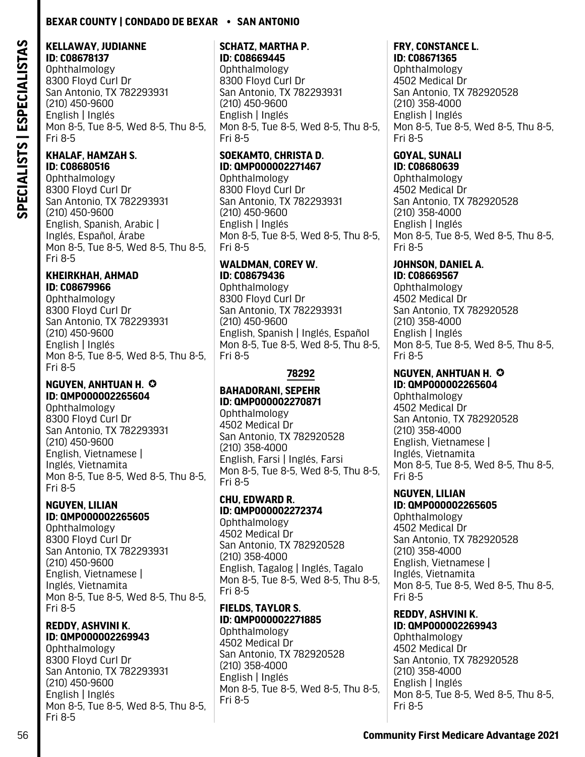**KELLAWAY, JUDIANNE**
**ID: C08678137**
Ophthalmology
8300 Floyd Curl Dr
San Antonio, TX 782293931
(210) 450-9600
English | Inglés
Mon 8-5, Tue 8-5, Wed 8-5, Thu 8-5, Fri 8-5

**KHALAF, HAMZAH S.**
**ID: C08680516**
Ophthalmology
8300 Floyd Curl Dr
San Antonio, TX 782293931
(210) 450-9600
English, Spanish, Arabic | Inglés, Español, Árabe
Mon 8-5, Tue 8-5, Wed 8-5, Thu 8-5, Fri 8-5

**KHEIRKHAH, AHMAD**
**ID: C08679966**
Ophthalmology
8300 Floyd Curl Dr
San Antonio, TX 782293931
(210) 450-9600
English | Inglés
Mon 8-5, Tue 8-5, Wed 8-5, Thu 8-5, Fri 8-5

**NGUYEN, ANHTUAN H.** ✪
**ID: QMP000002265604**
Ophthalmology
8300 Floyd Curl Dr
San Antonio, TX 782293931
(210) 450-9600
English, Vietnamese | Inglés, Vietnamita
Mon 8-5, Tue 8-5, Wed 8-5, Thu 8-5, Fri 8-5

**NGUYEN, LILIAN**
**ID: QMP000002265605**
Ophthalmology
8300 Floyd Curl Dr
San Antonio, TX 782293931
(210) 450-9600
English, Vietnamese | Inglés, Vietnamita
Mon 8-5, Tue 8-5, Wed 8-5, Thu 8-5, Fri 8-5

**REDDY, ASHVINI K.**
**ID: QMP000002269943**
Ophthalmology
8300 Floyd Curl Dr
San Antonio, TX 782293931
(210) 450-9600
English | Inglés
Mon 8-5, Tue 8-5, Wed 8-5, Thu 8-5, Fri 8-5

**SCHATZ, MARTHA P.**
**ID: C08669445**
Ophthalmology
8300 Floyd Curl Dr
San Antonio, TX 782293931
(210) 450-9600
English | Inglés
Mon 8-5, Tue 8-5, Wed 8-5, Thu 8-5, Fri 8-5

**SOEKAMTO, CHRISTA D.**
**ID: QMP000002271467**
Ophthalmology
8300 Floyd Curl Dr
San Antonio, TX 782293931
(210) 450-9600
English | Inglés
Mon 8-5, Tue 8-5, Wed 8-5, Thu 8-5, Fri 8-5

**WALDMAN, COREY W.**
**ID: C08679436**
Ophthalmology
8300 Floyd Curl Dr
San Antonio, TX 782293931
(210) 450-9600
English, Spanish | Inglés, Español
Mon 8-5, Tue 8-5, Wed 8-5, Thu 8-5, Fri 8-5

## 78292

**BAHADORANI, SEPEHR**
**ID: QMP000002270871**
Ophthalmology
4502 Medical Dr
San Antonio, TX 782920528
(210) 358-4000
English, Farsi | Inglés, Farsi
Mon 8-5, Tue 8-5, Wed 8-5, Thu 8-5, Fri 8-5

**CHU, EDWARD R.**
**ID: QMP000002272374**
Ophthalmology
4502 Medical Dr
San Antonio, TX 782920528
(210) 358-4000
English, Tagalog | Inglés, Tagalo
Mon 8-5, Tue 8-5, Wed 8-5, Thu 8-5, Fri 8-5

**FIELDS, TAYLOR S.**
**ID: QMP000002271885**
Ophthalmology
4502 Medical Dr
San Antonio, TX 782920528
(210) 358-4000
English | Inglés
Mon 8-5, Tue 8-5, Wed 8-5, Thu 8-5, Fri 8-5

**FRY, CONSTANCE L.**
**ID: C08671365**
Ophthalmology
4502 Medical Dr
San Antonio, TX 782920528
(210) 358-4000
English | Inglés
Mon 8-5, Tue 8-5, Wed 8-5, Thu 8-5, Fri 8-5

**GOYAL, SUNALI**
**ID: C08680639**
Ophthalmology
4502 Medical Dr
San Antonio, TX 782920528
(210) 358-4000
English | Inglés
Mon 8-5, Tue 8-5, Wed 8-5, Thu 8-5, Fri 8-5

**JOHNSON, DANIEL A.**
**ID: C08669567**
Ophthalmology
4502 Medical Dr
San Antonio, TX 782920528
(210) 358-4000
English | Inglés
Mon 8-5, Tue 8-5, Wed 8-5, Thu 8-5, Fri 8-5

**NGUYEN, ANHTUAN H.** ✪
**ID: QMP000002265604**
Ophthalmology
4502 Medical Dr
San Antonio, TX 782920528
(210) 358-4000
English, Vietnamese | Inglés, Vietnamita
Mon 8-5, Tue 8-5, Wed 8-5, Thu 8-5, Fri 8-5

**NGUYEN, LILIAN**
**ID: QMP000002265605**
Ophthalmology
4502 Medical Dr
San Antonio, TX 782920528
(210) 358-4000
English, Vietnamese | Inglés, Vietnamita
Mon 8-5, Tue 8-5, Wed 8-5, Thu 8-5, Fri 8-5

**REDDY, ASHVINI K.**
**ID: QMP000002269943**
Ophthalmology
4502 Medical Dr
San Antonio, TX 782920528
(210) 358-4000
English | Inglés
Mon 8-5, Tue 8-5, Wed 8-5, Thu 8-5, Fri 8-5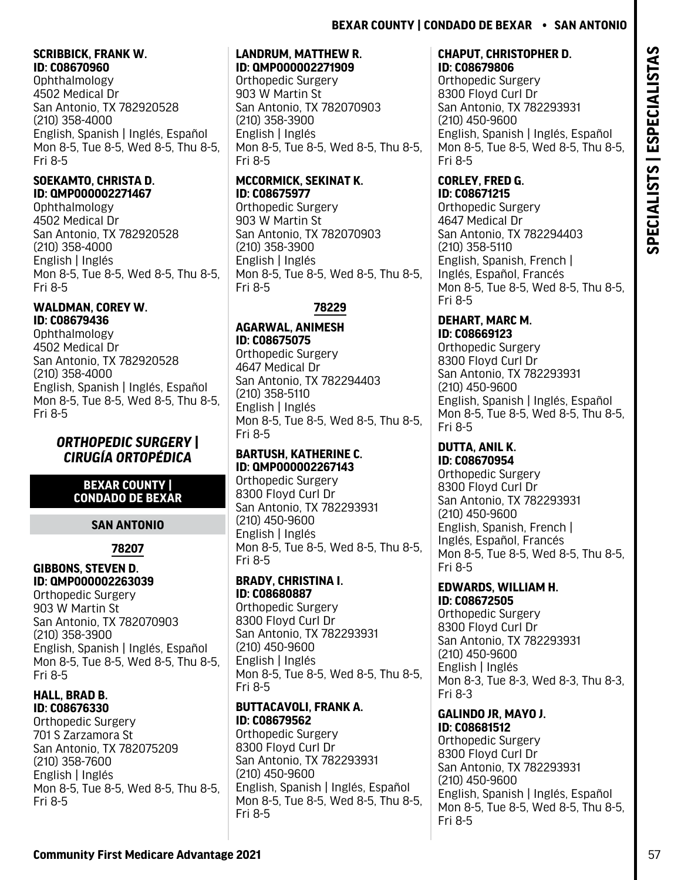**SCRIBBICK, FRANK W.**
**ID: C08670960**
Ophthalmology
4502 Medical Dr
San Antonio, TX 782920528
(210) 358-4000
English, Spanish | Inglés, Español
Mon 8-5, Tue 8-5, Wed 8-5, Thu 8-5, Fri 8-5

**SOEKAMTO, CHRISTA D.**
**ID: QMP000002271467**
Ophthalmology
4502 Medical Dr
San Antonio, TX 782920528
(210) 358-4000
English | Inglés
Mon 8-5, Tue 8-5, Wed 8-5, Thu 8-5, Fri 8-5

**WALDMAN, COREY W.**
**ID: C08679436**
Ophthalmology
4502 Medical Dr
San Antonio, TX 782920528
(210) 358-4000
English, Spanish | Inglés, Español
Mon 8-5, Tue 8-5, Wed 8-5, Thu 8-5, Fri 8-5

## *ORTHOPEDIC SURGERY | CIRUGÍA ORTOPÉDICA*

### BEXAR COUNTY | CONDADO DE BEXAR

#### SAN ANTONIO

##### 78207

**GIBBONS, STEVEN D.**
**ID: QMP000002263039**
Orthopedic Surgery
903 W Martin St
San Antonio, TX 782070903
(210) 358-3900
English, Spanish | Inglés, Español
Mon 8-5, Tue 8-5, Wed 8-5, Thu 8-5, Fri 8-5

**HALL, BRAD B.**
**ID: C08676330**
Orthopedic Surgery
701 S Zarzamora St
San Antonio, TX 782075209
(210) 358-7600
English | Inglés
Mon 8-5, Tue 8-5, Wed 8-5, Thu 8-5, Fri 8-5

**LANDRUM, MATTHEW R.**
**ID: QMP000002271909**
Orthopedic Surgery
903 W Martin St
San Antonio, TX 782070903
(210) 358-3900
English | Inglés
Mon 8-5, Tue 8-5, Wed 8-5, Thu 8-5, Fri 8-5

**MCCORMICK, SEKINAT K.**
**ID: C08675977**
Orthopedic Surgery
903 W Martin St
San Antonio, TX 782070903
(210) 358-3900
English | Inglés
Mon 8-5, Tue 8-5, Wed 8-5, Thu 8-5, Fri 8-5

##### 78229

**AGARWAL, ANIMESH**
**ID: C08675075**
Orthopedic Surgery
4647 Medical Dr
San Antonio, TX 782294403
(210) 358-5110
English | Inglés
Mon 8-5, Tue 8-5, Wed 8-5, Thu 8-5, Fri 8-5

**BARTUSH, KATHERINE C.**
**ID: QMP000002267143**
Orthopedic Surgery
8300 Floyd Curl Dr
San Antonio, TX 782293931
(210) 450-9600
English | Inglés
Mon 8-5, Tue 8-5, Wed 8-5, Thu 8-5, Fri 8-5

**BRADY, CHRISTINA I.**
**ID: C08680887**
Orthopedic Surgery
8300 Floyd Curl Dr
San Antonio, TX 782293931
(210) 450-9600
English | Inglés
Mon 8-5, Tue 8-5, Wed 8-5, Thu 8-5, Fri 8-5

**BUTTACAVOLI, FRANK A.**
**ID: C08679562**
Orthopedic Surgery
8300 Floyd Curl Dr
San Antonio, TX 782293931
(210) 450-9600
English, Spanish | Inglés, Español
Mon 8-5, Tue 8-5, Wed 8-5, Thu 8-5, Fri 8-5

**CHAPUT, CHRISTOPHER D.**
**ID: C08679806**
Orthopedic Surgery
8300 Floyd Curl Dr
San Antonio, TX 782293931
(210) 450-9600
English, Spanish | Inglés, Español
Mon 8-5, Tue 8-5, Wed 8-5, Thu 8-5, Fri 8-5

**CORLEY, FRED G.**
**ID: C08671215**
Orthopedic Surgery
4647 Medical Dr
San Antonio, TX 782294403
(210) 358-5110
English, Spanish, French | Inglés, Español, Francés
Mon 8-5, Tue 8-5, Wed 8-5, Thu 8-5, Fri 8-5

**DEHART, MARC M.**
**ID: C08669123**
Orthopedic Surgery
8300 Floyd Curl Dr
San Antonio, TX 782293931
(210) 450-9600
English, Spanish | Inglés, Español
Mon 8-5, Tue 8-5, Wed 8-5, Thu 8-5, Fri 8-5

**DUTTA, ANIL K.**
**ID: C08670954**
Orthopedic Surgery
8300 Floyd Curl Dr
San Antonio, TX 782293931
(210) 450-9600
English, Spanish, French | Inglés, Español, Francés
Mon 8-5, Tue 8-5, Wed 8-5, Thu 8-5, Fri 8-5

**EDWARDS, WILLIAM H.**
**ID: C08672505**
Orthopedic Surgery
8300 Floyd Curl Dr
San Antonio, TX 782293931
(210) 450-9600
English | Inglés
Mon 8-3, Tue 8-3, Wed 8-3, Thu 8-3, Fri 8-3

**GALINDO JR, MAYO J.**
**ID: C08681512**
Orthopedic Surgery
8300 Floyd Curl Dr
San Antonio, TX 782293931
(210) 450-9600
English, Spanish | Inglés, Español
Mon 8-5, Tue 8-5, Wed 8-5, Thu 8-5, Fri 8-5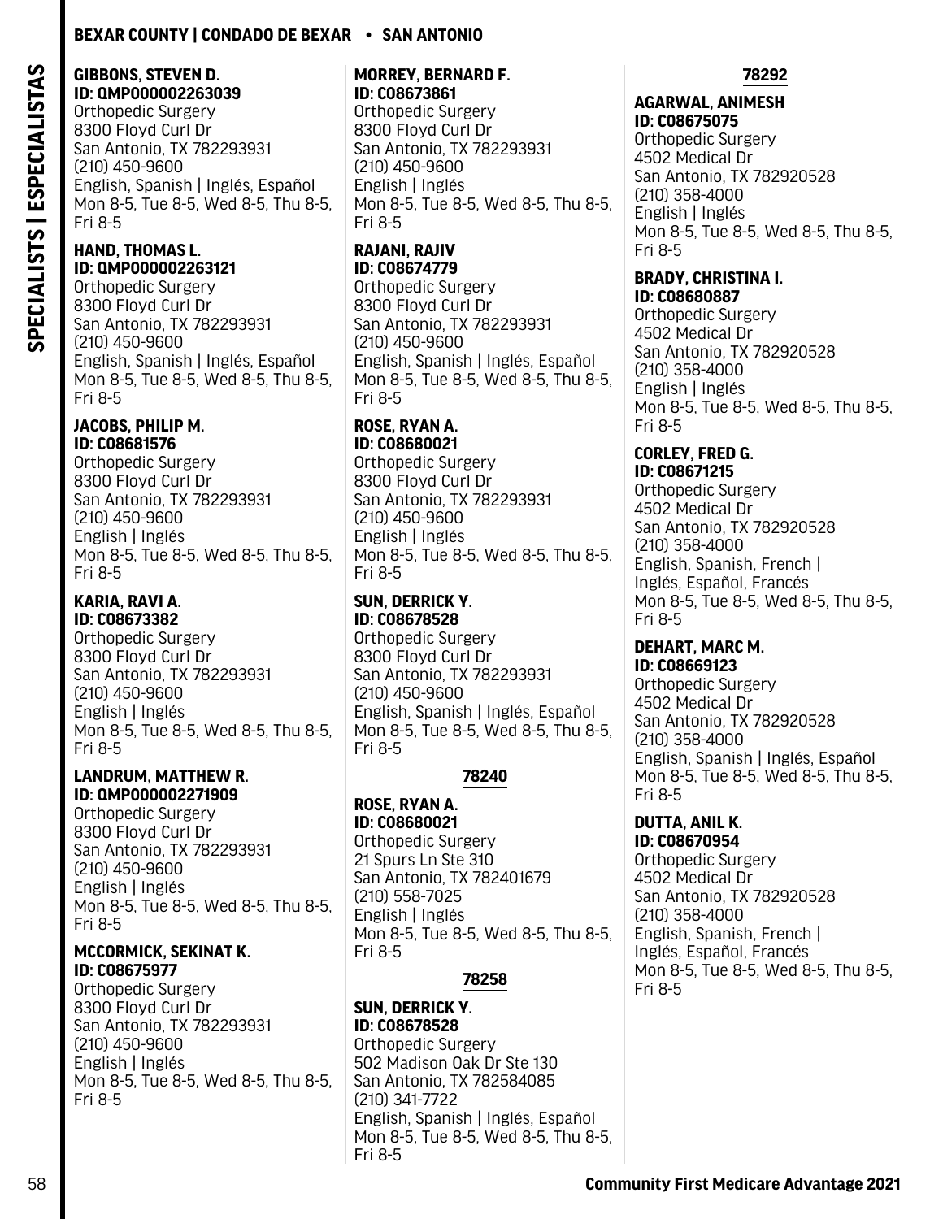BEXAR COUNTY | CONDADO DE BEXAR • SAN ANTONIO

SPECIALISTS | ESPECIALISTAS

**GIBBONS, STEVEN D.**
**ID: QMP000002263039**
Orthopedic Surgery
8300 Floyd Curl Dr
San Antonio, TX 782293931
(210) 450-9600
English, Spanish | Inglés, Español
Mon 8-5, Tue 8-5, Wed 8-5, Thu 8-5, Fri 8-5

**HAND, THOMAS L.**
**ID: QMP000002263121**
Orthopedic Surgery
8300 Floyd Curl Dr
San Antonio, TX 782293931
(210) 450-9600
English, Spanish | Inglés, Español
Mon 8-5, Tue 8-5, Wed 8-5, Thu 8-5, Fri 8-5

**JACOBS, PHILIP M.**
**ID: C08681576**
Orthopedic Surgery
8300 Floyd Curl Dr
San Antonio, TX 782293931
(210) 450-9600
English | Inglés
Mon 8-5, Tue 8-5, Wed 8-5, Thu 8-5, Fri 8-5

**KARIA, RAVI A.**
**ID: C08673382**
Orthopedic Surgery
8300 Floyd Curl Dr
San Antonio, TX 782293931
(210) 450-9600
English | Inglés
Mon 8-5, Tue 8-5, Wed 8-5, Thu 8-5, Fri 8-5

**LANDRUM, MATTHEW R.**
**ID: QMP000002271909**
Orthopedic Surgery
8300 Floyd Curl Dr
San Antonio, TX 782293931
(210) 450-9600
English | Inglés
Mon 8-5, Tue 8-5, Wed 8-5, Thu 8-5, Fri 8-5

**MCCORMICK, SEKINAT K.**
**ID: C08675977**
Orthopedic Surgery
8300 Floyd Curl Dr
San Antonio, TX 782293931
(210) 450-9600
English | Inglés
Mon 8-5, Tue 8-5, Wed 8-5, Thu 8-5, Fri 8-5

**MORREY, BERNARD F.**
**ID: C08673861**
Orthopedic Surgery
8300 Floyd Curl Dr
San Antonio, TX 782293931
(210) 450-9600
English | Inglés
Mon 8-5, Tue 8-5, Wed 8-5, Thu 8-5, Fri 8-5

**RAJANI, RAJIV**
**ID: C08674779**
Orthopedic Surgery
8300 Floyd Curl Dr
San Antonio, TX 782293931
(210) 450-9600
English, Spanish | Inglés, Español
Mon 8-5, Tue 8-5, Wed 8-5, Thu 8-5, Fri 8-5

**ROSE, RYAN A.**
**ID: C08680021**
Orthopedic Surgery
8300 Floyd Curl Dr
San Antonio, TX 782293931
(210) 450-9600
English | Inglés
Mon 8-5, Tue 8-5, Wed 8-5, Thu 8-5, Fri 8-5

**SUN, DERRICK Y.**
**ID: C08678528**
Orthopedic Surgery
8300 Floyd Curl Dr
San Antonio, TX 782293931
(210) 450-9600
English, Spanish | Inglés, Español
Mon 8-5, Tue 8-5, Wed 8-5, Thu 8-5, Fri 8-5

## 78240

**ROSE, RYAN A.**
**ID: C08680021**
Orthopedic Surgery
21 Spurs Ln Ste 310
San Antonio, TX 782401679
(210) 558-7025
English | Inglés
Mon 8-5, Tue 8-5, Wed 8-5, Thu 8-5, Fri 8-5

## 78258

**SUN, DERRICK Y.**
**ID: C08678528**
Orthopedic Surgery
502 Madison Oak Dr Ste 130
San Antonio, TX 782584085
(210) 341-7722
English, Spanish | Inglés, Español
Mon 8-5, Tue 8-5, Wed 8-5, Thu 8-5, Fri 8-5

## 78292

**AGARWAL, ANIMESH**
**ID: C08675075**
Orthopedic Surgery
4502 Medical Dr
San Antonio, TX 782920528
(210) 358-4000
English | Inglés
Mon 8-5, Tue 8-5, Wed 8-5, Thu 8-5, Fri 8-5

**BRADY, CHRISTINA I.**
**ID: C08680887**
Orthopedic Surgery
4502 Medical Dr
San Antonio, TX 782920528
(210) 358-4000
English | Inglés
Mon 8-5, Tue 8-5, Wed 8-5, Thu 8-5, Fri 8-5

**CORLEY, FRED G.**
**ID: C08671215**
Orthopedic Surgery
4502 Medical Dr
San Antonio, TX 782920528
(210) 358-4000
English, Spanish, French | Inglés, Español, Francés
Mon 8-5, Tue 8-5, Wed 8-5, Thu 8-5, Fri 8-5

**DEHART, MARC M.**
**ID: C08669123**
Orthopedic Surgery
4502 Medical Dr
San Antonio, TX 782920528
(210) 358-4000
English, Spanish | Inglés, Español
Mon 8-5, Tue 8-5, Wed 8-5, Thu 8-5, Fri 8-5

**DUTTA, ANIL K.**
**ID: C08670954**
Orthopedic Surgery
4502 Medical Dr
San Antonio, TX 782920528
(210) 358-4000
English, Spanish, French | Inglés, Español, Francés
Mon 8-5, Tue 8-5, Wed 8-5, Thu 8-5, Fri 8-5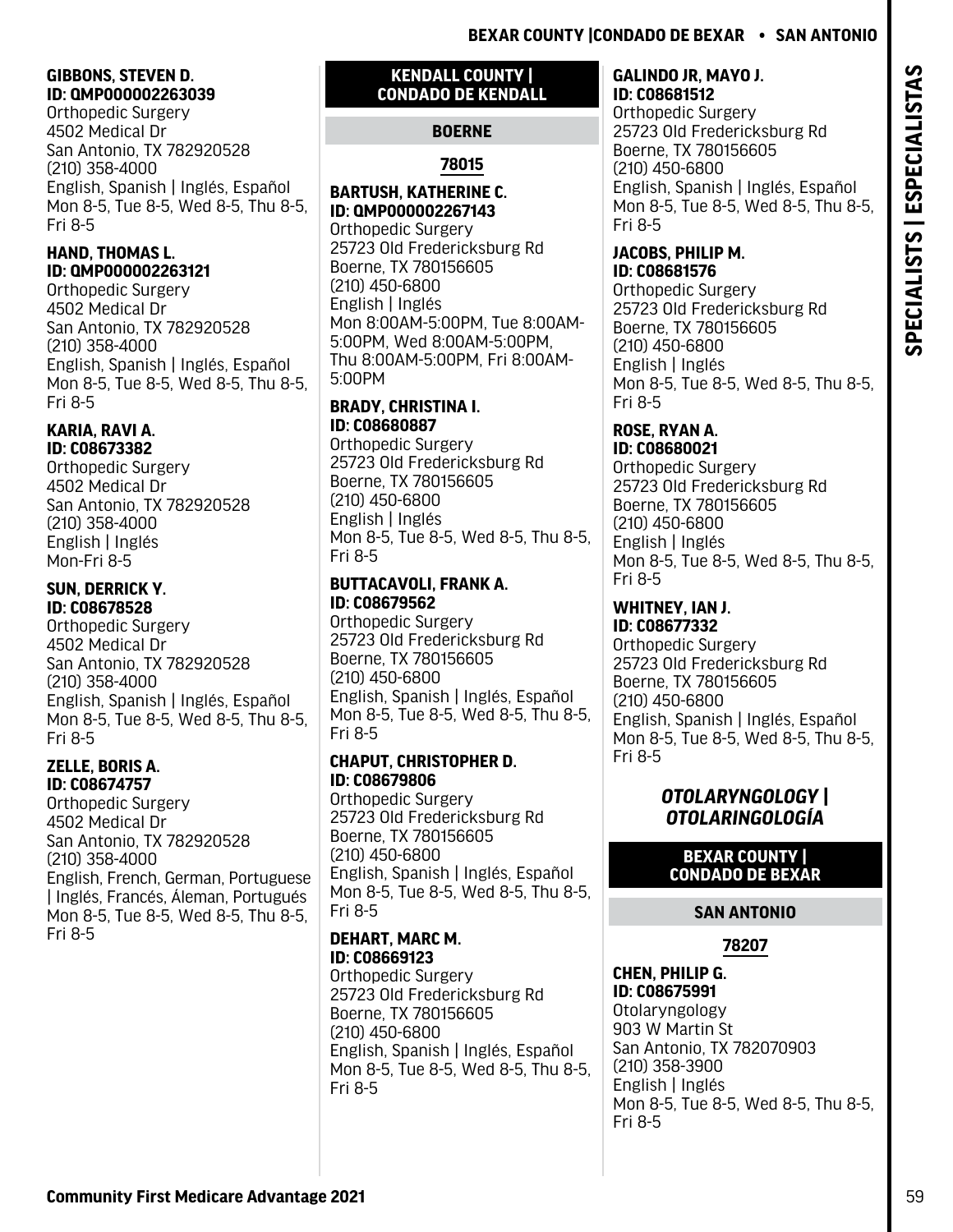**GIBBONS, STEVEN D.**
**ID: QMP000002263039**
Orthopedic Surgery
4502 Medical Dr
San Antonio, TX 782920528
(210) 358-4000
English, Spanish | Inglés, Español
Mon 8-5, Tue 8-5, Wed 8-5, Thu 8-5, Fri 8-5

**HAND, THOMAS L.**
**ID: QMP000002263121**
Orthopedic Surgery
4502 Medical Dr
San Antonio, TX 782920528
(210) 358-4000
English, Spanish | Inglés, Español
Mon 8-5, Tue 8-5, Wed 8-5, Thu 8-5, Fri 8-5

**KARIA, RAVI A.**
**ID: C08673382**
Orthopedic Surgery
4502 Medical Dr
San Antonio, TX 782920528
(210) 358-4000
English | Inglés
Mon-Fri 8-5

**SUN, DERRICK Y.**
**ID: C08678528**
Orthopedic Surgery
4502 Medical Dr
San Antonio, TX 782920528
(210) 358-4000
English, Spanish | Inglés, Español
Mon 8-5, Tue 8-5, Wed 8-5, Thu 8-5, Fri 8-5

**ZELLE, BORIS A.**
**ID: C08674757**
Orthopedic Surgery
4502 Medical Dr
San Antonio, TX 782920528
(210) 358-4000
English, French, German, Portuguese | Inglés, Francés, Áleman, Portugués
Mon 8-5, Tue 8-5, Wed 8-5, Thu 8-5, Fri 8-5

## KENDALL COUNTY | CONDADO DE KENDALL

### BOERNE

#### 78015

**BARTUSH, KATHERINE C.**
**ID: QMP000002267143**
Orthopedic Surgery
25723 Old Fredericksburg Rd
Boerne, TX 780156605
(210) 450-6800
English | Inglés
Mon 8:00AM-5:00PM, Tue 8:00AM-5:00PM, Wed 8:00AM-5:00PM, Thu 8:00AM-5:00PM, Fri 8:00AM-5:00PM

**BRADY, CHRISTINA I.**
**ID: C08680887**
Orthopedic Surgery
25723 Old Fredericksburg Rd
Boerne, TX 780156605
(210) 450-6800
English | Inglés
Mon 8-5, Tue 8-5, Wed 8-5, Thu 8-5, Fri 8-5

**BUTTACAVOLI, FRANK A.**
**ID: C08679562**
Orthopedic Surgery
25723 Old Fredericksburg Rd
Boerne, TX 780156605
(210) 450-6800
English, Spanish | Inglés, Español
Mon 8-5, Tue 8-5, Wed 8-5, Thu 8-5, Fri 8-5

**CHAPUT, CHRISTOPHER D.**
**ID: C08679806**
Orthopedic Surgery
25723 Old Fredericksburg Rd
Boerne, TX 780156605
(210) 450-6800
English, Spanish | Inglés, Español
Mon 8-5, Tue 8-5, Wed 8-5, Thu 8-5, Fri 8-5

**DEHART, MARC M.**
**ID: C08669123**
Orthopedic Surgery
25723 Old Fredericksburg Rd
Boerne, TX 780156605
(210) 450-6800
English, Spanish | Inglés, Español
Mon 8-5, Tue 8-5, Wed 8-5, Thu 8-5, Fri 8-5

**GALINDO JR, MAYO J.**
**ID: C08681512**
Orthopedic Surgery
25723 Old Fredericksburg Rd
Boerne, TX 780156605
(210) 450-6800
English, Spanish | Inglés, Español
Mon 8-5, Tue 8-5, Wed 8-5, Thu 8-5, Fri 8-5

**JACOBS, PHILIP M.**
**ID: C08681576**
Orthopedic Surgery
25723 Old Fredericksburg Rd
Boerne, TX 780156605
(210) 450-6800
English | Inglés
Mon 8-5, Tue 8-5, Wed 8-5, Thu 8-5, Fri 8-5

**ROSE, RYAN A.**
**ID: C08680021**
Orthopedic Surgery
25723 Old Fredericksburg Rd
Boerne, TX 780156605
(210) 450-6800
English | Inglés
Mon 8-5, Tue 8-5, Wed 8-5, Thu 8-5, Fri 8-5

**WHITNEY, IAN J.**
**ID: C08677332**
Orthopedic Surgery
25723 Old Fredericksburg Rd
Boerne, TX 780156605
(210) 450-6800
English, Spanish | Inglés, Español
Mon 8-5, Tue 8-5, Wed 8-5, Thu 8-5, Fri 8-5

# *OTOLARYNGOLOGY | OTOLARINGOLOGÍA*

## BEXAR COUNTY | CONDADO DE BEXAR

### SAN ANTONIO

#### 78207

**CHEN, PHILIP G.**
**ID: C08675991**
Otolaryngology
903 W Martin St
San Antonio, TX 782070903
(210) 358-3900
English | Inglés
Mon 8-5, Tue 8-5, Wed 8-5, Thu 8-5, Fri 8-5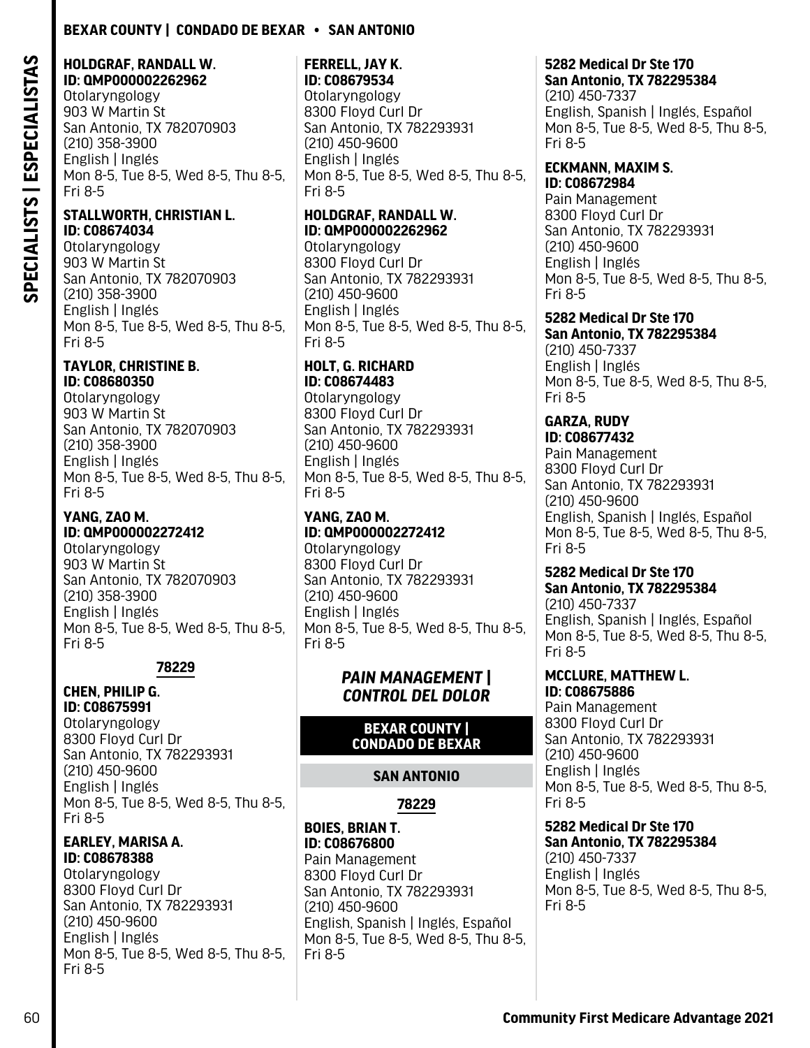**HOLDGRAF, RANDALL W.**
**ID: QMP000002262962**
Otolaryngology
903 W Martin St
San Antonio, TX 782070903
(210) 358-3900
English | Inglés
Mon 8-5, Tue 8-5, Wed 8-5, Thu 8-5, Fri 8-5

**STALLWORTH, CHRISTIAN L.**
**ID: C08674034**
Otolaryngology
903 W Martin St
San Antonio, TX 782070903
(210) 358-3900
English | Inglés
Mon 8-5, Tue 8-5, Wed 8-5, Thu 8-5, Fri 8-5

**TAYLOR, CHRISTINE B.**
**ID: C08680350**
Otolaryngology
903 W Martin St
San Antonio, TX 782070903
(210) 358-3900
English | Inglés
Mon 8-5, Tue 8-5, Wed 8-5, Thu 8-5, Fri 8-5

**YANG, ZAO M.**
**ID: QMP000002272412**
Otolaryngology
903 W Martin St
San Antonio, TX 782070903
(210) 358-3900
English | Inglés
Mon 8-5, Tue 8-5, Wed 8-5, Thu 8-5, Fri 8-5

**78229**

**CHEN, PHILIP G.**
**ID: C08675991**
Otolaryngology
8300 Floyd Curl Dr
San Antonio, TX 782293931
(210) 450-9600
English | Inglés
Mon 8-5, Tue 8-5, Wed 8-5, Thu 8-5, Fri 8-5

**EARLEY, MARISA A.**
**ID: C08678388**
Otolaryngology
8300 Floyd Curl Dr
San Antonio, TX 782293931
(210) 450-9600
English | Inglés
Mon 8-5, Tue 8-5, Wed 8-5, Thu 8-5, Fri 8-5

**FERRELL, JAY K.**
**ID: C08679534**
Otolaryngology
8300 Floyd Curl Dr
San Antonio, TX 782293931
(210) 450-9600
English | Inglés
Mon 8-5, Tue 8-5, Wed 8-5, Thu 8-5, Fri 8-5

**HOLDGRAF, RANDALL W.**
**ID: QMP000002262962**
Otolaryngology
8300 Floyd Curl Dr
San Antonio, TX 782293931
(210) 450-9600
English | Inglés
Mon 8-5, Tue 8-5, Wed 8-5, Thu 8-5, Fri 8-5

**HOLT, G. RICHARD**
**ID: C08674483**
Otolaryngology
8300 Floyd Curl Dr
San Antonio, TX 782293931
(210) 450-9600
English | Inglés
Mon 8-5, Tue 8-5, Wed 8-5, Thu 8-5, Fri 8-5

**YANG, ZAO M.**
**ID: QMP000002272412**
Otolaryngology
8300 Floyd Curl Dr
San Antonio, TX 782293931
(210) 450-9600
English | Inglés
Mon 8-5, Tue 8-5, Wed 8-5, Thu 8-5, Fri 8-5

## *PAIN MANAGEMENT | CONTROL DEL DOLOR*

### BEXAR COUNTY | CONDADO DE BEXAR

#### SAN ANTONIO

**78229**

**BOIES, BRIAN T.**
**ID: C08676800**
Pain Management
8300 Floyd Curl Dr
San Antonio, TX 782293931
(210) 450-9600
English, Spanish | Inglés, Español
Mon 8-5, Tue 8-5, Wed 8-5, Thu 8-5, Fri 8-5

**5282 Medical Dr Ste 170**
**San Antonio, TX 782295384**
(210) 450-7337
English, Spanish | Inglés, Español
Mon 8-5, Tue 8-5, Wed 8-5, Thu 8-5, Fri 8-5

**ECKMANN, MAXIM S.**
**ID: C08672984**
Pain Management
8300 Floyd Curl Dr
San Antonio, TX 782293931
(210) 450-9600
English | Inglés
Mon 8-5, Tue 8-5, Wed 8-5, Thu 8-5, Fri 8-5

**5282 Medical Dr Ste 170**
**San Antonio, TX 782295384**
(210) 450-7337
English | Inglés
Mon 8-5, Tue 8-5, Wed 8-5, Thu 8-5, Fri 8-5

**GARZA, RUDY**
**ID: C08677432**
Pain Management
8300 Floyd Curl Dr
San Antonio, TX 782293931
(210) 450-9600
English, Spanish | Inglés, Español
Mon 8-5, Tue 8-5, Wed 8-5, Thu 8-5, Fri 8-5

**5282 Medical Dr Ste 170**
**San Antonio, TX 782295384**
(210) 450-7337
English, Spanish | Inglés, Español
Mon 8-5, Tue 8-5, Wed 8-5, Thu 8-5, Fri 8-5

**MCCLURE, MATTHEW L.**
**ID: C08675886**
Pain Management
8300 Floyd Curl Dr
San Antonio, TX 782293931
(210) 450-9600
English | Inglés
Mon 8-5, Tue 8-5, Wed 8-5, Thu 8-5, Fri 8-5

**5282 Medical Dr Ste 170**
**San Antonio, TX 782295384**
(210) 450-7337
English | Inglés
Mon 8-5, Tue 8-5, Wed 8-5, Thu 8-5, Fri 8-5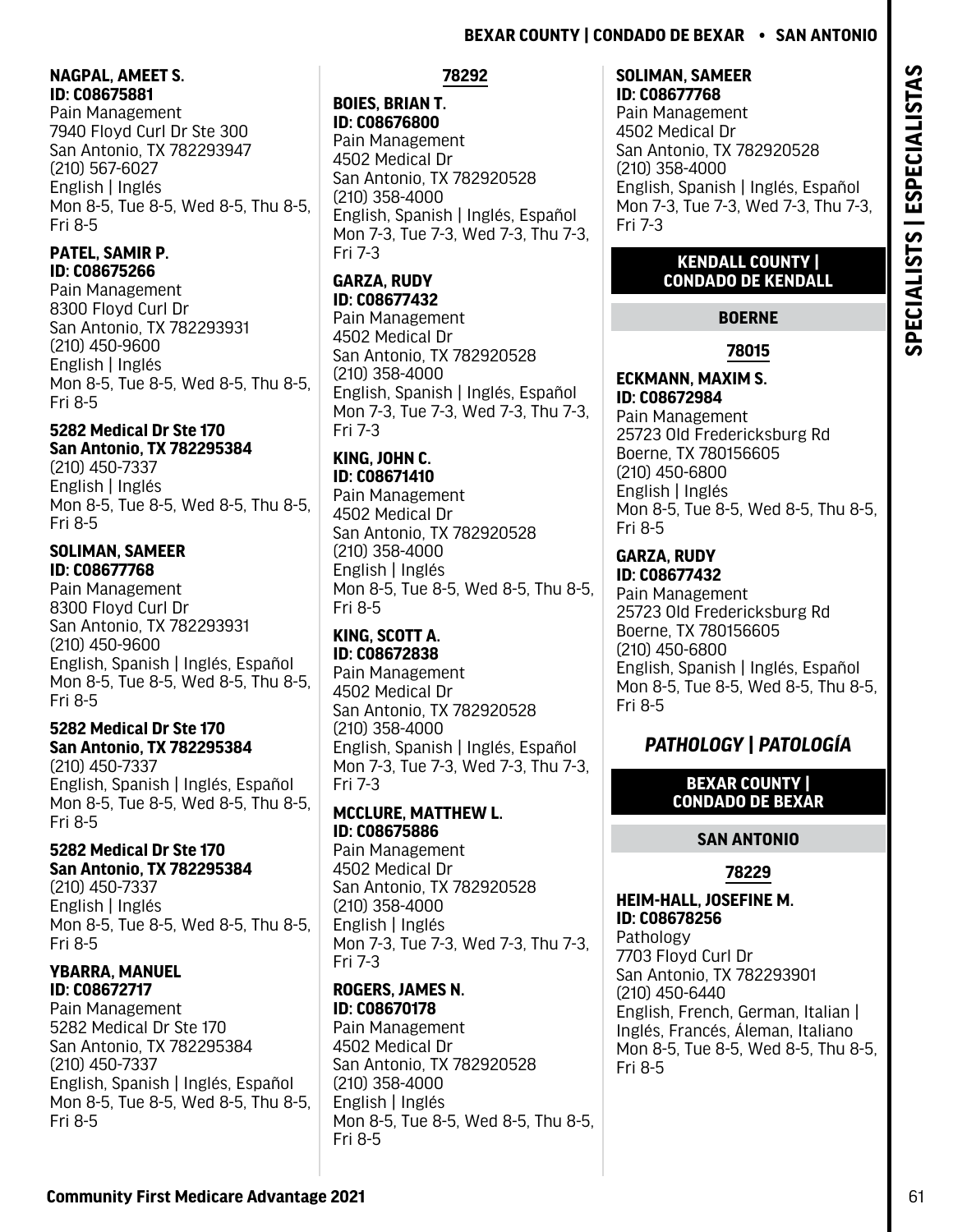**NAGPAL, AMEET S.**
**ID: C08675881**
Pain Management
7940 Floyd Curl Dr Ste 300
San Antonio, TX 782293947
(210) 567-6027
English | Inglés
Mon 8-5, Tue 8-5, Wed 8-5, Thu 8-5, Fri 8-5

**PATEL, SAMIR P.**
**ID: C08675266**
Pain Management
8300 Floyd Curl Dr
San Antonio, TX 782293931
(210) 450-9600
English | Inglés
Mon 8-5, Tue 8-5, Wed 8-5, Thu 8-5, Fri 8-5

**5282 Medical Dr Ste 170**
**San Antonio, TX 782295384**
(210) 450-7337
English | Inglés
Mon 8-5, Tue 8-5, Wed 8-5, Thu 8-5, Fri 8-5

**SOLIMAN, SAMEER**
**ID: C08677768**
Pain Management
8300 Floyd Curl Dr
San Antonio, TX 782293931
(210) 450-9600
English, Spanish | Inglés, Español
Mon 8-5, Tue 8-5, Wed 8-5, Thu 8-5, Fri 8-5

**5282 Medical Dr Ste 170**
**San Antonio, TX 782295384**
(210) 450-7337
English, Spanish | Inglés, Español
Mon 8-5, Tue 8-5, Wed 8-5, Thu 8-5, Fri 8-5

**5282 Medical Dr Ste 170**
**San Antonio, TX 782295384**
(210) 450-7337
English | Inglés
Mon 8-5, Tue 8-5, Wed 8-5, Thu 8-5, Fri 8-5

**YBARRA, MANUEL**
**ID: C08672717**
Pain Management
5282 Medical Dr Ste 170
San Antonio, TX 782295384
(210) 450-7337
English, Spanish | Inglés, Español
Mon 8-5, Tue 8-5, Wed 8-5, Thu 8-5, Fri 8-5

**78292**

**BOIES, BRIAN T.**
**ID: C08676800**
Pain Management
4502 Medical Dr
San Antonio, TX 782920528
(210) 358-4000
English, Spanish | Inglés, Español
Mon 7-3, Tue 7-3, Wed 7-3, Thu 7-3, Fri 7-3

**GARZA, RUDY**
**ID: C08677432**
Pain Management
4502 Medical Dr
San Antonio, TX 782920528
(210) 358-4000
English, Spanish | Inglés, Español
Mon 7-3, Tue 7-3, Wed 7-3, Thu 7-3, Fri 7-3

**KING, JOHN C.**
**ID: C08671410**
Pain Management
4502 Medical Dr
San Antonio, TX 782920528
(210) 358-4000
English | Inglés
Mon 8-5, Tue 8-5, Wed 8-5, Thu 8-5, Fri 8-5

**KING, SCOTT A.**
**ID: C08672838**
Pain Management
4502 Medical Dr
San Antonio, TX 782920528
(210) 358-4000
English, Spanish | Inglés, Español
Mon 7-3, Tue 7-3, Wed 7-3, Thu 7-3, Fri 7-3

**MCCLURE, MATTHEW L.**
**ID: C08675886**
Pain Management
4502 Medical Dr
San Antonio, TX 782920528
(210) 358-4000
English | Inglés
Mon 7-3, Tue 7-3, Wed 7-3, Thu 7-3, Fri 7-3

**ROGERS, JAMES N.**
**ID: C08670178**
Pain Management
4502 Medical Dr
San Antonio, TX 782920528
(210) 358-4000
English | Inglés
Mon 8-5, Tue 8-5, Wed 8-5, Thu 8-5, Fri 8-5

**SOLIMAN, SAMEER**
**ID: C08677768**
Pain Management
4502 Medical Dr
San Antonio, TX 782920528
(210) 358-4000
English, Spanish | Inglés, Español
Mon 7-3, Tue 7-3, Wed 7-3, Thu 7-3, Fri 7-3

## KENDALL COUNTY | CONDADO DE KENDALL

### BOERNE

**78015**

**ECKMANN, MAXIM S.**
**ID: C08672984**
Pain Management
25723 Old Fredericksburg Rd
Boerne, TX 780156605
(210) 450-6800
English | Inglés
Mon 8-5, Tue 8-5, Wed 8-5, Thu 8-5, Fri 8-5

**GARZA, RUDY**
**ID: C08677432**
Pain Management
25723 Old Fredericksburg Rd
Boerne, TX 780156605
(210) 450-6800
English, Spanish | Inglés, Español
Mon 8-5, Tue 8-5, Wed 8-5, Thu 8-5, Fri 8-5

# *PATHOLOGY | PATOLOGÍA*

## BEXAR COUNTY | CONDADO DE BEXAR

### SAN ANTONIO

**78229**

**HEIM-HALL, JOSEFINE M.**
**ID: C08678256**
Pathology
7703 Floyd Curl Dr
San Antonio, TX 782293901
(210) 450-6440
English, French, German, Italian | Inglés, Francés, Áleman, Italiano
Mon 8-5, Tue 8-5, Wed 8-5, Thu 8-5, Fri 8-5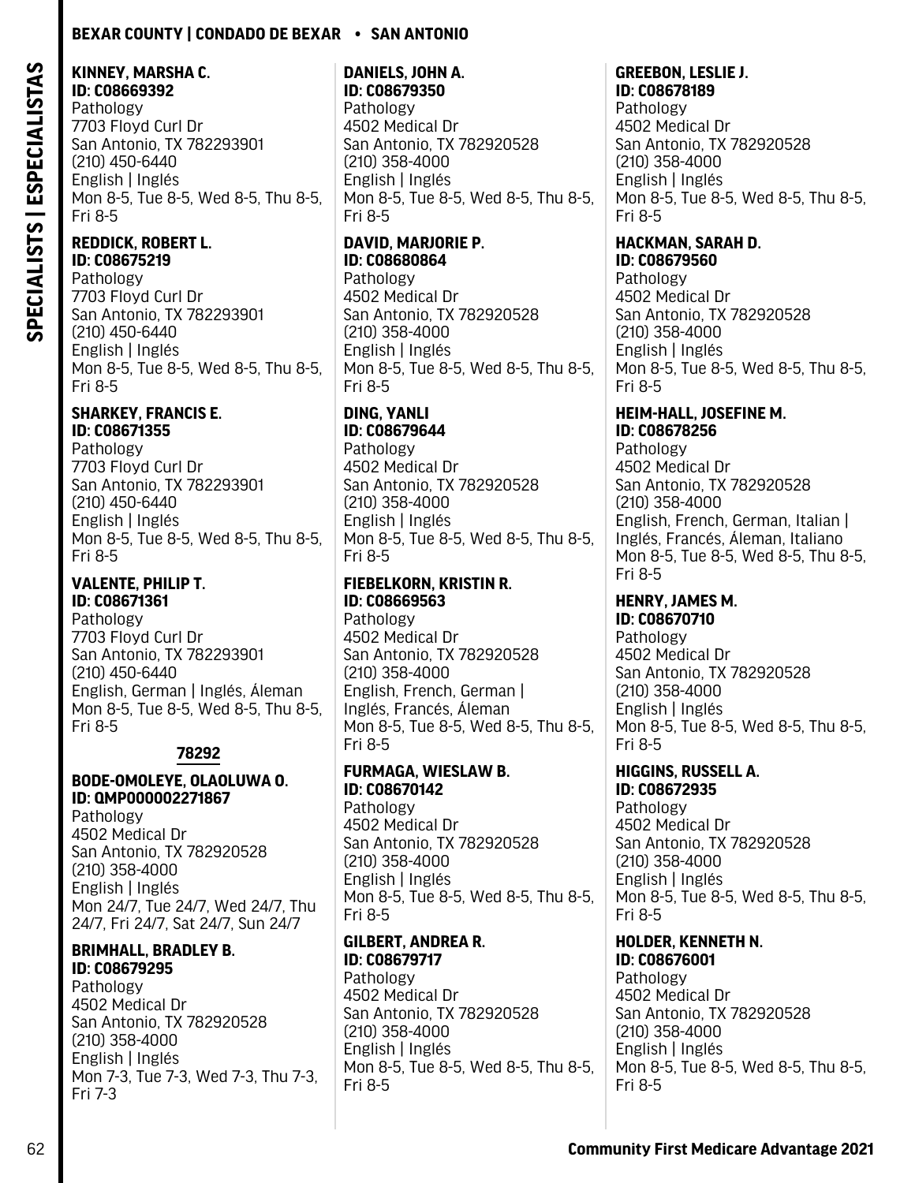**KINNEY, MARSHA C.**
**ID: C08669392**
Pathology
7703 Floyd Curl Dr
San Antonio, TX 782293901
(210) 450-6440
English | Inglés
Mon 8-5, Tue 8-5, Wed 8-5, Thu 8-5, Fri 8-5

**REDDICK, ROBERT L.**
**ID: C08675219**
Pathology
7703 Floyd Curl Dr
San Antonio, TX 782293901
(210) 450-6440
English | Inglés
Mon 8-5, Tue 8-5, Wed 8-5, Thu 8-5, Fri 8-5

**SHARKEY, FRANCIS E.**
**ID: C08671355**
Pathology
7703 Floyd Curl Dr
San Antonio, TX 782293901
(210) 450-6440
English | Inglés
Mon 8-5, Tue 8-5, Wed 8-5, Thu 8-5, Fri 8-5

**VALENTE, PHILIP T.**
**ID: C08671361**
Pathology
7703 Floyd Curl Dr
San Antonio, TX 782293901
(210) 450-6440
English, German | Inglés, Áleman
Mon 8-5, Tue 8-5, Wed 8-5, Thu 8-5, Fri 8-5

## 78292

**BODE-OMOLEYE, OLAOLUWA O.**
**ID: QMP000002271867**
Pathology
4502 Medical Dr
San Antonio, TX 782920528
(210) 358-4000
English | Inglés
Mon 24/7, Tue 24/7, Wed 24/7, Thu 24/7, Fri 24/7, Sat 24/7, Sun 24/7

**BRIMHALL, BRADLEY B.**
**ID: C08679295**
Pathology
4502 Medical Dr
San Antonio, TX 782920528
(210) 358-4000
English | Inglés
Mon 7-3, Tue 7-3, Wed 7-3, Thu 7-3, Fri 7-3

**DANIELS, JOHN A.**
**ID: C08679350**
Pathology
4502 Medical Dr
San Antonio, TX 782920528
(210) 358-4000
English | Inglés
Mon 8-5, Tue 8-5, Wed 8-5, Thu 8-5, Fri 8-5

**DAVID, MARJORIE P.**
**ID: C08680864**
Pathology
4502 Medical Dr
San Antonio, TX 782920528
(210) 358-4000
English | Inglés
Mon 8-5, Tue 8-5, Wed 8-5, Thu 8-5, Fri 8-5

**DING, YANLI**
**ID: C08679644**
Pathology
4502 Medical Dr
San Antonio, TX 782920528
(210) 358-4000
English | Inglés
Mon 8-5, Tue 8-5, Wed 8-5, Thu 8-5, Fri 8-5

**FIEBELKORN, KRISTIN R.**
**ID: C08669563**
Pathology
4502 Medical Dr
San Antonio, TX 782920528
(210) 358-4000
English, French, German | Inglés, Francés, Áleman
Mon 8-5, Tue 8-5, Wed 8-5, Thu 8-5, Fri 8-5

**FURMAGA, WIESLAW B.**
**ID: C08670142**
Pathology
4502 Medical Dr
San Antonio, TX 782920528
(210) 358-4000
English | Inglés
Mon 8-5, Tue 8-5, Wed 8-5, Thu 8-5, Fri 8-5

**GILBERT, ANDREA R.**
**ID: C08679717**
Pathology
4502 Medical Dr
San Antonio, TX 782920528
(210) 358-4000
English | Inglés
Mon 8-5, Tue 8-5, Wed 8-5, Thu 8-5, Fri 8-5

**GREEBON, LESLIE J.**
**ID: C08678189**
Pathology
4502 Medical Dr
San Antonio, TX 782920528
(210) 358-4000
English | Inglés
Mon 8-5, Tue 8-5, Wed 8-5, Thu 8-5, Fri 8-5

**HACKMAN, SARAH D.**
**ID: C08679560**
Pathology
4502 Medical Dr
San Antonio, TX 782920528
(210) 358-4000
English | Inglés
Mon 8-5, Tue 8-5, Wed 8-5, Thu 8-5, Fri 8-5

**HEIM-HALL, JOSEFINE M.**
**ID: C08678256**
Pathology
4502 Medical Dr
San Antonio, TX 782920528
(210) 358-4000
English, French, German, Italian | Inglés, Francés, Áleman, Italiano
Mon 8-5, Tue 8-5, Wed 8-5, Thu 8-5, Fri 8-5

**HENRY, JAMES M.**
**ID: C08670710**
Pathology
4502 Medical Dr
San Antonio, TX 782920528
(210) 358-4000
English | Inglés
Mon 8-5, Tue 8-5, Wed 8-5, Thu 8-5, Fri 8-5

**HIGGINS, RUSSELL A.**
**ID: C08672935**
Pathology
4502 Medical Dr
San Antonio, TX 782920528
(210) 358-4000
English | Inglés
Mon 8-5, Tue 8-5, Wed 8-5, Thu 8-5, Fri 8-5

**HOLDER, KENNETH N.**
**ID: C08676001**
Pathology
4502 Medical Dr
San Antonio, TX 782920528
(210) 358-4000
English | Inglés
Mon 8-5, Tue 8-5, Wed 8-5, Thu 8-5, Fri 8-5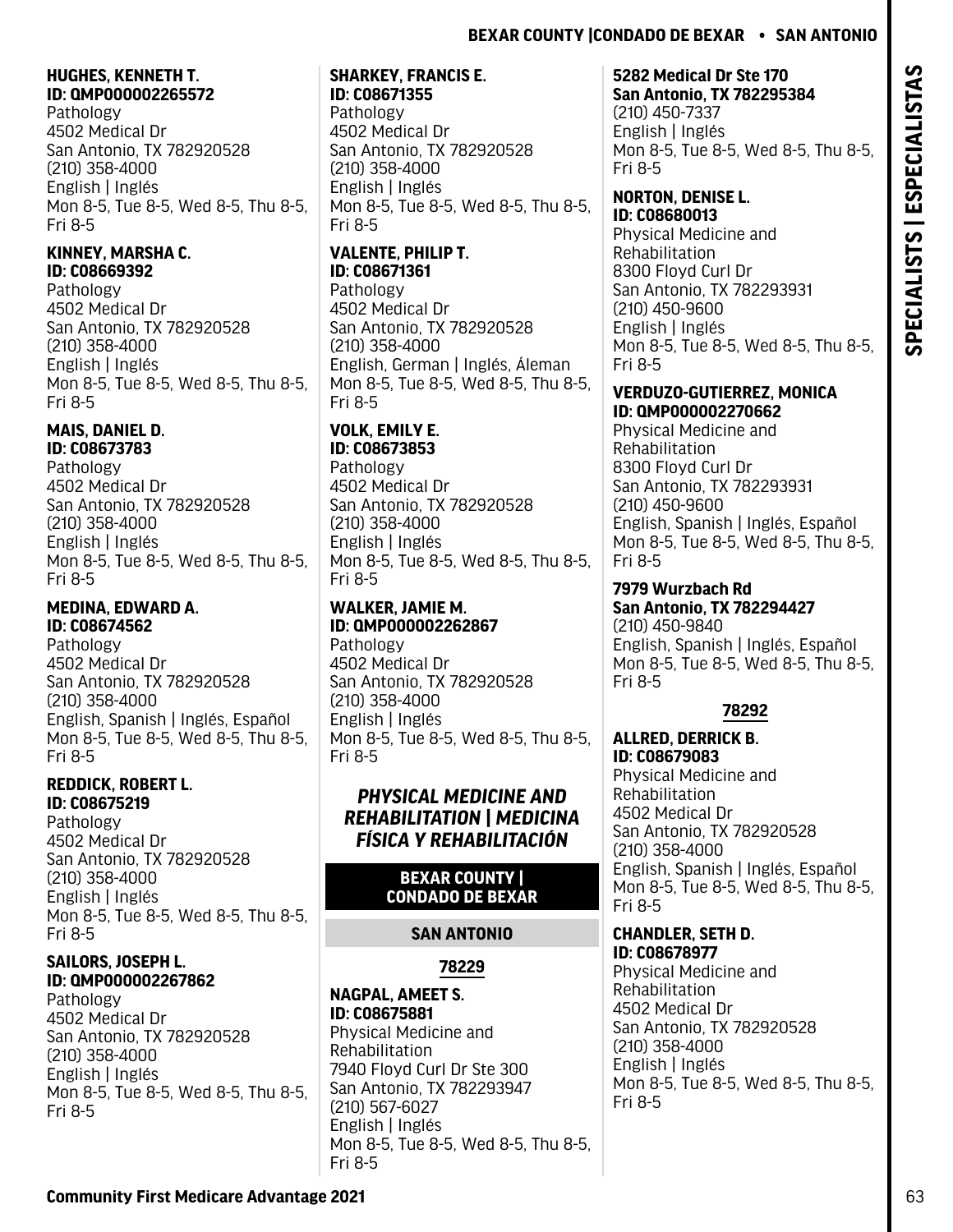**HUGHES, KENNETH T.**
**ID: QMP000002265572**
Pathology
4502 Medical Dr
San Antonio, TX 782920528
(210) 358-4000
English | Inglés
Mon 8-5, Tue 8-5, Wed 8-5, Thu 8-5, Fri 8-5

**KINNEY, MARSHA C.**
**ID: C08669392**
Pathology
4502 Medical Dr
San Antonio, TX 782920528
(210) 358-4000
English | Inglés
Mon 8-5, Tue 8-5, Wed 8-5, Thu 8-5, Fri 8-5

**MAIS, DANIEL D.**
**ID: C08673783**
Pathology
4502 Medical Dr
San Antonio, TX 782920528
(210) 358-4000
English | Inglés
Mon 8-5, Tue 8-5, Wed 8-5, Thu 8-5, Fri 8-5

**MEDINA, EDWARD A.**
**ID: C08674562**
Pathology
4502 Medical Dr
San Antonio, TX 782920528
(210) 358-4000
English, Spanish | Inglés, Español
Mon 8-5, Tue 8-5, Wed 8-5, Thu 8-5, Fri 8-5

**REDDICK, ROBERT L.**
**ID: C08675219**
Pathology
4502 Medical Dr
San Antonio, TX 782920528
(210) 358-4000
English | Inglés
Mon 8-5, Tue 8-5, Wed 8-5, Thu 8-5, Fri 8-5

**SAILORS, JOSEPH L.**
**ID: QMP000002267862**
Pathology
4502 Medical Dr
San Antonio, TX 782920528
(210) 358-4000
English | Inglés
Mon 8-5, Tue 8-5, Wed 8-5, Thu 8-5, Fri 8-5

**SHARKEY, FRANCIS E.**
**ID: C08671355**
Pathology
4502 Medical Dr
San Antonio, TX 782920528
(210) 358-4000
English | Inglés
Mon 8-5, Tue 8-5, Wed 8-5, Thu 8-5, Fri 8-5

**VALENTE, PHILIP T.**
**ID: C08671361**
Pathology
4502 Medical Dr
San Antonio, TX 782920528
(210) 358-4000
English, German | Inglés, Áleman
Mon 8-5, Tue 8-5, Wed 8-5, Thu 8-5, Fri 8-5

**VOLK, EMILY E.**
**ID: C08673853**
Pathology
4502 Medical Dr
San Antonio, TX 782920528
(210) 358-4000
English | Inglés
Mon 8-5, Tue 8-5, Wed 8-5, Thu 8-5, Fri 8-5

**WALKER, JAMIE M.**
**ID: QMP000002262867**
Pathology
4502 Medical Dr
San Antonio, TX 782920528
(210) 358-4000
English | Inglés
Mon 8-5, Tue 8-5, Wed 8-5, Thu 8-5, Fri 8-5

## *PHYSICAL MEDICINE AND REHABILITATION | MEDICINA FÍSICA Y REHABILITACIÓN*

### BEXAR COUNTY | CONDADO DE BEXAR

### SAN ANTONIO

#### 78229

**NAGPAL, AMEET S.**
**ID: C08675881**
Physical Medicine and Rehabilitation
7940 Floyd Curl Dr Ste 300
San Antonio, TX 782293947
(210) 567-6027
English | Inglés
Mon 8-5, Tue 8-5, Wed 8-5, Thu 8-5, Fri 8-5

**5282 Medical Dr Ste 170**
**San Antonio, TX 782295384**
(210) 450-7337
English | Inglés
Mon 8-5, Tue 8-5, Wed 8-5, Thu 8-5, Fri 8-5

**NORTON, DENISE L.**
**ID: C08680013**
Physical Medicine and Rehabilitation
8300 Floyd Curl Dr
San Antonio, TX 782293931
(210) 450-9600
English | Inglés
Mon 8-5, Tue 8-5, Wed 8-5, Thu 8-5, Fri 8-5

**VERDUZO-GUTIERREZ, MONICA**
**ID: QMP000002270662**
Physical Medicine and Rehabilitation
8300 Floyd Curl Dr
San Antonio, TX 782293931
(210) 450-9600
English, Spanish | Inglés, Español
Mon 8-5, Tue 8-5, Wed 8-5, Thu 8-5, Fri 8-5

**7979 Wurzbach Rd**
**San Antonio, TX 782294427**
(210) 450-9840
English, Spanish | Inglés, Español
Mon 8-5, Tue 8-5, Wed 8-5, Thu 8-5, Fri 8-5

#### 78292

**ALLRED, DERRICK B.**
**ID: C08679083**
Physical Medicine and Rehabilitation
4502 Medical Dr
San Antonio, TX 782920528
(210) 358-4000
English, Spanish | Inglés, Español
Mon 8-5, Tue 8-5, Wed 8-5, Thu 8-5, Fri 8-5

**CHANDLER, SETH D.**
**ID: C08678977**
Physical Medicine and Rehabilitation
4502 Medical Dr
San Antonio, TX 782920528
(210) 358-4000
English | Inglés
Mon 8-5, Tue 8-5, Wed 8-5, Thu 8-5, Fri 8-5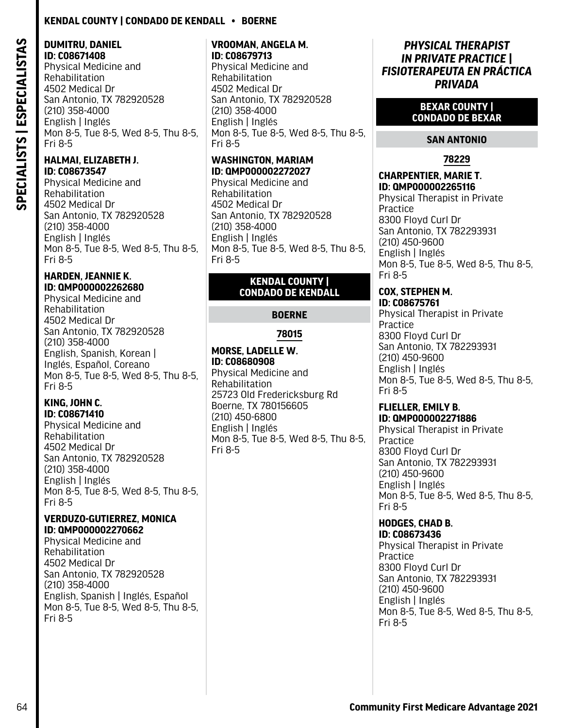**DUMITRU, DANIEL**
**ID: C08671408**
Physical Medicine and Rehabilitation
4502 Medical Dr
San Antonio, TX 782920528
(210) 358-4000
English | Inglés
Mon 8-5, Tue 8-5, Wed 8-5, Thu 8-5, Fri 8-5

**HALMAI, ELIZABETH J.**
**ID: C08673547**
Physical Medicine and Rehabilitation
4502 Medical Dr
San Antonio, TX 782920528
(210) 358-4000
English | Inglés
Mon 8-5, Tue 8-5, Wed 8-5, Thu 8-5, Fri 8-5

**HARDEN, JEANNIE K.**
**ID: QMP000002262680**
Physical Medicine and Rehabilitation
4502 Medical Dr
San Antonio, TX 782920528
(210) 358-4000
English, Spanish, Korean | Inglés, Español, Coreano
Mon 8-5, Tue 8-5, Wed 8-5, Thu 8-5, Fri 8-5

**KING, JOHN C.**
**ID: C08671410**
Physical Medicine and Rehabilitation
4502 Medical Dr
San Antonio, TX 782920528
(210) 358-4000
English | Inglés
Mon 8-5, Tue 8-5, Wed 8-5, Thu 8-5, Fri 8-5

**VERDUZO-GUTIERREZ, MONICA**
**ID: QMP000002270662**
Physical Medicine and Rehabilitation
4502 Medical Dr
San Antonio, TX 782920528
(210) 358-4000
English, Spanish | Inglés, Español
Mon 8-5, Tue 8-5, Wed 8-5, Thu 8-5, Fri 8-5

**VROOMAN, ANGELA M.**
**ID: C08679713**
Physical Medicine and Rehabilitation
4502 Medical Dr
San Antonio, TX 782920528
(210) 358-4000
English | Inglés
Mon 8-5, Tue 8-5, Wed 8-5, Thu 8-5, Fri 8-5

**WASHINGTON, MARIAM**
**ID: QMP000002272027**
Physical Medicine and Rehabilitation
4502 Medical Dr
San Antonio, TX 782920528
(210) 358-4000
English | Inglés
Mon 8-5, Tue 8-5, Wed 8-5, Thu 8-5, Fri 8-5

## KENDAL COUNTY | CONDADO DE KENDALL

### BOERNE

#### 78015

**MORSE, LADELLE W.**
**ID: C08680908**
Physical Medicine and Rehabilitation
25723 Old Fredericksburg Rd
Boerne, TX 780156605
(210) 450-6800
English | Inglés
Mon 8-5, Tue 8-5, Wed 8-5, Thu 8-5, Fri 8-5

# *PHYSICAL THERAPIST IN PRIVATE PRACTICE | FISIOTERAPEUTA EN PRÁCTICA PRIVADA*

## BEXAR COUNTY | CONDADO DE BEXAR

### SAN ANTONIO

#### 78229

**CHARPENTIER, MARIE T.**
**ID: QMP000002265116**
Physical Therapist in Private Practice
8300 Floyd Curl Dr
San Antonio, TX 782293931
(210) 450-9600
English | Inglés
Mon 8-5, Tue 8-5, Wed 8-5, Thu 8-5, Fri 8-5

**COX, STEPHEN M.**
**ID: C08675761**
Physical Therapist in Private Practice
8300 Floyd Curl Dr
San Antonio, TX 782293931
(210) 450-9600
English | Inglés
Mon 8-5, Tue 8-5, Wed 8-5, Thu 8-5, Fri 8-5

**FLIELLER, EMILY B.**
**ID: QMP000002271886**
Physical Therapist in Private Practice
8300 Floyd Curl Dr
San Antonio, TX 782293931
(210) 450-9600
English | Inglés
Mon 8-5, Tue 8-5, Wed 8-5, Thu 8-5, Fri 8-5

**HODGES, CHAD B.**
**ID: C08673436**
Physical Therapist in Private Practice
8300 Floyd Curl Dr
San Antonio, TX 782293931
(210) 450-9600
English | Inglés
Mon 8-5, Tue 8-5, Wed 8-5, Thu 8-5, Fri 8-5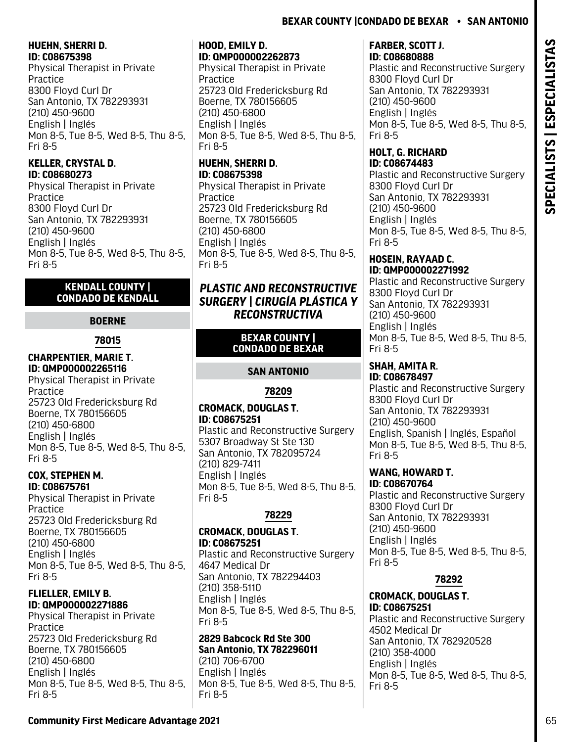**HUEHN, SHERRI D.**
**ID: C08675398**
Physical Therapist in Private Practice
8300 Floyd Curl Dr
San Antonio, TX 782293931
(210) 450-9600
English | Inglés
Mon 8-5, Tue 8-5, Wed 8-5, Thu 8-5, Fri 8-5

**KELLER, CRYSTAL D.**
**ID: C08680273**
Physical Therapist in Private Practice
8300 Floyd Curl Dr
San Antonio, TX 782293931
(210) 450-9600
English | Inglés
Mon 8-5, Tue 8-5, Wed 8-5, Thu 8-5, Fri 8-5

### KENDALL COUNTY | CONDADO DE KENDALL

#### BOERNE

**78015**

**CHARPENTIER, MARIE T.**
**ID: QMP000002265116**
Physical Therapist in Private Practice
25723 Old Fredericksburg Rd
Boerne, TX 780156605
(210) 450-6800
English | Inglés
Mon 8-5, Tue 8-5, Wed 8-5, Thu 8-5, Fri 8-5

**COX, STEPHEN M.**
**ID: C08675761**
Physical Therapist in Private Practice
25723 Old Fredericksburg Rd
Boerne, TX 780156605
(210) 450-6800
English | Inglés
Mon 8-5, Tue 8-5, Wed 8-5, Thu 8-5, Fri 8-5

**FLIELLER, EMILY B.**
**ID: QMP000002271886**
Physical Therapist in Private Practice
25723 Old Fredericksburg Rd
Boerne, TX 780156605
(210) 450-6800
English | Inglés
Mon 8-5, Tue 8-5, Wed 8-5, Thu 8-5, Fri 8-5

**HOOD, EMILY D.**
**ID: QMP000002262873**
Physical Therapist in Private Practice
25723 Old Fredericksburg Rd
Boerne, TX 780156605
(210) 450-6800
English | Inglés
Mon 8-5, Tue 8-5, Wed 8-5, Thu 8-5, Fri 8-5

**HUEHN, SHERRI D.**
**ID: C08675398**
Physical Therapist in Private Practice
25723 Old Fredericksburg Rd
Boerne, TX 780156605
(210) 450-6800
English | Inglés
Mon 8-5, Tue 8-5, Wed 8-5, Thu 8-5, Fri 8-5

## *PLASTIC AND RECONSTRUCTIVE SURGERY | CIRUGÍA PLÁSTICA Y RECONSTRUCTIVA*

### BEXAR COUNTY | CONDADO DE BEXAR

#### SAN ANTONIO

**78209**

**CROMACK, DOUGLAS T.**
**ID: C08675251**
Plastic and Reconstructive Surgery
5307 Broadway St Ste 130
San Antonio, TX 782095724
(210) 829-7411
English | Inglés
Mon 8-5, Tue 8-5, Wed 8-5, Thu 8-5, Fri 8-5

**78229**

**CROMACK, DOUGLAS T.**
**ID: C08675251**
Plastic and Reconstructive Surgery
4647 Medical Dr
San Antonio, TX 782294403
(210) 358-5110
English | Inglés
Mon 8-5, Tue 8-5, Wed 8-5, Thu 8-5, Fri 8-5

**2829 Babcock Rd Ste 300**
**San Antonio, TX 782296011**
(210) 706-6700
English | Inglés
Mon 8-5, Tue 8-5, Wed 8-5, Thu 8-5, Fri 8-5

**FARBER, SCOTT J.**
**ID: C08680888**
Plastic and Reconstructive Surgery
8300 Floyd Curl Dr
San Antonio, TX 782293931
(210) 450-9600
English | Inglés
Mon 8-5, Tue 8-5, Wed 8-5, Thu 8-5, Fri 8-5

**HOLT, G. RICHARD**
**ID: C08674483**
Plastic and Reconstructive Surgery
8300 Floyd Curl Dr
San Antonio, TX 782293931
(210) 450-9600
English | Inglés
Mon 8-5, Tue 8-5, Wed 8-5, Thu 8-5, Fri 8-5

**HOSEIN, RAYAAD C.**
**ID: QMP000002271992**
Plastic and Reconstructive Surgery
8300 Floyd Curl Dr
San Antonio, TX 782293931
(210) 450-9600
English | Inglés
Mon 8-5, Tue 8-5, Wed 8-5, Thu 8-5, Fri 8-5

**SHAH, AMITA R.**
**ID: C08678497**
Plastic and Reconstructive Surgery
8300 Floyd Curl Dr
San Antonio, TX 782293931
(210) 450-9600
English, Spanish | Inglés, Español
Mon 8-5, Tue 8-5, Wed 8-5, Thu 8-5, Fri 8-5

**WANG, HOWARD T.**
**ID: C08670764**
Plastic and Reconstructive Surgery
8300 Floyd Curl Dr
San Antonio, TX 782293931
(210) 450-9600
English | Inglés
Mon 8-5, Tue 8-5, Wed 8-5, Thu 8-5, Fri 8-5

**78292**

**CROMACK, DOUGLAS T.**
**ID: C08675251**
Plastic and Reconstructive Surgery
4502 Medical Dr
San Antonio, TX 782920528
(210) 358-4000
English | Inglés
Mon 8-5, Tue 8-5, Wed 8-5, Thu 8-5, Fri 8-5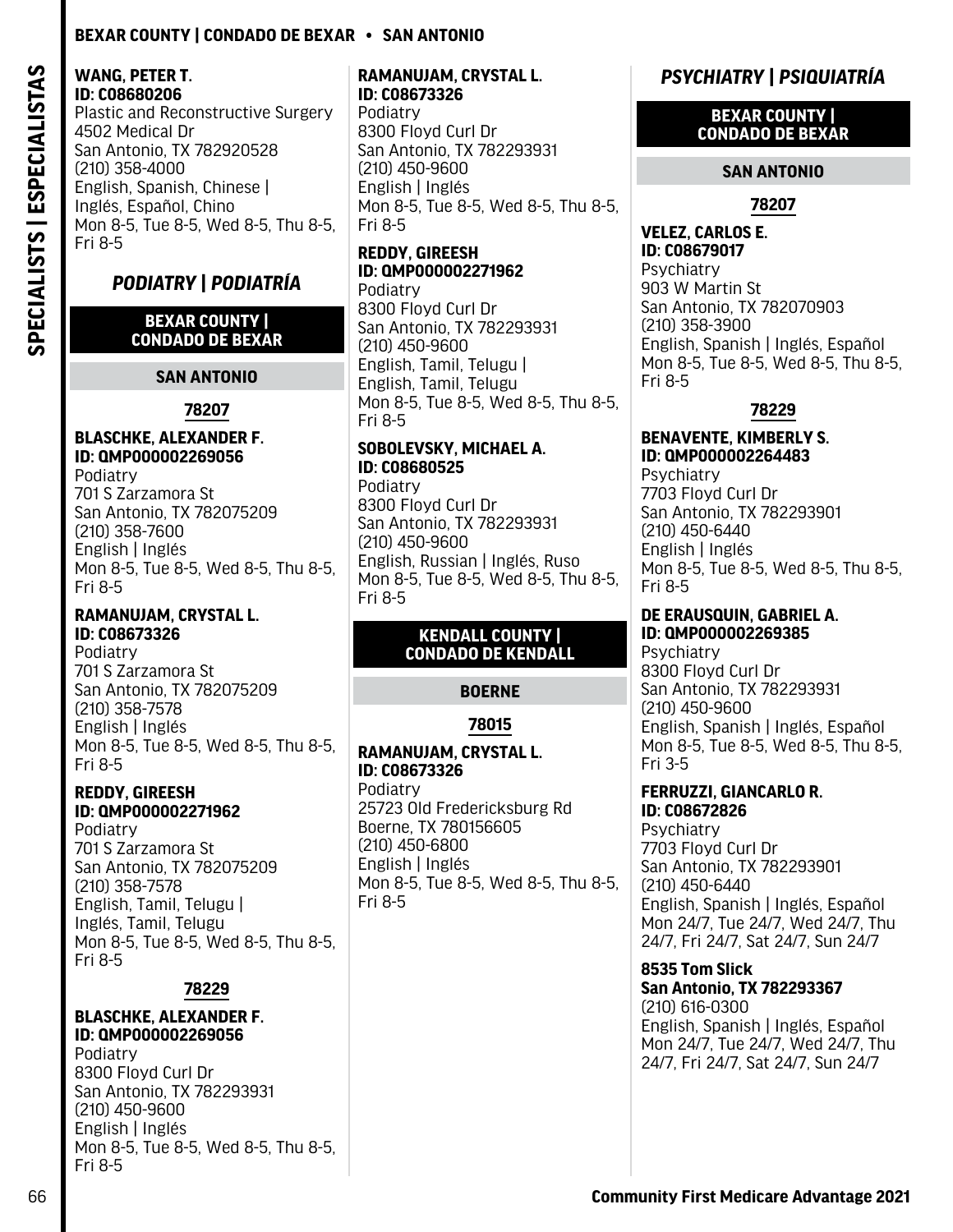**WANG, PETER T.**
**ID: C08680206**
Plastic and Reconstructive Surgery
4502 Medical Dr
San Antonio, TX 782920528
(210) 358-4000
English, Spanish, Chinese | Inglés, Español, Chino
Mon 8-5, Tue 8-5, Wed 8-5, Thu 8-5, Fri 8-5

## *PODIATRY | PODIATRÍA*

### BEXAR COUNTY | CONDADO DE BEXAR

#### SAN ANTONIO

##### 78207

**BLASCHKE, ALEXANDER F.**
**ID: QMP000002269056**
Podiatry
701 S Zarzamora St
San Antonio, TX 782075209
(210) 358-7600
English | Inglés
Mon 8-5, Tue 8-5, Wed 8-5, Thu 8-5, Fri 8-5

**RAMANUJAM, CRYSTAL L.**
**ID: C08673326**
Podiatry
701 S Zarzamora St
San Antonio, TX 782075209
(210) 358-7578
English | Inglés
Mon 8-5, Tue 8-5, Wed 8-5, Thu 8-5, Fri 8-5

**REDDY, GIREESH**
**ID: QMP000002271962**
Podiatry
701 S Zarzamora St
San Antonio, TX 782075209
(210) 358-7578
English, Tamil, Telugu | Inglés, Tamil, Telugu
Mon 8-5, Tue 8-5, Wed 8-5, Thu 8-5, Fri 8-5

##### 78229

**BLASCHKE, ALEXANDER F.**
**ID: QMP000002269056**
Podiatry
8300 Floyd Curl Dr
San Antonio, TX 782293931
(210) 450-9600
English | Inglés
Mon 8-5, Tue 8-5, Wed 8-5, Thu 8-5, Fri 8-5

**RAMANUJAM, CRYSTAL L.**
**ID: C08673326**
Podiatry
8300 Floyd Curl Dr
San Antonio, TX 782293931
(210) 450-9600
English | Inglés
Mon 8-5, Tue 8-5, Wed 8-5, Thu 8-5, Fri 8-5

**REDDY, GIREESH**
**ID: QMP000002271962**
Podiatry
8300 Floyd Curl Dr
San Antonio, TX 782293931
(210) 450-9600
English, Tamil, Telugu | English, Tamil, Telugu
Mon 8-5, Tue 8-5, Wed 8-5, Thu 8-5, Fri 8-5

**SOBOLEVSKY, MICHAEL A.**
**ID: C08680525**
Podiatry
8300 Floyd Curl Dr
San Antonio, TX 782293931
(210) 450-9600
English, Russian | Inglés, Ruso
Mon 8-5, Tue 8-5, Wed 8-5, Thu 8-5, Fri 8-5

### KENDALL COUNTY | CONDADO DE KENDALL

#### BOERNE

##### 78015

**RAMANUJAM, CRYSTAL L.**
**ID: C08673326**
Podiatry
25723 Old Fredericksburg Rd
Boerne, TX 780156605
(210) 450-6800
English | Inglés
Mon 8-5, Tue 8-5, Wed 8-5, Thu 8-5, Fri 8-5

## *PSYCHIATRY | PSIQUIATRÍA*

### BEXAR COUNTY | CONDADO DE BEXAR

#### SAN ANTONIO

##### 78207

**VELEZ, CARLOS E.**
**ID: C08679017**
Psychiatry
903 W Martin St
San Antonio, TX 782070903
(210) 358-3900
English, Spanish | Inglés, Español
Mon 8-5, Tue 8-5, Wed 8-5, Thu 8-5, Fri 8-5

##### 78229

**BENAVENTE, KIMBERLY S.**
**ID: QMP000002264483**
Psychiatry
7703 Floyd Curl Dr
San Antonio, TX 782293901
(210) 450-6440
English | Inglés
Mon 8-5, Tue 8-5, Wed 8-5, Thu 8-5, Fri 8-5

**DE ERAUSQUIN, GABRIEL A.**
**ID: QMP000002269385**
Psychiatry
8300 Floyd Curl Dr
San Antonio, TX 782293931
(210) 450-9600
English, Spanish | Inglés, Español
Mon 8-5, Tue 8-5, Wed 8-5, Thu 8-5, Fri 3-5

**FERRUZZI, GIANCARLO R.**
**ID: C08672826**
Psychiatry
7703 Floyd Curl Dr
San Antonio, TX 782293901
(210) 450-6440
English, Spanish | Inglés, Español
Mon 24/7, Tue 24/7, Wed 24/7, Thu 24/7, Fri 24/7, Sat 24/7, Sun 24/7

**8535 Tom Slick**
**San Antonio, TX 782293367**
(210) 616-0300
English, Spanish | Inglés, Español
Mon 24/7, Tue 24/7, Wed 24/7, Thu 24/7, Fri 24/7, Sat 24/7, Sun 24/7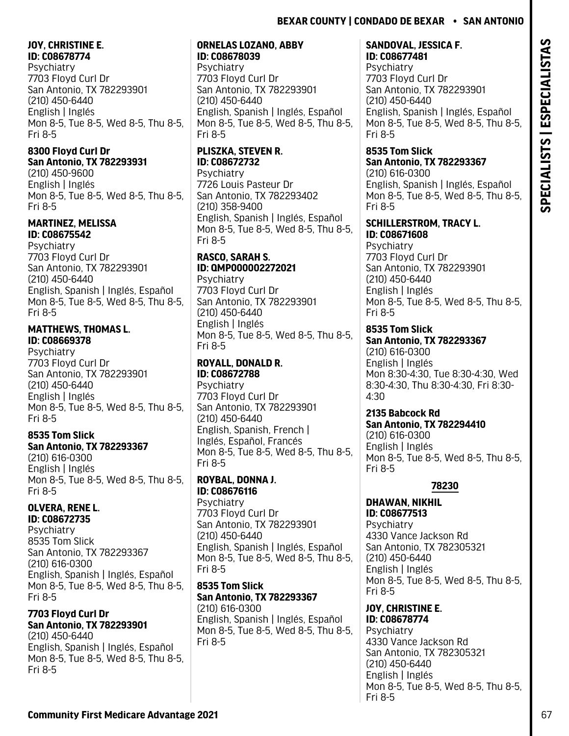**JOY, CHRISTINE E.**
**ID: C08678774**
Psychiatry
7703 Floyd Curl Dr
San Antonio, TX 782293901
(210) 450-6440
English | Inglés
Mon 8-5, Tue 8-5, Wed 8-5, Thu 8-5, Fri 8-5

**8300 Floyd Curl Dr**
**San Antonio, TX 782293931**
(210) 450-9600
English | Inglés
Mon 8-5, Tue 8-5, Wed 8-5, Thu 8-5, Fri 8-5

**MARTINEZ, MELISSA**
**ID: C08675542**
Psychiatry
7703 Floyd Curl Dr
San Antonio, TX 782293901
(210) 450-6440
English, Spanish | Inglés, Español
Mon 8-5, Tue 8-5, Wed 8-5, Thu 8-5, Fri 8-5

**MATTHEWS, THOMAS L.**
**ID: C08669378**
Psychiatry
7703 Floyd Curl Dr
San Antonio, TX 782293901
(210) 450-6440
English | Inglés
Mon 8-5, Tue 8-5, Wed 8-5, Thu 8-5, Fri 8-5

**8535 Tom Slick**
**San Antonio, TX 782293367**
(210) 616-0300
English | Inglés
Mon 8-5, Tue 8-5, Wed 8-5, Thu 8-5, Fri 8-5

**OLVERA, RENE L.**
**ID: C08672735**
Psychiatry
8535 Tom Slick
San Antonio, TX 782293367
(210) 616-0300
English, Spanish | Inglés, Español
Mon 8-5, Tue 8-5, Wed 8-5, Thu 8-5, Fri 8-5

**7703 Floyd Curl Dr**
**San Antonio, TX 782293901**
(210) 450-6440
English, Spanish | Inglés, Español
Mon 8-5, Tue 8-5, Wed 8-5, Thu 8-5, Fri 8-5

**ORNELAS LOZANO, ABBY**
**ID: C08678039**
Psychiatry
7703 Floyd Curl Dr
San Antonio, TX 782293901
(210) 450-6440
English, Spanish | Inglés, Español
Mon 8-5, Tue 8-5, Wed 8-5, Thu 8-5, Fri 8-5

**PLISZKA, STEVEN R.**
**ID: C08672732**
Psychiatry
7726 Louis Pasteur Dr
San Antonio, TX 782293402
(210) 358-9400
English, Spanish | Inglés, Español
Mon 8-5, Tue 8-5, Wed 8-5, Thu 8-5, Fri 8-5

**RASCO, SARAH S.**
**ID: QMP000002272021**
Psychiatry
7703 Floyd Curl Dr
San Antonio, TX 782293901
(210) 450-6440
English | Inglés
Mon 8-5, Tue 8-5, Wed 8-5, Thu 8-5, Fri 8-5

**ROYALL, DONALD R.**
**ID: C08672788**
Psychiatry
7703 Floyd Curl Dr
San Antonio, TX 782293901
(210) 450-6440
English, Spanish, French | Inglés, Español, Francés
Mon 8-5, Tue 8-5, Wed 8-5, Thu 8-5, Fri 8-5

**ROYBAL, DONNA J.**
**ID: C08676116**
Psychiatry
7703 Floyd Curl Dr
San Antonio, TX 782293901
(210) 450-6440
English, Spanish | Inglés, Español
Mon 8-5, Tue 8-5, Wed 8-5, Thu 8-5, Fri 8-5

**8535 Tom Slick**
**San Antonio, TX 782293367**
(210) 616-0300
English, Spanish | Inglés, Español
Mon 8-5, Tue 8-5, Wed 8-5, Thu 8-5, Fri 8-5

**SANDOVAL, JESSICA F.**
**ID: C08677481**
Psychiatry
7703 Floyd Curl Dr
San Antonio, TX 782293901
(210) 450-6440
English, Spanish | Inglés, Español
Mon 8-5, Tue 8-5, Wed 8-5, Thu 8-5, Fri 8-5

**8535 Tom Slick**
**San Antonio, TX 782293367**
(210) 616-0300
English, Spanish | Inglés, Español
Mon 8-5, Tue 8-5, Wed 8-5, Thu 8-5, Fri 8-5

**SCHILLERSTROM, TRACY L.**
**ID: C08671608**
Psychiatry
7703 Floyd Curl Dr
San Antonio, TX 782293901
(210) 450-6440
English | Inglés
Mon 8-5, Tue 8-5, Wed 8-5, Thu 8-5, Fri 8-5

**8535 Tom Slick**
**San Antonio, TX 782293367**
(210) 616-0300
English | Inglés
Mon 8:30-4:30, Tue 8:30-4:30, Wed 8:30-4:30, Thu 8:30-4:30, Fri 8:30-4:30

**2135 Babcock Rd**
**San Antonio, TX 782294410**
(210) 616-0300
English | Inglés
Mon 8-5, Tue 8-5, Wed 8-5, Thu 8-5, Fri 8-5

## 78230

**DHAWAN, NIKHIL**
**ID: C08677513**
Psychiatry
4330 Vance Jackson Rd
San Antonio, TX 782305321
(210) 450-6440
English | Inglés
Mon 8-5, Tue 8-5, Wed 8-5, Thu 8-5, Fri 8-5

**JOY, CHRISTINE E.**
**ID: C08678774**
Psychiatry
4330 Vance Jackson Rd
San Antonio, TX 782305321
(210) 450-6440
English | Inglés
Mon 8-5, Tue 8-5, Wed 8-5, Thu 8-5, Fri 8-5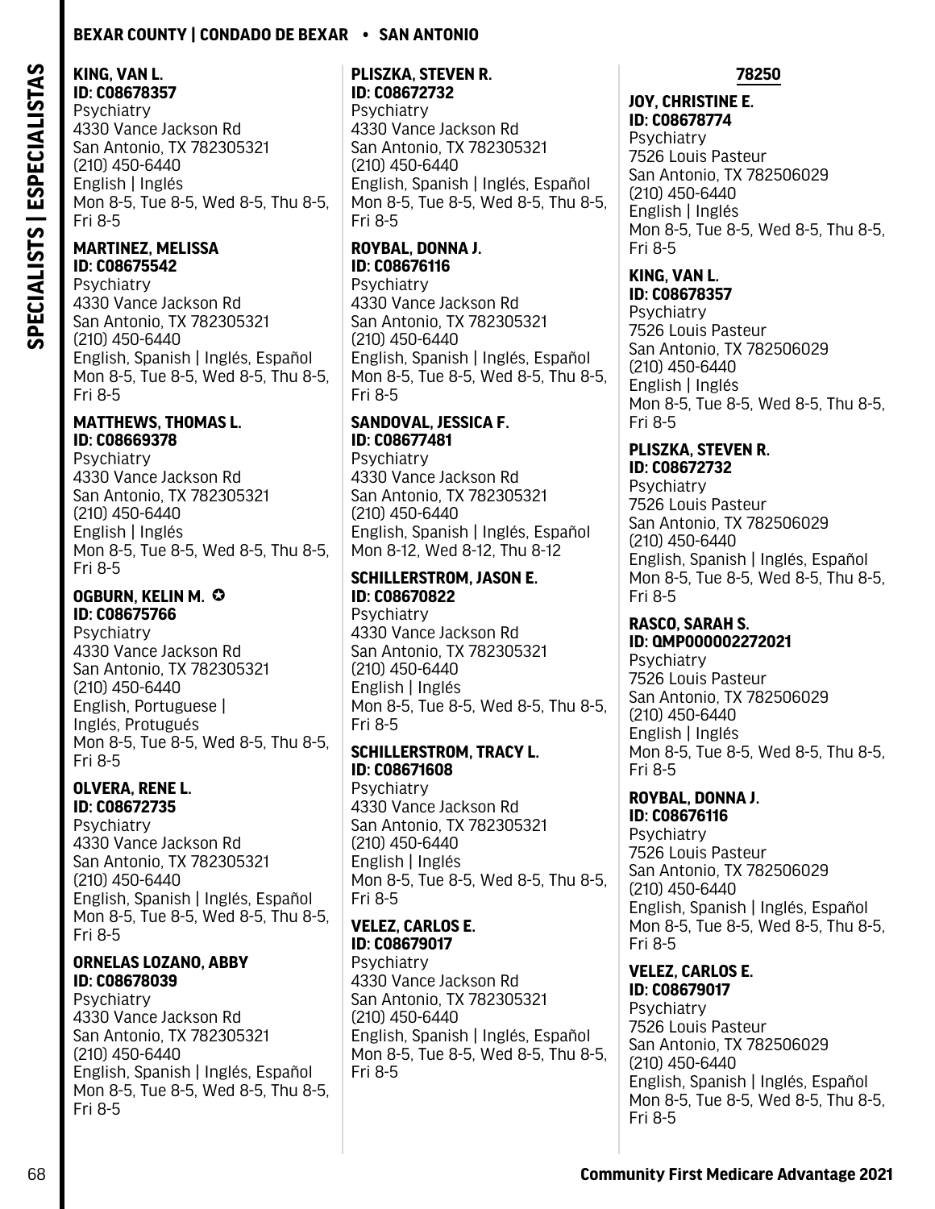**KING, VAN L.**
**ID: C08678357**
Psychiatry
4330 Vance Jackson Rd
San Antonio, TX 782305321
(210) 450-6440
English | Inglés
Mon 8-5, Tue 8-5, Wed 8-5, Thu 8-5, Fri 8-5

**MARTINEZ, MELISSA**
**ID: C08675542**
Psychiatry
4330 Vance Jackson Rd
San Antonio, TX 782305321
(210) 450-6440
English, Spanish | Inglés, Español
Mon 8-5, Tue 8-5, Wed 8-5, Thu 8-5, Fri 8-5

**MATTHEWS, THOMAS L.**
**ID: C08669378**
Psychiatry
4330 Vance Jackson Rd
San Antonio, TX 782305321
(210) 450-6440
English | Inglés
Mon 8-5, Tue 8-5, Wed 8-5, Thu 8-5, Fri 8-5

**OGBURN, KELIN M. ✪**
**ID: C08675766**
Psychiatry
4330 Vance Jackson Rd
San Antonio, TX 782305321
(210) 450-6440
English, Portuguese | Inglés, Protugués
Mon 8-5, Tue 8-5, Wed 8-5, Thu 8-5, Fri 8-5

**OLVERA, RENE L.**
**ID: C08672735**
Psychiatry
4330 Vance Jackson Rd
San Antonio, TX 782305321
(210) 450-6440
English, Spanish | Inglés, Español
Mon 8-5, Tue 8-5, Wed 8-5, Thu 8-5, Fri 8-5

**ORNELAS LOZANO, ABBY**
**ID: C08678039**
Psychiatry
4330 Vance Jackson Rd
San Antonio, TX 782305321
(210) 450-6440
English, Spanish | Inglés, Español
Mon 8-5, Tue 8-5, Wed 8-5, Thu 8-5, Fri 8-5

**PLISZKA, STEVEN R.**
**ID: C08672732**
Psychiatry
4330 Vance Jackson Rd
San Antonio, TX 782305321
(210) 450-6440
English, Spanish | Inglés, Español
Mon 8-5, Tue 8-5, Wed 8-5, Thu 8-5, Fri 8-5

**ROYBAL, DONNA J.**
**ID: C08676116**
Psychiatry
4330 Vance Jackson Rd
San Antonio, TX 782305321
(210) 450-6440
English, Spanish | Inglés, Español
Mon 8-5, Tue 8-5, Wed 8-5, Thu 8-5, Fri 8-5

**SANDOVAL, JESSICA F.**
**ID: C08677481**
Psychiatry
4330 Vance Jackson Rd
San Antonio, TX 782305321
(210) 450-6440
English, Spanish | Inglés, Español
Mon 8-12, Wed 8-12, Thu 8-12

**SCHILLERSTROM, JASON E.**
**ID: C08670822**
Psychiatry
4330 Vance Jackson Rd
San Antonio, TX 782305321
(210) 450-6440
English | Inglés
Mon 8-5, Tue 8-5, Wed 8-5, Thu 8-5, Fri 8-5

**SCHILLERSTROM, TRACY L.**
**ID: C08671608**
Psychiatry
4330 Vance Jackson Rd
San Antonio, TX 782305321
(210) 450-6440
English | Inglés
Mon 8-5, Tue 8-5, Wed 8-5, Thu 8-5, Fri 8-5

**VELEZ, CARLOS E.**
**ID: C08679017**
Psychiatry
4330 Vance Jackson Rd
San Antonio, TX 782305321
(210) 450-6440
English, Spanish | Inglés, Español
Mon 8-5, Tue 8-5, Wed 8-5, Thu 8-5, Fri 8-5

## 78250

**JOY, CHRISTINE E.**
**ID: C08678774**
Psychiatry
7526 Louis Pasteur
San Antonio, TX 782506029
(210) 450-6440
English | Inglés
Mon 8-5, Tue 8-5, Wed 8-5, Thu 8-5, Fri 8-5

**KING, VAN L.**
**ID: C08678357**
Psychiatry
7526 Louis Pasteur
San Antonio, TX 782506029
(210) 450-6440
English | Inglés
Mon 8-5, Tue 8-5, Wed 8-5, Thu 8-5, Fri 8-5

**PLISZKA, STEVEN R.**
**ID: C08672732**
Psychiatry
7526 Louis Pasteur
San Antonio, TX 782506029
(210) 450-6440
English, Spanish | Inglés, Español
Mon 8-5, Tue 8-5, Wed 8-5, Thu 8-5, Fri 8-5

**RASCO, SARAH S.**
**ID: QMP000002272021**
Psychiatry
7526 Louis Pasteur
San Antonio, TX 782506029
(210) 450-6440
English | Inglés
Mon 8-5, Tue 8-5, Wed 8-5, Thu 8-5, Fri 8-5

**ROYBAL, DONNA J.**
**ID: C08676116**
Psychiatry
7526 Louis Pasteur
San Antonio, TX 782506029
(210) 450-6440
English, Spanish | Inglés, Español
Mon 8-5, Tue 8-5, Wed 8-5, Thu 8-5, Fri 8-5

**VELEZ, CARLOS E.**
**ID: C08679017**
Psychiatry
7526 Louis Pasteur
San Antonio, TX 782506029
(210) 450-6440
English, Spanish | Inglés, Español
Mon 8-5, Tue 8-5, Wed 8-5, Thu 8-5, Fri 8-5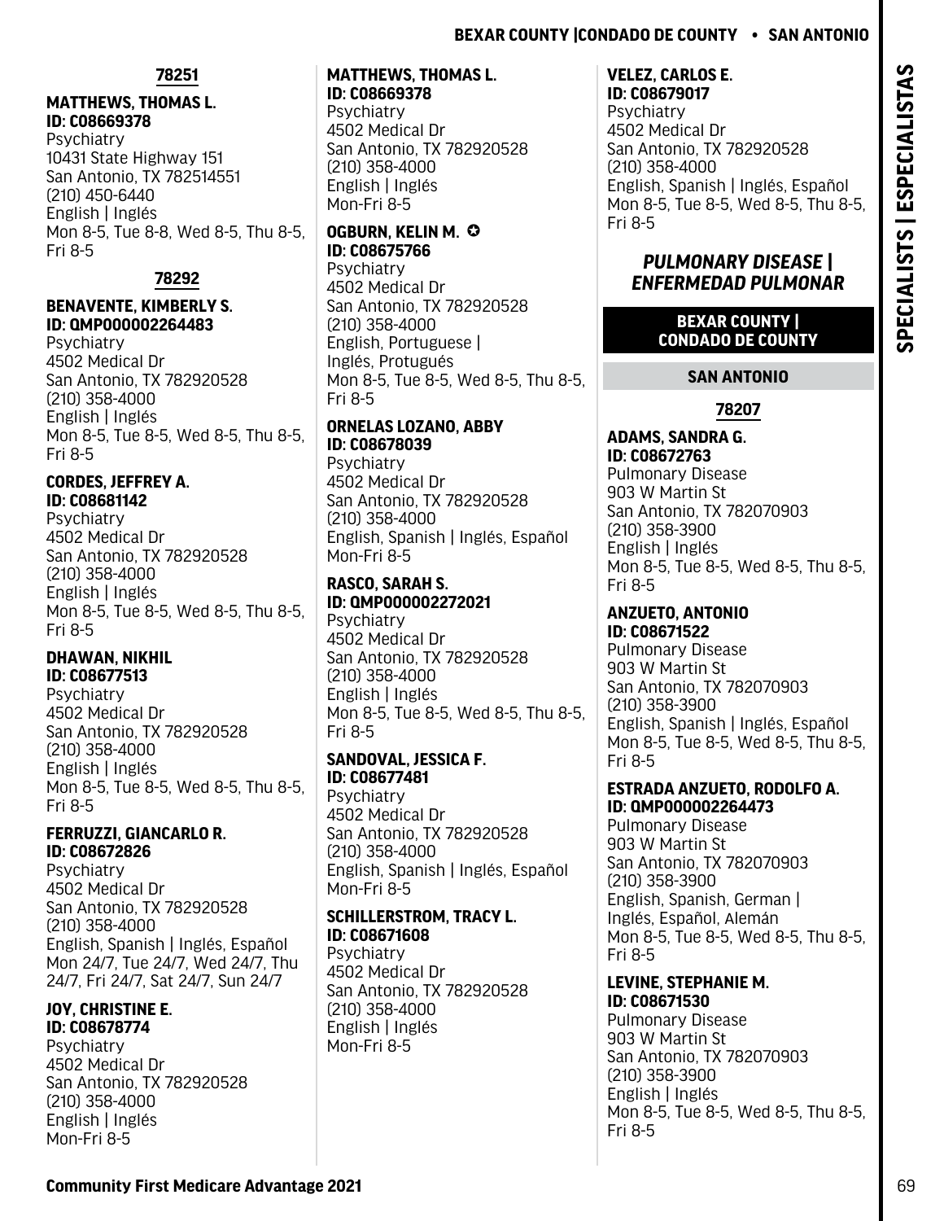## 78251

**MATTHEWS, THOMAS L.**
**ID: C08669378**
Psychiatry
10431 State Highway 151
San Antonio, TX 782514551
(210) 450-6440
English | Inglés
Mon 8-5, Tue 8-8, Wed 8-5, Thu 8-5, Fri 8-5

## 78292

**BENAVENTE, KIMBERLY S.**
**ID: QMP000002264483**
Psychiatry
4502 Medical Dr
San Antonio, TX 782920528
(210) 358-4000
English | Inglés
Mon 8-5, Tue 8-5, Wed 8-5, Thu 8-5, Fri 8-5

**CORDES, JEFFREY A.**
**ID: C08681142**
Psychiatry
4502 Medical Dr
San Antonio, TX 782920528
(210) 358-4000
English | Inglés
Mon 8-5, Tue 8-5, Wed 8-5, Thu 8-5, Fri 8-5

**DHAWAN, NIKHIL**
**ID: C08677513**
Psychiatry
4502 Medical Dr
San Antonio, TX 782920528
(210) 358-4000
English | Inglés
Mon 8-5, Tue 8-5, Wed 8-5, Thu 8-5, Fri 8-5

**FERRUZZI, GIANCARLO R.**
**ID: C08672826**
Psychiatry
4502 Medical Dr
San Antonio, TX 782920528
(210) 358-4000
English, Spanish | Inglés, Español
Mon 24/7, Tue 24/7, Wed 24/7, Thu 24/7, Fri 24/7, Sat 24/7, Sun 24/7

**JOY, CHRISTINE E.**
**ID: C08678774**
Psychiatry
4502 Medical Dr
San Antonio, TX 782920528
(210) 358-4000
English | Inglés
Mon-Fri 8-5

**MATTHEWS, THOMAS L.**
**ID: C08669378**
Psychiatry
4502 Medical Dr
San Antonio, TX 782920528
(210) 358-4000
English | Inglés
Mon-Fri 8-5

**OGBURN, KELIN M.** ✪
**ID: C08675766**
Psychiatry
4502 Medical Dr
San Antonio, TX 782920528
(210) 358-4000
English, Portuguese | Inglés, Protugués
Mon 8-5, Tue 8-5, Wed 8-5, Thu 8-5, Fri 8-5

**ORNELAS LOZANO, ABBY**
**ID: C08678039**
Psychiatry
4502 Medical Dr
San Antonio, TX 782920528
(210) 358-4000
English, Spanish | Inglés, Español
Mon-Fri 8-5

**RASCO, SARAH S.**
**ID: QMP000002272021**
Psychiatry
4502 Medical Dr
San Antonio, TX 782920528
(210) 358-4000
English | Inglés
Mon 8-5, Tue 8-5, Wed 8-5, Thu 8-5, Fri 8-5

**SANDOVAL, JESSICA F.**
**ID: C08677481**
Psychiatry
4502 Medical Dr
San Antonio, TX 782920528
(210) 358-4000
English, Spanish | Inglés, Español
Mon-Fri 8-5

**SCHILLERSTROM, TRACY L.**
**ID: C08671608**
Psychiatry
4502 Medical Dr
San Antonio, TX 782920528
(210) 358-4000
English | Inglés
Mon-Fri 8-5

**VELEZ, CARLOS E.**
**ID: C08679017**
Psychiatry
4502 Medical Dr
San Antonio, TX 782920528
(210) 358-4000
English, Spanish | Inglés, Español
Mon 8-5, Tue 8-5, Wed 8-5, Thu 8-5, Fri 8-5

# *PULMONARY DISEASE | ENFERMEDAD PULMONAR*

## BEXAR COUNTY | CONDADO DE COUNTY

### SAN ANTONIO

## 78207

**ADAMS, SANDRA G.**
**ID: C08672763**
Pulmonary Disease
903 W Martin St
San Antonio, TX 782070903
(210) 358-3900
English | Inglés
Mon 8-5, Tue 8-5, Wed 8-5, Thu 8-5, Fri 8-5

**ANZUETO, ANTONIO**
**ID: C08671522**
Pulmonary Disease
903 W Martin St
San Antonio, TX 782070903
(210) 358-3900
English, Spanish | Inglés, Español
Mon 8-5, Tue 8-5, Wed 8-5, Thu 8-5, Fri 8-5

**ESTRADA ANZUETO, RODOLFO A.**
**ID: QMP000002264473**
Pulmonary Disease
903 W Martin St
San Antonio, TX 782070903
(210) 358-3900
English, Spanish, German | Inglés, Español, Alemán
Mon 8-5, Tue 8-5, Wed 8-5, Thu 8-5, Fri 8-5

**LEVINE, STEPHANIE M.**
**ID: C08671530**
Pulmonary Disease
903 W Martin St
San Antonio, TX 782070903
(210) 358-3900
English | Inglés
Mon 8-5, Tue 8-5, Wed 8-5, Thu 8-5, Fri 8-5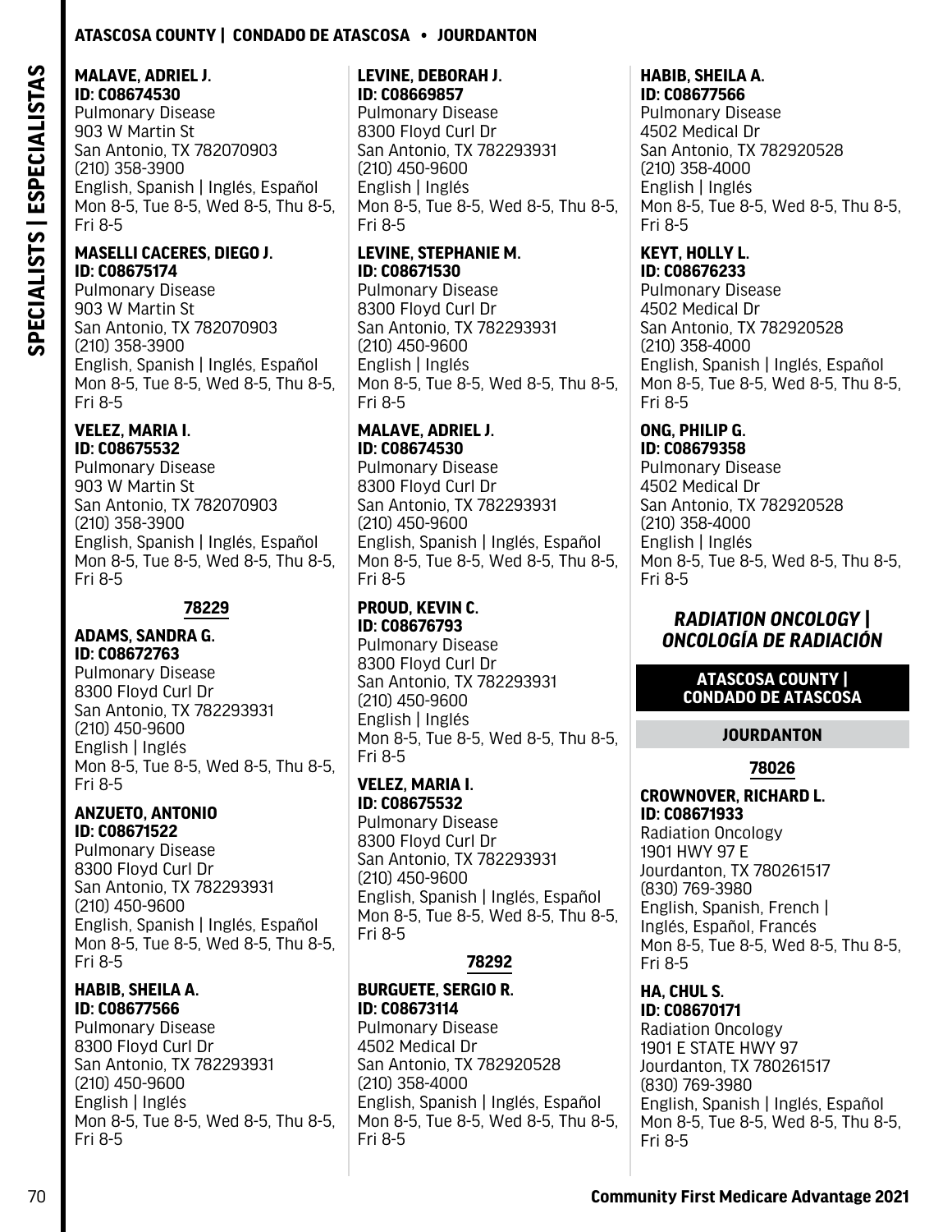**MALAVE, ADRIEL J.**
**ID: C08674530**
Pulmonary Disease
903 W Martin St
San Antonio, TX 782070903
(210) 358-3900
English, Spanish | Inglés, Español
Mon 8-5, Tue 8-5, Wed 8-5, Thu 8-5, Fri 8-5

**MASELLI CACERES, DIEGO J.**
**ID: C08675174**
Pulmonary Disease
903 W Martin St
San Antonio, TX 782070903
(210) 358-3900
English, Spanish | Inglés, Español
Mon 8-5, Tue 8-5, Wed 8-5, Thu 8-5, Fri 8-5

**VELEZ, MARIA I.**
**ID: C08675532**
Pulmonary Disease
903 W Martin St
San Antonio, TX 782070903
(210) 358-3900
English, Spanish | Inglés, Español
Mon 8-5, Tue 8-5, Wed 8-5, Thu 8-5, Fri 8-5

#### 78229

**ADAMS, SANDRA G.**
**ID: C08672763**
Pulmonary Disease
8300 Floyd Curl Dr
San Antonio, TX 782293931
(210) 450-9600
English | Inglés
Mon 8-5, Tue 8-5, Wed 8-5, Thu 8-5, Fri 8-5

**ANZUETO, ANTONIO**
**ID: C08671522**
Pulmonary Disease
8300 Floyd Curl Dr
San Antonio, TX 782293931
(210) 450-9600
English, Spanish | Inglés, Español
Mon 8-5, Tue 8-5, Wed 8-5, Thu 8-5, Fri 8-5

**HABIB, SHEILA A.**
**ID: C08677566**
Pulmonary Disease
8300 Floyd Curl Dr
San Antonio, TX 782293931
(210) 450-9600
English | Inglés
Mon 8-5, Tue 8-5, Wed 8-5, Thu 8-5, Fri 8-5

**LEVINE, DEBORAH J.**
**ID: C08669857**
Pulmonary Disease
8300 Floyd Curl Dr
San Antonio, TX 782293931
(210) 450-9600
English | Inglés
Mon 8-5, Tue 8-5, Wed 8-5, Thu 8-5, Fri 8-5

**LEVINE, STEPHANIE M.**
**ID: C08671530**
Pulmonary Disease
8300 Floyd Curl Dr
San Antonio, TX 782293931
(210) 450-9600
English | Inglés
Mon 8-5, Tue 8-5, Wed 8-5, Thu 8-5, Fri 8-5

**MALAVE, ADRIEL J.**
**ID: C08674530**
Pulmonary Disease
8300 Floyd Curl Dr
San Antonio, TX 782293931
(210) 450-9600
English, Spanish | Inglés, Español
Mon 8-5, Tue 8-5, Wed 8-5, Thu 8-5, Fri 8-5

**PROUD, KEVIN C.**
**ID: C08676793**
Pulmonary Disease
8300 Floyd Curl Dr
San Antonio, TX 782293931
(210) 450-9600
English | Inglés
Mon 8-5, Tue 8-5, Wed 8-5, Thu 8-5, Fri 8-5

**VELEZ, MARIA I.**
**ID: C08675532**
Pulmonary Disease
8300 Floyd Curl Dr
San Antonio, TX 782293931
(210) 450-9600
English, Spanish | Inglés, Español
Mon 8-5, Tue 8-5, Wed 8-5, Thu 8-5, Fri 8-5

#### 78292

**BURGUETE, SERGIO R.**
**ID: C08673114**
Pulmonary Disease
4502 Medical Dr
San Antonio, TX 782920528
(210) 358-4000
English, Spanish | Inglés, Español
Mon 8-5, Tue 8-5, Wed 8-5, Thu 8-5, Fri 8-5

**HABIB, SHEILA A.**
**ID: C08677566**
Pulmonary Disease
4502 Medical Dr
San Antonio, TX 782920528
(210) 358-4000
English | Inglés
Mon 8-5, Tue 8-5, Wed 8-5, Thu 8-5, Fri 8-5

**KEYT, HOLLY L.**
**ID: C08676233**
Pulmonary Disease
4502 Medical Dr
San Antonio, TX 782920528
(210) 358-4000
English, Spanish | Inglés, Español
Mon 8-5, Tue 8-5, Wed 8-5, Thu 8-5, Fri 8-5

**ONG, PHILIP G.**
**ID: C08679358**
Pulmonary Disease
4502 Medical Dr
San Antonio, TX 782920528
(210) 358-4000
English | Inglés
Mon 8-5, Tue 8-5, Wed 8-5, Thu 8-5, Fri 8-5

## *RADIATION ONCOLOGY | ONCOLOGÍA DE RADIACIÓN*

### ATASCOSA COUNTY | CONDADO DE ATASCOSA

### JOURDANTON

#### 78026

**CROWNOVER, RICHARD L.**
**ID: C08671933**
Radiation Oncology
1901 HWY 97 E
Jourdanton, TX 780261517
(830) 769-3980
English, Spanish, French | Inglés, Español, Francés
Mon 8-5, Tue 8-5, Wed 8-5, Thu 8-5, Fri 8-5

**HA, CHUL S.**
**ID: C08670171**
Radiation Oncology
1901 E STATE HWY 97
Jourdanton, TX 780261517
(830) 769-3980
English, Spanish | Inglés, Español
Mon 8-5, Tue 8-5, Wed 8-5, Thu 8-5, Fri 8-5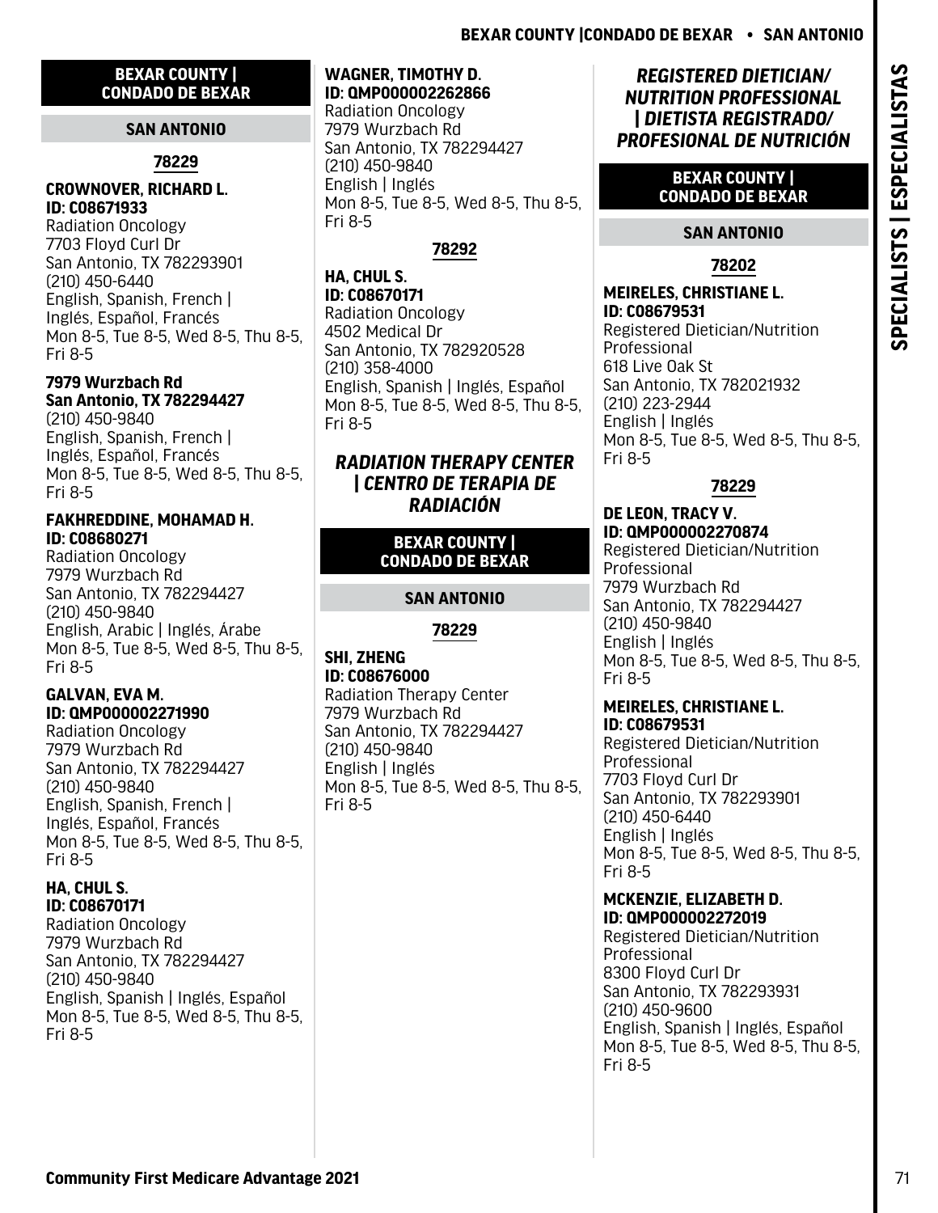## BEXAR COUNTY | CONDADO DE BEXAR

### SAN ANTONIO

#### 78229

**CROWNOVER, RICHARD L.**
**ID: C08671933**
Radiation Oncology
7703 Floyd Curl Dr
San Antonio, TX 782293901
(210) 450-6440
English, Spanish, French | Inglés, Español, Francés
Mon 8-5, Tue 8-5, Wed 8-5, Thu 8-5, Fri 8-5

**7979 Wurzbach Rd**
**San Antonio, TX 782294427**
(210) 450-9840
English, Spanish, French | Inglés, Español, Francés
Mon 8-5, Tue 8-5, Wed 8-5, Thu 8-5, Fri 8-5

**FAKHREDDINE, MOHAMAD H.**
**ID: C08680271**
Radiation Oncology
7979 Wurzbach Rd
San Antonio, TX 782294427
(210) 450-9840
English, Arabic | Inglés, Árabe
Mon 8-5, Tue 8-5, Wed 8-5, Thu 8-5, Fri 8-5

**GALVAN, EVA M.**
**ID: QMP000002271990**
Radiation Oncology
7979 Wurzbach Rd
San Antonio, TX 782294427
(210) 450-9840
English, Spanish, French | Inglés, Español, Francés
Mon 8-5, Tue 8-5, Wed 8-5, Thu 8-5, Fri 8-5

**HA, CHUL S.**
**ID: C08670171**
Radiation Oncology
7979 Wurzbach Rd
San Antonio, TX 782294427
(210) 450-9840
English, Spanish | Inglés, Español
Mon 8-5, Tue 8-5, Wed 8-5, Thu 8-5, Fri 8-5

**WAGNER, TIMOTHY D.**
**ID: QMP000002262866**
Radiation Oncology
7979 Wurzbach Rd
San Antonio, TX 782294427
(210) 450-9840
English | Inglés
Mon 8-5, Tue 8-5, Wed 8-5, Thu 8-5, Fri 8-5

#### 78292

**HA, CHUL S.**
**ID: C08670171**
Radiation Oncology
4502 Medical Dr
San Antonio, TX 782920528
(210) 358-4000
English, Spanish | Inglés, Español
Mon 8-5, Tue 8-5, Wed 8-5, Thu 8-5, Fri 8-5

# *RADIATION THERAPY CENTER | CENTRO DE TERAPIA DE RADIACIÓN*

## BEXAR COUNTY | CONDADO DE BEXAR

### SAN ANTONIO

#### 78229

**SHI, ZHENG**
**ID: C08676000**
Radiation Therapy Center
7979 Wurzbach Rd
San Antonio, TX 782294427
(210) 450-9840
English | Inglés
Mon 8-5, Tue 8-5, Wed 8-5, Thu 8-5, Fri 8-5

# *REGISTERED DIETICIAN/ NUTRITION PROFESSIONAL | DIETISTA REGISTRADO/ PROFESIONAL DE NUTRICIÓN*

## BEXAR COUNTY | CONDADO DE BEXAR

### SAN ANTONIO

#### 78202

**MEIRELES, CHRISTIANE L.**
**ID: C08679531**
Registered Dietician/Nutrition Professional
618 Live Oak St
San Antonio, TX 782021932
(210) 223-2944
English | Inglés
Mon 8-5, Tue 8-5, Wed 8-5, Thu 8-5, Fri 8-5

#### 78229

**DE LEON, TRACY V.**
**ID: QMP000002270874**
Registered Dietician/Nutrition Professional
7979 Wurzbach Rd
San Antonio, TX 782294427
(210) 450-9840
English | Inglés
Mon 8-5, Tue 8-5, Wed 8-5, Thu 8-5, Fri 8-5

**MEIRELES, CHRISTIANE L.**
**ID: C08679531**
Registered Dietician/Nutrition Professional
7703 Floyd Curl Dr
San Antonio, TX 782293901
(210) 450-6440
English | Inglés
Mon 8-5, Tue 8-5, Wed 8-5, Thu 8-5, Fri 8-5

**MCKENZIE, ELIZABETH D.**
**ID: QMP000002272019**
Registered Dietician/Nutrition Professional
8300 Floyd Curl Dr
San Antonio, TX 782293931
(210) 450-9600
English, Spanish | Inglés, Español
Mon 8-5, Tue 8-5, Wed 8-5, Thu 8-5, Fri 8-5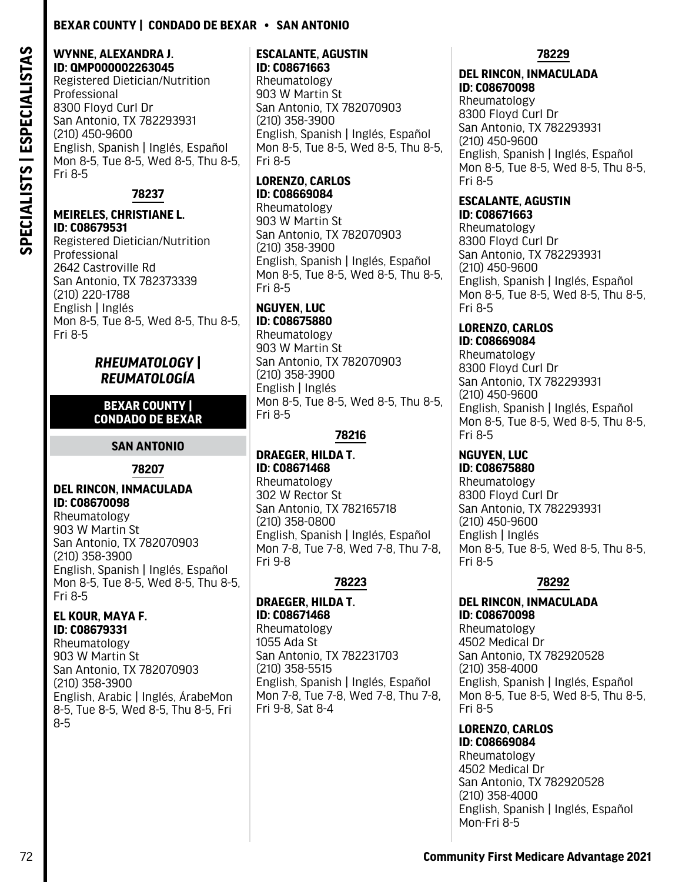**WYNNE, ALEXANDRA J.**
**ID: QMP000002263045**
Registered Dietician/Nutrition Professional
8300 Floyd Curl Dr
San Antonio, TX 782293931
(210) 450-9600
English, Spanish | Inglés, Español
Mon 8-5, Tue 8-5, Wed 8-5, Thu 8-5, Fri 8-5

**78237**

**MEIRELES, CHRISTIANE L.**
**ID: C08679531**
Registered Dietician/Nutrition Professional
2642 Castroville Rd
San Antonio, TX 782373339
(210) 220-1788
English | Inglés
Mon 8-5, Tue 8-5, Wed 8-5, Thu 8-5, Fri 8-5

## *RHEUMATOLOGY | REUMATOLOGÍA*

### BEXAR COUNTY | CONDADO DE BEXAR

#### SAN ANTONIO

**78207**

**DEL RINCON, INMACULADA**
**ID: C08670098**
Rheumatology
903 W Martin St
San Antonio, TX 782070903
(210) 358-3900
English, Spanish | Inglés, Español
Mon 8-5, Tue 8-5, Wed 8-5, Thu 8-5, Fri 8-5

**EL KOUR, MAYA F.**
**ID: C08679331**
Rheumatology
903 W Martin St
San Antonio, TX 782070903
(210) 358-3900
English, Arabic | Inglés, ÁrabeMon 8-5, Tue 8-5, Wed 8-5, Thu 8-5, Fri 8-5

**ESCALANTE, AGUSTIN**
**ID: C08671663**
Rheumatology
903 W Martin St
San Antonio, TX 782070903
(210) 358-3900
English, Spanish | Inglés, Español
Mon 8-5, Tue 8-5, Wed 8-5, Thu 8-5, Fri 8-5

**LORENZO, CARLOS**
**ID: C08669084**
Rheumatology
903 W Martin St
San Antonio, TX 782070903
(210) 358-3900
English, Spanish | Inglés, Español
Mon 8-5, Tue 8-5, Wed 8-5, Thu 8-5, Fri 8-5

**NGUYEN, LUC**
**ID: C08675880**
Rheumatology
903 W Martin St
San Antonio, TX 782070903
(210) 358-3900
English | Inglés
Mon 8-5, Tue 8-5, Wed 8-5, Thu 8-5, Fri 8-5

**78216**

**DRAEGER, HILDA T.**
**ID: C08671468**
Rheumatology
302 W Rector St
San Antonio, TX 782165718
(210) 358-0800
English, Spanish | Inglés, Español
Mon 7-8, Tue 7-8, Wed 7-8, Thu 7-8, Fri 9-8

**78223**

**DRAEGER, HILDA T.**
**ID: C08671468**
Rheumatology
1055 Ada St
San Antonio, TX 782231703
(210) 358-5515
English, Spanish | Inglés, Español
Mon 7-8, Tue 7-8, Wed 7-8, Thu 7-8, Fri 9-8, Sat 8-4

**78229**

**DEL RINCON, INMACULADA**
**ID: C08670098**
Rheumatology
8300 Floyd Curl Dr
San Antonio, TX 782293931
(210) 450-9600
English, Spanish | Inglés, Español
Mon 8-5, Tue 8-5, Wed 8-5, Thu 8-5, Fri 8-5

**ESCALANTE, AGUSTIN**
**ID: C08671663**
Rheumatology
8300 Floyd Curl Dr
San Antonio, TX 782293931
(210) 450-9600
English, Spanish | Inglés, Español
Mon 8-5, Tue 8-5, Wed 8-5, Thu 8-5, Fri 8-5

**LORENZO, CARLOS**
**ID: C08669084**
Rheumatology
8300 Floyd Curl Dr
San Antonio, TX 782293931
(210) 450-9600
English, Spanish | Inglés, Español
Mon 8-5, Tue 8-5, Wed 8-5, Thu 8-5, Fri 8-5

**NGUYEN, LUC**
**ID: C08675880**
Rheumatology
8300 Floyd Curl Dr
San Antonio, TX 782293931
(210) 450-9600
English | Inglés
Mon 8-5, Tue 8-5, Wed 8-5, Thu 8-5, Fri 8-5

**78292**

**DEL RINCON, INMACULADA**
**ID: C08670098**
Rheumatology
4502 Medical Dr
San Antonio, TX 782920528
(210) 358-4000
English, Spanish | Inglés, Español
Mon 8-5, Tue 8-5, Wed 8-5, Thu 8-5, Fri 8-5

**LORENZO, CARLOS**
**ID: C08669084**
Rheumatology
4502 Medical Dr
San Antonio, TX 782920528
(210) 358-4000
English, Spanish | Inglés, Español
Mon-Fri 8-5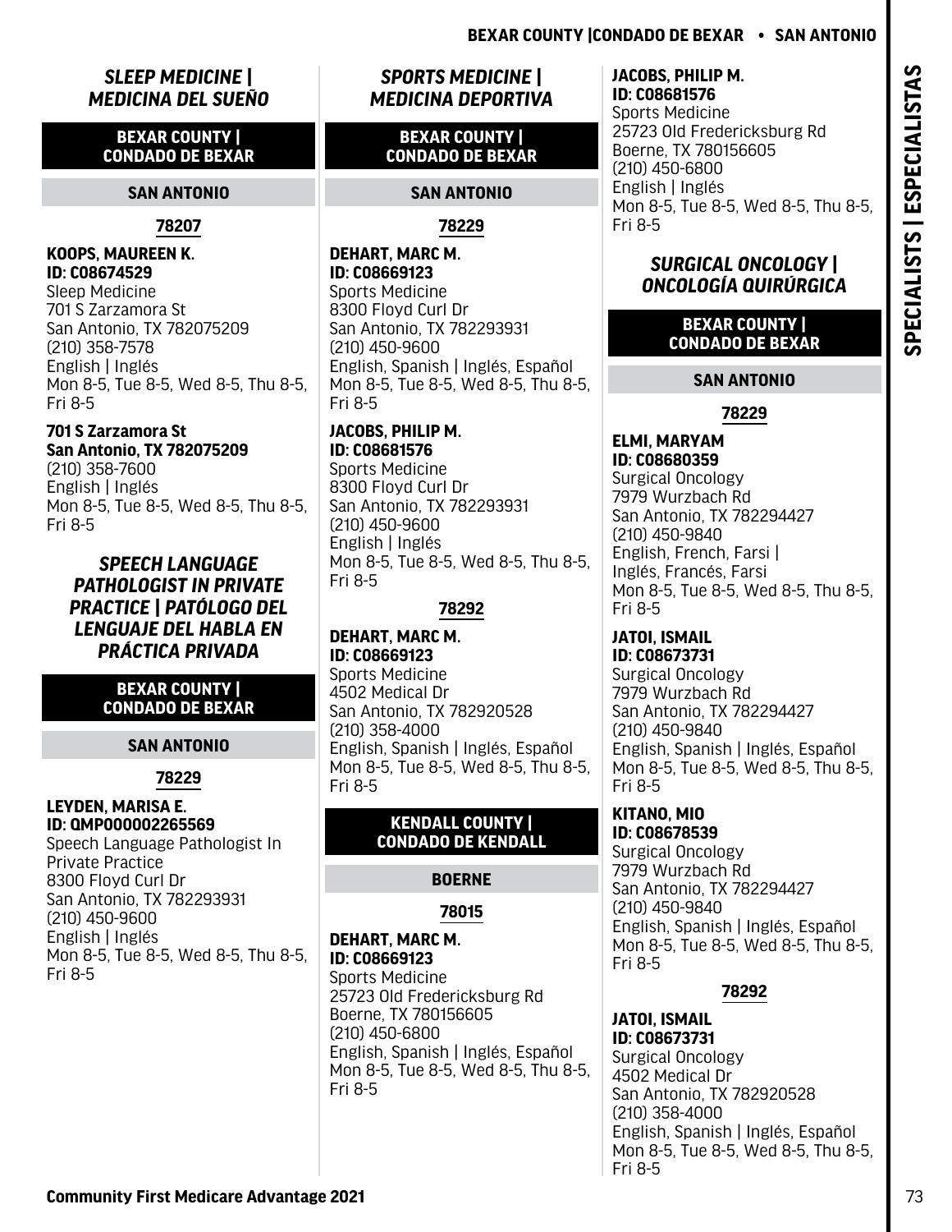## *SLEEP MEDICINE | MEDICINA DEL SUEÑO*

### BEXAR COUNTY | CONDADO DE BEXAR

#### SAN ANTONIO

**78207**

**KOOPS, MAUREEN K.**
**ID: C08674529**
Sleep Medicine
701 S Zarzamora St
San Antonio, TX 782075209
(210) 358-7578
English | Inglés
Mon 8-5, Tue 8-5, Wed 8-5, Thu 8-5, Fri 8-5

**701 S Zarzamora St**
**San Antonio, TX 782075209**
(210) 358-7600
English | Inglés
Mon 8-5, Tue 8-5, Wed 8-5, Thu 8-5, Fri 8-5

## *SPEECH LANGUAGE PATHOLOGIST IN PRIVATE PRACTICE | PATÓLOGO DEL LENGUAJE DEL HABLA EN PRÁCTICA PRIVADA*

### BEXAR COUNTY | CONDADO DE BEXAR

#### SAN ANTONIO

**78229**

**LEYDEN, MARISA E.**
**ID: QMP000002265569**
Speech Language Pathologist In Private Practice
8300 Floyd Curl Dr
San Antonio, TX 782293931
(210) 450-9600
English | Inglés
Mon 8-5, Tue 8-5, Wed 8-5, Thu 8-5, Fri 8-5

## *SPORTS MEDICINE | MEDICINA DEPORTIVA*

### BEXAR COUNTY | CONDADO DE BEXAR

#### SAN ANTONIO

**78229**

**DEHART, MARC M.**
**ID: C08669123**
Sports Medicine
8300 Floyd Curl Dr
San Antonio, TX 782293931
(210) 450-9600
English, Spanish | Inglés, Español
Mon 8-5, Tue 8-5, Wed 8-5, Thu 8-5, Fri 8-5

**JACOBS, PHILIP M.**
**ID: C08681576**
Sports Medicine
8300 Floyd Curl Dr
San Antonio, TX 782293931
(210) 450-9600
English | Inglés
Mon 8-5, Tue 8-5, Wed 8-5, Thu 8-5, Fri 8-5

**78292**

**DEHART, MARC M.**
**ID: C08669123**
Sports Medicine
4502 Medical Dr
San Antonio, TX 782920528
(210) 358-4000
English, Spanish | Inglés, Español
Mon 8-5, Tue 8-5, Wed 8-5, Thu 8-5, Fri 8-5

### KENDALL COUNTY | CONDADO DE KENDALL

#### BOERNE

**78015**

**DEHART, MARC M.**
**ID: C08669123**
Sports Medicine
25723 Old Fredericksburg Rd
Boerne, TX 780156605
(210) 450-6800
English, Spanish | Inglés, Español
Mon 8-5, Tue 8-5, Wed 8-5, Thu 8-5, Fri 8-5

**JACOBS, PHILIP M.**
**ID: C08681576**
Sports Medicine
25723 Old Fredericksburg Rd
Boerne, TX 780156605
(210) 450-6800
English | Inglés
Mon 8-5, Tue 8-5, Wed 8-5, Thu 8-5, Fri 8-5

## *SURGICAL ONCOLOGY | ONCOLOGÍA QUIRÚRGICA*

### BEXAR COUNTY | CONDADO DE BEXAR

#### SAN ANTONIO

**78229**

**ELMI, MARYAM**
**ID: C08680359**
Surgical Oncology
7979 Wurzbach Rd
San Antonio, TX 782294427
(210) 450-9840
English, French, Farsi | Inglés, Francés, Farsi
Mon 8-5, Tue 8-5, Wed 8-5, Thu 8-5, Fri 8-5

**JATOI, ISMAIL**
**ID: C08673731**
Surgical Oncology
7979 Wurzbach Rd
San Antonio, TX 782294427
(210) 450-9840
English, Spanish | Inglés, Español
Mon 8-5, Tue 8-5, Wed 8-5, Thu 8-5, Fri 8-5

**KITANO, MIO**
**ID: C08678539**
Surgical Oncology
7979 Wurzbach Rd
San Antonio, TX 782294427
(210) 450-9840
English, Spanish | Inglés, Español
Mon 8-5, Tue 8-5, Wed 8-5, Thu 8-5, Fri 8-5

**78292**

**JATOI, ISMAIL**
**ID: C08673731**
Surgical Oncology
4502 Medical Dr
San Antonio, TX 782920528
(210) 358-4000
English, Spanish | Inglés, Español
Mon 8-5, Tue 8-5, Wed 8-5, Thu 8-5, Fri 8-5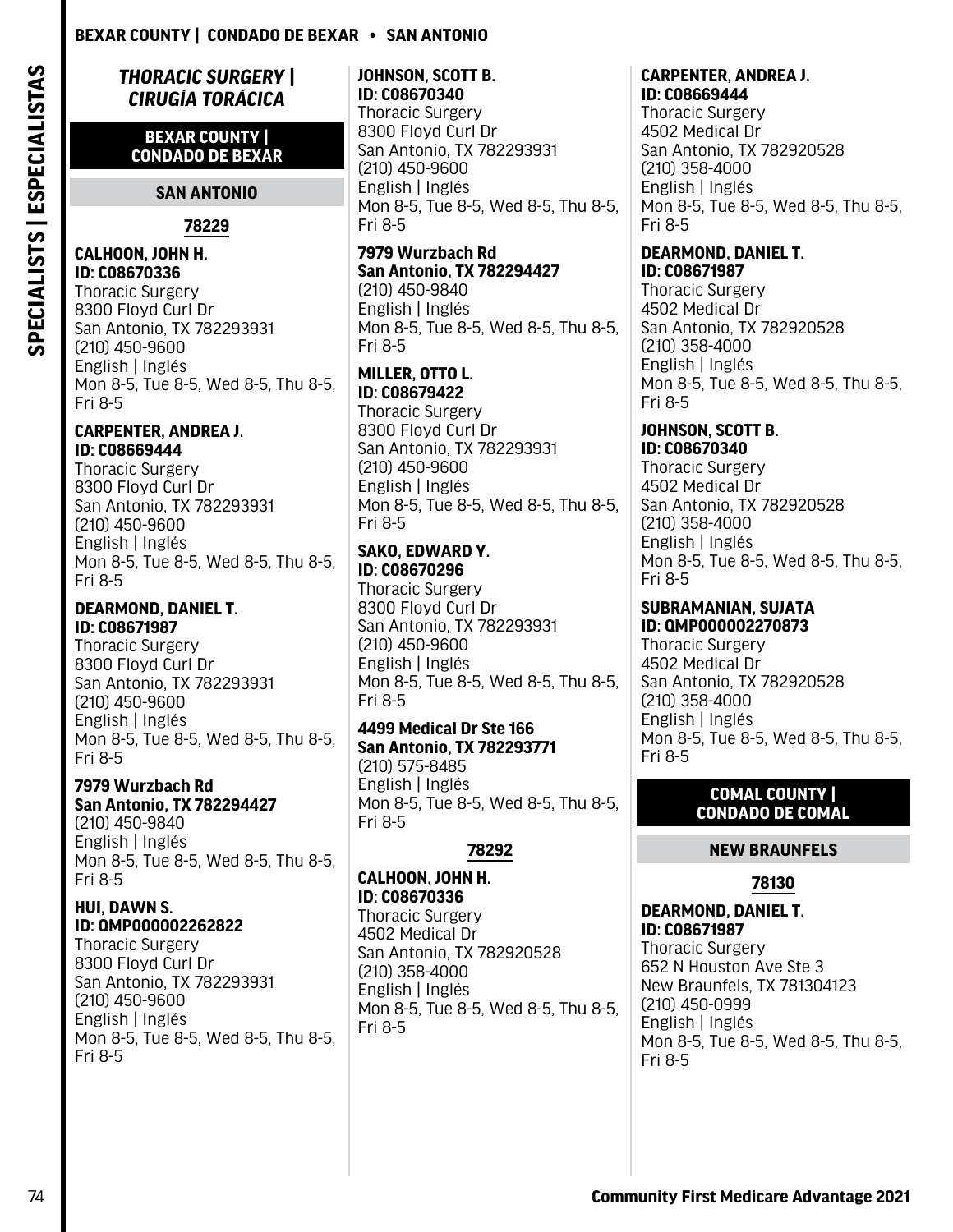## *THORACIC SURGERY | CIRUGÍA TORÁCICA*

### BEXAR COUNTY | CONDADO DE BEXAR

#### SAN ANTONIO

**78229**

**CALHOON, JOHN H.**
**ID: C08670336**
Thoracic Surgery
8300 Floyd Curl Dr
San Antonio, TX 782293931
(210) 450-9600
English | Inglés
Mon 8-5, Tue 8-5, Wed 8-5, Thu 8-5, Fri 8-5

**CARPENTER, ANDREA J.**
**ID: C08669444**
Thoracic Surgery
8300 Floyd Curl Dr
San Antonio, TX 782293931
(210) 450-9600
English | Inglés
Mon 8-5, Tue 8-5, Wed 8-5, Thu 8-5, Fri 8-5

**DEARMOND, DANIEL T.**
**ID: C08671987**
Thoracic Surgery
8300 Floyd Curl Dr
San Antonio, TX 782293931
(210) 450-9600
English | Inglés
Mon 8-5, Tue 8-5, Wed 8-5, Thu 8-5, Fri 8-5

**7979 Wurzbach Rd**
**San Antonio, TX 782294427**
(210) 450-9840
English | Inglés
Mon 8-5, Tue 8-5, Wed 8-5, Thu 8-5, Fri 8-5

**HUI, DAWN S.**
**ID: QMP000002262822**
Thoracic Surgery
8300 Floyd Curl Dr
San Antonio, TX 782293931
(210) 450-9600
English | Inglés
Mon 8-5, Tue 8-5, Wed 8-5, Thu 8-5, Fri 8-5

**JOHNSON, SCOTT B.**
**ID: C08670340**
Thoracic Surgery
8300 Floyd Curl Dr
San Antonio, TX 782293931
(210) 450-9600
English | Inglés
Mon 8-5, Tue 8-5, Wed 8-5, Thu 8-5, Fri 8-5

**7979 Wurzbach Rd**
**San Antonio, TX 782294427**
(210) 450-9840
English | Inglés
Mon 8-5, Tue 8-5, Wed 8-5, Thu 8-5, Fri 8-5

**MILLER, OTTO L.**
**ID: C08679422**
Thoracic Surgery
8300 Floyd Curl Dr
San Antonio, TX 782293931
(210) 450-9600
English | Inglés
Mon 8-5, Tue 8-5, Wed 8-5, Thu 8-5, Fri 8-5

**SAKO, EDWARD Y.**
**ID: C08670296**
Thoracic Surgery
8300 Floyd Curl Dr
San Antonio, TX 782293931
(210) 450-9600
English | Inglés
Mon 8-5, Tue 8-5, Wed 8-5, Thu 8-5, Fri 8-5

**4499 Medical Dr Ste 166**
**San Antonio, TX 782293771**
(210) 575-8485
English | Inglés
Mon 8-5, Tue 8-5, Wed 8-5, Thu 8-5, Fri 8-5

**78292**

**CALHOON, JOHN H.**
**ID: C08670336**
Thoracic Surgery
4502 Medical Dr
San Antonio, TX 782920528
(210) 358-4000
English | Inglés
Mon 8-5, Tue 8-5, Wed 8-5, Thu 8-5, Fri 8-5

**CARPENTER, ANDREA J.**
**ID: C08669444**
Thoracic Surgery
4502 Medical Dr
San Antonio, TX 782920528
(210) 358-4000
English | Inglés
Mon 8-5, Tue 8-5, Wed 8-5, Thu 8-5, Fri 8-5

**DEARMOND, DANIEL T.**
**ID: C08671987**
Thoracic Surgery
4502 Medical Dr
San Antonio, TX 782920528
(210) 358-4000
English | Inglés
Mon 8-5, Tue 8-5, Wed 8-5, Thu 8-5, Fri 8-5

**JOHNSON, SCOTT B.**
**ID: C08670340**
Thoracic Surgery
4502 Medical Dr
San Antonio, TX 782920528
(210) 358-4000
English | Inglés
Mon 8-5, Tue 8-5, Wed 8-5, Thu 8-5, Fri 8-5

**SUBRAMANIAN, SUJATA**
**ID: QMP000002270873**
Thoracic Surgery
4502 Medical Dr
San Antonio, TX 782920528
(210) 358-4000
English | Inglés
Mon 8-5, Tue 8-5, Wed 8-5, Thu 8-5, Fri 8-5

### COMAL COUNTY | CONDADO DE COMAL

#### NEW BRAUNFELS

**78130**

**DEARMOND, DANIEL T.**
**ID: C08671987**
Thoracic Surgery
652 N Houston Ave Ste 3
New Braunfels, TX 781304123
(210) 450-0999
English | Inglés
Mon 8-5, Tue 8-5, Wed 8-5, Thu 8-5, Fri 8-5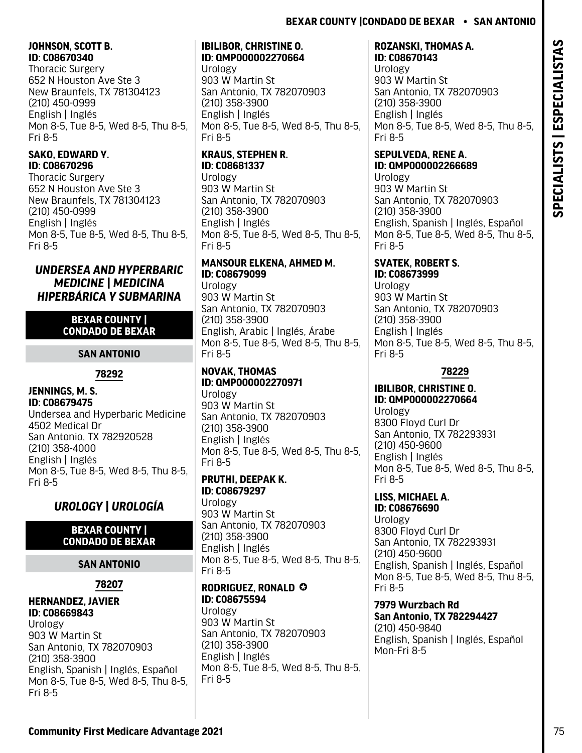**JOHNSON, SCOTT B.**
**ID: C08670340**
Thoracic Surgery
652 N Houston Ave Ste 3
New Braunfels, TX 781304123
(210) 450-0999
English | Inglés
Mon 8-5, Tue 8-5, Wed 8-5, Thu 8-5, Fri 8-5

**SAKO, EDWARD Y.**
**ID: C08670296**
Thoracic Surgery
652 N Houston Ave Ste 3
New Braunfels, TX 781304123
(210) 450-0999
English | Inglés
Mon 8-5, Tue 8-5, Wed 8-5, Thu 8-5, Fri 8-5

## *UNDERSEA AND HYPERBARIC MEDICINE | MEDICINA HIPERBÁRICA Y SUBMARINA*

### BEXAR COUNTY | CONDADO DE BEXAR

#### SAN ANTONIO

##### 78292

**JENNINGS, M. S.**
**ID: C08679475**
Undersea and Hyperbaric Medicine
4502 Medical Dr
San Antonio, TX 782920528
(210) 358-4000
English | Inglés
Mon 8-5, Tue 8-5, Wed 8-5, Thu 8-5, Fri 8-5

## *UROLOGY | UROLOGÍA*

### BEXAR COUNTY | CONDADO DE BEXAR

#### SAN ANTONIO

##### 78207

**HERNANDEZ, JAVIER**
**ID: C08669843**
Urology
903 W Martin St
San Antonio, TX 782070903
(210) 358-3900
English, Spanish | Inglés, Español
Mon 8-5, Tue 8-5, Wed 8-5, Thu 8-5, Fri 8-5

**IBILIBOR, CHRISTINE O.**
**ID: QMP000002270664**
Urology
903 W Martin St
San Antonio, TX 782070903
(210) 358-3900
English | Inglés
Mon 8-5, Tue 8-5, Wed 8-5, Thu 8-5, Fri 8-5

**KRAUS, STEPHEN R.**
**ID: C08681337**
Urology
903 W Martin St
San Antonio, TX 782070903
(210) 358-3900
English | Inglés
Mon 8-5, Tue 8-5, Wed 8-5, Thu 8-5, Fri 8-5

**MANSOUR ELKENA, AHMED M.**
**ID: C08679099**
Urology
903 W Martin St
San Antonio, TX 782070903
(210) 358-3900
English, Arabic | Inglés, Árabe
Mon 8-5, Tue 8-5, Wed 8-5, Thu 8-5, Fri 8-5

**NOVAK, THOMAS**
**ID: QMP000002270971**
Urology
903 W Martin St
San Antonio, TX 782070903
(210) 358-3900
English | Inglés
Mon 8-5, Tue 8-5, Wed 8-5, Thu 8-5, Fri 8-5

**PRUTHI, DEEPAK K.**
**ID: C08679297**
Urology
903 W Martin St
San Antonio, TX 782070903
(210) 358-3900
English | Inglés
Mon 8-5, Tue 8-5, Wed 8-5, Thu 8-5, Fri 8-5

**RODRIGUEZ, RONALD** ✪
**ID: C08675594**
Urology
903 W Martin St
San Antonio, TX 782070903
(210) 358-3900
English | Inglés
Mon 8-5, Tue 8-5, Wed 8-5, Thu 8-5, Fri 8-5

**ROZANSKI, THOMAS A.**
**ID: C08670143**
Urology
903 W Martin St
San Antonio, TX 782070903
(210) 358-3900
English | Inglés
Mon 8-5, Tue 8-5, Wed 8-5, Thu 8-5, Fri 8-5

**SEPULVEDA, RENE A.**
**ID: QMP000002266689**
Urology
903 W Martin St
San Antonio, TX 782070903
(210) 358-3900
English, Spanish | Inglés, Español
Mon 8-5, Tue 8-5, Wed 8-5, Thu 8-5, Fri 8-5

**SVATEK, ROBERT S.**
**ID: C08673999**
Urology
903 W Martin St
San Antonio, TX 782070903
(210) 358-3900
English | Inglés
Mon 8-5, Tue 8-5, Wed 8-5, Thu 8-5, Fri 8-5

##### 78229

**IBILIBOR, CHRISTINE O.**
**ID: QMP000002270664**
Urology
8300 Floyd Curl Dr
San Antonio, TX 782293931
(210) 450-9600
English | Inglés
Mon 8-5, Tue 8-5, Wed 8-5, Thu 8-5, Fri 8-5

**LISS, MICHAEL A.**
**ID: C08676690**
Urology
8300 Floyd Curl Dr
San Antonio, TX 782293931
(210) 450-9600
English, Spanish | Inglés, Español
Mon 8-5, Tue 8-5, Wed 8-5, Thu 8-5, Fri 8-5

**7979 Wurzbach Rd**
**San Antonio, TX 782294427**
(210) 450-9840
English, Spanish | Inglés, Español
Mon-Fri 8-5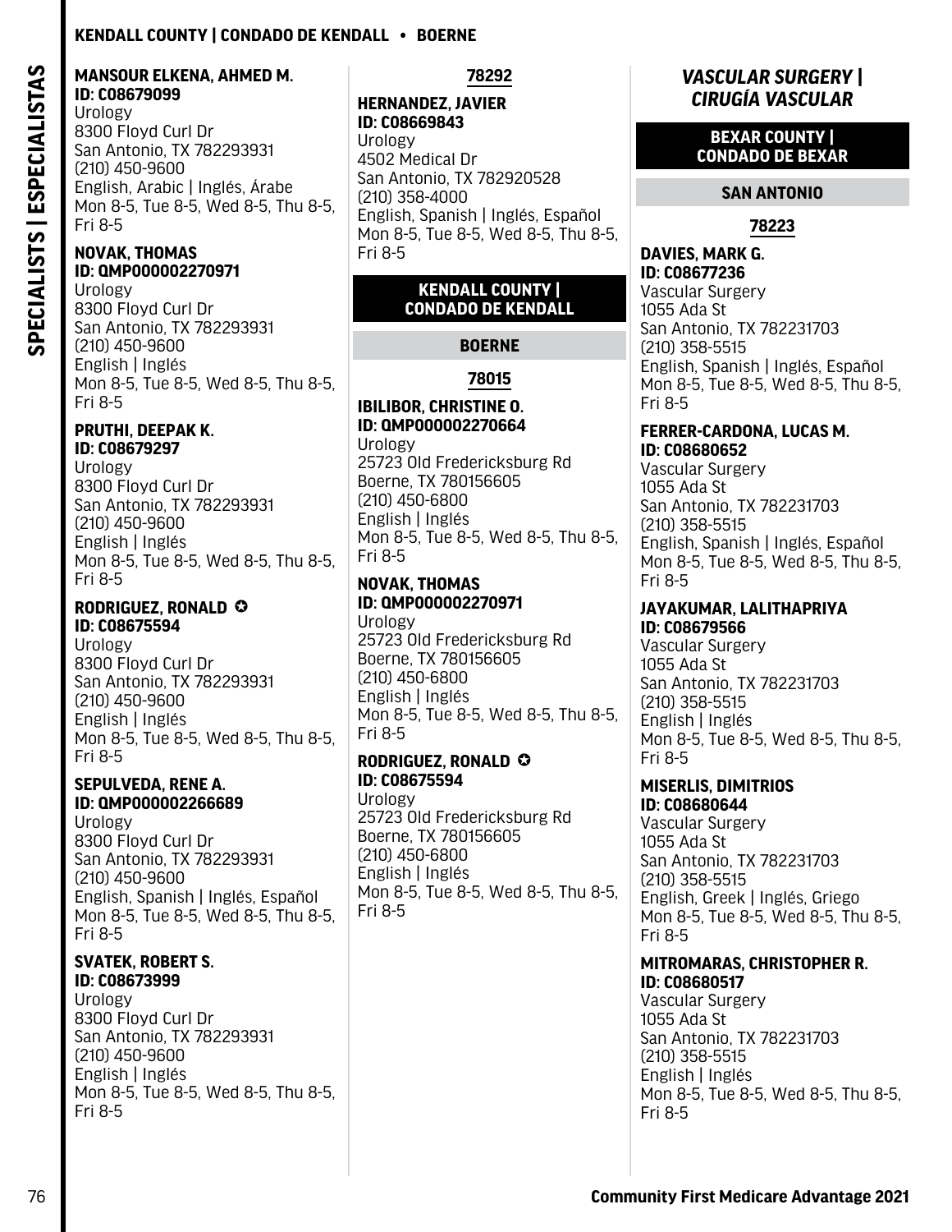**MANSOUR ELKENA, AHMED M.**
**ID: C08679099**
Urology
8300 Floyd Curl Dr
San Antonio, TX 782293931
(210) 450-9600
English, Arabic | Inglés, Árabe
Mon 8-5, Tue 8-5, Wed 8-5, Thu 8-5, Fri 8-5

**NOVAK, THOMAS**
**ID: QMP000002270971**
Urology
8300 Floyd Curl Dr
San Antonio, TX 782293931
(210) 450-9600
English | Inglés
Mon 8-5, Tue 8-5, Wed 8-5, Thu 8-5, Fri 8-5

**PRUTHI, DEEPAK K.**
**ID: C08679297**
Urology
8300 Floyd Curl Dr
San Antonio, TX 782293931
(210) 450-9600
English | Inglés
Mon 8-5, Tue 8-5, Wed 8-5, Thu 8-5, Fri 8-5

**RODRIGUEZ, RONALD ✪**
**ID: C08675594**
Urology
8300 Floyd Curl Dr
San Antonio, TX 782293931
(210) 450-9600
English | Inglés
Mon 8-5, Tue 8-5, Wed 8-5, Thu 8-5, Fri 8-5

**SEPULVEDA, RENE A.**
**ID: QMP000002266689**
Urology
8300 Floyd Curl Dr
San Antonio, TX 782293931
(210) 450-9600
English, Spanish | Inglés, Español
Mon 8-5, Tue 8-5, Wed 8-5, Thu 8-5, Fri 8-5

**SVATEK, ROBERT S.**
**ID: C08673999**
Urology
8300 Floyd Curl Dr
San Antonio, TX 782293931
(210) 450-9600
English | Inglés
Mon 8-5, Tue 8-5, Wed 8-5, Thu 8-5, Fri 8-5

#### 78292

**HERNANDEZ, JAVIER**
**ID: C08669843**
Urology
4502 Medical Dr
San Antonio, TX 782920528
(210) 358-4000
English, Spanish | Inglés, Español
Mon 8-5, Tue 8-5, Wed 8-5, Thu 8-5, Fri 8-5

## KENDALL COUNTY | CONDADO DE KENDALL

### BOERNE

#### 78015

**IBILIBOR, CHRISTINE O.**
**ID: QMP000002270664**
Urology
25723 Old Fredericksburg Rd
Boerne, TX 780156605
(210) 450-6800
English | Inglés
Mon 8-5, Tue 8-5, Wed 8-5, Thu 8-5, Fri 8-5

**NOVAK, THOMAS**
**ID: QMP000002270971**
Urology
25723 Old Fredericksburg Rd
Boerne, TX 780156605
(210) 450-6800
English | Inglés
Mon 8-5, Tue 8-5, Wed 8-5, Thu 8-5, Fri 8-5

**RODRIGUEZ, RONALD ✪**
**ID: C08675594**
Urology
25723 Old Fredericksburg Rd
Boerne, TX 780156605
(210) 450-6800
English | Inglés
Mon 8-5, Tue 8-5, Wed 8-5, Thu 8-5, Fri 8-5

# *VASCULAR SURGERY | CIRUGÍA VASCULAR*

## BEXAR COUNTY | CONDADO DE BEXAR

### SAN ANTONIO

#### 78223

**DAVIES, MARK G.**
**ID: C08677236**
Vascular Surgery
1055 Ada St
San Antonio, TX 782231703
(210) 358-5515
English, Spanish | Inglés, Español
Mon 8-5, Tue 8-5, Wed 8-5, Thu 8-5, Fri 8-5

**FERRER-CARDONA, LUCAS M.**
**ID: C08680652**
Vascular Surgery
1055 Ada St
San Antonio, TX 782231703
(210) 358-5515
English, Spanish | Inglés, Español
Mon 8-5, Tue 8-5, Wed 8-5, Thu 8-5, Fri 8-5

**JAYAKUMAR, LALITHAPRIYA**
**ID: C08679566**
Vascular Surgery
1055 Ada St
San Antonio, TX 782231703
(210) 358-5515
English | Inglés
Mon 8-5, Tue 8-5, Wed 8-5, Thu 8-5, Fri 8-5

**MISERLIS, DIMITRIOS**
**ID: C08680644**
Vascular Surgery
1055 Ada St
San Antonio, TX 782231703
(210) 358-5515
English, Greek | Inglés, Griego
Mon 8-5, Tue 8-5, Wed 8-5, Thu 8-5, Fri 8-5

**MITROMARAS, CHRISTOPHER R.**
**ID: C08680517**
Vascular Surgery
1055 Ada St
San Antonio, TX 782231703
(210) 358-5515
English | Inglés
Mon 8-5, Tue 8-5, Wed 8-5, Thu 8-5, Fri 8-5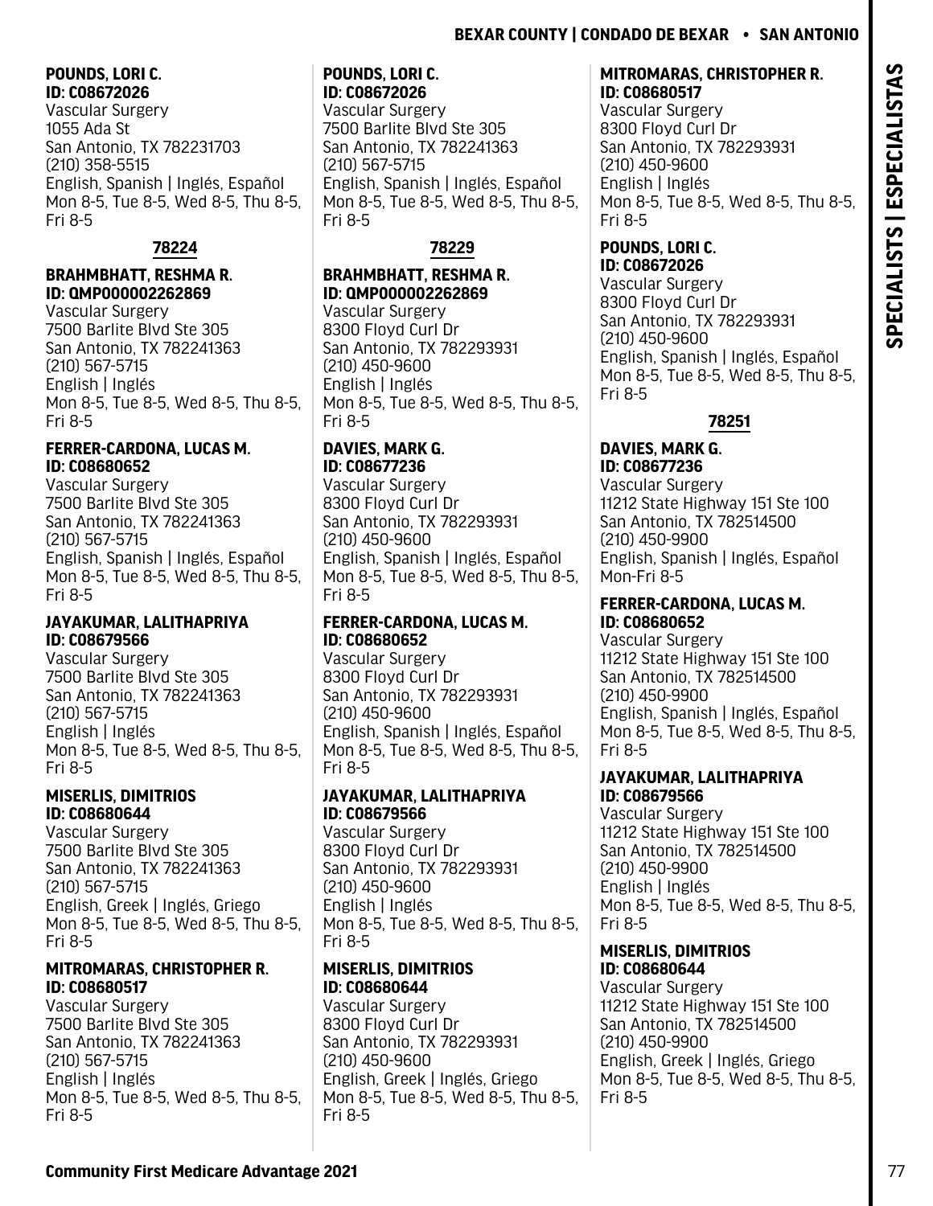**POUNDS, LORI C.**
**ID: C08672026**
Vascular Surgery
1055 Ada St
San Antonio, TX 782231703
(210) 358-5515
English, Spanish | Inglés, Español
Mon 8-5, Tue 8-5, Wed 8-5, Thu 8-5, Fri 8-5

## 78224

**BRAHMBHATT, RESHMA R.**
**ID: QMP000002262869**
Vascular Surgery
7500 Barlite Blvd Ste 305
San Antonio, TX 782241363
(210) 567-5715
English | Inglés
Mon 8-5, Tue 8-5, Wed 8-5, Thu 8-5, Fri 8-5

**FERRER-CARDONA, LUCAS M.**
**ID: C08680652**
Vascular Surgery
7500 Barlite Blvd Ste 305
San Antonio, TX 782241363
(210) 567-5715
English, Spanish | Inglés, Español
Mon 8-5, Tue 8-5, Wed 8-5, Thu 8-5, Fri 8-5

**JAYAKUMAR, LALITHAPRIYA**
**ID: C08679566**
Vascular Surgery
7500 Barlite Blvd Ste 305
San Antonio, TX 782241363
(210) 567-5715
English | Inglés
Mon 8-5, Tue 8-5, Wed 8-5, Thu 8-5, Fri 8-5

**MISERLIS, DIMITRIOS**
**ID: C08680644**
Vascular Surgery
7500 Barlite Blvd Ste 305
San Antonio, TX 782241363
(210) 567-5715
English, Greek | Inglés, Griego
Mon 8-5, Tue 8-5, Wed 8-5, Thu 8-5, Fri 8-5

**MITROMARAS, CHRISTOPHER R.**
**ID: C08680517**
Vascular Surgery
7500 Barlite Blvd Ste 305
San Antonio, TX 782241363
(210) 567-5715
English | Inglés
Mon 8-5, Tue 8-5, Wed 8-5, Thu 8-5, Fri 8-5

**POUNDS, LORI C.**
**ID: C08672026**
Vascular Surgery
7500 Barlite Blvd Ste 305
San Antonio, TX 782241363
(210) 567-5715
English, Spanish | Inglés, Español
Mon 8-5, Tue 8-5, Wed 8-5, Thu 8-5, Fri 8-5

## 78229

**BRAHMBHATT, RESHMA R.**
**ID: QMP000002262869**
Vascular Surgery
8300 Floyd Curl Dr
San Antonio, TX 782293931
(210) 450-9600
English | Inglés
Mon 8-5, Tue 8-5, Wed 8-5, Thu 8-5, Fri 8-5

**DAVIES, MARK G.**
**ID: C08677236**
Vascular Surgery
8300 Floyd Curl Dr
San Antonio, TX 782293931
(210) 450-9600
English, Spanish | Inglés, Español
Mon 8-5, Tue 8-5, Wed 8-5, Thu 8-5, Fri 8-5

**FERRER-CARDONA, LUCAS M.**
**ID: C08680652**
Vascular Surgery
8300 Floyd Curl Dr
San Antonio, TX 782293931
(210) 450-9600
English, Spanish | Inglés, Español
Mon 8-5, Tue 8-5, Wed 8-5, Thu 8-5, Fri 8-5

**JAYAKUMAR, LALITHAPRIYA**
**ID: C08679566**
Vascular Surgery
8300 Floyd Curl Dr
San Antonio, TX 782293931
(210) 450-9600
English | Inglés
Mon 8-5, Tue 8-5, Wed 8-5, Thu 8-5, Fri 8-5

**MISERLIS, DIMITRIOS**
**ID: C08680644**
Vascular Surgery
8300 Floyd Curl Dr
San Antonio, TX 782293931
(210) 450-9600
English, Greek | Inglés, Griego
Mon 8-5, Tue 8-5, Wed 8-5, Thu 8-5, Fri 8-5

**MITROMARAS, CHRISTOPHER R.**
**ID: C08680517**
Vascular Surgery
8300 Floyd Curl Dr
San Antonio, TX 782293931
(210) 450-9600
English | Inglés
Mon 8-5, Tue 8-5, Wed 8-5, Thu 8-5, Fri 8-5

**POUNDS, LORI C.**
**ID: C08672026**
Vascular Surgery
8300 Floyd Curl Dr
San Antonio, TX 782293931
(210) 450-9600
English, Spanish | Inglés, Español
Mon 8-5, Tue 8-5, Wed 8-5, Thu 8-5, Fri 8-5

## 78251

**DAVIES, MARK G.**
**ID: C08677236**
Vascular Surgery
11212 State Highway 151 Ste 100
San Antonio, TX 782514500
(210) 450-9900
English, Spanish | Inglés, Español
Mon-Fri 8-5

**FERRER-CARDONA, LUCAS M.**
**ID: C08680652**
Vascular Surgery
11212 State Highway 151 Ste 100
San Antonio, TX 782514500
(210) 450-9900
English, Spanish | Inglés, Español
Mon 8-5, Tue 8-5, Wed 8-5, Thu 8-5, Fri 8-5

**JAYAKUMAR, LALITHAPRIYA**
**ID: C08679566**
Vascular Surgery
11212 State Highway 151 Ste 100
San Antonio, TX 782514500
(210) 450-9900
English | Inglés
Mon 8-5, Tue 8-5, Wed 8-5, Thu 8-5, Fri 8-5

**MISERLIS, DIMITRIOS**
**ID: C08680644**
Vascular Surgery
11212 State Highway 151 Ste 100
San Antonio, TX 782514500
(210) 450-9900
English, Greek | Inglés, Griego
Mon 8-5, Tue 8-5, Wed 8-5, Thu 8-5, Fri 8-5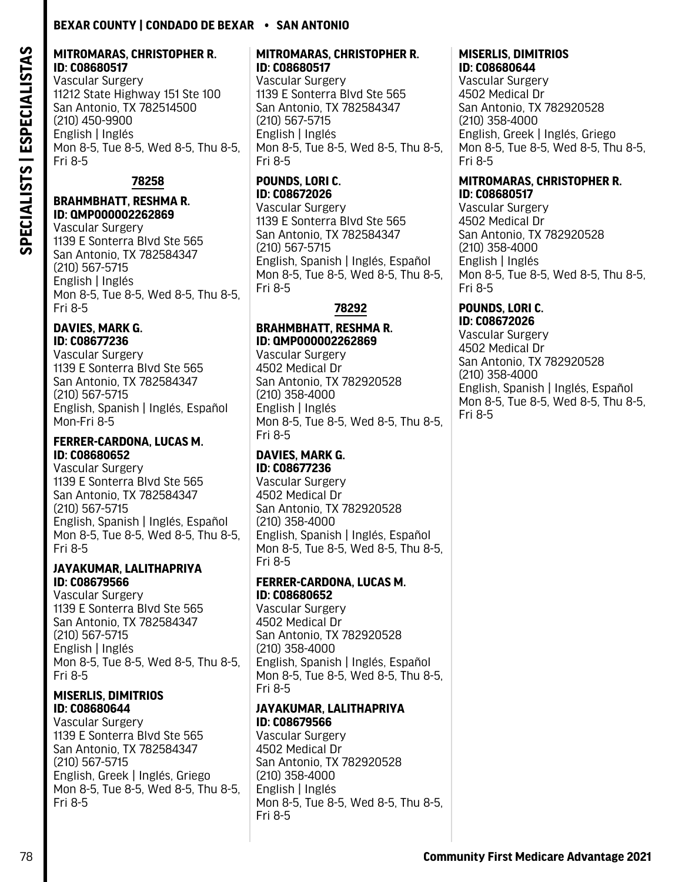**MITROMARAS, CHRISTOPHER R.**
**ID: C08680517**
Vascular Surgery
11212 State Highway 151 Ste 100
San Antonio, TX 782514500
(210) 450-9900
English | Inglés
Mon 8-5, Tue 8-5, Wed 8-5, Thu 8-5, Fri 8-5

### 78258

**BRAHMBHATT, RESHMA R.**
**ID: QMP000002262869**
Vascular Surgery
1139 E Sonterra Blvd Ste 565
San Antonio, TX 782584347
(210) 567-5715
English | Inglés
Mon 8-5, Tue 8-5, Wed 8-5, Thu 8-5, Fri 8-5

**DAVIES, MARK G.**
**ID: C08677236**
Vascular Surgery
1139 E Sonterra Blvd Ste 565
San Antonio, TX 782584347
(210) 567-5715
English, Spanish | Inglés, Español
Mon-Fri 8-5

**FERRER-CARDONA, LUCAS M.**
**ID: C08680652**
Vascular Surgery
1139 E Sonterra Blvd Ste 565
San Antonio, TX 782584347
(210) 567-5715
English, Spanish | Inglés, Español
Mon 8-5, Tue 8-5, Wed 8-5, Thu 8-5, Fri 8-5

**JAYAKUMAR, LALITHAPRIYA**
**ID: C08679566**
Vascular Surgery
1139 E Sonterra Blvd Ste 565
San Antonio, TX 782584347
(210) 567-5715
English | Inglés
Mon 8-5, Tue 8-5, Wed 8-5, Thu 8-5, Fri 8-5

**MISERLIS, DIMITRIOS**
**ID: C08680644**
Vascular Surgery
1139 E Sonterra Blvd Ste 565
San Antonio, TX 782584347
(210) 567-5715
English, Greek | Inglés, Griego
Mon 8-5, Tue 8-5, Wed 8-5, Thu 8-5, Fri 8-5

**MITROMARAS, CHRISTOPHER R.**
**ID: C08680517**
Vascular Surgery
1139 E Sonterra Blvd Ste 565
San Antonio, TX 782584347
(210) 567-5715
English | Inglés
Mon 8-5, Tue 8-5, Wed 8-5, Thu 8-5, Fri 8-5

**POUNDS, LORI C.**
**ID: C08672026**
Vascular Surgery
1139 E Sonterra Blvd Ste 565
San Antonio, TX 782584347
(210) 567-5715
English, Spanish | Inglés, Español
Mon 8-5, Tue 8-5, Wed 8-5, Thu 8-5, Fri 8-5

### 78292

**BRAHMBHATT, RESHMA R.**
**ID: QMP000002262869**
Vascular Surgery
4502 Medical Dr
San Antonio, TX 782920528
(210) 358-4000
English | Inglés
Mon 8-5, Tue 8-5, Wed 8-5, Thu 8-5, Fri 8-5

**DAVIES, MARK G.**
**ID: C08677236**
Vascular Surgery
4502 Medical Dr
San Antonio, TX 782920528
(210) 358-4000
English, Spanish | Inglés, Español
Mon 8-5, Tue 8-5, Wed 8-5, Thu 8-5, Fri 8-5

**FERRER-CARDONA, LUCAS M.**
**ID: C08680652**
Vascular Surgery
4502 Medical Dr
San Antonio, TX 782920528
(210) 358-4000
English, Spanish | Inglés, Español
Mon 8-5, Tue 8-5, Wed 8-5, Thu 8-5, Fri 8-5

**JAYAKUMAR, LALITHAPRIYA**
**ID: C08679566**
Vascular Surgery
4502 Medical Dr
San Antonio, TX 782920528
(210) 358-4000
English | Inglés
Mon 8-5, Tue 8-5, Wed 8-5, Thu 8-5, Fri 8-5

**MISERLIS, DIMITRIOS**
**ID: C08680644**
Vascular Surgery
4502 Medical Dr
San Antonio, TX 782920528
(210) 358-4000
English, Greek | Inglés, Griego
Mon 8-5, Tue 8-5, Wed 8-5, Thu 8-5, Fri 8-5

**MITROMARAS, CHRISTOPHER R.**
**ID: C08680517**
Vascular Surgery
4502 Medical Dr
San Antonio, TX 782920528
(210) 358-4000
English | Inglés
Mon 8-5, Tue 8-5, Wed 8-5, Thu 8-5, Fri 8-5

**POUNDS, LORI C.**
**ID: C08672026**
Vascular Surgery
4502 Medical Dr
San Antonio, TX 782920528
(210) 358-4000
English, Spanish | Inglés, Español
Mon 8-5, Tue 8-5, Wed 8-5, Thu 8-5, Fri 8-5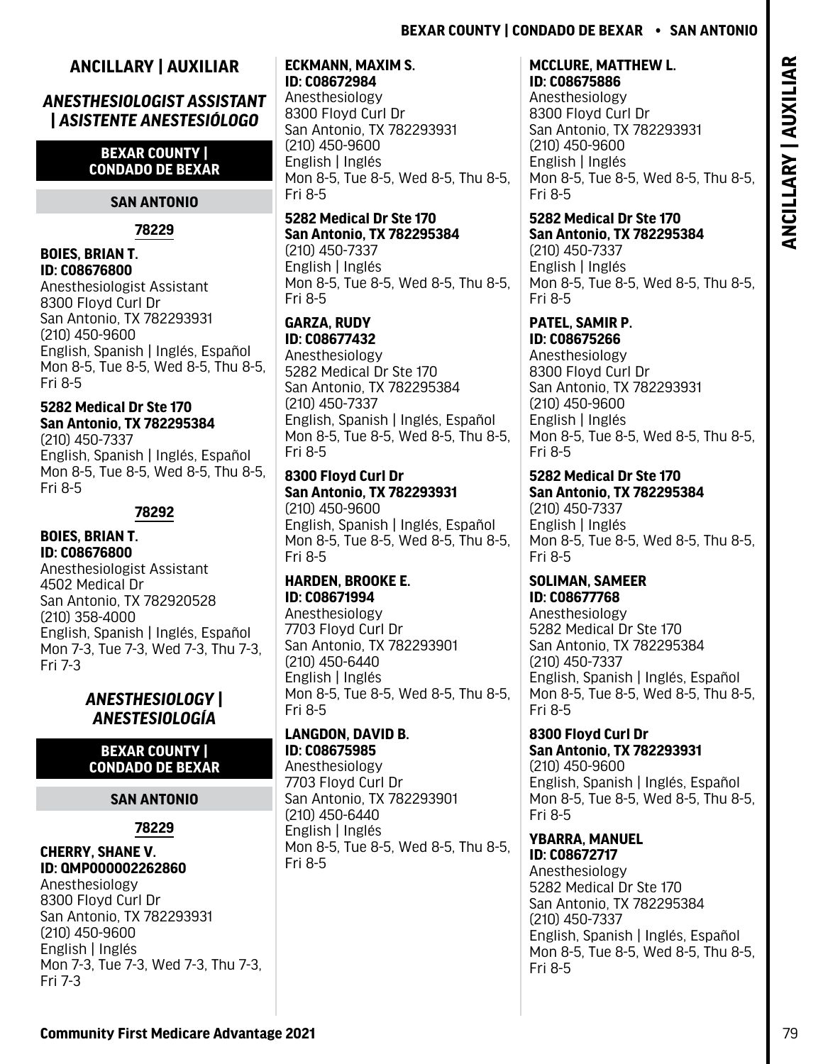## ANCILLARY | AUXILIAR

### *ANESTHESIOLOGIST ASSISTANT | ASISTENTE ANESTESIÓLOGO*

**BEXAR COUNTY | CONDADO DE BEXAR**

**SAN ANTONIO**

**78229**

**BOIES, BRIAN T.**
**ID: C08676800**
Anesthesiologist Assistant
8300 Floyd Curl Dr
San Antonio, TX 782293931
(210) 450-9600
English, Spanish | Inglés, Español
Mon 8-5, Tue 8-5, Wed 8-5, Thu 8-5, Fri 8-5

**5282 Medical Dr Ste 170**
**San Antonio, TX 782295384**
(210) 450-7337
English, Spanish | Inglés, Español
Mon 8-5, Tue 8-5, Wed 8-5, Thu 8-5, Fri 8-5

**78292**

**BOIES, BRIAN T.**
**ID: C08676800**
Anesthesiologist Assistant
4502 Medical Dr
San Antonio, TX 782920528
(210) 358-4000
English, Spanish | Inglés, Español
Mon 7-3, Tue 7-3, Wed 7-3, Thu 7-3, Fri 7-3

### *ANESTHESIOLOGY | ANESTESIOLOGÍA*

**BEXAR COUNTY | CONDADO DE BEXAR**

**SAN ANTONIO**

**78229**

**CHERRY, SHANE V.**
**ID: QMP000002262860**
Anesthesiology
8300 Floyd Curl Dr
San Antonio, TX 782293931
(210) 450-9600
English | Inglés
Mon 7-3, Tue 7-3, Wed 7-3, Thu 7-3, Fri 7-3

**ECKMANN, MAXIM S.**
**ID: C08672984**
Anesthesiology
8300 Floyd Curl Dr
San Antonio, TX 782293931
(210) 450-9600
English | Inglés
Mon 8-5, Tue 8-5, Wed 8-5, Thu 8-5, Fri 8-5

**5282 Medical Dr Ste 170**
**San Antonio, TX 782295384**
(210) 450-7337
English | Inglés
Mon 8-5, Tue 8-5, Wed 8-5, Thu 8-5, Fri 8-5

**GARZA, RUDY**
**ID: C08677432**
Anesthesiology
5282 Medical Dr Ste 170
San Antonio, TX 782295384
(210) 450-7337
English, Spanish | Inglés, Español
Mon 8-5, Tue 8-5, Wed 8-5, Thu 8-5, Fri 8-5

**8300 Floyd Curl Dr**
**San Antonio, TX 782293931**
(210) 450-9600
English, Spanish | Inglés, Español
Mon 8-5, Tue 8-5, Wed 8-5, Thu 8-5, Fri 8-5

**HARDEN, BROOKE E.**
**ID: C08671994**
Anesthesiology
7703 Floyd Curl Dr
San Antonio, TX 782293901
(210) 450-6440
English | Inglés
Mon 8-5, Tue 8-5, Wed 8-5, Thu 8-5, Fri 8-5

**LANGDON, DAVID B.**
**ID: C08675985**
Anesthesiology
7703 Floyd Curl Dr
San Antonio, TX 782293901
(210) 450-6440
English | Inglés
Mon 8-5, Tue 8-5, Wed 8-5, Thu 8-5, Fri 8-5

**MCCLURE, MATTHEW L.**
**ID: C08675886**
Anesthesiology
8300 Floyd Curl Dr
San Antonio, TX 782293931
(210) 450-9600
English | Inglés
Mon 8-5, Tue 8-5, Wed 8-5, Thu 8-5, Fri 8-5

**5282 Medical Dr Ste 170**
**San Antonio, TX 782295384**
(210) 450-7337
English | Inglés
Mon 8-5, Tue 8-5, Wed 8-5, Thu 8-5, Fri 8-5

**PATEL, SAMIR P.**
**ID: C08675266**
Anesthesiology
8300 Floyd Curl Dr
San Antonio, TX 782293931
(210) 450-9600
English | Inglés
Mon 8-5, Tue 8-5, Wed 8-5, Thu 8-5, Fri 8-5

**5282 Medical Dr Ste 170**
**San Antonio, TX 782295384**
(210) 450-7337
English | Inglés
Mon 8-5, Tue 8-5, Wed 8-5, Thu 8-5, Fri 8-5

**SOLIMAN, SAMEER**
**ID: C08677768**
Anesthesiology
5282 Medical Dr Ste 170
San Antonio, TX 782295384
(210) 450-7337
English, Spanish | Inglés, Español
Mon 8-5, Tue 8-5, Wed 8-5, Thu 8-5, Fri 8-5

**8300 Floyd Curl Dr**
**San Antonio, TX 782293931**
(210) 450-9600
English, Spanish | Inglés, Español
Mon 8-5, Tue 8-5, Wed 8-5, Thu 8-5, Fri 8-5

**YBARRA, MANUEL**
**ID: C08672717**
Anesthesiology
5282 Medical Dr Ste 170
San Antonio, TX 782295384
(210) 450-7337
English, Spanish | Inglés, Español
Mon 8-5, Tue 8-5, Wed 8-5, Thu 8-5, Fri 8-5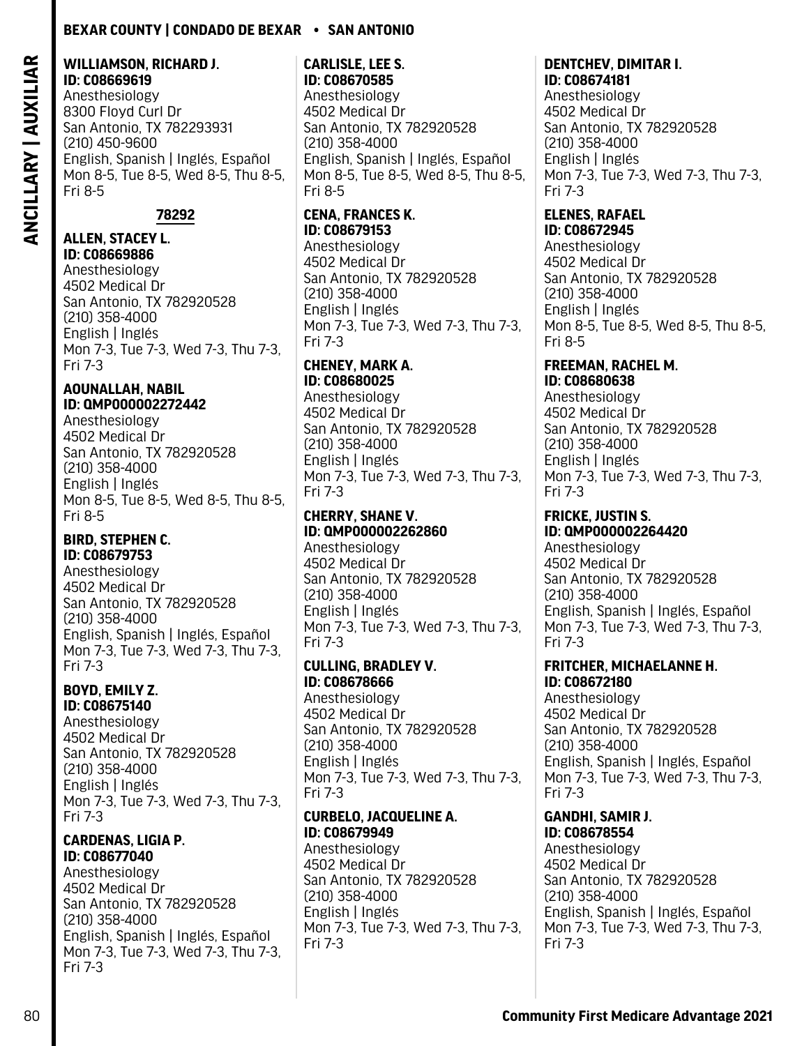**WILLIAMSON, RICHARD J.**
**ID: C08669619**
Anesthesiology
8300 Floyd Curl Dr
San Antonio, TX 782293931
(210) 450-9600
English, Spanish | Inglés, Español
Mon 8-5, Tue 8-5, Wed 8-5, Thu 8-5, Fri 8-5

## 78292

**ALLEN, STACEY L.**
**ID: C08669886**
Anesthesiology
4502 Medical Dr
San Antonio, TX 782920528
(210) 358-4000
English | Inglés
Mon 7-3, Tue 7-3, Wed 7-3, Thu 7-3, Fri 7-3

**AOUNALLAH, NABIL**
**ID: QMP000002272442**
Anesthesiology
4502 Medical Dr
San Antonio, TX 782920528
(210) 358-4000
English | Inglés
Mon 8-5, Tue 8-5, Wed 8-5, Thu 8-5, Fri 8-5

**BIRD, STEPHEN C.**
**ID: C08679753**
Anesthesiology
4502 Medical Dr
San Antonio, TX 782920528
(210) 358-4000
English, Spanish | Inglés, Español
Mon 7-3, Tue 7-3, Wed 7-3, Thu 7-3, Fri 7-3

**BOYD, EMILY Z.**
**ID: C08675140**
Anesthesiology
4502 Medical Dr
San Antonio, TX 782920528
(210) 358-4000
English | Inglés
Mon 7-3, Tue 7-3, Wed 7-3, Thu 7-3, Fri 7-3

**CARDENAS, LIGIA P.**
**ID: C08677040**
Anesthesiology
4502 Medical Dr
San Antonio, TX 782920528
(210) 358-4000
English, Spanish | Inglés, Español
Mon 7-3, Tue 7-3, Wed 7-3, Thu 7-3, Fri 7-3

**CARLISLE, LEE S.**
**ID: C08670585**
Anesthesiology
4502 Medical Dr
San Antonio, TX 782920528
(210) 358-4000
English, Spanish | Inglés, Español
Mon 8-5, Tue 8-5, Wed 8-5, Thu 8-5, Fri 8-5

**CENA, FRANCES K.**
**ID: C08679153**
Anesthesiology
4502 Medical Dr
San Antonio, TX 782920528
(210) 358-4000
English | Inglés
Mon 7-3, Tue 7-3, Wed 7-3, Thu 7-3, Fri 7-3

**CHENEY, MARK A.**
**ID: C08680025**
Anesthesiology
4502 Medical Dr
San Antonio, TX 782920528
(210) 358-4000
English | Inglés
Mon 7-3, Tue 7-3, Wed 7-3, Thu 7-3, Fri 7-3

**CHERRY, SHANE V.**
**ID: QMP000002262860**
Anesthesiology
4502 Medical Dr
San Antonio, TX 782920528
(210) 358-4000
English | Inglés
Mon 7-3, Tue 7-3, Wed 7-3, Thu 7-3, Fri 7-3

**CULLING, BRADLEY V.**
**ID: C08678666**
Anesthesiology
4502 Medical Dr
San Antonio, TX 782920528
(210) 358-4000
English | Inglés
Mon 7-3, Tue 7-3, Wed 7-3, Thu 7-3, Fri 7-3

**CURBELO, JACQUELINE A.**
**ID: C08679949**
Anesthesiology
4502 Medical Dr
San Antonio, TX 782920528
(210) 358-4000
English | Inglés
Mon 7-3, Tue 7-3, Wed 7-3, Thu 7-3, Fri 7-3

**DENTCHEV, DIMITAR I.**
**ID: C08674181**
Anesthesiology
4502 Medical Dr
San Antonio, TX 782920528
(210) 358-4000
English | Inglés
Mon 7-3, Tue 7-3, Wed 7-3, Thu 7-3, Fri 7-3

**ELENES, RAFAEL**
**ID: C08672945**
Anesthesiology
4502 Medical Dr
San Antonio, TX 782920528
(210) 358-4000
English | Inglés
Mon 8-5, Tue 8-5, Wed 8-5, Thu 8-5, Fri 8-5

**FREEMAN, RACHEL M.**
**ID: C08680638**
Anesthesiology
4502 Medical Dr
San Antonio, TX 782920528
(210) 358-4000
English | Inglés
Mon 7-3, Tue 7-3, Wed 7-3, Thu 7-3, Fri 7-3

**FRICKE, JUSTIN S.**
**ID: QMP000002264420**
Anesthesiology
4502 Medical Dr
San Antonio, TX 782920528
(210) 358-4000
English, Spanish | Inglés, Español
Mon 7-3, Tue 7-3, Wed 7-3, Thu 7-3, Fri 7-3

**FRITCHER, MICHAELANNE H.**
**ID: C08672180**
Anesthesiology
4502 Medical Dr
San Antonio, TX 782920528
(210) 358-4000
English, Spanish | Inglés, Español
Mon 7-3, Tue 7-3, Wed 7-3, Thu 7-3, Fri 7-3

**GANDHI, SAMIR J.**
**ID: C08678554**
Anesthesiology
4502 Medical Dr
San Antonio, TX 782920528
(210) 358-4000
English, Spanish | Inglés, Español
Mon 7-3, Tue 7-3, Wed 7-3, Thu 7-3, Fri 7-3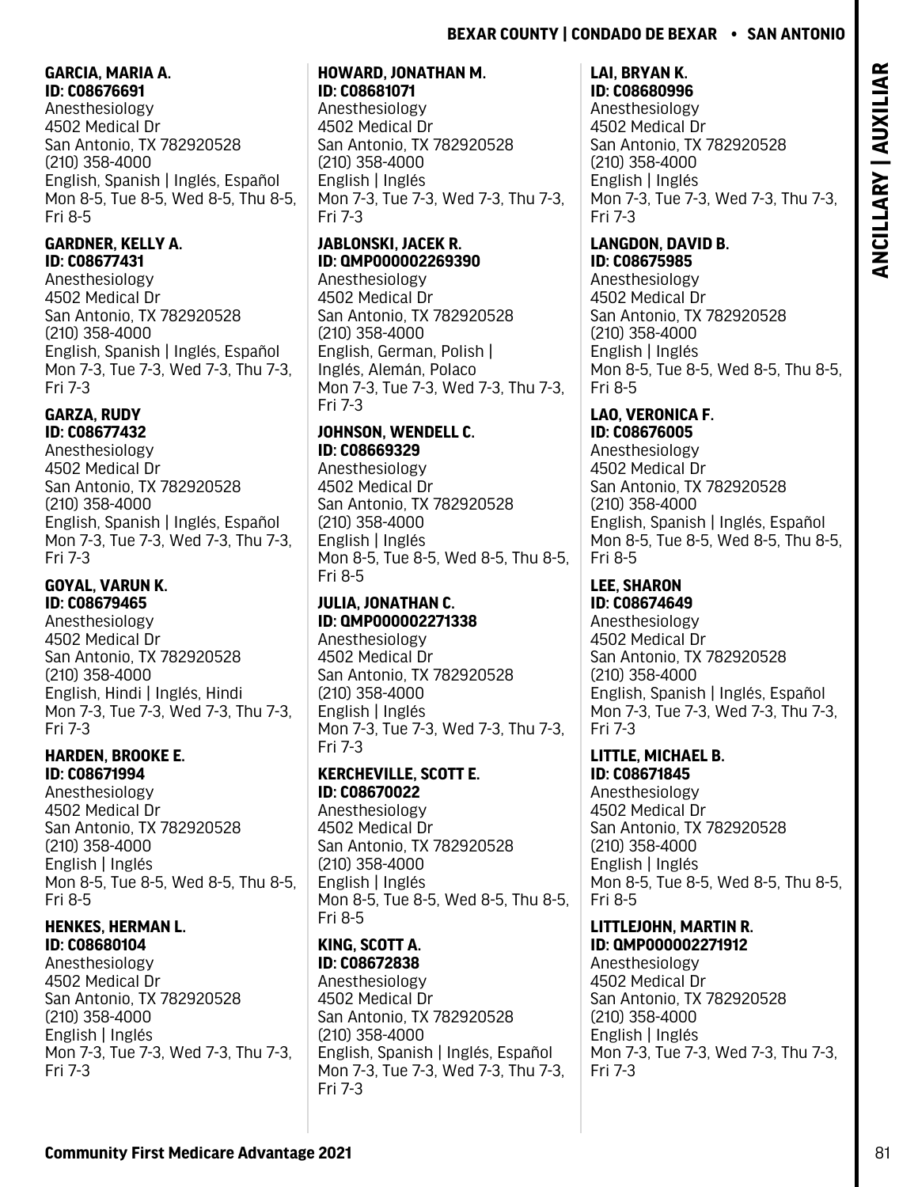**GARCIA, MARIA A.**
**ID: C08676691**
Anesthesiology
4502 Medical Dr
San Antonio, TX 782920528
(210) 358-4000
English, Spanish | Inglés, Español
Mon 8-5, Tue 8-5, Wed 8-5, Thu 8-5, Fri 8-5

**GARDNER, KELLY A.**
**ID: C08677431**
Anesthesiology
4502 Medical Dr
San Antonio, TX 782920528
(210) 358-4000
English, Spanish | Inglés, Español
Mon 7-3, Tue 7-3, Wed 7-3, Thu 7-3, Fri 7-3

**GARZA, RUDY**
**ID: C08677432**
Anesthesiology
4502 Medical Dr
San Antonio, TX 782920528
(210) 358-4000
English, Spanish | Inglés, Español
Mon 7-3, Tue 7-3, Wed 7-3, Thu 7-3, Fri 7-3

**GOYAL, VARUN K.**
**ID: C08679465**
Anesthesiology
4502 Medical Dr
San Antonio, TX 782920528
(210) 358-4000
English, Hindi | Inglés, Hindi
Mon 7-3, Tue 7-3, Wed 7-3, Thu 7-3, Fri 7-3

**HARDEN, BROOKE E.**
**ID: C08671994**
Anesthesiology
4502 Medical Dr
San Antonio, TX 782920528
(210) 358-4000
English | Inglés
Mon 8-5, Tue 8-5, Wed 8-5, Thu 8-5, Fri 8-5

**HENKES, HERMAN L.**
**ID: C08680104**
Anesthesiology
4502 Medical Dr
San Antonio, TX 782920528
(210) 358-4000
English | Inglés
Mon 7-3, Tue 7-3, Wed 7-3, Thu 7-3, Fri 7-3

**HOWARD, JONATHAN M.**
**ID: C08681071**
Anesthesiology
4502 Medical Dr
San Antonio, TX 782920528
(210) 358-4000
English | Inglés
Mon 7-3, Tue 7-3, Wed 7-3, Thu 7-3, Fri 7-3

**JABLONSKI, JACEK R.**
**ID: QMP000002269390**
Anesthesiology
4502 Medical Dr
San Antonio, TX 782920528
(210) 358-4000
English, German, Polish | Inglés, Alemán, Polaco
Mon 7-3, Tue 7-3, Wed 7-3, Thu 7-3, Fri 7-3

**JOHNSON, WENDELL C.**
**ID: C08669329**
Anesthesiology
4502 Medical Dr
San Antonio, TX 782920528
(210) 358-4000
English | Inglés
Mon 8-5, Tue 8-5, Wed 8-5, Thu 8-5, Fri 8-5

**JULIA, JONATHAN C.**
**ID: QMP000002271338**
Anesthesiology
4502 Medical Dr
San Antonio, TX 782920528
(210) 358-4000
English | Inglés
Mon 7-3, Tue 7-3, Wed 7-3, Thu 7-3, Fri 7-3

**KERCHEVILLE, SCOTT E.**
**ID: C08670022**
Anesthesiology
4502 Medical Dr
San Antonio, TX 782920528
(210) 358-4000
English | Inglés
Mon 8-5, Tue 8-5, Wed 8-5, Thu 8-5, Fri 8-5

**KING, SCOTT A.**
**ID: C08672838**
Anesthesiology
4502 Medical Dr
San Antonio, TX 782920528
(210) 358-4000
English, Spanish | Inglés, Español
Mon 7-3, Tue 7-3, Wed 7-3, Thu 7-3, Fri 7-3

**LAI, BRYAN K.**
**ID: C08680996**
Anesthesiology
4502 Medical Dr
San Antonio, TX 782920528
(210) 358-4000
English | Inglés
Mon 7-3, Tue 7-3, Wed 7-3, Thu 7-3, Fri 7-3

**LANGDON, DAVID B.**
**ID: C08675985**
Anesthesiology
4502 Medical Dr
San Antonio, TX 782920528
(210) 358-4000
English | Inglés
Mon 8-5, Tue 8-5, Wed 8-5, Thu 8-5, Fri 8-5

**LAO, VERONICA F.**
**ID: C08676005**
Anesthesiology
4502 Medical Dr
San Antonio, TX 782920528
(210) 358-4000
English, Spanish | Inglés, Español
Mon 8-5, Tue 8-5, Wed 8-5, Thu 8-5, Fri 8-5

**LEE, SHARON**
**ID: C08674649**
Anesthesiology
4502 Medical Dr
San Antonio, TX 782920528
(210) 358-4000
English, Spanish | Inglés, Español
Mon 7-3, Tue 7-3, Wed 7-3, Thu 7-3, Fri 7-3

**LITTLE, MICHAEL B.**
**ID: C08671845**
Anesthesiology
4502 Medical Dr
San Antonio, TX 782920528
(210) 358-4000
English | Inglés
Mon 8-5, Tue 8-5, Wed 8-5, Thu 8-5, Fri 8-5

**LITTLEJOHN, MARTIN R.**
**ID: QMP000002271912**
Anesthesiology
4502 Medical Dr
San Antonio, TX 782920528
(210) 358-4000
English | Inglés
Mon 7-3, Tue 7-3, Wed 7-3, Thu 7-3, Fri 7-3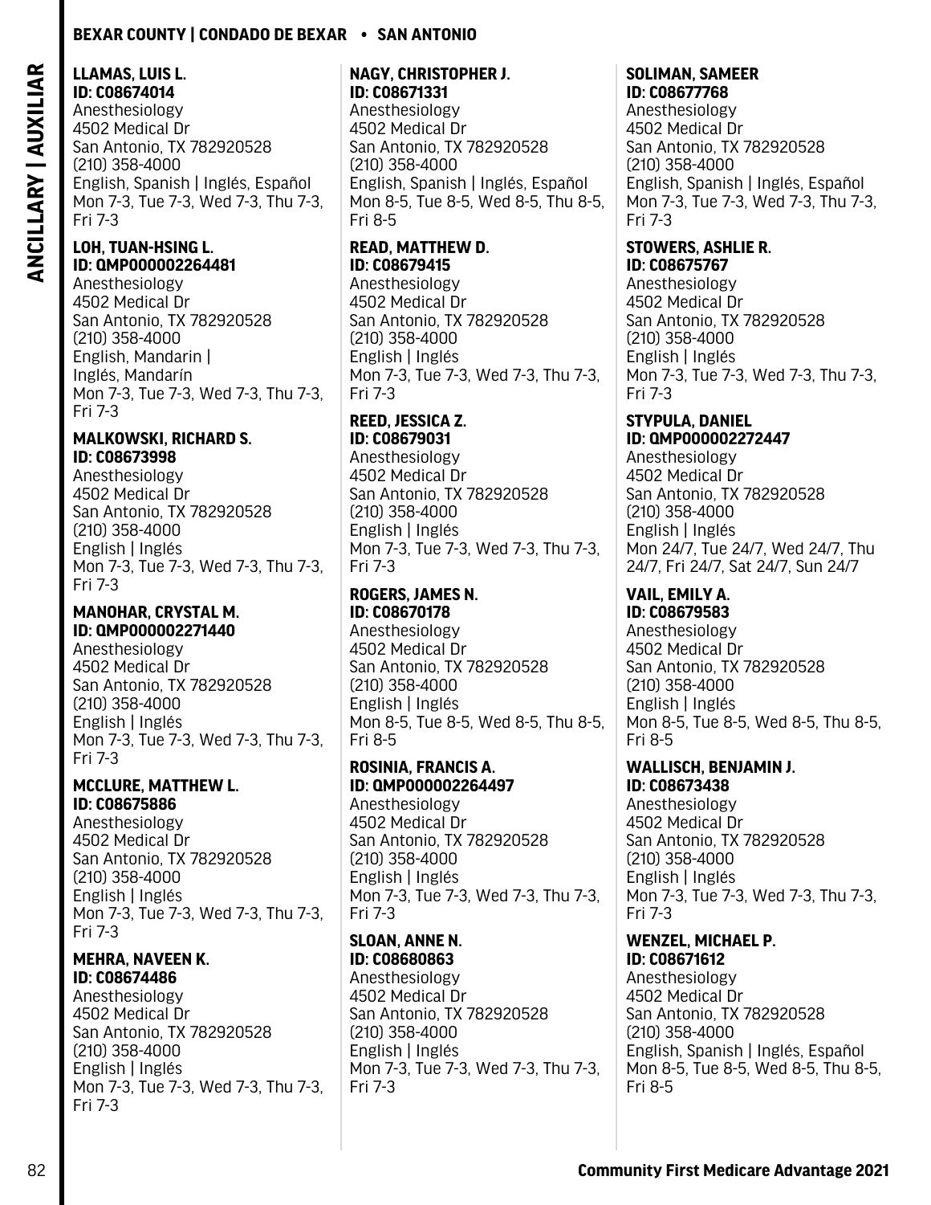**LLAMAS, LUIS L.**
**ID: C08674014**
Anesthesiology
4502 Medical Dr
San Antonio, TX 782920528
(210) 358-4000
English, Spanish | Inglés, Español
Mon 7-3, Tue 7-3, Wed 7-3, Thu 7-3, Fri 7-3

**LOH, TUAN-HSING L.**
**ID: QMP000002264481**
Anesthesiology
4502 Medical Dr
San Antonio, TX 782920528
(210) 358-4000
English, Mandarin | Inglés, Mandarín
Mon 7-3, Tue 7-3, Wed 7-3, Thu 7-3, Fri 7-3

**MALKOWSKI, RICHARD S.**
**ID: C08673998**
Anesthesiology
4502 Medical Dr
San Antonio, TX 782920528
(210) 358-4000
English | Inglés
Mon 7-3, Tue 7-3, Wed 7-3, Thu 7-3, Fri 7-3

**MANOHAR, CRYSTAL M.**
**ID: QMP000002271440**
Anesthesiology
4502 Medical Dr
San Antonio, TX 782920528
(210) 358-4000
English | Inglés
Mon 7-3, Tue 7-3, Wed 7-3, Thu 7-3, Fri 7-3

**MCCLURE, MATTHEW L.**
**ID: C08675886**
Anesthesiology
4502 Medical Dr
San Antonio, TX 782920528
(210) 358-4000
English | Inglés
Mon 7-3, Tue 7-3, Wed 7-3, Thu 7-3, Fri 7-3

**MEHRA, NAVEEN K.**
**ID: C08674486**
Anesthesiology
4502 Medical Dr
San Antonio, TX 782920528
(210) 358-4000
English | Inglés
Mon 7-3, Tue 7-3, Wed 7-3, Thu 7-3, Fri 7-3

**NAGY, CHRISTOPHER J.**
**ID: C08671331**
Anesthesiology
4502 Medical Dr
San Antonio, TX 782920528
(210) 358-4000
English, Spanish | Inglés, Español
Mon 8-5, Tue 8-5, Wed 8-5, Thu 8-5, Fri 8-5

**READ, MATTHEW D.**
**ID: C08679415**
Anesthesiology
4502 Medical Dr
San Antonio, TX 782920528
(210) 358-4000
English | Inglés
Mon 7-3, Tue 7-3, Wed 7-3, Thu 7-3, Fri 7-3

**REED, JESSICA Z.**
**ID: C08679031**
Anesthesiology
4502 Medical Dr
San Antonio, TX 782920528
(210) 358-4000
English | Inglés
Mon 7-3, Tue 7-3, Wed 7-3, Thu 7-3, Fri 7-3

**ROGERS, JAMES N.**
**ID: C08670178**
Anesthesiology
4502 Medical Dr
San Antonio, TX 782920528
(210) 358-4000
English | Inglés
Mon 8-5, Tue 8-5, Wed 8-5, Thu 8-5, Fri 8-5

**ROSINIA, FRANCIS A.**
**ID: QMP000002264497**
Anesthesiology
4502 Medical Dr
San Antonio, TX 782920528
(210) 358-4000
English | Inglés
Mon 7-3, Tue 7-3, Wed 7-3, Thu 7-3, Fri 7-3

**SLOAN, ANNE N.**
**ID: C08680863**
Anesthesiology
4502 Medical Dr
San Antonio, TX 782920528
(210) 358-4000
English | Inglés
Mon 7-3, Tue 7-3, Wed 7-3, Thu 7-3, Fri 7-3

**SOLIMAN, SAMEER**
**ID: C08677768**
Anesthesiology
4502 Medical Dr
San Antonio, TX 782920528
(210) 358-4000
English, Spanish | Inglés, Español
Mon 7-3, Tue 7-3, Wed 7-3, Thu 7-3, Fri 7-3

**STOWERS, ASHLIE R.**
**ID: C08675767**
Anesthesiology
4502 Medical Dr
San Antonio, TX 782920528
(210) 358-4000
English | Inglés
Mon 7-3, Tue 7-3, Wed 7-3, Thu 7-3, Fri 7-3

**STYPULA, DANIEL**
**ID: QMP000002272447**
Anesthesiology
4502 Medical Dr
San Antonio, TX 782920528
(210) 358-4000
English | Inglés
Mon 24/7, Tue 24/7, Wed 24/7, Thu 24/7, Fri 24/7, Sat 24/7, Sun 24/7

**VAIL, EMILY A.**
**ID: C08679583**
Anesthesiology
4502 Medical Dr
San Antonio, TX 782920528
(210) 358-4000
English | Inglés
Mon 8-5, Tue 8-5, Wed 8-5, Thu 8-5, Fri 8-5

**WALLISCH, BENJAMIN J.**
**ID: C08673438**
Anesthesiology
4502 Medical Dr
San Antonio, TX 782920528
(210) 358-4000
English | Inglés
Mon 7-3, Tue 7-3, Wed 7-3, Thu 7-3, Fri 7-3

**WENZEL, MICHAEL P.**
**ID: C08671612**
Anesthesiology
4502 Medical Dr
San Antonio, TX 782920528
(210) 358-4000
English, Spanish | Inglés, Español
Mon 8-5, Tue 8-5, Wed 8-5, Thu 8-5, Fri 8-5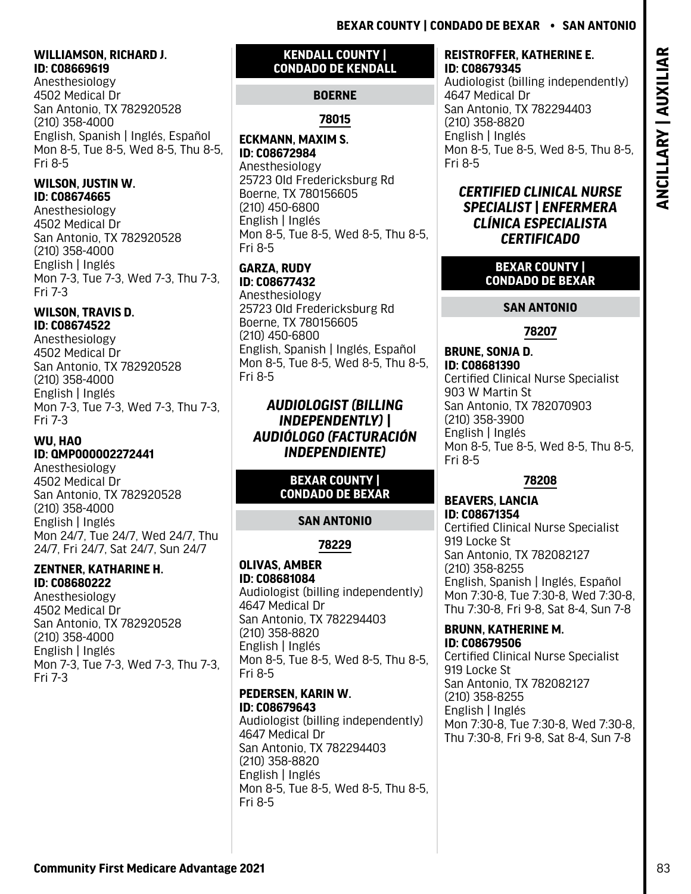**WILLIAMSON, RICHARD J.**
**ID: C08669619**
Anesthesiology
4502 Medical Dr
San Antonio, TX 782920528
(210) 358-4000
English, Spanish | Inglés, Español
Mon 8-5, Tue 8-5, Wed 8-5, Thu 8-5, Fri 8-5

**WILSON, JUSTIN W.**
**ID: C08674665**
Anesthesiology
4502 Medical Dr
San Antonio, TX 782920528
(210) 358-4000
English | Inglés
Mon 7-3, Tue 7-3, Wed 7-3, Thu 7-3, Fri 7-3

**WILSON, TRAVIS D.**
**ID: C08674522**
Anesthesiology
4502 Medical Dr
San Antonio, TX 782920528
(210) 358-4000
English | Inglés
Mon 7-3, Tue 7-3, Wed 7-3, Thu 7-3, Fri 7-3

**WU, HAO**
**ID: QMP000002272441**
Anesthesiology
4502 Medical Dr
San Antonio, TX 782920528
(210) 358-4000
English | Inglés
Mon 24/7, Tue 24/7, Wed 24/7, Thu 24/7, Fri 24/7, Sat 24/7, Sun 24/7

**ZENTNER, KATHARINE H.**
**ID: C08680222**
Anesthesiology
4502 Medical Dr
San Antonio, TX 782920528
(210) 358-4000
English | Inglés
Mon 7-3, Tue 7-3, Wed 7-3, Thu 7-3, Fri 7-3

## KENDALL COUNTY | CONDADO DE KENDALL

### BOERNE

#### 78015

**ECKMANN, MAXIM S.**
**ID: C08672984**
Anesthesiology
25723 Old Fredericksburg Rd
Boerne, TX 780156605
(210) 450-6800
English | Inglés
Mon 8-5, Tue 8-5, Wed 8-5, Thu 8-5, Fri 8-5

**GARZA, RUDY**
**ID: C08677432**
Anesthesiology
25723 Old Fredericksburg Rd
Boerne, TX 780156605
(210) 450-6800
English, Spanish | Inglés, Español
Mon 8-5, Tue 8-5, Wed 8-5, Thu 8-5, Fri 8-5

# *AUDIOLOGIST (BILLING INDEPENDENTLY) | AUDIÓLOGO (FACTURACIÓN INDEPENDIENTE)*

## BEXAR COUNTY | CONDADO DE BEXAR

### SAN ANTONIO

#### 78229

**OLIVAS, AMBER**
**ID: C08681084**
Audiologist (billing independently)
4647 Medical Dr
San Antonio, TX 782294403
(210) 358-8820
English | Inglés
Mon 8-5, Tue 8-5, Wed 8-5, Thu 8-5, Fri 8-5

**PEDERSEN, KARIN W.**
**ID: C08679643**
Audiologist (billing independently)
4647 Medical Dr
San Antonio, TX 782294403
(210) 358-8820
English | Inglés
Mon 8-5, Tue 8-5, Wed 8-5, Thu 8-5, Fri 8-5

**REISTROFFER, KATHERINE E.**
**ID: C08679345**
Audiologist (billing independently)
4647 Medical Dr
San Antonio, TX 782294403
(210) 358-8820
English | Inglés
Mon 8-5, Tue 8-5, Wed 8-5, Thu 8-5, Fri 8-5

# *CERTIFIED CLINICAL NURSE SPECIALIST | ENFERMERA CLÍNICA ESPECIALISTA CERTIFICADO*

## BEXAR COUNTY | CONDADO DE BEXAR

### SAN ANTONIO

#### 78207

**BRUNE, SONJA D.**
**ID: C08681390**
Certified Clinical Nurse Specialist
903 W Martin St
San Antonio, TX 782070903
(210) 358-3900
English | Inglés
Mon 8-5, Tue 8-5, Wed 8-5, Thu 8-5, Fri 8-5

#### 78208

**BEAVERS, LANCIA**
**ID: C08671354**
Certified Clinical Nurse Specialist
919 Locke St
San Antonio, TX 782082127
(210) 358-8255
English, Spanish | Inglés, Español
Mon 7:30-8, Tue 7:30-8, Wed 7:30-8, Thu 7:30-8, Fri 9-8, Sat 8-4, Sun 7-8

**BRUNN, KATHERINE M.**
**ID: C08679506**
Certified Clinical Nurse Specialist
919 Locke St
San Antonio, TX 782082127
(210) 358-8255
English | Inglés
Mon 7:30-8, Tue 7:30-8, Wed 7:30-8, Thu 7:30-8, Fri 9-8, Sat 8-4, Sun 7-8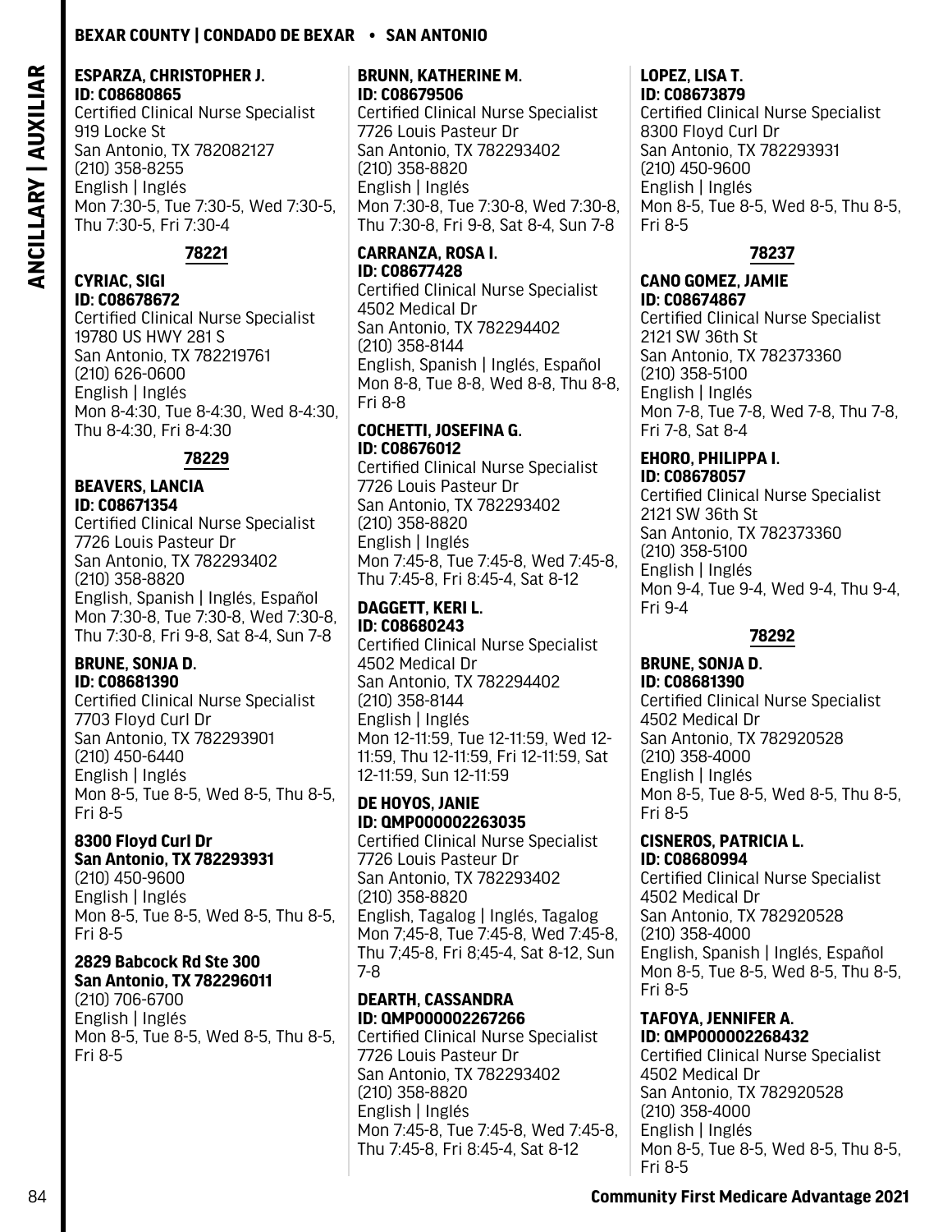**ESPARZA, CHRISTOPHER J.**
**ID: C08680865**
Certified Clinical Nurse Specialist
919 Locke St
San Antonio, TX 782082127
(210) 358-8255
English | Inglés
Mon 7:30-5, Tue 7:30-5, Wed 7:30-5, Thu 7:30-5, Fri 7:30-4

## 78221

**CYRIAC, SIGI**
**ID: C08678672**
Certified Clinical Nurse Specialist
19780 US HWY 281 S
San Antonio, TX 782219761
(210) 626-0600
English | Inglés
Mon 8-4:30, Tue 8-4:30, Wed 8-4:30, Thu 8-4:30, Fri 8-4:30

## 78229

**BEAVERS, LANCIA**
**ID: C08671354**
Certified Clinical Nurse Specialist
7726 Louis Pasteur Dr
San Antonio, TX 782293402
(210) 358-8820
English, Spanish | Inglés, Español
Mon 7:30-8, Tue 7:30-8, Wed 7:30-8, Thu 7:30-8, Fri 9-8, Sat 8-4, Sun 7-8

**BRUNE, SONJA D.**
**ID: C08681390**
Certified Clinical Nurse Specialist
7703 Floyd Curl Dr
San Antonio, TX 782293901
(210) 450-6440
English | Inglés
Mon 8-5, Tue 8-5, Wed 8-5, Thu 8-5, Fri 8-5

**8300 Floyd Curl Dr**
**San Antonio, TX 782293931**
(210) 450-9600
English | Inglés
Mon 8-5, Tue 8-5, Wed 8-5, Thu 8-5, Fri 8-5

**2829 Babcock Rd Ste 300**
**San Antonio, TX 782296011**
(210) 706-6700
English | Inglés
Mon 8-5, Tue 8-5, Wed 8-5, Thu 8-5, Fri 8-5

**BRUNN, KATHERINE M.**
**ID: C08679506**
Certified Clinical Nurse Specialist
7726 Louis Pasteur Dr
San Antonio, TX 782293402
(210) 358-8820
English | Inglés
Mon 7:30-8, Tue 7:30-8, Wed 7:30-8, Thu 7:30-8, Fri 9-8, Sat 8-4, Sun 7-8

**CARRANZA, ROSA I.**
**ID: C08677428**
Certified Clinical Nurse Specialist
4502 Medical Dr
San Antonio, TX 782294402
(210) 358-8144
English, Spanish | Inglés, Español
Mon 8-8, Tue 8-8, Wed 8-8, Thu 8-8, Fri 8-8

**COCHETTI, JOSEFINA G.**
**ID: C08676012**
Certified Clinical Nurse Specialist
7726 Louis Pasteur Dr
San Antonio, TX 782293402
(210) 358-8820
English | Inglés
Mon 7:45-8, Tue 7:45-8, Wed 7:45-8, Thu 7:45-8, Fri 8:45-4, Sat 8-12

**DAGGETT, KERI L.**
**ID: C08680243**
Certified Clinical Nurse Specialist
4502 Medical Dr
San Antonio, TX 782294402
(210) 358-8144
English | Inglés
Mon 12-11:59, Tue 12-11:59, Wed 12-11:59, Thu 12-11:59, Fri 12-11:59, Sat 12-11:59, Sun 12-11:59

**DE HOYOS, JANIE**
**ID: QMP000002263035**
Certified Clinical Nurse Specialist
7726 Louis Pasteur Dr
San Antonio, TX 782293402
(210) 358-8820
English, Tagalog | Inglés, Tagalog
Mon 7;45-8, Tue 7:45-8, Wed 7:45-8, Thu 7;45-8, Fri 8;45-4, Sat 8-12, Sun 7-8

**DEARTH, CASSANDRA**
**ID: QMP000002267266**
Certified Clinical Nurse Specialist
7726 Louis Pasteur Dr
San Antonio, TX 782293402
(210) 358-8820
English | Inglés
Mon 7:45-8, Tue 7:45-8, Wed 7:45-8, Thu 7:45-8, Fri 8:45-4, Sat 8-12

**LOPEZ, LISA T.**
**ID: C08673879**
Certified Clinical Nurse Specialist
8300 Floyd Curl Dr
San Antonio, TX 782293931
(210) 450-9600
English | Inglés
Mon 8-5, Tue 8-5, Wed 8-5, Thu 8-5, Fri 8-5

## 78237

**CANO GOMEZ, JAMIE**
**ID: C08674867**
Certified Clinical Nurse Specialist
2121 SW 36th St
San Antonio, TX 782373360
(210) 358-5100
English | Inglés
Mon 7-8, Tue 7-8, Wed 7-8, Thu 7-8, Fri 7-8, Sat 8-4

**EHORO, PHILIPPA I.**
**ID: C08678057**
Certified Clinical Nurse Specialist
2121 SW 36th St
San Antonio, TX 782373360
(210) 358-5100
English | Inglés
Mon 9-4, Tue 9-4, Wed 9-4, Thu 9-4, Fri 9-4

## 78292

**BRUNE, SONJA D.**
**ID: C08681390**
Certified Clinical Nurse Specialist
4502 Medical Dr
San Antonio, TX 782920528
(210) 358-4000
English | Inglés
Mon 8-5, Tue 8-5, Wed 8-5, Thu 8-5, Fri 8-5

**CISNEROS, PATRICIA L.**
**ID: C08680994**
Certified Clinical Nurse Specialist
4502 Medical Dr
San Antonio, TX 782920528
(210) 358-4000
English, Spanish | Inglés, Español
Mon 8-5, Tue 8-5, Wed 8-5, Thu 8-5, Fri 8-5

**TAFOYA, JENNIFER A.**
**ID: QMP000002268432**
Certified Clinical Nurse Specialist
4502 Medical Dr
San Antonio, TX 782920528
(210) 358-4000
English | Inglés
Mon 8-5, Tue 8-5, Wed 8-5, Thu 8-5, Fri 8-5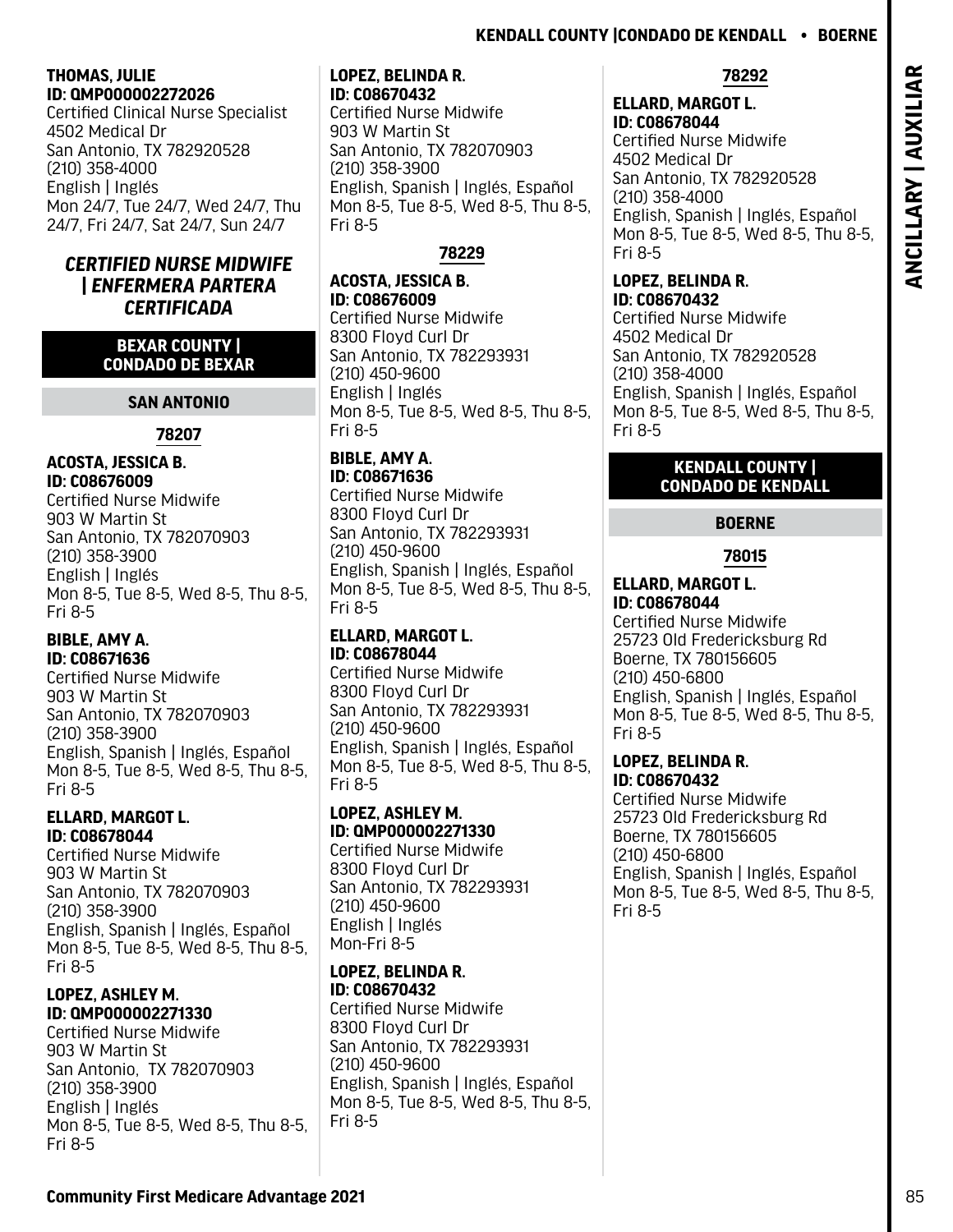**THOMAS, JULIE**
**ID: QMP000002272026**
Certified Clinical Nurse Specialist
4502 Medical Dr
San Antonio, TX 782920528
(210) 358-4000
English | Inglés
Mon 24/7, Tue 24/7, Wed 24/7, Thu 24/7, Fri 24/7, Sat 24/7, Sun 24/7

## *CERTIFIED NURSE MIDWIFE | ENFERMERA PARTERA CERTIFICADA*

### BEXAR COUNTY | CONDADO DE BEXAR

#### SAN ANTONIO

##### 78207

**ACOSTA, JESSICA B.**
**ID: C08676009**
Certified Nurse Midwife
903 W Martin St
San Antonio, TX 782070903
(210) 358-3900
English | Inglés
Mon 8-5, Tue 8-5, Wed 8-5, Thu 8-5, Fri 8-5

**BIBLE, AMY A.**
**ID: C08671636**
Certified Nurse Midwife
903 W Martin St
San Antonio, TX 782070903
(210) 358-3900
English, Spanish | Inglés, Español
Mon 8-5, Tue 8-5, Wed 8-5, Thu 8-5, Fri 8-5

**ELLARD, MARGOT L.**
**ID: C08678044**
Certified Nurse Midwife
903 W Martin St
San Antonio, TX 782070903
(210) 358-3900
English, Spanish | Inglés, Español
Mon 8-5, Tue 8-5, Wed 8-5, Thu 8-5, Fri 8-5

**LOPEZ, ASHLEY M.**
**ID: QMP000002271330**
Certified Nurse Midwife
903 W Martin St
San Antonio, TX 782070903
(210) 358-3900
English | Inglés
Mon 8-5, Tue 8-5, Wed 8-5, Thu 8-5, Fri 8-5

**LOPEZ, BELINDA R.**
**ID: C08670432**
Certified Nurse Midwife
903 W Martin St
San Antonio, TX 782070903
(210) 358-3900
English, Spanish | Inglés, Español
Mon 8-5, Tue 8-5, Wed 8-5, Thu 8-5, Fri 8-5

##### 78229

**ACOSTA, JESSICA B.**
**ID: C08676009**
Certified Nurse Midwife
8300 Floyd Curl Dr
San Antonio, TX 782293931
(210) 450-9600
English | Inglés
Mon 8-5, Tue 8-5, Wed 8-5, Thu 8-5, Fri 8-5

**BIBLE, AMY A.**
**ID: C08671636**
Certified Nurse Midwife
8300 Floyd Curl Dr
San Antonio, TX 782293931
(210) 450-9600
English, Spanish | Inglés, Español
Mon 8-5, Tue 8-5, Wed 8-5, Thu 8-5, Fri 8-5

**ELLARD, MARGOT L.**
**ID: C08678044**
Certified Nurse Midwife
8300 Floyd Curl Dr
San Antonio, TX 782293931
(210) 450-9600
English, Spanish | Inglés, Español
Mon 8-5, Tue 8-5, Wed 8-5, Thu 8-5, Fri 8-5

**LOPEZ, ASHLEY M.**
**ID: QMP000002271330**
Certified Nurse Midwife
8300 Floyd Curl Dr
San Antonio, TX 782293931
(210) 450-9600
English | Inglés
Mon-Fri 8-5

**LOPEZ, BELINDA R.**
**ID: C08670432**
Certified Nurse Midwife
8300 Floyd Curl Dr
San Antonio, TX 782293931
(210) 450-9600
English, Spanish | Inglés, Español
Mon 8-5, Tue 8-5, Wed 8-5, Thu 8-5, Fri 8-5

##### 78292

**ELLARD, MARGOT L.**
**ID: C08678044**
Certified Nurse Midwife
4502 Medical Dr
San Antonio, TX 782920528
(210) 358-4000
English, Spanish | Inglés, Español
Mon 8-5, Tue 8-5, Wed 8-5, Thu 8-5, Fri 8-5

**LOPEZ, BELINDA R.**
**ID: C08670432**
Certified Nurse Midwife
4502 Medical Dr
San Antonio, TX 782920528
(210) 358-4000
English, Spanish | Inglés, Español
Mon 8-5, Tue 8-5, Wed 8-5, Thu 8-5, Fri 8-5

### KENDALL COUNTY | CONDADO DE KENDALL

#### BOERNE

##### 78015

**ELLARD, MARGOT L.**
**ID: C08678044**
Certified Nurse Midwife
25723 Old Fredericksburg Rd
Boerne, TX 780156605
(210) 450-6800
English, Spanish | Inglés, Español
Mon 8-5, Tue 8-5, Wed 8-5, Thu 8-5, Fri 8-5

**LOPEZ, BELINDA R.**
**ID: C08670432**
Certified Nurse Midwife
25723 Old Fredericksburg Rd
Boerne, TX 780156605
(210) 450-6800
English, Spanish | Inglés, Español
Mon 8-5, Tue 8-5, Wed 8-5, Thu 8-5, Fri 8-5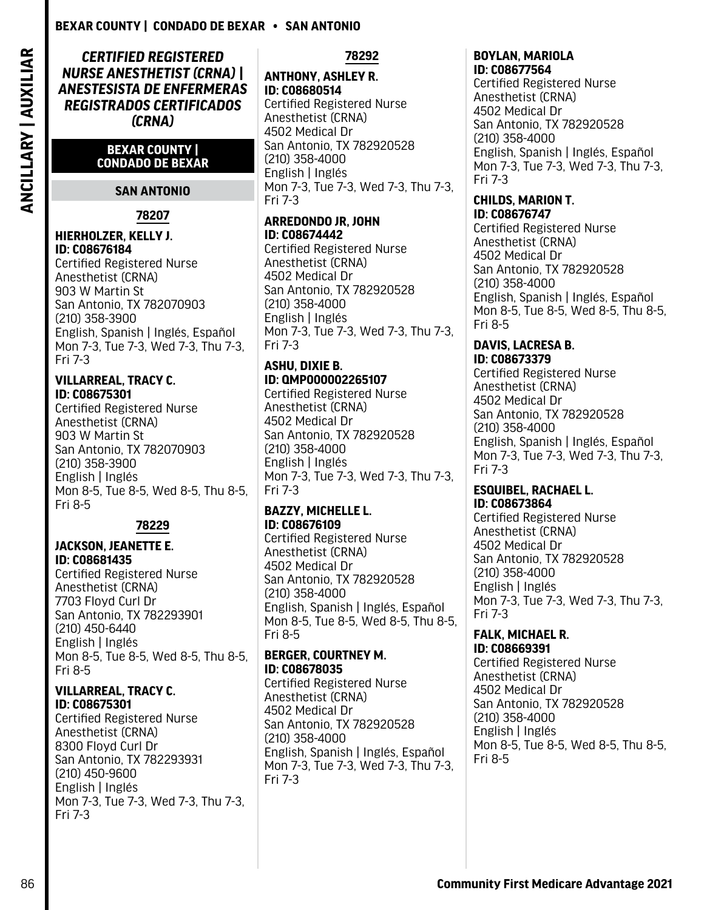## *CERTIFIED REGISTERED NURSE ANESTHETIST (CRNA) | ANESTESISTA DE ENFERMERAS REGISTRADOS CERTIFICADOS (CRNA)*

### BEXAR COUNTY | CONDADO DE BEXAR

#### SAN ANTONIO

**78207**

**HIERHOLZER, KELLY J.**
**ID: C08676184**
Certified Registered Nurse Anesthetist (CRNA)
903 W Martin St
San Antonio, TX 782070903
(210) 358-3900
English, Spanish | Inglés, Español
Mon 7-3, Tue 7-3, Wed 7-3, Thu 7-3, Fri 7-3

**VILLARREAL, TRACY C.**
**ID: C08675301**
Certified Registered Nurse Anesthetist (CRNA)
903 W Martin St
San Antonio, TX 782070903
(210) 358-3900
English | Inglés
Mon 8-5, Tue 8-5, Wed 8-5, Thu 8-5, Fri 8-5

**78229**

**JACKSON, JEANETTE E.**
**ID: C08681435**
Certified Registered Nurse Anesthetist (CRNA)
7703 Floyd Curl Dr
San Antonio, TX 782293901
(210) 450-6440
English | Inglés
Mon 8-5, Tue 8-5, Wed 8-5, Thu 8-5, Fri 8-5

**VILLARREAL, TRACY C.**
**ID: C08675301**
Certified Registered Nurse Anesthetist (CRNA)
8300 Floyd Curl Dr
San Antonio, TX 782293931
(210) 450-9600
English | Inglés
Mon 7-3, Tue 7-3, Wed 7-3, Thu 7-3, Fri 7-3

**78292**

**ANTHONY, ASHLEY R.**
**ID: C08680514**
Certified Registered Nurse Anesthetist (CRNA)
4502 Medical Dr
San Antonio, TX 782920528
(210) 358-4000
English | Inglés
Mon 7-3, Tue 7-3, Wed 7-3, Thu 7-3, Fri 7-3

**ARREDONDO JR, JOHN**
**ID: C08674442**
Certified Registered Nurse Anesthetist (CRNA)
4502 Medical Dr
San Antonio, TX 782920528
(210) 358-4000
English | Inglés
Mon 7-3, Tue 7-3, Wed 7-3, Thu 7-3, Fri 7-3

**ASHU, DIXIE B.**
**ID: QMP000002265107**
Certified Registered Nurse Anesthetist (CRNA)
4502 Medical Dr
San Antonio, TX 782920528
(210) 358-4000
English | Inglés
Mon 7-3, Tue 7-3, Wed 7-3, Thu 7-3, Fri 7-3

**BAZZY, MICHELLE L.**
**ID: C08676109**
Certified Registered Nurse Anesthetist (CRNA)
4502 Medical Dr
San Antonio, TX 782920528
(210) 358-4000
English, Spanish | Inglés, Español
Mon 8-5, Tue 8-5, Wed 8-5, Thu 8-5, Fri 8-5

**BERGER, COURTNEY M.**
**ID: C08678035**
Certified Registered Nurse Anesthetist (CRNA)
4502 Medical Dr
San Antonio, TX 782920528
(210) 358-4000
English, Spanish | Inglés, Español
Mon 7-3, Tue 7-3, Wed 7-3, Thu 7-3, Fri 7-3

**BOYLAN, MARIOLA**
**ID: C08677564**
Certified Registered Nurse Anesthetist (CRNA)
4502 Medical Dr
San Antonio, TX 782920528
(210) 358-4000
English, Spanish | Inglés, Español
Mon 7-3, Tue 7-3, Wed 7-3, Thu 7-3, Fri 7-3

**CHILDS, MARION T.**
**ID: C08676747**
Certified Registered Nurse Anesthetist (CRNA)
4502 Medical Dr
San Antonio, TX 782920528
(210) 358-4000
English, Spanish | Inglés, Español
Mon 8-5, Tue 8-5, Wed 8-5, Thu 8-5, Fri 8-5

**DAVIS, LACRESA B.**
**ID: C08673379**
Certified Registered Nurse Anesthetist (CRNA)
4502 Medical Dr
San Antonio, TX 782920528
(210) 358-4000
English, Spanish | Inglés, Español
Mon 7-3, Tue 7-3, Wed 7-3, Thu 7-3, Fri 7-3

**ESQUIBEL, RACHAEL L.**
**ID: C08673864**
Certified Registered Nurse Anesthetist (CRNA)
4502 Medical Dr
San Antonio, TX 782920528
(210) 358-4000
English | Inglés
Mon 7-3, Tue 7-3, Wed 7-3, Thu 7-3, Fri 7-3

**FALK, MICHAEL R.**
**ID: C08669391**
Certified Registered Nurse Anesthetist (CRNA)
4502 Medical Dr
San Antonio, TX 782920528
(210) 358-4000
English | Inglés
Mon 8-5, Tue 8-5, Wed 8-5, Thu 8-5, Fri 8-5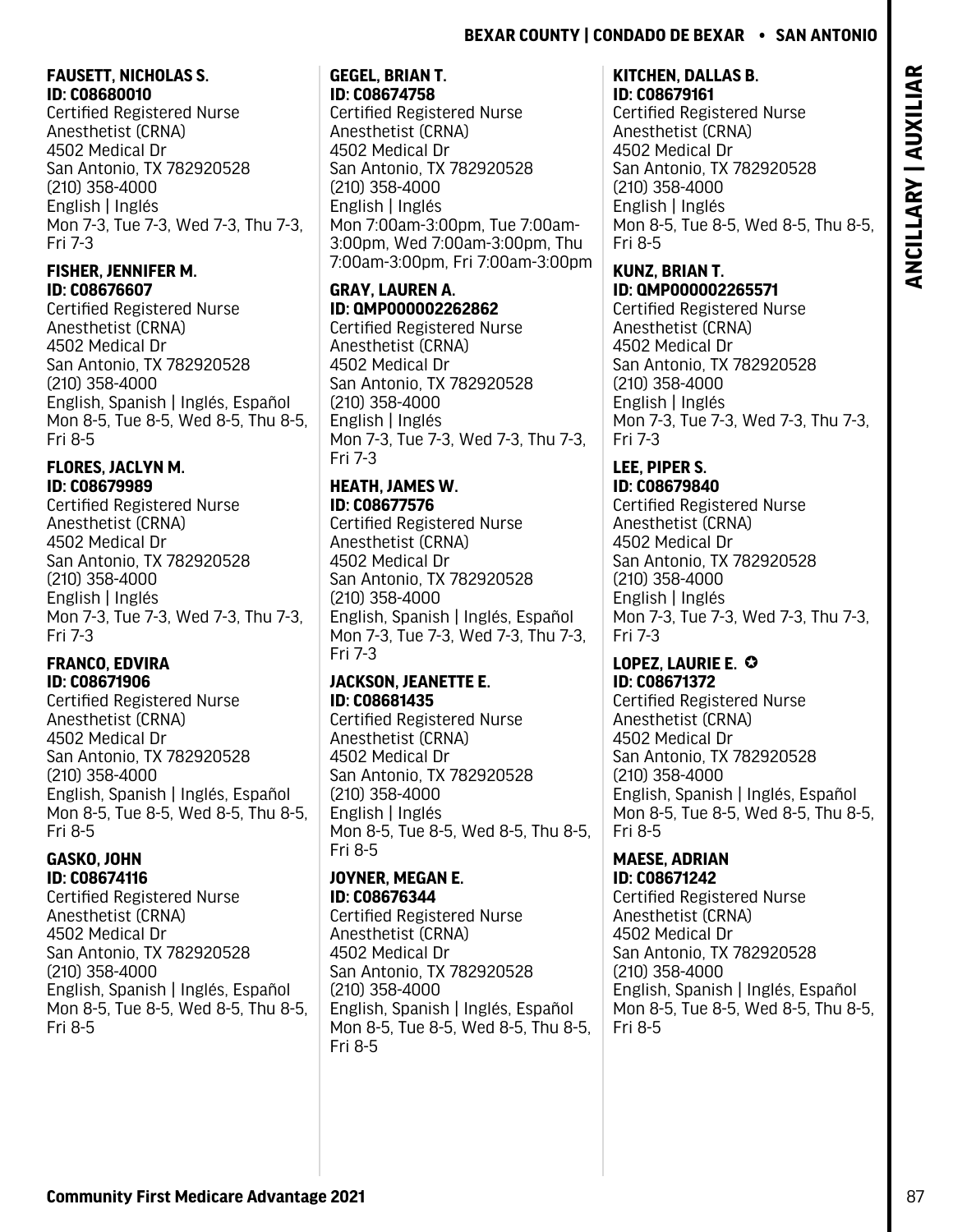**FAUSETT, NICHOLAS S.**
**ID: C08680010**
Certified Registered Nurse Anesthetist (CRNA)
4502 Medical Dr
San Antonio, TX 782920528
(210) 358-4000
English | Inglés
Mon 7-3, Tue 7-3, Wed 7-3, Thu 7-3, Fri 7-3

**FISHER, JENNIFER M.**
**ID: C08676607**
Certified Registered Nurse Anesthetist (CRNA)
4502 Medical Dr
San Antonio, TX 782920528
(210) 358-4000
English, Spanish | Inglés, Español
Mon 8-5, Tue 8-5, Wed 8-5, Thu 8-5, Fri 8-5

**FLORES, JACLYN M.**
**ID: C08679989**
Certified Registered Nurse Anesthetist (CRNA)
4502 Medical Dr
San Antonio, TX 782920528
(210) 358-4000
English | Inglés
Mon 7-3, Tue 7-3, Wed 7-3, Thu 7-3, Fri 7-3

**FRANCO, EDVIRA**
**ID: C08671906**
Certified Registered Nurse Anesthetist (CRNA)
4502 Medical Dr
San Antonio, TX 782920528
(210) 358-4000
English, Spanish | Inglés, Español
Mon 8-5, Tue 8-5, Wed 8-5, Thu 8-5, Fri 8-5

**GASKO, JOHN**
**ID: C08674116**
Certified Registered Nurse Anesthetist (CRNA)
4502 Medical Dr
San Antonio, TX 782920528
(210) 358-4000
English, Spanish | Inglés, Español
Mon 8-5, Tue 8-5, Wed 8-5, Thu 8-5, Fri 8-5

**GEGEL, BRIAN T.**
**ID: C08674758**
Certified Registered Nurse Anesthetist (CRNA)
4502 Medical Dr
San Antonio, TX 782920528
(210) 358-4000
English | Inglés
Mon 7:00am-3:00pm, Tue 7:00am-3:00pm, Wed 7:00am-3:00pm, Thu 7:00am-3:00pm, Fri 7:00am-3:00pm

**GRAY, LAUREN A.**
**ID: QMP000002262862**
Certified Registered Nurse Anesthetist (CRNA)
4502 Medical Dr
San Antonio, TX 782920528
(210) 358-4000
English | Inglés
Mon 7-3, Tue 7-3, Wed 7-3, Thu 7-3, Fri 7-3

**HEATH, JAMES W.**
**ID: C08677576**
Certified Registered Nurse Anesthetist (CRNA)
4502 Medical Dr
San Antonio, TX 782920528
(210) 358-4000
English, Spanish | Inglés, Español
Mon 7-3, Tue 7-3, Wed 7-3, Thu 7-3, Fri 7-3

**JACKSON, JEANETTE E.**
**ID: C08681435**
Certified Registered Nurse Anesthetist (CRNA)
4502 Medical Dr
San Antonio, TX 782920528
(210) 358-4000
English | Inglés
Mon 8-5, Tue 8-5, Wed 8-5, Thu 8-5, Fri 8-5

**JOYNER, MEGAN E.**
**ID: C08676344**
Certified Registered Nurse Anesthetist (CRNA)
4502 Medical Dr
San Antonio, TX 782920528
(210) 358-4000
English, Spanish | Inglés, Español
Mon 8-5, Tue 8-5, Wed 8-5, Thu 8-5, Fri 8-5

**KITCHEN, DALLAS B.**
**ID: C08679161**
Certified Registered Nurse Anesthetist (CRNA)
4502 Medical Dr
San Antonio, TX 782920528
(210) 358-4000
English | Inglés
Mon 8-5, Tue 8-5, Wed 8-5, Thu 8-5, Fri 8-5

**KUNZ, BRIAN T.**
**ID: QMP000002265571**
Certified Registered Nurse Anesthetist (CRNA)
4502 Medical Dr
San Antonio, TX 782920528
(210) 358-4000
English | Inglés
Mon 7-3, Tue 7-3, Wed 7-3, Thu 7-3, Fri 7-3

**LEE, PIPER S.**
**ID: C08679840**
Certified Registered Nurse Anesthetist (CRNA)
4502 Medical Dr
San Antonio, TX 782920528
(210) 358-4000
English | Inglés
Mon 7-3, Tue 7-3, Wed 7-3, Thu 7-3, Fri 7-3

**LOPEZ, LAURIE E.** ✪
**ID: C08671372**
Certified Registered Nurse Anesthetist (CRNA)
4502 Medical Dr
San Antonio, TX 782920528
(210) 358-4000
English, Spanish | Inglés, Español
Mon 8-5, Tue 8-5, Wed 8-5, Thu 8-5, Fri 8-5

**MAESE, ADRIAN**
**ID: C08671242**
Certified Registered Nurse Anesthetist (CRNA)
4502 Medical Dr
San Antonio, TX 782920528
(210) 358-4000
English, Spanish | Inglés, Español
Mon 8-5, Tue 8-5, Wed 8-5, Thu 8-5, Fri 8-5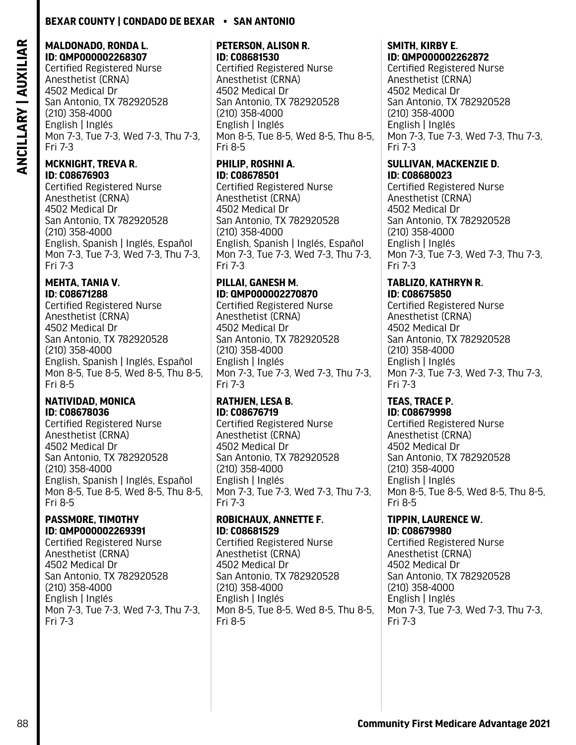**MALDONADO, RONDA L.**
**ID: QMP000002268307**
Certified Registered Nurse Anesthetist (CRNA)
4502 Medical Dr
San Antonio, TX 782920528
(210) 358-4000
English | Inglés
Mon 7-3, Tue 7-3, Wed 7-3, Thu 7-3, Fri 7-3

**MCKNIGHT, TREVA R.**
**ID: C08676903**
Certified Registered Nurse Anesthetist (CRNA)
4502 Medical Dr
San Antonio, TX 782920528
(210) 358-4000
English, Spanish | Inglés, Español
Mon 7-3, Tue 7-3, Wed 7-3, Thu 7-3, Fri 7-3

**MEHTA, TANIA V.**
**ID: C08671288**
Certified Registered Nurse Anesthetist (CRNA)
4502 Medical Dr
San Antonio, TX 782920528
(210) 358-4000
English, Spanish | Inglés, Español
Mon 8-5, Tue 8-5, Wed 8-5, Thu 8-5, Fri 8-5

**NATIVIDAD, MONICA**
**ID: C08678036**
Certified Registered Nurse Anesthetist (CRNA)
4502 Medical Dr
San Antonio, TX 782920528
(210) 358-4000
English, Spanish | Inglés, Español
Mon 8-5, Tue 8-5, Wed 8-5, Thu 8-5, Fri 8-5

**PASSMORE, TIMOTHY**
**ID: QMP000002269391**
Certified Registered Nurse Anesthetist (CRNA)
4502 Medical Dr
San Antonio, TX 782920528
(210) 358-4000
English | Inglés
Mon 7-3, Tue 7-3, Wed 7-3, Thu 7-3, Fri 7-3

**PETERSON, ALISON R.**
**ID: C08681530**
Certified Registered Nurse Anesthetist (CRNA)
4502 Medical Dr
San Antonio, TX 782920528
(210) 358-4000
English | Inglés
Mon 8-5, Tue 8-5, Wed 8-5, Thu 8-5, Fri 8-5

**PHILIP, ROSHNI A.**
**ID: C08678501**
Certified Registered Nurse Anesthetist (CRNA)
4502 Medical Dr
San Antonio, TX 782920528
(210) 358-4000
English, Spanish | Inglés, Español
Mon 7-3, Tue 7-3, Wed 7-3, Thu 7-3, Fri 7-3

**PILLAI, GANESH M.**
**ID: QMP000002270870**
Certified Registered Nurse Anesthetist (CRNA)
4502 Medical Dr
San Antonio, TX 782920528
(210) 358-4000
English | Inglés
Mon 7-3, Tue 7-3, Wed 7-3, Thu 7-3, Fri 7-3

**RATHJEN, LESA B.**
**ID: C08676719**
Certified Registered Nurse Anesthetist (CRNA)
4502 Medical Dr
San Antonio, TX 782920528
(210) 358-4000
English | Inglés
Mon 7-3, Tue 7-3, Wed 7-3, Thu 7-3, Fri 7-3

**ROBICHAUX, ANNETTE F.**
**ID: C08681529**
Certified Registered Nurse Anesthetist (CRNA)
4502 Medical Dr
San Antonio, TX 782920528
(210) 358-4000
English | Inglés
Mon 8-5, Tue 8-5, Wed 8-5, Thu 8-5, Fri 8-5

**SMITH, KIRBY E.**
**ID: QMP000002262872**
Certified Registered Nurse Anesthetist (CRNA)
4502 Medical Dr
San Antonio, TX 782920528
(210) 358-4000
English | Inglés
Mon 7-3, Tue 7-3, Wed 7-3, Thu 7-3, Fri 7-3

**SULLIVAN, MACKENZIE D.**
**ID: C08680023**
Certified Registered Nurse Anesthetist (CRNA)
4502 Medical Dr
San Antonio, TX 782920528
(210) 358-4000
English | Inglés
Mon 7-3, Tue 7-3, Wed 7-3, Thu 7-3, Fri 7-3

**TABLIZO, KATHRYN R.**
**ID: C08675850**
Certified Registered Nurse Anesthetist (CRNA)
4502 Medical Dr
San Antonio, TX 782920528
(210) 358-4000
English | Inglés
Mon 7-3, Tue 7-3, Wed 7-3, Thu 7-3, Fri 7-3

**TEAS, TRACE P.**
**ID: C08679998**
Certified Registered Nurse Anesthetist (CRNA)
4502 Medical Dr
San Antonio, TX 782920528
(210) 358-4000
English | Inglés
Mon 8-5, Tue 8-5, Wed 8-5, Thu 8-5, Fri 8-5

**TIPPIN, LAURENCE W.**
**ID: C08679980**
Certified Registered Nurse Anesthetist (CRNA)
4502 Medical Dr
San Antonio, TX 782920528
(210) 358-4000
English | Inglés
Mon 7-3, Tue 7-3, Wed 7-3, Thu 7-3, Fri 7-3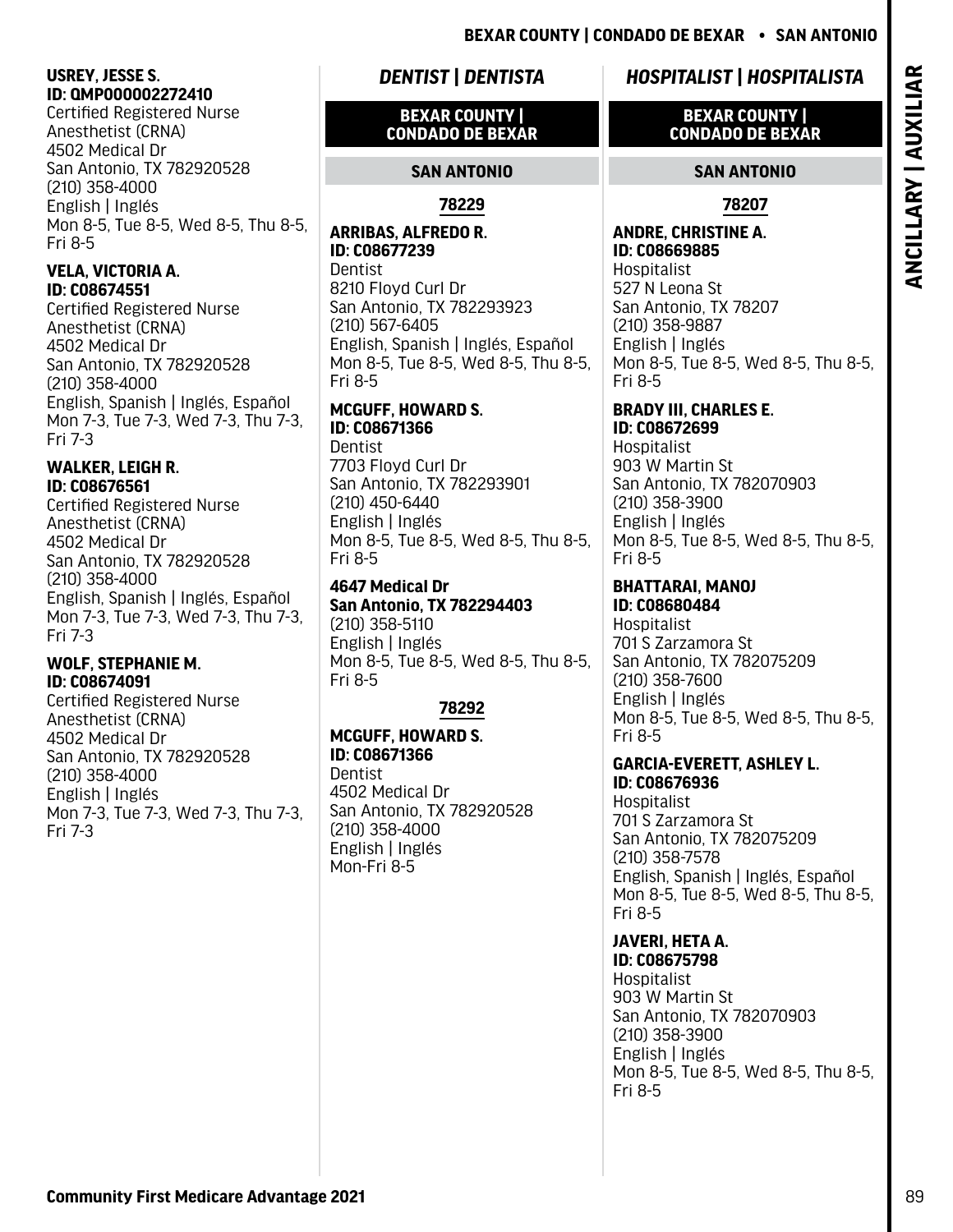**USREY, JESSE S.**
**ID: QMP000002272410**
Certified Registered Nurse Anesthetist (CRNA)
4502 Medical Dr
San Antonio, TX 782920528
(210) 358-4000
English | Inglés
Mon 8-5, Tue 8-5, Wed 8-5, Thu 8-5, Fri 8-5

**VELA, VICTORIA A.**
**ID: C08674551**
Certified Registered Nurse Anesthetist (CRNA)
4502 Medical Dr
San Antonio, TX 782920528
(210) 358-4000
English, Spanish | Inglés, Español
Mon 7-3, Tue 7-3, Wed 7-3, Thu 7-3, Fri 7-3

**WALKER, LEIGH R.**
**ID: C08676561**
Certified Registered Nurse Anesthetist (CRNA)
4502 Medical Dr
San Antonio, TX 782920528
(210) 358-4000
English, Spanish | Inglés, Español
Mon 7-3, Tue 7-3, Wed 7-3, Thu 7-3, Fri 7-3

**WOLF, STEPHANIE M.**
**ID: C08674091**
Certified Registered Nurse Anesthetist (CRNA)
4502 Medical Dr
San Antonio, TX 782920528
(210) 358-4000
English | Inglés
Mon 7-3, Tue 7-3, Wed 7-3, Thu 7-3, Fri 7-3

## *DENTIST | DENTISTA*

### BEXAR COUNTY | CONDADO DE BEXAR

#### SAN ANTONIO

##### 78229

**ARRIBAS, ALFREDO R.**
**ID: C08677239**
Dentist
8210 Floyd Curl Dr
San Antonio, TX 782293923
(210) 567-6405
English, Spanish | Inglés, Español
Mon 8-5, Tue 8-5, Wed 8-5, Thu 8-5, Fri 8-5

**MCGUFF, HOWARD S.**
**ID: C08671366**
Dentist
7703 Floyd Curl Dr
San Antonio, TX 782293901
(210) 450-6440
English | Inglés
Mon 8-5, Tue 8-5, Wed 8-5, Thu 8-5, Fri 8-5

**4647 Medical Dr**
**San Antonio, TX 782294403**
(210) 358-5110
English | Inglés
Mon 8-5, Tue 8-5, Wed 8-5, Thu 8-5, Fri 8-5

##### 78292

**MCGUFF, HOWARD S.**
**ID: C08671366**
Dentist
4502 Medical Dr
San Antonio, TX 782920528
(210) 358-4000
English | Inglés
Mon-Fri 8-5

## *HOSPITALIST | HOSPITALISTA*

### BEXAR COUNTY | CONDADO DE BEXAR

#### SAN ANTONIO

##### 78207

**ANDRE, CHRISTINE A.**
**ID: C08669885**
Hospitalist
527 N Leona St
San Antonio, TX 78207
(210) 358-9887
English | Inglés
Mon 8-5, Tue 8-5, Wed 8-5, Thu 8-5, Fri 8-5

**BRADY III, CHARLES E.**
**ID: C08672699**
Hospitalist
903 W Martin St
San Antonio, TX 782070903
(210) 358-3900
English | Inglés
Mon 8-5, Tue 8-5, Wed 8-5, Thu 8-5, Fri 8-5

**BHATTARAI, MANOJ**
**ID: C08680484**
Hospitalist
701 S Zarzamora St
San Antonio, TX 782075209
(210) 358-7600
English | Inglés
Mon 8-5, Tue 8-5, Wed 8-5, Thu 8-5, Fri 8-5

**GARCIA-EVERETT, ASHLEY L.**
**ID: C08676936**
Hospitalist
701 S Zarzamora St
San Antonio, TX 782075209
(210) 358-7578
English, Spanish | Inglés, Español
Mon 8-5, Tue 8-5, Wed 8-5, Thu 8-5, Fri 8-5

**JAVERI, HETA A.**
**ID: C08675798**
Hospitalist
903 W Martin St
San Antonio, TX 782070903
(210) 358-3900
English | Inglés
Mon 8-5, Tue 8-5, Wed 8-5, Thu 8-5, Fri 8-5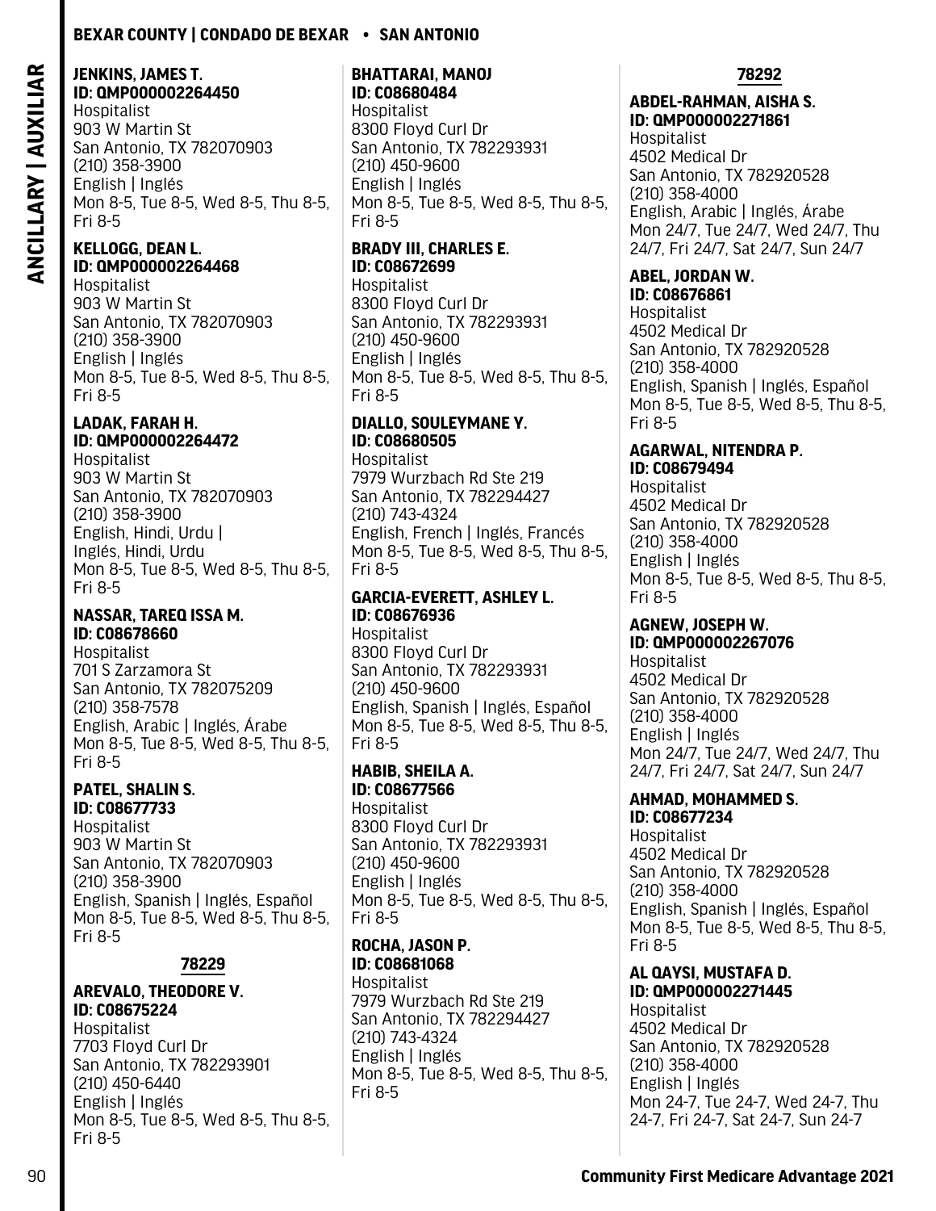**JENKINS, JAMES T.**
**ID: QMP000002264450**
Hospitalist
903 W Martin St
San Antonio, TX 782070903
(210) 358-3900
English | Inglés
Mon 8-5, Tue 8-5, Wed 8-5, Thu 8-5, Fri 8-5

**KELLOGG, DEAN L.**
**ID: QMP000002264468**
Hospitalist
903 W Martin St
San Antonio, TX 782070903
(210) 358-3900
English | Inglés
Mon 8-5, Tue 8-5, Wed 8-5, Thu 8-5, Fri 8-5

**LADAK, FARAH H.**
**ID: QMP000002264472**
Hospitalist
903 W Martin St
San Antonio, TX 782070903
(210) 358-3900
English, Hindi, Urdu | Inglés, Hindi, Urdu
Mon 8-5, Tue 8-5, Wed 8-5, Thu 8-5, Fri 8-5

**NASSAR, TAREQ ISSA M.**
**ID: C08678660**
Hospitalist
701 S Zarzamora St
San Antonio, TX 782075209
(210) 358-7578
English, Arabic | Inglés, Árabe
Mon 8-5, Tue 8-5, Wed 8-5, Thu 8-5, Fri 8-5

**PATEL, SHALIN S.**
**ID: C08677733**
Hospitalist
903 W Martin St
San Antonio, TX 782070903
(210) 358-3900
English, Spanish | Inglés, Español
Mon 8-5, Tue 8-5, Wed 8-5, Thu 8-5, Fri 8-5

## 78229

**AREVALO, THEODORE V.**
**ID: C08675224**
Hospitalist
7703 Floyd Curl Dr
San Antonio, TX 782293901
(210) 450-6440
English | Inglés
Mon 8-5, Tue 8-5, Wed 8-5, Thu 8-5, Fri 8-5

**BHATTARAI, MANOJ**
**ID: C08680484**
Hospitalist
8300 Floyd Curl Dr
San Antonio, TX 782293931
(210) 450-9600
English | Inglés
Mon 8-5, Tue 8-5, Wed 8-5, Thu 8-5, Fri 8-5

**BRADY III, CHARLES E.**
**ID: C08672699**
Hospitalist
8300 Floyd Curl Dr
San Antonio, TX 782293931
(210) 450-9600
English | Inglés
Mon 8-5, Tue 8-5, Wed 8-5, Thu 8-5, Fri 8-5

**DIALLO, SOULEYMANE Y.**
**ID: C08680505**
Hospitalist
7979 Wurzbach Rd Ste 219
San Antonio, TX 782294427
(210) 743-4324
English, French | Inglés, Francés
Mon 8-5, Tue 8-5, Wed 8-5, Thu 8-5, Fri 8-5

**GARCIA-EVERETT, ASHLEY L.**
**ID: C08676936**
Hospitalist
8300 Floyd Curl Dr
San Antonio, TX 782293931
(210) 450-9600
English, Spanish | Inglés, Español
Mon 8-5, Tue 8-5, Wed 8-5, Thu 8-5, Fri 8-5

**HABIB, SHEILA A.**
**ID: C08677566**
Hospitalist
8300 Floyd Curl Dr
San Antonio, TX 782293931
(210) 450-9600
English | Inglés
Mon 8-5, Tue 8-5, Wed 8-5, Thu 8-5, Fri 8-5

**ROCHA, JASON P.**
**ID: C08681068**
Hospitalist
7979 Wurzbach Rd Ste 219
San Antonio, TX 782294427
(210) 743-4324
English | Inglés
Mon 8-5, Tue 8-5, Wed 8-5, Thu 8-5, Fri 8-5

## 78292

**ABDEL-RAHMAN, AISHA S.**
**ID: QMP000002271861**
Hospitalist
4502 Medical Dr
San Antonio, TX 782920528
(210) 358-4000
English, Arabic | Inglés, Árabe
Mon 24/7, Tue 24/7, Wed 24/7, Thu 24/7, Fri 24/7, Sat 24/7, Sun 24/7

**ABEL, JORDAN W.**
**ID: C08676861**
Hospitalist
4502 Medical Dr
San Antonio, TX 782920528
(210) 358-4000
English, Spanish | Inglés, Español
Mon 8-5, Tue 8-5, Wed 8-5, Thu 8-5, Fri 8-5

**AGARWAL, NITENDRA P.**
**ID: C08679494**
Hospitalist
4502 Medical Dr
San Antonio, TX 782920528
(210) 358-4000
English | Inglés
Mon 8-5, Tue 8-5, Wed 8-5, Thu 8-5, Fri 8-5

**AGNEW, JOSEPH W.**
**ID: QMP000002267076**
Hospitalist
4502 Medical Dr
San Antonio, TX 782920528
(210) 358-4000
English | Inglés
Mon 24/7, Tue 24/7, Wed 24/7, Thu 24/7, Fri 24/7, Sat 24/7, Sun 24/7

**AHMAD, MOHAMMED S.**
**ID: C08677234**
Hospitalist
4502 Medical Dr
San Antonio, TX 782920528
(210) 358-4000
English, Spanish | Inglés, Español
Mon 8-5, Tue 8-5, Wed 8-5, Thu 8-5, Fri 8-5

**AL QAYSI, MUSTAFA D.**
**ID: QMP000002271445**
Hospitalist
4502 Medical Dr
San Antonio, TX 782920528
(210) 358-4000
English | Inglés
Mon 24-7, Tue 24-7, Wed 24-7, Thu 24-7, Fri 24-7, Sat 24-7, Sun 24-7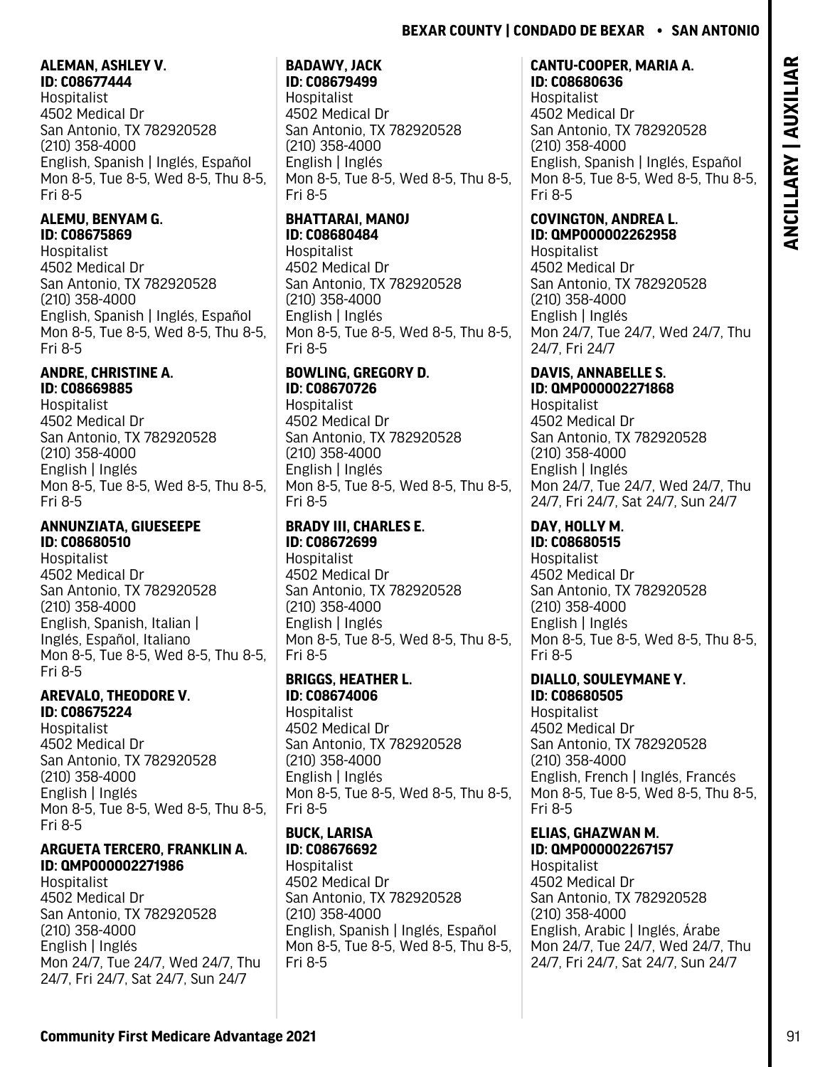**ALEMAN, ASHLEY V.**
**ID: C08677444**
Hospitalist
4502 Medical Dr
San Antonio, TX 782920528
(210) 358-4000
English, Spanish | Inglés, Español
Mon 8-5, Tue 8-5, Wed 8-5, Thu 8-5, Fri 8-5

**ALEMU, BENYAM G.**
**ID: C08675869**
Hospitalist
4502 Medical Dr
San Antonio, TX 782920528
(210) 358-4000
English, Spanish | Inglés, Español
Mon 8-5, Tue 8-5, Wed 8-5, Thu 8-5, Fri 8-5

**ANDRE, CHRISTINE A.**
**ID: C08669885**
Hospitalist
4502 Medical Dr
San Antonio, TX 782920528
(210) 358-4000
English | Inglés
Mon 8-5, Tue 8-5, Wed 8-5, Thu 8-5, Fri 8-5

**ANNUNZIATA, GIUESEEPE**
**ID: C08680510**
Hospitalist
4502 Medical Dr
San Antonio, TX 782920528
(210) 358-4000
English, Spanish, Italian | Inglés, Español, Italiano
Mon 8-5, Tue 8-5, Wed 8-5, Thu 8-5, Fri 8-5

**AREVALO, THEODORE V.**
**ID: C08675224**
Hospitalist
4502 Medical Dr
San Antonio, TX 782920528
(210) 358-4000
English | Inglés
Mon 8-5, Tue 8-5, Wed 8-5, Thu 8-5, Fri 8-5

**ARGUETA TERCERO, FRANKLIN A.**
**ID: QMP000002271986**
Hospitalist
4502 Medical Dr
San Antonio, TX 782920528
(210) 358-4000
English | Inglés
Mon 24/7, Tue 24/7, Wed 24/7, Thu 24/7, Fri 24/7, Sat 24/7, Sun 24/7

**BADAWY, JACK**
**ID: C08679499**
Hospitalist
4502 Medical Dr
San Antonio, TX 782920528
(210) 358-4000
English | Inglés
Mon 8-5, Tue 8-5, Wed 8-5, Thu 8-5, Fri 8-5

**BHATTARAI, MANOJ**
**ID: C08680484**
Hospitalist
4502 Medical Dr
San Antonio, TX 782920528
(210) 358-4000
English | Inglés
Mon 8-5, Tue 8-5, Wed 8-5, Thu 8-5, Fri 8-5

**BOWLING, GREGORY D.**
**ID: C08670726**
Hospitalist
4502 Medical Dr
San Antonio, TX 782920528
(210) 358-4000
English | Inglés
Mon 8-5, Tue 8-5, Wed 8-5, Thu 8-5, Fri 8-5

**BRADY III, CHARLES E.**
**ID: C08672699**
Hospitalist
4502 Medical Dr
San Antonio, TX 782920528
(210) 358-4000
English | Inglés
Mon 8-5, Tue 8-5, Wed 8-5, Thu 8-5, Fri 8-5

**BRIGGS, HEATHER L.**
**ID: C08674006**
Hospitalist
4502 Medical Dr
San Antonio, TX 782920528
(210) 358-4000
English | Inglés
Mon 8-5, Tue 8-5, Wed 8-5, Thu 8-5, Fri 8-5

**BUCK, LARISA**
**ID: C08676692**
Hospitalist
4502 Medical Dr
San Antonio, TX 782920528
(210) 358-4000
English, Spanish | Inglés, Español
Mon 8-5, Tue 8-5, Wed 8-5, Thu 8-5, Fri 8-5

**CANTU-COOPER, MARIA A.**
**ID: C08680636**
Hospitalist
4502 Medical Dr
San Antonio, TX 782920528
(210) 358-4000
English, Spanish | Inglés, Español
Mon 8-5, Tue 8-5, Wed 8-5, Thu 8-5, Fri 8-5

**COVINGTON, ANDREA L.**
**ID: QMP000002262958**
Hospitalist
4502 Medical Dr
San Antonio, TX 782920528
(210) 358-4000
English | Inglés
Mon 24/7, Tue 24/7, Wed 24/7, Thu 24/7, Fri 24/7

**DAVIS, ANNABELLE S.**
**ID: QMP000002271868**
Hospitalist
4502 Medical Dr
San Antonio, TX 782920528
(210) 358-4000
English | Inglés
Mon 24/7, Tue 24/7, Wed 24/7, Thu 24/7, Fri 24/7, Sat 24/7, Sun 24/7

**DAY, HOLLY M.**
**ID: C08680515**
Hospitalist
4502 Medical Dr
San Antonio, TX 782920528
(210) 358-4000
English | Inglés
Mon 8-5, Tue 8-5, Wed 8-5, Thu 8-5, Fri 8-5

**DIALLO, SOULEYMANE Y.**
**ID: C08680505**
Hospitalist
4502 Medical Dr
San Antonio, TX 782920528
(210) 358-4000
English, French | Inglés, Francés
Mon 8-5, Tue 8-5, Wed 8-5, Thu 8-5, Fri 8-5

**ELIAS, GHAZWAN M.**
**ID: QMP000002267157**
Hospitalist
4502 Medical Dr
San Antonio, TX 782920528
(210) 358-4000
English, Arabic | Inglés, Árabe
Mon 24/7, Tue 24/7, Wed 24/7, Thu 24/7, Fri 24/7, Sat 24/7, Sun 24/7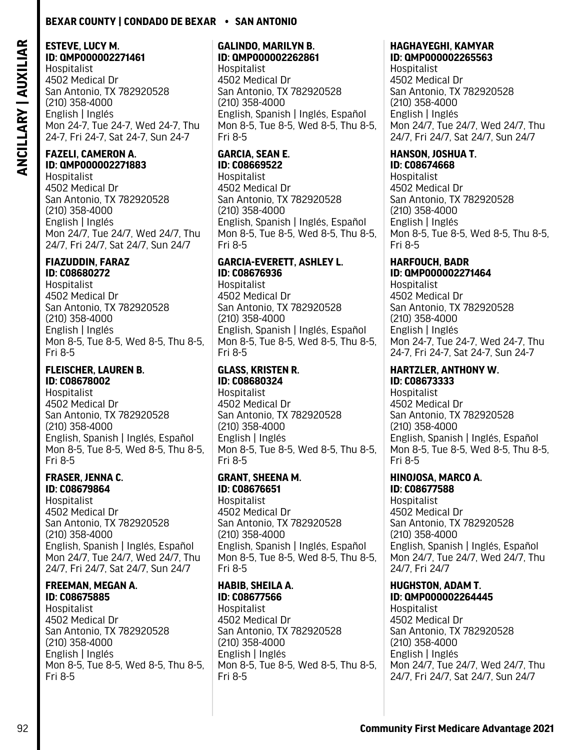## BEXAR COUNTY | CONDADO DE BEXAR • SAN ANTONIO

**ESTEVE, LUCY M.**
**ID: QMP000002271461**
Hospitalist
4502 Medical Dr
San Antonio, TX 782920528
(210) 358-4000
English | Inglés
Mon 24-7, Tue 24-7, Wed 24-7, Thu 24-7, Fri 24-7, Sat 24-7, Sun 24-7

**FAZELI, CAMERON A.**
**ID: QMP000002271883**
Hospitalist
4502 Medical Dr
San Antonio, TX 782920528
(210) 358-4000
English | Inglés
Mon 24/7, Tue 24/7, Wed 24/7, Thu 24/7, Fri 24/7, Sat 24/7, Sun 24/7

**FIAZUDDIN, FARAZ**
**ID: C08680272**
Hospitalist
4502 Medical Dr
San Antonio, TX 782920528
(210) 358-4000
English | Inglés
Mon 8-5, Tue 8-5, Wed 8-5, Thu 8-5, Fri 8-5

**FLEISCHER, LAUREN B.**
**ID: C08678002**
Hospitalist
4502 Medical Dr
San Antonio, TX 782920528
(210) 358-4000
English, Spanish | Inglés, Español
Mon 8-5, Tue 8-5, Wed 8-5, Thu 8-5, Fri 8-5

**FRASER, JENNA C.**
**ID: C08679864**
Hospitalist
4502 Medical Dr
San Antonio, TX 782920528
(210) 358-4000
English, Spanish | Inglés, Español
Mon 24/7, Tue 24/7, Wed 24/7, Thu 24/7, Fri 24/7, Sat 24/7, Sun 24/7

**FREEMAN, MEGAN A.**
**ID: C08675885**
Hospitalist
4502 Medical Dr
San Antonio, TX 782920528
(210) 358-4000
English | Inglés
Mon 8-5, Tue 8-5, Wed 8-5, Thu 8-5, Fri 8-5

**GALINDO, MARILYN B.**
**ID: QMP000002262861**
Hospitalist
4502 Medical Dr
San Antonio, TX 782920528
(210) 358-4000
English, Spanish | Inglés, Español
Mon 8-5, Tue 8-5, Wed 8-5, Thu 8-5, Fri 8-5

**GARCIA, SEAN E.**
**ID: C08669522**
Hospitalist
4502 Medical Dr
San Antonio, TX 782920528
(210) 358-4000
English, Spanish | Inglés, Español
Mon 8-5, Tue 8-5, Wed 8-5, Thu 8-5, Fri 8-5

**GARCIA-EVERETT, ASHLEY L.**
**ID: C08676936**
Hospitalist
4502 Medical Dr
San Antonio, TX 782920528
(210) 358-4000
English, Spanish | Inglés, Español
Mon 8-5, Tue 8-5, Wed 8-5, Thu 8-5, Fri 8-5

**GLASS, KRISTEN R.**
**ID: C08680324**
Hospitalist
4502 Medical Dr
San Antonio, TX 782920528
(210) 358-4000
English | Inglés
Mon 8-5, Tue 8-5, Wed 8-5, Thu 8-5, Fri 8-5

**GRANT, SHEENA M.**
**ID: C08676651**
Hospitalist
4502 Medical Dr
San Antonio, TX 782920528
(210) 358-4000
English, Spanish | Inglés, Español
Mon 8-5, Tue 8-5, Wed 8-5, Thu 8-5, Fri 8-5

**HABIB, SHEILA A.**
**ID: C08677566**
Hospitalist
4502 Medical Dr
San Antonio, TX 782920528
(210) 358-4000
English | Inglés
Mon 8-5, Tue 8-5, Wed 8-5, Thu 8-5, Fri 8-5

**HAGHAYEGHI, KAMYAR**
**ID: QMP000002265563**
Hospitalist
4502 Medical Dr
San Antonio, TX 782920528
(210) 358-4000
English | Inglés
Mon 24/7, Tue 24/7, Wed 24/7, Thu 24/7, Fri 24/7, Sat 24/7, Sun 24/7

**HANSON, JOSHUA T.**
**ID: C08674668**
Hospitalist
4502 Medical Dr
San Antonio, TX 782920528
(210) 358-4000
English | Inglés
Mon 8-5, Tue 8-5, Wed 8-5, Thu 8-5, Fri 8-5

**HARFOUCH, BADR**
**ID: QMP000002271464**
Hospitalist
4502 Medical Dr
San Antonio, TX 782920528
(210) 358-4000
English | Inglés
Mon 24-7, Tue 24-7, Wed 24-7, Thu 24-7, Fri 24-7, Sat 24-7, Sun 24-7

**HARTZLER, ANTHONY W.**
**ID: C08673333**
Hospitalist
4502 Medical Dr
San Antonio, TX 782920528
(210) 358-4000
English, Spanish | Inglés, Español
Mon 8-5, Tue 8-5, Wed 8-5, Thu 8-5, Fri 8-5

**HINOJOSA, MARCO A.**
**ID: C08677588**
Hospitalist
4502 Medical Dr
San Antonio, TX 782920528
(210) 358-4000
English, Spanish | Inglés, Español
Mon 24/7, Tue 24/7, Wed 24/7, Thu 24/7, Fri 24/7

**HUGHSTON, ADAM T.**
**ID: QMP000002264445**
Hospitalist
4502 Medical Dr
San Antonio, TX 782920528
(210) 358-4000
English | Inglés
Mon 24/7, Tue 24/7, Wed 24/7, Thu 24/7, Fri 24/7, Sat 24/7, Sun 24/7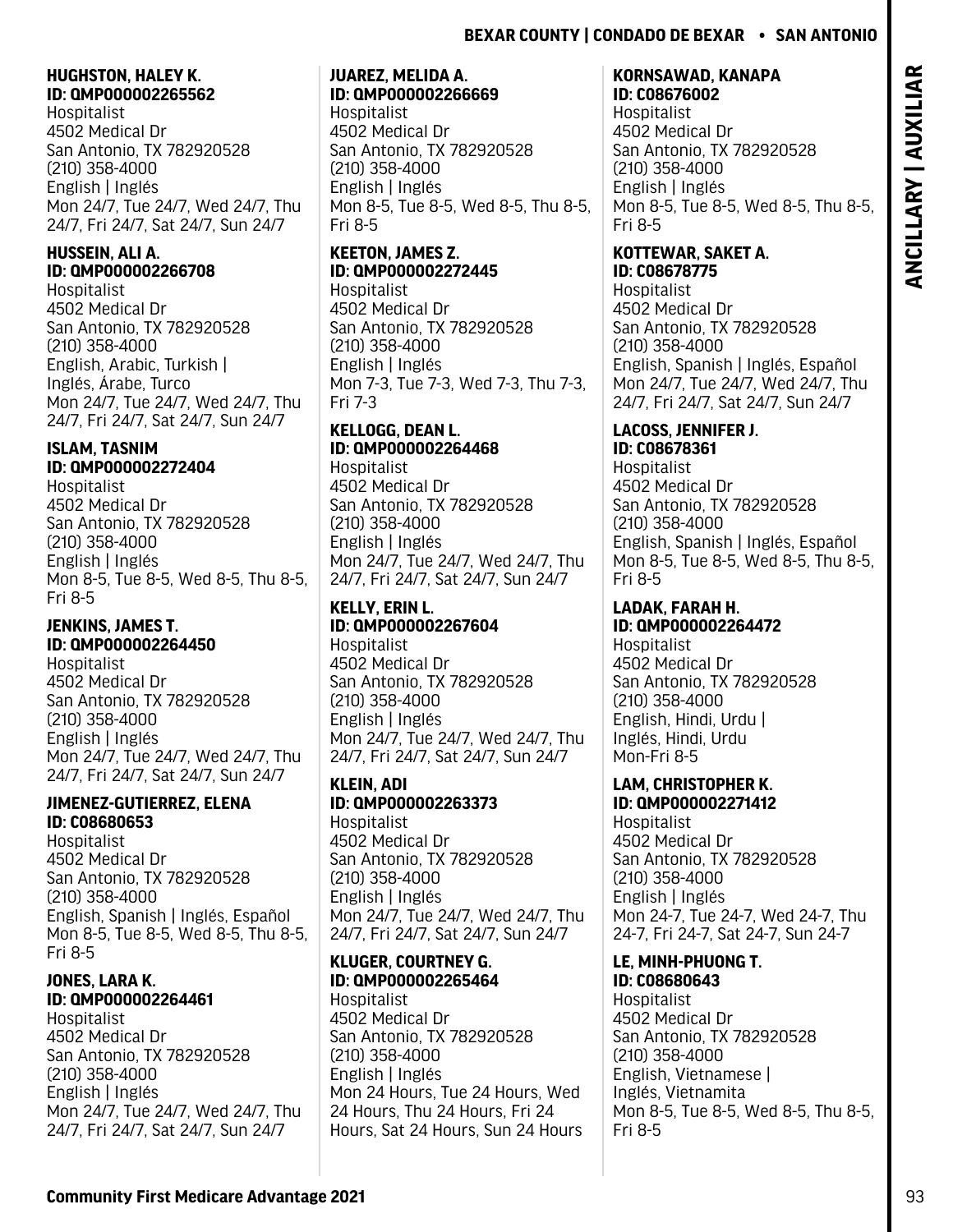**HUGHSTON, HALEY K.**
**ID: QMP000002265562**
Hospitalist
4502 Medical Dr
San Antonio, TX 782920528
(210) 358-4000
English | Inglés
Mon 24/7, Tue 24/7, Wed 24/7, Thu 24/7, Fri 24/7, Sat 24/7, Sun 24/7

**HUSSEIN, ALI A.**
**ID: QMP000002266708**
Hospitalist
4502 Medical Dr
San Antonio, TX 782920528
(210) 358-4000
English, Arabic, Turkish | Inglés, Árabe, Turco
Mon 24/7, Tue 24/7, Wed 24/7, Thu 24/7, Fri 24/7, Sat 24/7, Sun 24/7

**ISLAM, TASNIM**
**ID: QMP000002272404**
Hospitalist
4502 Medical Dr
San Antonio, TX 782920528
(210) 358-4000
English | Inglés
Mon 8-5, Tue 8-5, Wed 8-5, Thu 8-5, Fri 8-5

**JENKINS, JAMES T.**
**ID: QMP000002264450**
Hospitalist
4502 Medical Dr
San Antonio, TX 782920528
(210) 358-4000
English | Inglés
Mon 24/7, Tue 24/7, Wed 24/7, Thu 24/7, Fri 24/7, Sat 24/7, Sun 24/7

**JIMENEZ-GUTIERREZ, ELENA**
**ID: C08680653**
Hospitalist
4502 Medical Dr
San Antonio, TX 782920528
(210) 358-4000
English, Spanish | Inglés, Español
Mon 8-5, Tue 8-5, Wed 8-5, Thu 8-5, Fri 8-5

**JONES, LARA K.**
**ID: QMP000002264461**
Hospitalist
4502 Medical Dr
San Antonio, TX 782920528
(210) 358-4000
English | Inglés
Mon 24/7, Tue 24/7, Wed 24/7, Thu 24/7, Fri 24/7, Sat 24/7, Sun 24/7

**JUAREZ, MELIDA A.**
**ID: QMP000002266669**
Hospitalist
4502 Medical Dr
San Antonio, TX 782920528
(210) 358-4000
English | Inglés
Mon 8-5, Tue 8-5, Wed 8-5, Thu 8-5, Fri 8-5

**KEETON, JAMES Z.**
**ID: QMP000002272445**
Hospitalist
4502 Medical Dr
San Antonio, TX 782920528
(210) 358-4000
English | Inglés
Mon 7-3, Tue 7-3, Wed 7-3, Thu 7-3, Fri 7-3

**KELLOGG, DEAN L.**
**ID: QMP000002264468**
Hospitalist
4502 Medical Dr
San Antonio, TX 782920528
(210) 358-4000
English | Inglés
Mon 24/7, Tue 24/7, Wed 24/7, Thu 24/7, Fri 24/7, Sat 24/7, Sun 24/7

**KELLY, ERIN L.**
**ID: QMP000002267604**
Hospitalist
4502 Medical Dr
San Antonio, TX 782920528
(210) 358-4000
English | Inglés
Mon 24/7, Tue 24/7, Wed 24/7, Thu 24/7, Fri 24/7, Sat 24/7, Sun 24/7

**KLEIN, ADI**
**ID: QMP000002263373**
Hospitalist
4502 Medical Dr
San Antonio, TX 782920528
(210) 358-4000
English | Inglés
Mon 24/7, Tue 24/7, Wed 24/7, Thu 24/7, Fri 24/7, Sat 24/7, Sun 24/7

**KLUGER, COURTNEY G.**
**ID: QMP000002265464**
Hospitalist
4502 Medical Dr
San Antonio, TX 782920528
(210) 358-4000
English | Inglés
Mon 24 Hours, Tue 24 Hours, Wed 24 Hours, Thu 24 Hours, Fri 24 Hours, Sat 24 Hours, Sun 24 Hours

**KORNSAWAD, KANAPA**
**ID: C08676002**
Hospitalist
4502 Medical Dr
San Antonio, TX 782920528
(210) 358-4000
English | Inglés
Mon 8-5, Tue 8-5, Wed 8-5, Thu 8-5, Fri 8-5

**KOTTEWAR, SAKET A.**
**ID: C08678775**
Hospitalist
4502 Medical Dr
San Antonio, TX 782920528
(210) 358-4000
English, Spanish | Inglés, Español
Mon 24/7, Tue 24/7, Wed 24/7, Thu 24/7, Fri 24/7, Sat 24/7, Sun 24/7

**LACOSS, JENNIFER J.**
**ID: C08678361**
Hospitalist
4502 Medical Dr
San Antonio, TX 782920528
(210) 358-4000
English, Spanish | Inglés, Español
Mon 8-5, Tue 8-5, Wed 8-5, Thu 8-5, Fri 8-5

**LADAK, FARAH H.**
**ID: QMP000002264472**
Hospitalist
4502 Medical Dr
San Antonio, TX 782920528
(210) 358-4000
English, Hindi, Urdu | Inglés, Hindi, Urdu
Mon-Fri 8-5

**LAM, CHRISTOPHER K.**
**ID: QMP000002271412**
Hospitalist
4502 Medical Dr
San Antonio, TX 782920528
(210) 358-4000
English | Inglés
Mon 24-7, Tue 24-7, Wed 24-7, Thu 24-7, Fri 24-7, Sat 24-7, Sun 24-7

**LE, MINH-PHUONG T.**
**ID: C08680643**
Hospitalist
4502 Medical Dr
San Antonio, TX 782920528
(210) 358-4000
English, Vietnamese | Inglés, Vietnamita
Mon 8-5, Tue 8-5, Wed 8-5, Thu 8-5, Fri 8-5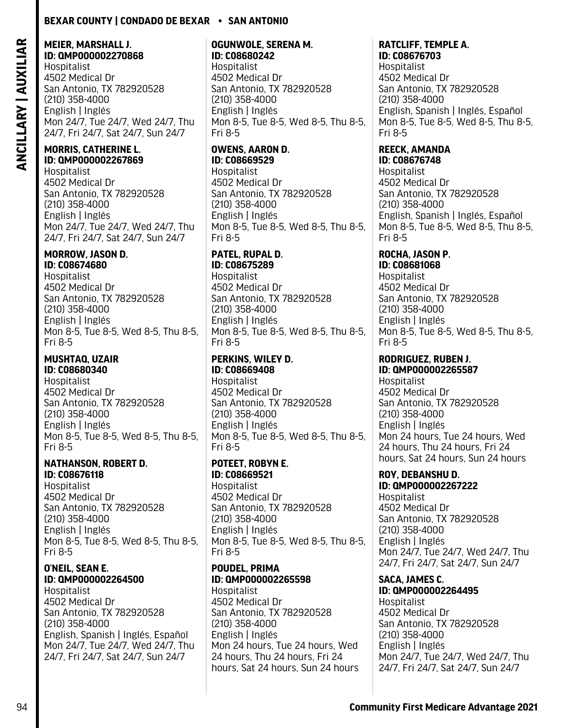**MEIER, MARSHALL J.**
**ID: QMP000002270868**
Hospitalist
4502 Medical Dr
San Antonio, TX 782920528
(210) 358-4000
English | Inglés
Mon 24/7, Tue 24/7, Wed 24/7, Thu 24/7, Fri 24/7, Sat 24/7, Sun 24/7

**MORRIS, CATHERINE L.**
**ID: QMP000002267869**
Hospitalist
4502 Medical Dr
San Antonio, TX 782920528
(210) 358-4000
English | Inglés
Mon 24/7, Tue 24/7, Wed 24/7, Thu 24/7, Fri 24/7, Sat 24/7, Sun 24/7

**MORROW, JASON D.**
**ID: C08674680**
Hospitalist
4502 Medical Dr
San Antonio, TX 782920528
(210) 358-4000
English | Inglés
Mon 8-5, Tue 8-5, Wed 8-5, Thu 8-5, Fri 8-5

**MUSHTAQ, UZAIR**
**ID: C08680340**
Hospitalist
4502 Medical Dr
San Antonio, TX 782920528
(210) 358-4000
English | Inglés
Mon 8-5, Tue 8-5, Wed 8-5, Thu 8-5, Fri 8-5

**NATHANSON, ROBERT D.**
**ID: C08676118**
Hospitalist
4502 Medical Dr
San Antonio, TX 782920528
(210) 358-4000
English | Inglés
Mon 8-5, Tue 8-5, Wed 8-5, Thu 8-5, Fri 8-5

**O'NEIL, SEAN E.**
**ID: QMP000002264500**
Hospitalist
4502 Medical Dr
San Antonio, TX 782920528
(210) 358-4000
English, Spanish | Inglés, Español
Mon 24/7, Tue 24/7, Wed 24/7, Thu 24/7, Fri 24/7, Sat 24/7, Sun 24/7

**OGUNWOLE, SERENA M.**
**ID: C08680242**
Hospitalist
4502 Medical Dr
San Antonio, TX 782920528
(210) 358-4000
English | Inglés
Mon 8-5, Tue 8-5, Wed 8-5, Thu 8-5, Fri 8-5

**OWENS, AARON D.**
**ID: C08669529**
Hospitalist
4502 Medical Dr
San Antonio, TX 782920528
(210) 358-4000
English | Inglés
Mon 8-5, Tue 8-5, Wed 8-5, Thu 8-5, Fri 8-5

**PATEL, RUPAL D.**
**ID: C08675289**
Hospitalist
4502 Medical Dr
San Antonio, TX 782920528
(210) 358-4000
English | Inglés
Mon 8-5, Tue 8-5, Wed 8-5, Thu 8-5, Fri 8-5

**PERKINS, WILEY D.**
**ID: C08669408**
Hospitalist
4502 Medical Dr
San Antonio, TX 782920528
(210) 358-4000
English | Inglés
Mon 8-5, Tue 8-5, Wed 8-5, Thu 8-5, Fri 8-5

**POTEET, ROBYN E.**
**ID: C08669521**
Hospitalist
4502 Medical Dr
San Antonio, TX 782920528
(210) 358-4000
English | Inglés
Mon 8-5, Tue 8-5, Wed 8-5, Thu 8-5, Fri 8-5

**POUDEL, PRIMA**
**ID: QMP000002265598**
Hospitalist
4502 Medical Dr
San Antonio, TX 782920528
(210) 358-4000
English | Inglés
Mon 24 hours, Tue 24 hours, Wed 24 hours, Thu 24 hours, Fri 24 hours, Sat 24 hours, Sun 24 hours

**RATCLIFF, TEMPLE A.**
**ID: C08676703**
Hospitalist
4502 Medical Dr
San Antonio, TX 782920528
(210) 358-4000
English, Spanish | Inglés, Español
Mon 8-5, Tue 8-5, Wed 8-5, Thu 8-5, Fri 8-5

**REECK, AMANDA**
**ID: C08676748**
Hospitalist
4502 Medical Dr
San Antonio, TX 782920528
(210) 358-4000
English, Spanish | Inglés, Español
Mon 8-5, Tue 8-5, Wed 8-5, Thu 8-5, Fri 8-5

**ROCHA, JASON P.**
**ID: C08681068**
Hospitalist
4502 Medical Dr
San Antonio, TX 782920528
(210) 358-4000
English | Inglés
Mon 8-5, Tue 8-5, Wed 8-5, Thu 8-5, Fri 8-5

**RODRIGUEZ, RUBEN J.**
**ID: QMP000002265587**
Hospitalist
4502 Medical Dr
San Antonio, TX 782920528
(210) 358-4000
English | Inglés
Mon 24 hours, Tue 24 hours, Wed 24 hours, Thu 24 hours, Fri 24 hours, Sat 24 hours, Sun 24 hours

**ROY, DEBANSHU D.**
**ID: QMP000002267222**
Hospitalist
4502 Medical Dr
San Antonio, TX 782920528
(210) 358-4000
English | Inglés
Mon 24/7, Tue 24/7, Wed 24/7, Thu 24/7, Fri 24/7, Sat 24/7, Sun 24/7

**SACA, JAMES C.**
**ID: QMP000002264495**
Hospitalist
4502 Medical Dr
San Antonio, TX 782920528
(210) 358-4000
English | Inglés
Mon 24/7, Tue 24/7, Wed 24/7, Thu 24/7, Fri 24/7, Sat 24/7, Sun 24/7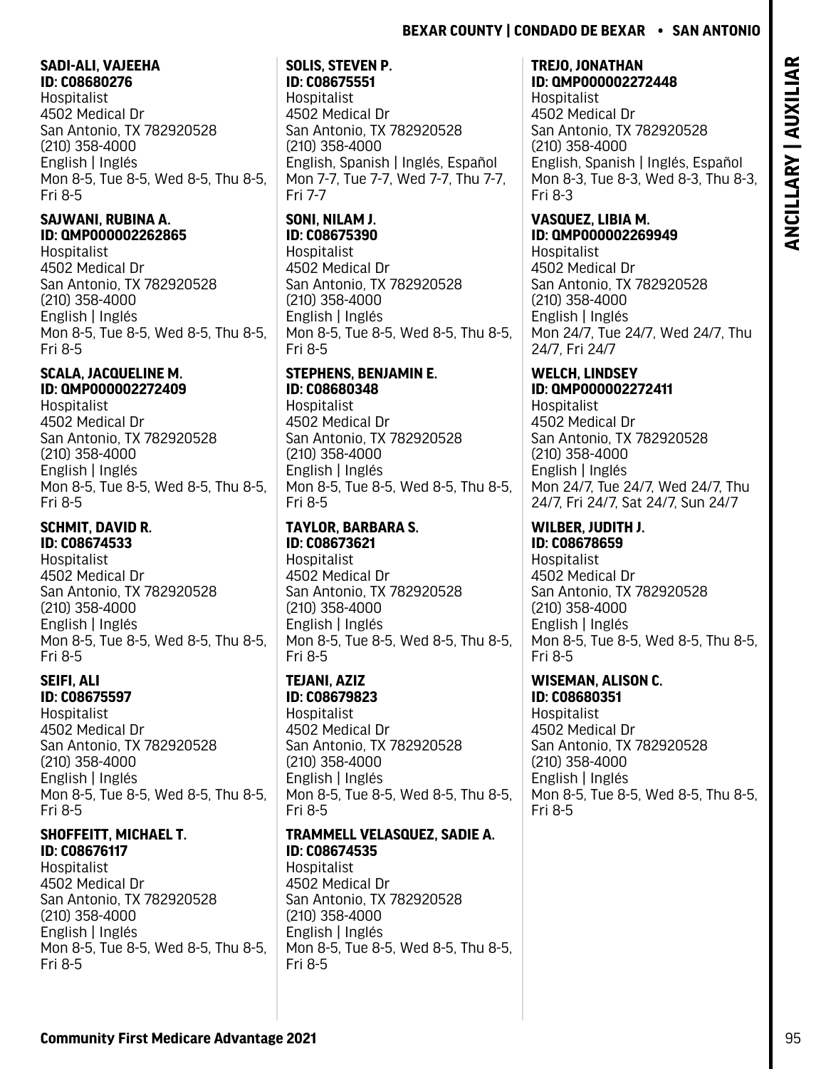**SADI-ALI, VAJEEHA**
**ID: C08680276**
Hospitalist
4502 Medical Dr
San Antonio, TX 782920528
(210) 358-4000
English | Inglés
Mon 8-5, Tue 8-5, Wed 8-5, Thu 8-5, Fri 8-5

**SAJWANI, RUBINA A.**
**ID: QMP000002262865**
Hospitalist
4502 Medical Dr
San Antonio, TX 782920528
(210) 358-4000
English | Inglés
Mon 8-5, Tue 8-5, Wed 8-5, Thu 8-5, Fri 8-5

**SCALA, JACQUELINE M.**
**ID: QMP000002272409**
Hospitalist
4502 Medical Dr
San Antonio, TX 782920528
(210) 358-4000
English | Inglés
Mon 8-5, Tue 8-5, Wed 8-5, Thu 8-5, Fri 8-5

**SCHMIT, DAVID R.**
**ID: C08674533**
Hospitalist
4502 Medical Dr
San Antonio, TX 782920528
(210) 358-4000
English | Inglés
Mon 8-5, Tue 8-5, Wed 8-5, Thu 8-5, Fri 8-5

**SEIFI, ALI**
**ID: C08675597**
Hospitalist
4502 Medical Dr
San Antonio, TX 782920528
(210) 358-4000
English | Inglés
Mon 8-5, Tue 8-5, Wed 8-5, Thu 8-5, Fri 8-5

**SHOFFEITT, MICHAEL T.**
**ID: C08676117**
Hospitalist
4502 Medical Dr
San Antonio, TX 782920528
(210) 358-4000
English | Inglés
Mon 8-5, Tue 8-5, Wed 8-5, Thu 8-5, Fri 8-5

**SOLIS, STEVEN P.**
**ID: C08675551**
Hospitalist
4502 Medical Dr
San Antonio, TX 782920528
(210) 358-4000
English, Spanish | Inglés, Español
Mon 7-7, Tue 7-7, Wed 7-7, Thu 7-7, Fri 7-7

**SONI, NILAM J.**
**ID: C08675390**
Hospitalist
4502 Medical Dr
San Antonio, TX 782920528
(210) 358-4000
English | Inglés
Mon 8-5, Tue 8-5, Wed 8-5, Thu 8-5, Fri 8-5

**STEPHENS, BENJAMIN E.**
**ID: C08680348**
Hospitalist
4502 Medical Dr
San Antonio, TX 782920528
(210) 358-4000
English | Inglés
Mon 8-5, Tue 8-5, Wed 8-5, Thu 8-5, Fri 8-5

**TAYLOR, BARBARA S.**
**ID: C08673621**
Hospitalist
4502 Medical Dr
San Antonio, TX 782920528
(210) 358-4000
English | Inglés
Mon 8-5, Tue 8-5, Wed 8-5, Thu 8-5, Fri 8-5

**TEJANI, AZIZ**
**ID: C08679823**
Hospitalist
4502 Medical Dr
San Antonio, TX 782920528
(210) 358-4000
English | Inglés
Mon 8-5, Tue 8-5, Wed 8-5, Thu 8-5, Fri 8-5

**TRAMMELL VELASQUEZ, SADIE A.**
**ID: C08674535**
Hospitalist
4502 Medical Dr
San Antonio, TX 782920528
(210) 358-4000
English | Inglés
Mon 8-5, Tue 8-5, Wed 8-5, Thu 8-5, Fri 8-5

**TREJO, JONATHAN**
**ID: QMP000002272448**
Hospitalist
4502 Medical Dr
San Antonio, TX 782920528
(210) 358-4000
English, Spanish | Inglés, Español
Mon 8-3, Tue 8-3, Wed 8-3, Thu 8-3, Fri 8-3

**VASQUEZ, LIBIA M.**
**ID: QMP000002269949**
Hospitalist
4502 Medical Dr
San Antonio, TX 782920528
(210) 358-4000
English | Inglés
Mon 24/7, Tue 24/7, Wed 24/7, Thu 24/7, Fri 24/7

**WELCH, LINDSEY**
**ID: QMP000002272411**
Hospitalist
4502 Medical Dr
San Antonio, TX 782920528
(210) 358-4000
English | Inglés
Mon 24/7, Tue 24/7, Wed 24/7, Thu 24/7, Fri 24/7, Sat 24/7, Sun 24/7

**WILBER, JUDITH J.**
**ID: C08678659**
Hospitalist
4502 Medical Dr
San Antonio, TX 782920528
(210) 358-4000
English | Inglés
Mon 8-5, Tue 8-5, Wed 8-5, Thu 8-5, Fri 8-5

**WISEMAN, ALISON C.**
**ID: C08680351**
Hospitalist
4502 Medical Dr
San Antonio, TX 782920528
(210) 358-4000
English | Inglés
Mon 8-5, Tue 8-5, Wed 8-5, Thu 8-5, Fri 8-5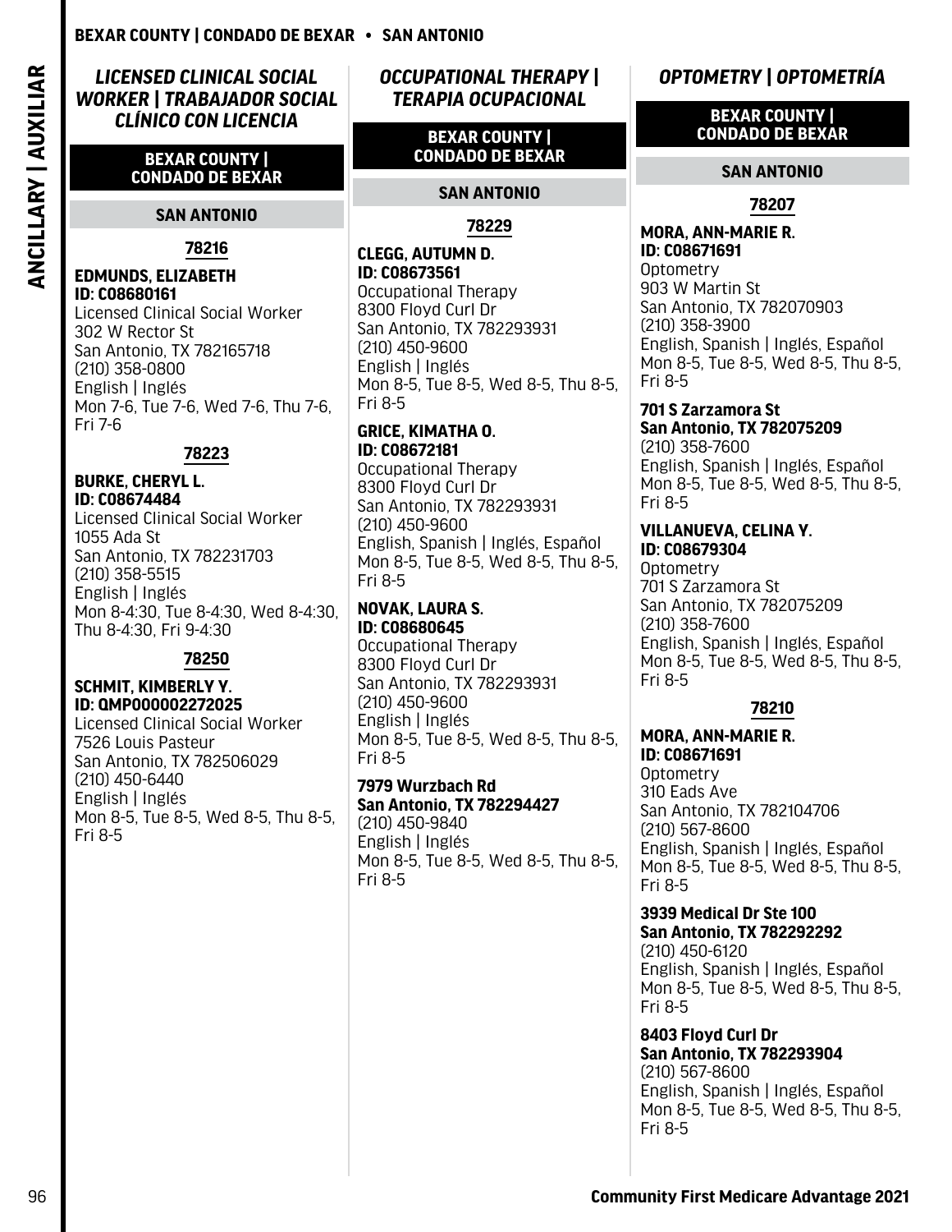## LICENSED CLINICAL SOCIAL WORKER | TRABAJADOR SOCIAL CLÍNICO CON LICENCIA

### BEXAR COUNTY | CONDADO DE BEXAR

#### SAN ANTONIO

**78216**

**EDMUNDS, ELIZABETH**
**ID: C08680161**
Licensed Clinical Social Worker
302 W Rector St
San Antonio, TX 782165718
(210) 358-0800
English | Inglés
Mon 7-6, Tue 7-6, Wed 7-6, Thu 7-6, Fri 7-6

**78223**

**BURKE, CHERYL L.**
**ID: C08674484**
Licensed Clinical Social Worker
1055 Ada St
San Antonio, TX 782231703
(210) 358-5515
English | Inglés
Mon 8-4:30, Tue 8-4:30, Wed 8-4:30, Thu 8-4:30, Fri 9-4:30

**78250**

**SCHMIT, KIMBERLY Y.**
**ID: QMP000002272025**
Licensed Clinical Social Worker
7526 Louis Pasteur
San Antonio, TX 782506029
(210) 450-6440
English | Inglés
Mon 8-5, Tue 8-5, Wed 8-5, Thu 8-5, Fri 8-5

## OCCUPATIONAL THERAPY | TERAPIA OCUPACIONAL

### BEXAR COUNTY | CONDADO DE BEXAR

#### SAN ANTONIO

**78229**

**CLEGG, AUTUMN D.**
**ID: C08673561**
Occupational Therapy
8300 Floyd Curl Dr
San Antonio, TX 782293931
(210) 450-9600
English | Inglés
Mon 8-5, Tue 8-5, Wed 8-5, Thu 8-5, Fri 8-5

**GRICE, KIMATHA O.**
**ID: C08672181**
Occupational Therapy
8300 Floyd Curl Dr
San Antonio, TX 782293931
(210) 450-9600
English, Spanish | Inglés, Español
Mon 8-5, Tue 8-5, Wed 8-5, Thu 8-5, Fri 8-5

**NOVAK, LAURA S.**
**ID: C08680645**
Occupational Therapy
8300 Floyd Curl Dr
San Antonio, TX 782293931
(210) 450-9600
English | Inglés
Mon 8-5, Tue 8-5, Wed 8-5, Thu 8-5, Fri 8-5

**7979 Wurzbach Rd**
**San Antonio, TX 782294427**
(210) 450-9840
English | Inglés
Mon 8-5, Tue 8-5, Wed 8-5, Thu 8-5, Fri 8-5

## OPTOMETRY | OPTOMETRÍA

### BEXAR COUNTY | CONDADO DE BEXAR

#### SAN ANTONIO

**78207**

**MORA, ANN-MARIE R.**
**ID: C08671691**
Optometry
903 W Martin St
San Antonio, TX 782070903
(210) 358-3900
English, Spanish | Inglés, Español
Mon 8-5, Tue 8-5, Wed 8-5, Thu 8-5, Fri 8-5

**701 S Zarzamora St**
**San Antonio, TX 782075209**
(210) 358-7600
English, Spanish | Inglés, Español
Mon 8-5, Tue 8-5, Wed 8-5, Thu 8-5, Fri 8-5

**VILLANUEVA, CELINA Y.**
**ID: C08679304**
Optometry
701 S Zarzamora St
San Antonio, TX 782075209
(210) 358-7600
English, Spanish | Inglés, Español
Mon 8-5, Tue 8-5, Wed 8-5, Thu 8-5, Fri 8-5

**78210**

**MORA, ANN-MARIE R.**
**ID: C08671691**
Optometry
310 Eads Ave
San Antonio, TX 782104706
(210) 567-8600
English, Spanish | Inglés, Español
Mon 8-5, Tue 8-5, Wed 8-5, Thu 8-5, Fri 8-5

**3939 Medical Dr Ste 100**
**San Antonio, TX 782292292**
(210) 450-6120
English, Spanish | Inglés, Español
Mon 8-5, Tue 8-5, Wed 8-5, Thu 8-5, Fri 8-5

**8403 Floyd Curl Dr**
**San Antonio, TX 782293904**
(210) 567-8600
English, Spanish | Inglés, Español
Mon 8-5, Tue 8-5, Wed 8-5, Thu 8-5, Fri 8-5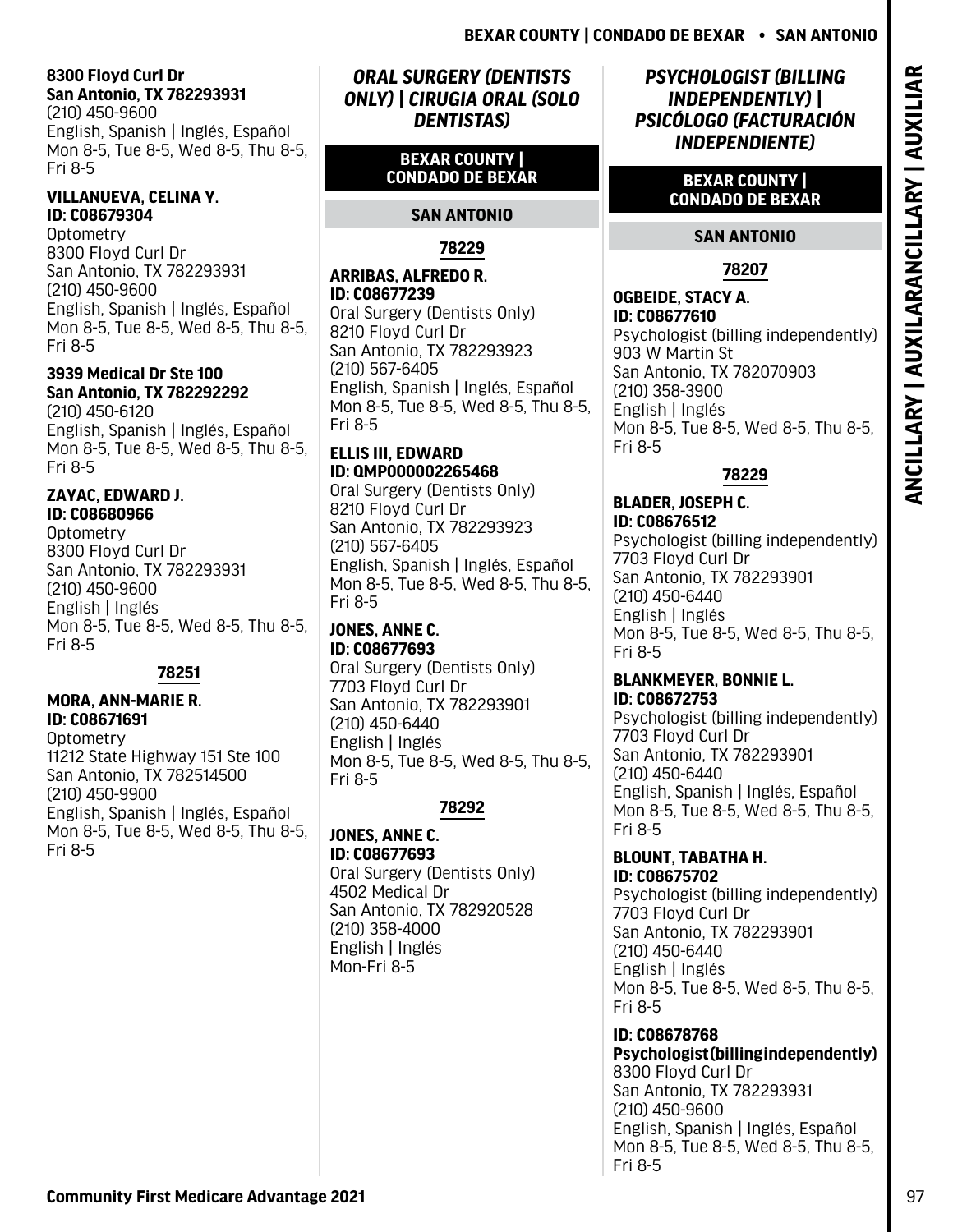**8300 Floyd Curl Dr**
**San Antonio, TX 782293931**
(210) 450-9600
English, Spanish | Inglés, Español
Mon 8-5, Tue 8-5, Wed 8-5, Thu 8-5, Fri 8-5

**VILLANUEVA, CELINA Y.**
**ID: C08679304**
Optometry
8300 Floyd Curl Dr
San Antonio, TX 782293931
(210) 450-9600
English, Spanish | Inglés, Español
Mon 8-5, Tue 8-5, Wed 8-5, Thu 8-5, Fri 8-5

**3939 Medical Dr Ste 100**
**San Antonio, TX 782292292**
(210) 450-6120
English, Spanish | Inglés, Español
Mon 8-5, Tue 8-5, Wed 8-5, Thu 8-5, Fri 8-5

**ZAYAC, EDWARD J.**
**ID: C08680966**
Optometry
8300 Floyd Curl Dr
San Antonio, TX 782293931
(210) 450-9600
English | Inglés
Mon 8-5, Tue 8-5, Wed 8-5, Thu 8-5, Fri 8-5

**78251**

**MORA, ANN-MARIE R.**
**ID: C08671691**
Optometry
11212 State Highway 151 Ste 100
San Antonio, TX 782514500
(210) 450-9900
English, Spanish | Inglés, Español
Mon 8-5, Tue 8-5, Wed 8-5, Thu 8-5, Fri 8-5

## *ORAL SURGERY (DENTISTS ONLY) | CIRUGIA ORAL (SOLO DENTISTAS)*

### BEXAR COUNTY | CONDADO DE BEXAR

#### SAN ANTONIO

**78229**

**ARRIBAS, ALFREDO R.**
**ID: C08677239**
Oral Surgery (Dentists Only)
8210 Floyd Curl Dr
San Antonio, TX 782293923
(210) 567-6405
English, Spanish | Inglés, Español
Mon 8-5, Tue 8-5, Wed 8-5, Thu 8-5, Fri 8-5

**ELLIS III, EDWARD**
**ID: QMP000002265468**
Oral Surgery (Dentists Only)
8210 Floyd Curl Dr
San Antonio, TX 782293923
(210) 567-6405
English, Spanish | Inglés, Español
Mon 8-5, Tue 8-5, Wed 8-5, Thu 8-5, Fri 8-5

**JONES, ANNE C.**
**ID: C08677693**
Oral Surgery (Dentists Only)
7703 Floyd Curl Dr
San Antonio, TX 782293901
(210) 450-6440
English | Inglés
Mon 8-5, Tue 8-5, Wed 8-5, Thu 8-5, Fri 8-5

**78292**

**JONES, ANNE C.**
**ID: C08677693**
Oral Surgery (Dentists Only)
4502 Medical Dr
San Antonio, TX 782920528
(210) 358-4000
English | Inglés
Mon-Fri 8-5

## *PSYCHOLOGIST (BILLING INDEPENDENTLY) | PSICÓLOGO (FACTURACIÓN INDEPENDIENTE)*

### BEXAR COUNTY | CONDADO DE BEXAR

#### SAN ANTONIO

**78207**

**OGBEIDE, STACY A.**
**ID: C08677610**
Psychologist (billing independently)
903 W Martin St
San Antonio, TX 782070903
(210) 358-3900
English | Inglés
Mon 8-5, Tue 8-5, Wed 8-5, Thu 8-5, Fri 8-5

**78229**

**BLADER, JOSEPH C.**
**ID: C08676512**
Psychologist (billing independently)
7703 Floyd Curl Dr
San Antonio, TX 782293901
(210) 450-6440
English | Inglés
Mon 8-5, Tue 8-5, Wed 8-5, Thu 8-5, Fri 8-5

**BLANKMEYER, BONNIE L.**
**ID: C08672753**
Psychologist (billing independently)
7703 Floyd Curl Dr
San Antonio, TX 782293901
(210) 450-6440
English, Spanish | Inglés, Español
Mon 8-5, Tue 8-5, Wed 8-5, Thu 8-5, Fri 8-5

**BLOUNT, TABATHA H.**
**ID: C08675702**
Psychologist (billing independently)
7703 Floyd Curl Dr
San Antonio, TX 782293901
(210) 450-6440
English | Inglés
Mon 8-5, Tue 8-5, Wed 8-5, Thu 8-5, Fri 8-5

**ID: C08678768**
**Psychologist (billing independently)**
8300 Floyd Curl Dr
San Antonio, TX 782293931
(210) 450-9600
English, Spanish | Inglés, Español
Mon 8-5, Tue 8-5, Wed 8-5, Thu 8-5, Fri 8-5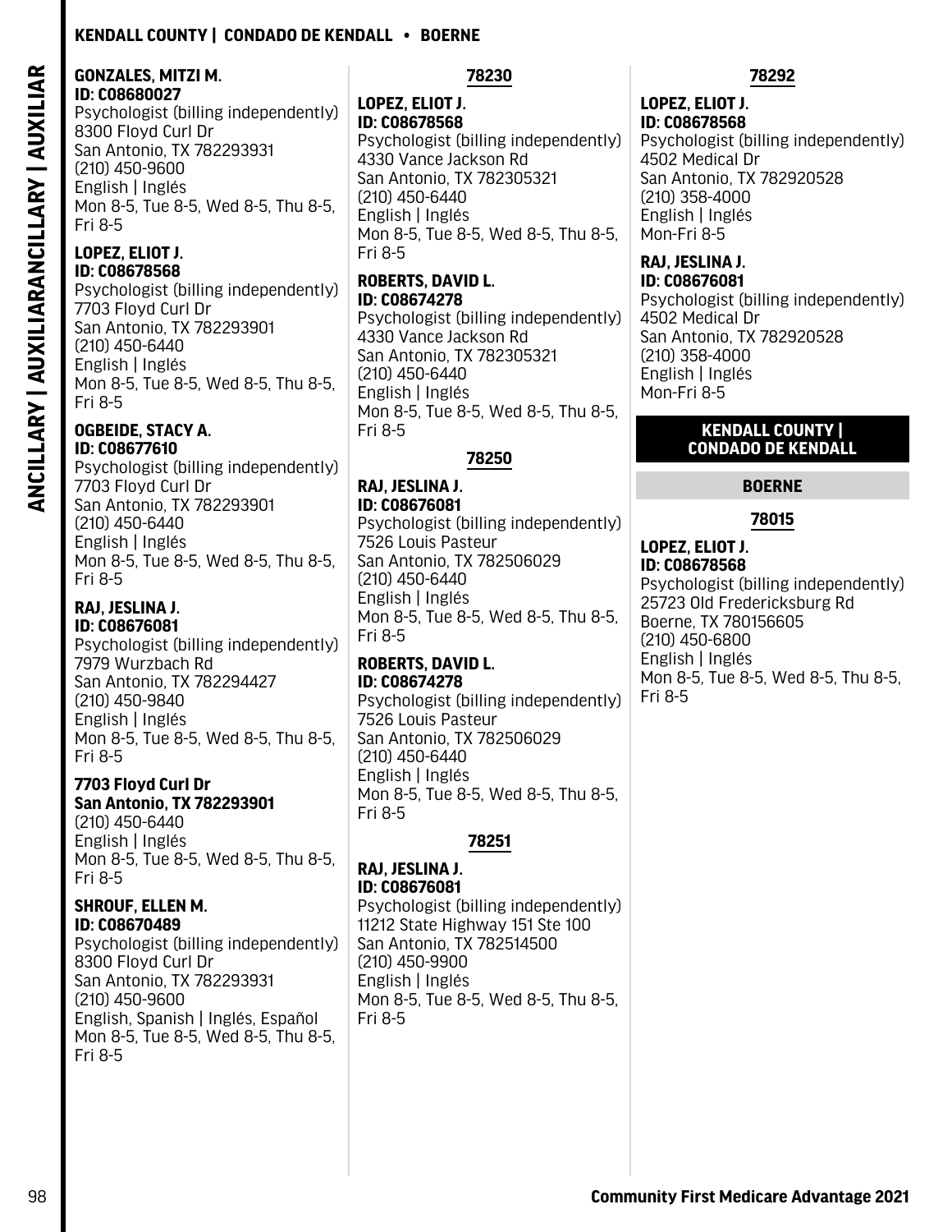**GONZALES, MITZI M.**
**ID: C08680027**
Psychologist (billing independently)
8300 Floyd Curl Dr
San Antonio, TX 782293931
(210) 450-9600
English | Inglés
Mon 8-5, Tue 8-5, Wed 8-5, Thu 8-5, Fri 8-5

**LOPEZ, ELIOT J.**
**ID: C08678568**
Psychologist (billing independently)
7703 Floyd Curl Dr
San Antonio, TX 782293901
(210) 450-6440
English | Inglés
Mon 8-5, Tue 8-5, Wed 8-5, Thu 8-5, Fri 8-5

**OGBEIDE, STACY A.**
**ID: C08677610**
Psychologist (billing independently)
7703 Floyd Curl Dr
San Antonio, TX 782293901
(210) 450-6440
English | Inglés
Mon 8-5, Tue 8-5, Wed 8-5, Thu 8-5, Fri 8-5

**RAJ, JESLINA J.**
**ID: C08676081**
Psychologist (billing independently)
7979 Wurzbach Rd
San Antonio, TX 782294427
(210) 450-9840
English | Inglés
Mon 8-5, Tue 8-5, Wed 8-5, Thu 8-5, Fri 8-5

**7703 Floyd Curl Dr**
**San Antonio, TX 782293901**
(210) 450-6440
English | Inglés
Mon 8-5, Tue 8-5, Wed 8-5, Thu 8-5, Fri 8-5

**SHROUF, ELLEN M.**
**ID: C08670489**
Psychologist (billing independently)
8300 Floyd Curl Dr
San Antonio, TX 782293931
(210) 450-9600
English, Spanish | Inglés, Español
Mon 8-5, Tue 8-5, Wed 8-5, Thu 8-5, Fri 8-5

### 78230

**LOPEZ, ELIOT J.**
**ID: C08678568**
Psychologist (billing independently)
4330 Vance Jackson Rd
San Antonio, TX 782305321
(210) 450-6440
English | Inglés
Mon 8-5, Tue 8-5, Wed 8-5, Thu 8-5, Fri 8-5

**ROBERTS, DAVID L.**
**ID: C08674278**
Psychologist (billing independently)
4330 Vance Jackson Rd
San Antonio, TX 782305321
(210) 450-6440
English | Inglés
Mon 8-5, Tue 8-5, Wed 8-5, Thu 8-5, Fri 8-5

### 78250

**RAJ, JESLINA J.**
**ID: C08676081**
Psychologist (billing independently)
7526 Louis Pasteur
San Antonio, TX 782506029
(210) 450-6440
English | Inglés
Mon 8-5, Tue 8-5, Wed 8-5, Thu 8-5, Fri 8-5

**ROBERTS, DAVID L.**
**ID: C08674278**
Psychologist (billing independently)
7526 Louis Pasteur
San Antonio, TX 782506029
(210) 450-6440
English | Inglés
Mon 8-5, Tue 8-5, Wed 8-5, Thu 8-5, Fri 8-5

### 78251

**RAJ, JESLINA J.**
**ID: C08676081**
Psychologist (billing independently)
11212 State Highway 151 Ste 100
San Antonio, TX 782514500
(210) 450-9900
English | Inglés
Mon 8-5, Tue 8-5, Wed 8-5, Thu 8-5, Fri 8-5

### 78292

**LOPEZ, ELIOT J.**
**ID: C08678568**
Psychologist (billing independently)
4502 Medical Dr
San Antonio, TX 782920528
(210) 358-4000
English | Inglés
Mon-Fri 8-5

**RAJ, JESLINA J.**
**ID: C08676081**
Psychologist (billing independently)
4502 Medical Dr
San Antonio, TX 782920528
(210) 358-4000
English | Inglés
Mon-Fri 8-5

# KENDALL COUNTY | CONDADO DE KENDALL

## BOERNE

### 78015

**LOPEZ, ELIOT J.**
**ID: C08678568**
Psychologist (billing independently)
25723 Old Fredericksburg Rd
Boerne, TX 780156605
(210) 450-6800
English | Inglés
Mon 8-5, Tue 8-5, Wed 8-5, Thu 8-5, Fri 8-5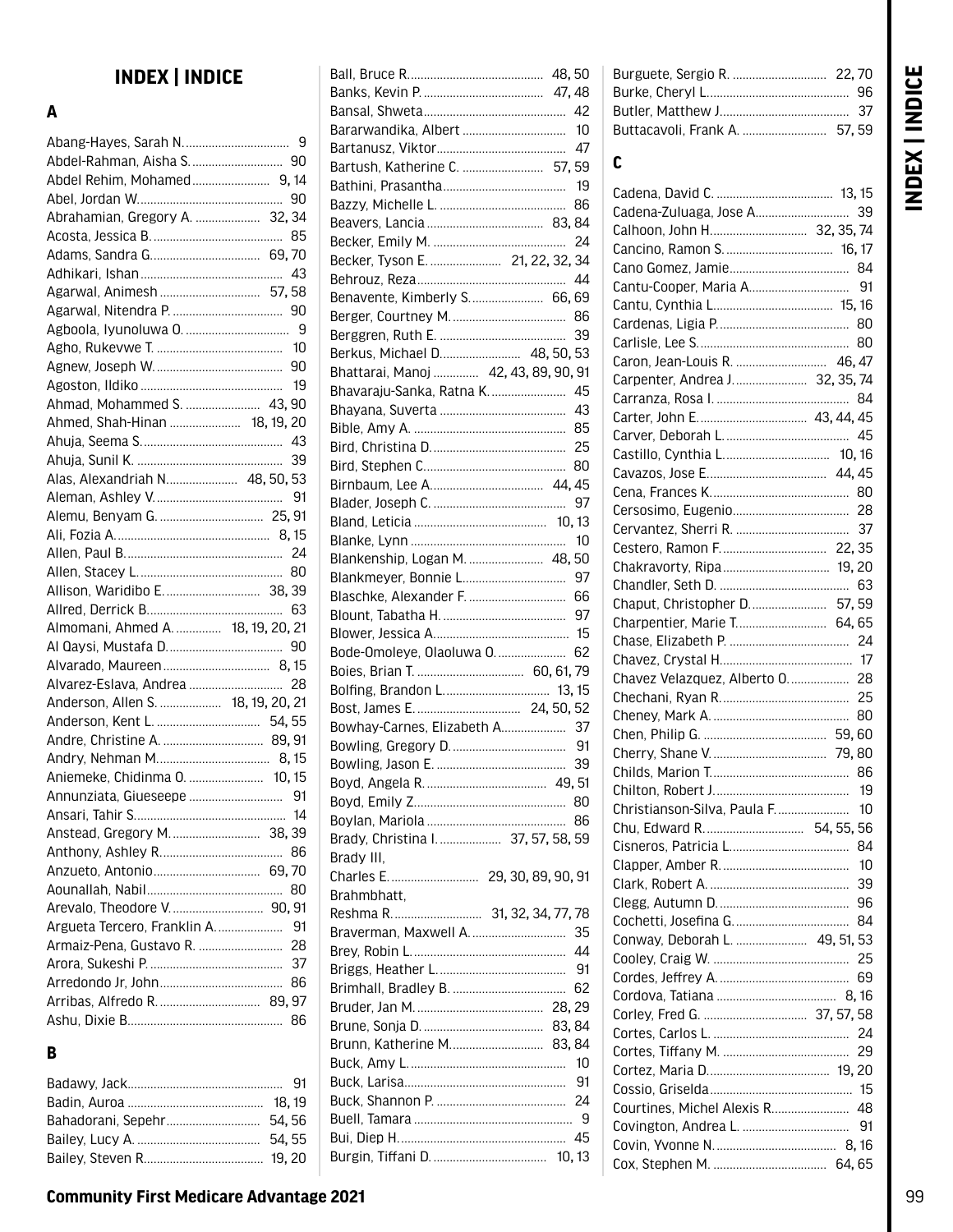## INDEX | INDICE

### A

Abang-Hayes, Sarah N. 9
Abdel-Rahman, Aisha S. 90
Abdel Rehim, Mohamed 9, 14
Abel, Jordan W. 90
Abrahamian, Gregory A. 32, 34
Acosta, Jessica B. 85
Adams, Sandra G. 69, 70
Adhikari, Ishan 43
Agarwal, Animesh 57, 58
Agarwal, Nitendra P. 90
Agboola, Iyunoluwa O. 9
Agho, Rukevwe T. 10
Agnew, Joseph W. 90
Agoston, Ildiko 19
Ahmad, Mohammed S. 43, 90
Ahmed, Shah-Hinan 18, 19, 20
Ahuja, Seema S. 43
Ahuja, Sunil K. 39
Alas, Alexandriah N. 48, 50, 53
Aleman, Ashley V. 91
Alemu, Benyam G. 25, 91
Ali, Fozia A. 8, 15
Allen, Paul B. 24
Allen, Stacey L. 80
Allison, Waridibo E. 38, 39
Allred, Derrick B. 63
Almomani, Ahmed A. 18, 19, 20, 21
Al Qaysi, Mustafa D. 90
Alvarado, Maureen 8, 15
Alvarez-Eslava, Andrea 28
Anderson, Allen S. 18, 19, 20, 21
Anderson, Kent L. 54, 55
Andre, Christine A. 89, 91
Andry, Nehman M. 8, 15
Aniemeke, Chidinma O. 10, 15
Annunziata, Giueseepe 91
Ansari, Tahir S. 14
Anstead, Gregory M. 38, 39
Anthony, Ashley R. 86
Anzueto, Antonio 69, 70
Aounallah, Nabil 80
Arevalo, Theodore V. 90, 91
Argueta Tercero, Franklin A. 91
Armaiz-Pena, Gustavo R. 28
Arora, Sukeshi P. 37
Arredondo Jr, John 86
Arribas, Alfredo R. 89, 97
Ashu, Dixie B. 86

### B

Badawy, Jack 91
Badin, Auroa 18, 19
Bahadorani, Sepehr 54, 56
Bailey, Lucy A. 54, 55
Bailey, Steven R. 19, 20
Ball, Bruce R. 48, 50
Banks, Kevin P. 47, 48
Bansal, Shweta 42
Bararwandika, Albert 10
Bartanusz, Viktor 47
Bartush, Katherine C. 57, 59
Bathini, Prasantha 19
Bazzy, Michelle L. 86
Beavers, Lancia 83, 84
Becker, Emily M. 24
Becker, Tyson E. 21, 22, 32, 34
Behrouz, Reza 44
Benavente, Kimberly S. 66, 69
Berger, Courtney M. 86
Berggren, Ruth E. 39
Berkus, Michael D. 48, 50, 53
Bhattarai, Manoj 42, 43, 89, 90, 91
Bhavaraju-Sanka, Ratna K. 45
Bhayana, Suverta 43
Bible, Amy A. 85
Bird, Christina D. 25
Bird, Stephen C. 80
Birnbaum, Lee A. 44, 45
Blader, Joseph C. 97
Bland, Leticia 10, 13
Blanke, Lynn 10
Blankenship, Logan M. 48, 50
Blankmeyer, Bonnie L. 97
Blaschke, Alexander F. 66
Blount, Tabatha H. 97
Blower, Jessica A. 15
Bode-Omoleye, Olaoluwa O. 62
Boies, Brian T. 60, 61, 79
Bolfing, Brandon L. 13, 15
Bost, James E. 24, 50, 52
Bowhay-Carnes, Elizabeth A. 37
Bowling, Gregory D. 91
Bowling, Jason E. 39
Boyd, Angela R. 49, 51
Boyd, Emily Z. 80
Boylan, Mariola 86
Brady, Christina I. 37, 57, 58, 59
Brady III, Charles E. 29, 30, 89, 90, 91
Brahmbhatt, Reshma R. 31, 32, 34, 77, 78
Braverman, Maxwell A. 35
Brey, Robin L. 44
Briggs, Heather L. 91
Brimhall, Bradley B. 62
Bruder, Jan M. 28, 29
Brune, Sonja D. 83, 84
Brunn, Katherine M. 83, 84
Buck, Amy L. 10
Buck, Larisa 91
Buck, Shannon P. 24
Buell, Tamara 9
Bui, Diep H. 45
Burgin, Tiffani D. 10, 13
Burguete, Sergio R. 22, 70
Burke, Cheryl L. 96
Butler, Matthew J. 37
Buttacavoli, Frank A. 57, 59

### C

Cadena, David C. 13, 15
Cadena-Zuluaga, Jose A. 39
Calhoon, John H. 32, 35, 74
Cancino, Ramon S. 16, 17
Cano Gomez, Jamie 84
Cantu-Cooper, Maria A. 91
Cantu, Cynthia L. 15, 16
Cardenas, Ligia P. 80
Carlisle, Lee S. 80
Caron, Jean-Louis R. 46, 47
Carpenter, Andrea J. 32, 35, 74
Carranza, Rosa I. 84
Carter, John E. 43, 44, 45
Carver, Deborah L. 45
Castillo, Cynthia L. 10, 16
Cavazos, Jose E. 44, 45
Cena, Frances K. 80
Cersosimo, Eugenio 28
Cervantez, Sherri R. 37
Cestero, Ramon F. 22, 35
Chakravorty, Ripa 19, 20
Chandler, Seth D. 63
Chaput, Christopher D. 57, 59
Charpentier, Marie T. 64, 65
Chase, Elizabeth P. 24
Chavez, Crystal H. 17
Chavez Velazquez, Alberto O. 28
Chechani, Ryan R. 25
Cheney, Mark A. 80
Chen, Philip G. 59, 60
Cherry, Shane V. 79, 80
Childs, Marion T. 86
Chilton, Robert J. 19
Christianson-Silva, Paula F. 10
Chu, Edward R. 54, 55, 56
Cisneros, Patricia L. 84
Clapper, Amber R. 10
Clark, Robert A. 39
Clegg, Autumn D. 96
Cochetti, Josefina G. 84
Conway, Deborah L. 49, 51, 53
Cooley, Craig W. 25
Cordes, Jeffrey A. 69
Cordova, Tatiana 8, 16
Corley, Fred G. 37, 57, 58
Cortes, Carlos L. 24
Cortes, Tiffany M. 29
Cortez, Maria D. 19, 20
Cossio, Griselda 15
Courtines, Michel Alexis R. 48
Covington, Andrea L. 91
Covin, Yvonne N. 8, 16
Cox, Stephen M. 64, 65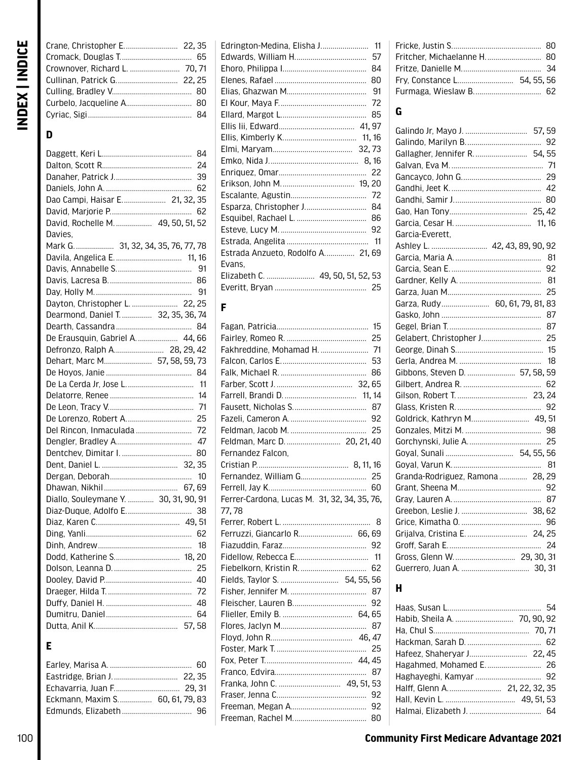Crane, Christopher E. 22, 35
Cromack, Douglas T. 65
Crownover, Richard L. 70, 71
Cullinan, Patrick G. 22, 25
Culling, Bradley V. 80
Curbelo, Jacqueline A. 80
Cyriac, Sigi 84

## D

Daggett, Keri L. 84
Dalton, Scott R. 24
Danaher, Patrick J. 39
Daniels, John A. 62
Dao Campi, Haisar E. 21, 32, 35
David, Marjorie P. 62
David, Rochelle M. 49, 50, 51, 52
Davies, Mark G. 31, 32, 34, 35, 76, 77, 78
Davila, Angelica E. 11, 16
Davis, Annabelle S. 91
Davis, Lacresa B. 86
Day, Holly M. 91
Dayton, Christopher L. 22, 25
Dearmond, Daniel T. 32, 35, 36, 74
Dearth, Cassandra 84
De Erausquin, Gabriel A. 44, 66
Defronzo, Ralph A. 28, 29, 42
Dehart, Marc M. 57, 58, 59, 73
De Hoyos, Janie 84
De La Cerda Jr, Jose L. 11
Delatorre, Renee 14
De Leon, Tracy V. 71
De Lorenzo, Robert A. 25
Del Rincon, Inmaculada 72
Dengler, Bradley A. 47
Dentchev, Dimitar I. 80
Dent, Daniel L. 32, 35
Dergan, Deborah 10
Dhawan, Nikhil 67, 69
Diallo, Souleymane Y. 30, 31, 90, 91
Diaz-Duque, Adolfo E. 38
Diaz, Karen C. 49, 51
Ding, Yanli 62
Dinh, Andrew 18
Dodd, Katherine S. 18, 20
Dolson, Leanna D. 25
Dooley, David P. 40
Draeger, Hilda T. 72
Duffy, Daniel H. 48
Dumitru, Daniel 64
Dutta, Anil K. 57, 58

## E

Earley, Marisa A. 60
Eastridge, Brian J. 22, 35
Echavarria, Juan F. 29, 31
Eckmann, Maxim S. 60, 61, 79, 83
Edmunds, Elizabeth 96
Edrington-Medina, Elisha J. 11
Edwards, William H. 57
Ehoro, Philippa I. 84
Elenes, Rafael 80
Elias, Ghazwan M. 91
El Kour, Maya F. 72
Ellard, Margot L. 85
Ellis Iii, Edward 41, 97
Ellis, Kimberly K. 11, 16
Elmi, Maryam 32, 73
Emko, Nida J. 8, 16
Enriquez, Omar 22
Erikson, John M. 19, 20
Escalante, Agustin 72
Esparza, Christopher J. 84
Esquibel, Rachael L. 86
Esteve, Lucy M. 92
Estrada, Angelita 11
Estrada Anzueto, Rodolfo A. 21, 69
Evans, Elizabeth C. 49, 50, 51, 52, 53
Everitt, Bryan 25

## F

Fagan, Patricia 15
Fairley, Romeo R. 25
Fakhreddine, Mohamad H. 71
Falcon, Carlos E. 53
Falk, Michael R. 86
Farber, Scott J. 32, 65
Farrell, Brandi D. 11, 14
Fausett, Nicholas S. 87
Fazeli, Cameron A. 92
Feldman, Jacob M. 25
Feldman, Marc D. 20, 21, 40
Fernandez Falcon, Cristian P. 8, 11, 16
Fernandez, William G. 25
Ferrell, Jay K. 60
Ferrer-Cardona, Lucas M. 31, 32, 34, 35, 76, 77, 78
Ferrer, Robert L. 8
Ferruzzi, Giancarlo R. 66, 69
Fiazuddin, Faraz 92
Fidellow, Rebecca E. 11
Fiebelkorn, Kristin R. 62
Fields, Taylor S. 54, 55, 56
Fisher, Jennifer M. 87
Fleischer, Lauren B. 92
Flieller, Emily B. 64, 65
Flores, Jaclyn M. 87
Floyd, John R. 46, 47
Foster, Mark T. 25
Fox, Peter T. 44, 45
Franco, Edvira 87
Franka, John C. 49, 51, 53
Fraser, Jenna C. 92
Freeman, Megan A. 92
Freeman, Rachel M. 80
Fricke, Justin S. 80
Fritcher, Michaelanne H. 80
Fritze, Danielle M. 34
Fry, Constance L. 54, 55, 56
Furmaga, Wieslaw B. 62

## G

Galindo Jr, Mayo J. 57, 59
Galindo, Marilyn B. 92
Gallagher, Jennifer R. 54, 55
Galvan, Eva M. 71
Gancayco, John G. 29
Gandhi, Jeet K. 42
Gandhi, Samir J. 80
Gao, Han Tony 25, 42
Garcia, Cesar H. 11, 16
Garcia-Everett, Ashley L. 42, 43, 89, 90, 92
Garcia, Maria A. 81
Garcia, Sean E. 92
Gardner, Kelly A. 81
Garza, Juan M. 25
Garza, Rudy 60, 61, 79, 81, 83
Gasko, John 87
Gegel, Brian T. 87
Gelabert, Christopher J. 25
George, Dinah S. 15
Gerla, Andrea M. 18
Gibbons, Steven D. 57, 58, 59
Gilbert, Andrea R. 62
Gilson, Robert T. 23, 24
Glass, Kristen R. 92
Goldrick, Kathryn M. 49, 51
Gonzales, Mitzi M. 98
Gorchynski, Julie A. 25
Goyal, Sunali 54, 55, 56
Goyal, Varun K. 81
Granda-Rodriguez, Ramona 28, 29
Grant, Sheena M. 92
Gray, Lauren A. 87
Greebon, Leslie J. 38, 62
Grice, Kimatha O. 96
Grijalva, Cristina E. 24, 25
Groff, Sarah E. 24
Gross, Glenn W. 29, 30, 31
Guerrero, Juan A. 30, 31

## H

Haas, Susan L. 54
Habib, Sheila A. 70, 90, 92
Ha, Chul S. 70, 71
Hackman, Sarah D. 62
Hafeez, Shaheryar J. 22, 45
Hagahmed, Mohamed E. 26
Haghayeghi, Kamyar 92
Halff, Glenn A. 21, 22, 32, 35
Hall, Kevin L. 49, 51, 53
Halmai, Elizabeth J. 64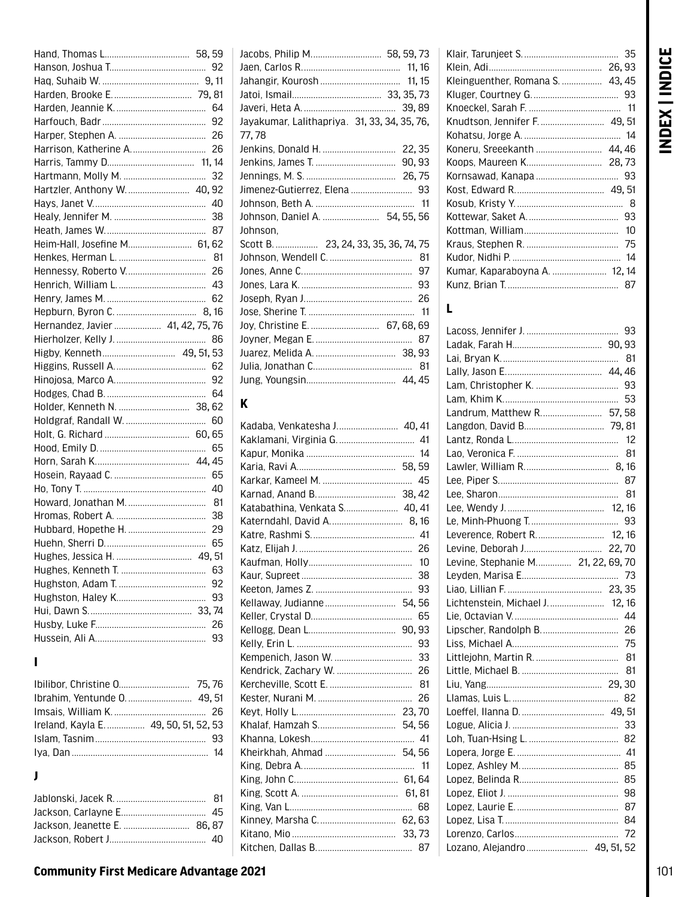Hand, Thomas L. 58, 59
Hanson, Joshua T. 92
Haq, Suhaib W. 9, 11
Harden, Brooke E. 79, 81
Harden, Jeannie K. 64
Harfouch, Badr 92
Harper, Stephen A. 26
Harrison, Katherine A. 26
Harris, Tammy D. 11, 14
Hartmann, Molly M. 32
Hartzler, Anthony W. 40, 92
Hays, Janet V. 40
Healy, Jennifer M. 38
Heath, James W. 87
Heim-Hall, Josefine M. 61, 62
Henkes, Herman L. 81
Hennessy, Roberto V. 26
Henrich, William L. 43
Henry, James M. 62
Hepburn, Byron C. 8, 16
Hernandez, Javier 41, 42, 75, 76
Hierholzer, Kelly J. 86
Higby, Kenneth 49, 51, 53
Higgins, Russell A. 62
Hinojosa, Marco A. 92
Hodges, Chad B. 64
Holder, Kenneth N. 38, 62
Holdgraf, Randall W. 60
Holt, G. Richard 60, 65
Hood, Emily D. 65
Horn, Sarah K. 44, 45
Hosein, Rayaad C. 65
Ho, Tony T. 40
Howard, Jonathan M. 81
Hromas, Robert A. 38
Hubbard, Hopethe H. 29
Huehn, Sherri D. 65
Hughes, Jessica H. 49, 51
Hughes, Kenneth T. 63
Hughston, Adam T. 92
Hughston, Haley K. 93
Hui, Dawn S. 33, 74
Husby, Luke F. 26
Hussein, Ali A. 93

## I

Ibilibor, Christine O. 75, 76
Ibrahim, Yentunde O. 49, 51
Imsais, William K. 26
Ireland, Kayla E. 49, 50, 51, 52, 53
Islam, Tasnim 93
Iya, Dan 14

## J

Jablonski, Jacek R. 81
Jackson, Carlayne E. 45
Jackson, Jeanette E. 86, 87
Jackson, Robert J. 40
Jacobs, Philip M. 58, 59, 73
Jaen, Carlos R. 11, 16
Jahangir, Kourosh 11, 15
Jatoi, Ismail 33, 35, 73
Javeri, Heta A. 39, 89
Jayakumar, Lalithapriya. 31, 33, 34, 35, 76, 77, 78
Jenkins, Donald H. 22, 35
Jenkins, James T. 90, 93
Jennings, M. S. 26, 75
Jimenez-Gutierrez, Elena 93
Johnson, Beth A. 11
Johnson, Daniel A. 54, 55, 56
Johnson, Scott B. 23, 24, 33, 35, 36, 74, 75
Johnson, Wendell C. 81
Jones, Anne C. 97
Jones, Lara K. 93
Joseph, Ryan J. 26
Jose, Sherine T. 11
Joy, Christine E. 67, 68, 69
Joyner, Megan E. 87
Juarez, Melida A. 38, 93
Julia, Jonathan C. 81
Jung, Youngsin 44, 45

## K

Kadaba, Venkatesha J. 40, 41
Kaklamani, Virginia G. 41
Kapur, Monika 14
Karia, Ravi A. 58, 59
Karkar, Kameel M. 45
Karnad, Anand B. 38, 42
Katabathina, Venkata S. 40, 41
Katerndahl, David A. 8, 16
Katre, Rashmi S. 41
Katz, Elijah J. 26
Kaufman, Holly 10
Kaur, Supreet 38
Keeton, James Z. 93
Kellaway, Judianne 54, 56
Keller, Crystal D. 65
Kellogg, Dean L. 90, 93
Kelly, Erin L. 93
Kempenich, Jason W. 33
Kendrick, Zachary W. 26
Kercheville, Scott E. 81
Kester, Nurani M. 26
Keyt, Holly L. 23, 70
Khalaf, Hamzah S. 54, 56
Khanna, Lokesh 41
Kheirkhah, Ahmad 54, 56
King, Debra A. 11
King, John C. 61, 64
King, Scott A. 61, 81
King, Van L. 68
Kinney, Marsha C. 62, 63
Kitano, Mio 33, 73
Kitchen, Dallas B. 87
Klair, Tarunjeet S. 35
Klein, Adi 26, 93
Kleinguenther, Romana S. 43, 45
Kluger, Courtney G. 93
Knoeckel, Sarah F. 11
Knudtson, Jennifer F. 49, 51
Kohatsu, Jorge A. 14
Koneru, Sreeekanth 44, 46
Koops, Maureen K. 28, 73
Kornsawad, Kanapa 93
Kost, Edward R. 49, 51
Kosub, Kristy Y. 8
Kottewar, Saket A. 93
Kottman, William 10
Kraus, Stephen R. 75
Kudor, Nidhi P. 14
Kumar, Kaparaboyna A. 12, 14
Kunz, Brian T. 87

## L

Lacoss, Jennifer J. 93
Ladak, Farah H. 90, 93
Lai, Bryan K. 81
Lally, Jason E. 44, 46
Lam, Christopher K. 93
Lam, Khim K. 53
Landrum, Matthew R. 57, 58
Langdon, David B. 79, 81
Lantz, Ronda L. 12
Lao, Veronica F. 81
Lawler, William R. 8, 16
Lee, Piper S. 87
Lee, Sharon 81
Lee, Wendy J. 12, 16
Le, Minh-Phuong T. 93
Leverence, Robert R. 12, 16
Levine, Deborah J. 22, 70
Levine, Stephanie M. 21, 22, 69, 70
Leyden, Marisa E. 73
Liao, Lillian F. 23, 35
Lichtenstein, Michael J. 12, 16
Lie, Octavian V. 44
Lipscher, Randolph B. 26
Liss, Michael A. 75
Littlejohn, Martin R. 81
Little, Michael B. 81
Liu, Yang 29, 30
Llamas, Luis L. 82
Loeffel, Ilanna D. 49, 51
Logue, Alicia J. 33
Loh, Tuan-Hsing L. 82
Lopera, Jorge E. 41
Lopez, Ashley M. 85
Lopez, Belinda R. 85
Lopez, Eliot J. 98
Lopez, Laurie E. 87
Lopez, Lisa T. 84
Lorenzo, Carlos 72
Lozano, Alejandro 49, 51, 52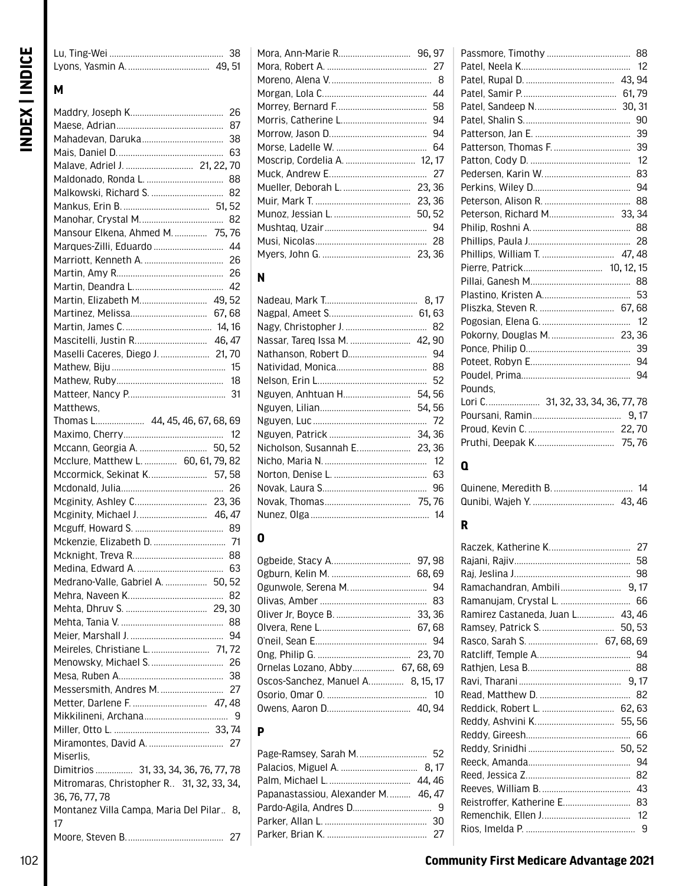Lu, Ting-Wei ............................................... 38
Lyons, Yasmin A. .................................. 49, 51

## M

Maddry, Joseph K....................................... 26
Maese, Adrian............................................. 87
Mahadevan, Daruka................................... 38
Mais, Daniel D............................................. 63
Malave, Adriel J. ............................ 21, 22, 70
Maldonado, Ronda L. ................................ 88
Malkowski, Richard S. .............................. 82
Mankus, Erin B. .................................... 51, 52
Manohar, Crystal M.................................... 82
Mansour Elkena, Ahmed M. ............. 75, 76
Marques-Zilli, Eduardo ............................ 44
Marriott, Kenneth A. ................................. 26
Martin, Amy R............................................. 26
Martin, Deandra L...................................... 42
Martin, Elizabeth M............................ 49, 52
Martinez, Melissa................................ 67, 68
Martin, James C. .................................. 14, 16
Mascitelli, Justin R.............................. 46, 47
Maselli Caceres, Diego J. .................... 21, 70
Mathew, Biju ................................................ 15
Mathew, Ruby.............................................. 18
Matteer, Nancy P......................................... 31
Matthews,
Thomas L.................... 44, 45, 46, 67, 68, 69
Maximo, Cherry........................................... 12
Mccann, Georgia A. ............................ 50, 52
Mcclure, Matthew L. .............. 60, 61, 79, 82
Mccormick, Sekinat K........................ 57, 58
Mcdonald, Julia........................................... 26
Mcginity, Ashley C.............................. 23, 36
Mcginity, Michael J. ............................ 46, 47
Mcguff, Howard S. ..................................... 89
Mckenzie, Elizabeth D. .............................. 71
Mcknight, Treva R...................................... 88
Medina, Edward A. .................................... 63
Medrano-Valle, Gabriel A. .................. 50, 52
Mehra, Naveen K......................................... 82
Mehta, Dhruv S. .................................. 29, 30
Mehta, Tania V. ........................................... 88
Meier, Marshall J. ....................................... 94
Meireles, Christiane L. ........................ 71, 72
Menowsky, Michael S. .............................. 26
Mesa, Ruben A............................................ 38
Messersmith, Andres M. ........................... 27
Metter, Darlene F. ............................... 47, 48
Mikkilineni, Archana.................................... 9
Miller, Otto L. ...................................... 33, 74
Miramontes, David A. ................................ 27
Miserlis,
Dimitrios ............... 31, 33, 34, 36, 76, 77, 78
Mitromaras, Christopher R.. 31, 32, 33, 34, 36, 76, 77, 78
Montanez Villa Campa, Maria Del Pilar.. 8, 17
Moore, Steven B.......................................... 27
Mora, Ann-Marie R............................... 96, 97
Mora, Robert A. ........................................... 27
Moreno, Alena V............................................ 8
Morgan, Lola C............................................ 44
Morrey, Bernard F....................................... 58
Morris, Catherine L..................................... 94
Morrow, Jason D.......................................... 94
Morse, Ladelle W. ....................................... 64
Moscrip, Cordelia A. ............................ 12, 17
Muck, Andrew E........................................... 27
Mueller, Deborah L. ............................ 23, 36
Muir, Mark T. ........................................ 23, 36
Munoz, Jessian L. ................................ 50, 52
Mushtaq, Uzair............................................ 94
Musi, Nicolas................................................ 28
Myers, John G. ..................................... 23, 36

## N

Nadeau, Mark T....................................... 8, 17
Nagpal, Ameet S................................... 61, 63
Nagy, Christopher J. ................................... 82
Nassar, Tareq Issa M. .......................... 42, 90
Nathanson, Robert D.................................. 94
Natividad, Monica....................................... 88
Nelson, Erin L.............................................. 52
Nguyen, Anhtuan H............................ 54, 56
Nguyen, Lilian...................................... 54, 56
Nguyen, Luc ................................................ 72
Nguyen, Patrick .................................. 34, 36
Nicholson, Susannah E...................... 23, 36
Nicho, Maria N. ........................................... 12
Norton, Denise L. ........................................ 63
Novak, Laura S............................................ 96
Novak, Thomas.................................... 75, 76
Nunez, Olga .................................................. 14

## O

Ogbeide, Stacy A.................................. 97, 98
Ogburn, Kelin M. .................................. 68, 69
Ogunwole, Serena M.................................. 94
Olivas, Amber .............................................. 83
Oliver Jr, Boyce B. ............................... 33, 36
Olvera, Rene L...................................... 67, 68
O'neil, Sean E................................................ 94
Ong, Philip G. ........................................ 23, 70
Ornelas Lozano, Abby................. 67, 68, 69
Oscos-Sanchez, Manuel A............... 8, 15, 17
Osorio, Omar O. ........................................... 10
Owens, Aaron D.................................... 40, 94

## P

Page-Ramsey, Sarah M............................. 52
Palacios, Miguel A. ................................. 8, 17
Palm, Michael L.................................... 44, 46
Papanastassiou, Alexander M......... 46, 47
Pardo-Agila, Andres D.................................. 9
Parker, Allan L. ............................................ 30
Parker, Brian K. ........................................... 27
Passmore, Timothy .................................... 88
Patel, Neela K............................................... 12
Patel, Rupal D. ...................................... 43, 94
Patel, Samir P........................................ 61, 79
Patel, Sandeep N.................................. 30, 31
Patel, Shalin S. ............................................. 90
Patterson, Jan E. ......................................... 39
Patterson, Thomas F. ................................. 39
Patton, Cody D. ........................................... 12
Pedersen, Karin W...................................... 83
Perkins, Wiley D.......................................... 94
Peterson, Alison R. ..................................... 88
Peterson, Richard M............................ 33, 34
Philip, Roshni A. .......................................... 88
Phillips, Paula J............................................ 28
Phillips, William T. ............................... 47, 48
Pierre, Patrick.................................. 10, 12, 15
Pillai, Ganesh M........................................... 88
Plastino, Kristen A...................................... 53
Pliszka, Steven R. ................................ 67, 68
Pogosian, Elena G. ...................................... 12
Pokorny, Douglas M. ........................... 23, 36
Ponce, Philip O............................................. 39
Poteet, Robyn E........................................... 94
Poudel, Prima............................................... 94
Pounds,
Lori C. ..................... 31, 32, 33, 34, 36, 77, 78
Poursani, Ramin...................................... 9, 17
Proud, Kevin C. .................................... 22, 70
Pruthi, Deepak K.................................. 75, 76

## Q

Quinene, Meredith B. .................................. 14
Qunibi, Wajeh Y. ................................... 43, 46

## R

Raczek, Katherine K.................................. 27
Rajani, Rajiv................................................. 58
Raj, Jeslina J................................................. 98
Ramachandran, Ambili.......................... 9, 17
Ramanujam, Crystal L. .............................. 66
Ramirez Castaneda, Juan L................ 43, 46
Ramsey, Patrick S................................ 50, 53
Rasco, Sarah S. .............................. 67, 68, 69
Ratcliff, Temple A........................................ 94
Rathjen, Lesa B............................................ 88
Ravi, Tharani ............................................ 9, 17
Read, Matthew D. ....................................... 82
Reddick, Robert L. ............................... 62, 63
Reddy, Ashvini K.................................. 55, 56
Reddy, Gireesh............................................. 66
Reddy, Srinidhi ..................................... 50, 52
Reeck, Amanda............................................ 94
Reed, Jessica Z............................................. 82
Reeves, William B. ...................................... 43
Reistroffer, Katherine E............................. 83
Remenchik, Ellen J...................................... 12
Rios, Imelda P. ................................................ 9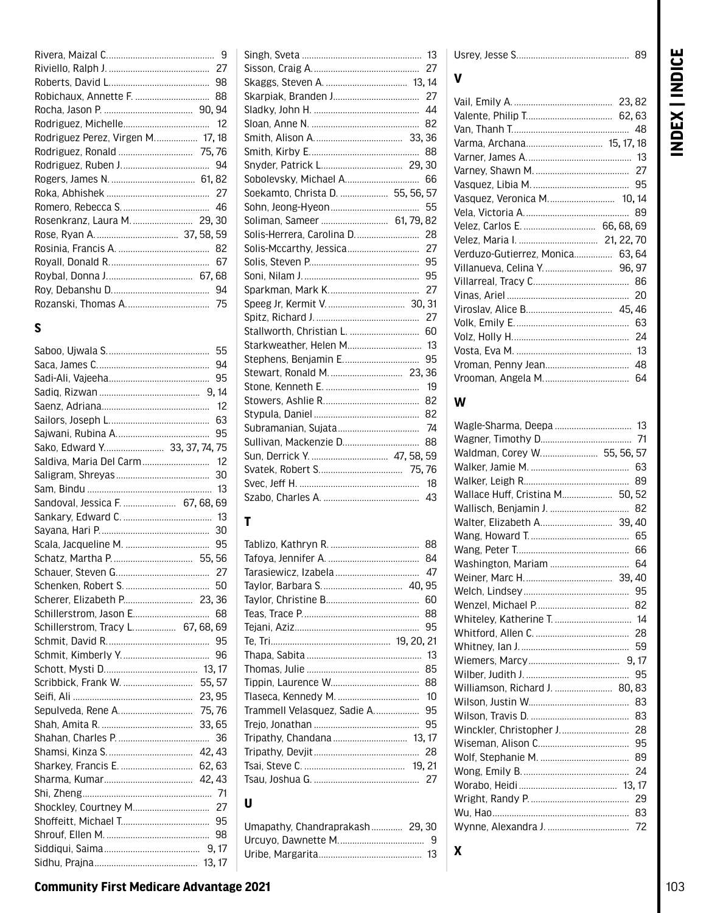Rivera, Maizal C. 9
Riviello, Ralph J. 27
Roberts, David L. 98
Robichaux, Annette F. 88
Rocha, Jason P. 90, 94
Rodriguez, Michelle 12
Rodriguez Perez, Virgen M. 17, 18
Rodriguez, Ronald 75, 76
Rodriguez, Ruben J. 94
Rogers, James N. 61, 82
Roka, Abhishek 27
Romero, Rebecca S. 46
Rosenkranz, Laura M. 29, 30
Rose, Ryan A. 37, 58, 59
Rosinia, Francis A. 82
Royall, Donald R. 67
Roybal, Donna J. 67, 68
Roy, Debanshu D. 94
Rozanski, Thomas A. 75

## S

Saboo, Ujwala S. 55
Saca, James C. 94
Sadi-Ali, Vajeeha 95
Sadiq, Rizwan 9, 14
Saenz, Adriana 12
Sailors, Joseph L. 63
Sajwani, Rubina A. 95
Sako, Edward Y. 33, 37, 74, 75
Saldiva, Maria Del Carm 12
Saligram, Shreyas 30
Sam, Bindu 13
Sandoval, Jessica F. 67, 68, 69
Sankary, Edward C. 13
Sayana, Hari P. 30
Scala, Jacqueline M. 95
Schatz, Martha P. 55, 56
Schauer, Steven G. 27
Schenken, Robert S. 50
Scherer, Elizabeth P. 23, 36
Schillerstrom, Jason E. 68
Schillerstrom, Tracy L. 67, 68, 69
Schmit, David R. 95
Schmit, Kimberly Y. 96
Schott, Mysti D. 13, 17
Scribbick, Frank W. 55, 57
Seifi, Ali 23, 95
Sepulveda, Rene A. 75, 76
Shah, Amita R. 33, 65
Shahan, Charles P. 36
Shamsi, Kinza S. 42, 43
Sharkey, Francis E. 62, 63
Sharma, Kumar 42, 43
Shi, Zheng 71
Shockley, Courtney M. 27
Shoffeitt, Michael T. 95
Shrouf, Ellen M. 98
Siddiqui, Saima 9, 17
Sidhu, Prajna 13, 17
Singh, Sveta 13
Sisson, Craig A. 27
Skaggs, Steven A. 13, 14
Skarpiak, Branden J. 27
Sladky, John H. 44
Sloan, Anne N. 82
Smith, Alison A. 33, 36
Smith, Kirby E. 88
Snyder, Patrick L. 29, 30
Sobolevsky, Michael A. 66
Soekamto, Christa D. 55, 56, 57
Sohn, Jeong-Hyeon 55
Soliman, Sameer 61, 79, 82
Solis-Herrera, Carolina D. 28
Solis-Mccarthy, Jessica 27
Solis, Steven P. 95
Soni, Nilam J. 95
Sparkman, Mark K. 27
Speeg Jr, Kermit V. 30, 31
Spitz, Richard J. 27
Stallworth, Christian L. 60
Starkweather, Helen M. 13
Stephens, Benjamin E. 95
Stewart, Ronald M. 23, 36
Stone, Kenneth E. 19
Stowers, Ashlie R. 82
Stypula, Daniel 82
Subramanian, Sujata 74
Sullivan, Mackenzie D. 88
Sun, Derrick Y. 47, 58, 59
Svatek, Robert S. 75, 76
Svec, Jeff H. 18
Szabo, Charles A. 43

## T

Tablizo, Kathryn R. 88
Tafoya, Jennifer A. 84
Tarasiewicz, Izabela 47
Taylor, Barbara S. 40, 95
Taylor, Christine B. 60
Teas, Trace P. 88
Tejani, Aziz 95
Te, Tri 19, 20, 21
Thapa, Sabita 13
Thomas, Julie 85
Tippin, Laurence W. 88
Tlaseca, Kennedy M. 10
Trammell Velasquez, Sadie A. 95
Trejo, Jonathan 95
Tripathy, Chandana 13, 17
Tripathy, Devjit 28
Tsai, Steve C. 19, 21
Tsau, Joshua G. 27

## U

Umapathy, Chandraprakash 29, 30
Urcuyo, Dawnette M. 9
Uribe, Margarita 13
Usrey, Jesse S. 89

## V

Vail, Emily A. 23, 82
Valente, Philip T. 62, 63
Van, Thanh T. 48
Varma, Archana 15, 17, 18
Varner, James A. 13
Varney, Shawn M. 27
Vasquez, Libia M. 95
Vasquez, Veronica M. 10, 14
Vela, Victoria A. 89
Velez, Carlos E. 66, 68, 69
Velez, Maria I. 21, 22, 70
Verduzo-Gutierrez, Monica 63, 64
Villanueva, Celina Y. 96, 97
Villarreal, Tracy C. 86
Vinas, Ariel 20
Viroslav, Alice B. 45, 46
Volk, Emily E. 63
Volz, Holly H. 24
Vosta, Eva M. 13
Vroman, Penny Jean 48
Vrooman, Angela M. 64

## W

Wagle-Sharma, Deepa 13
Wagner, Timothy D. 71
Waldman, Corey W. 55, 56, 57
Walker, Jamie M. 63
Walker, Leigh R. 89
Wallace Huff, Cristina M. 50, 52
Wallisch, Benjamin J. 82
Walter, Elizabeth A. 39, 40
Wang, Howard T. 65
Wang, Peter T. 66
Washington, Mariam 64
Weiner, Marc H. 39, 40
Welch, Lindsey 95
Wenzel, Michael P. 82
Whiteley, Katherine T. 14
Whitford, Allen C. 28
Whitney, Ian J. 59
Wiemers, Marcy 9, 17
Wilber, Judith J. 95
Williamson, Richard J. 80, 83
Wilson, Justin W. 83
Wilson, Travis D. 83
Winckler, Christopher J. 28
Wiseman, Alison C. 95
Wolf, Stephanie M. 89
Wong, Emily B. 24
Worabo, Heidi 13, 17
Wright, Randy P. 29
Wu, Hao 83
Wynne, Alexandra J. 72

## X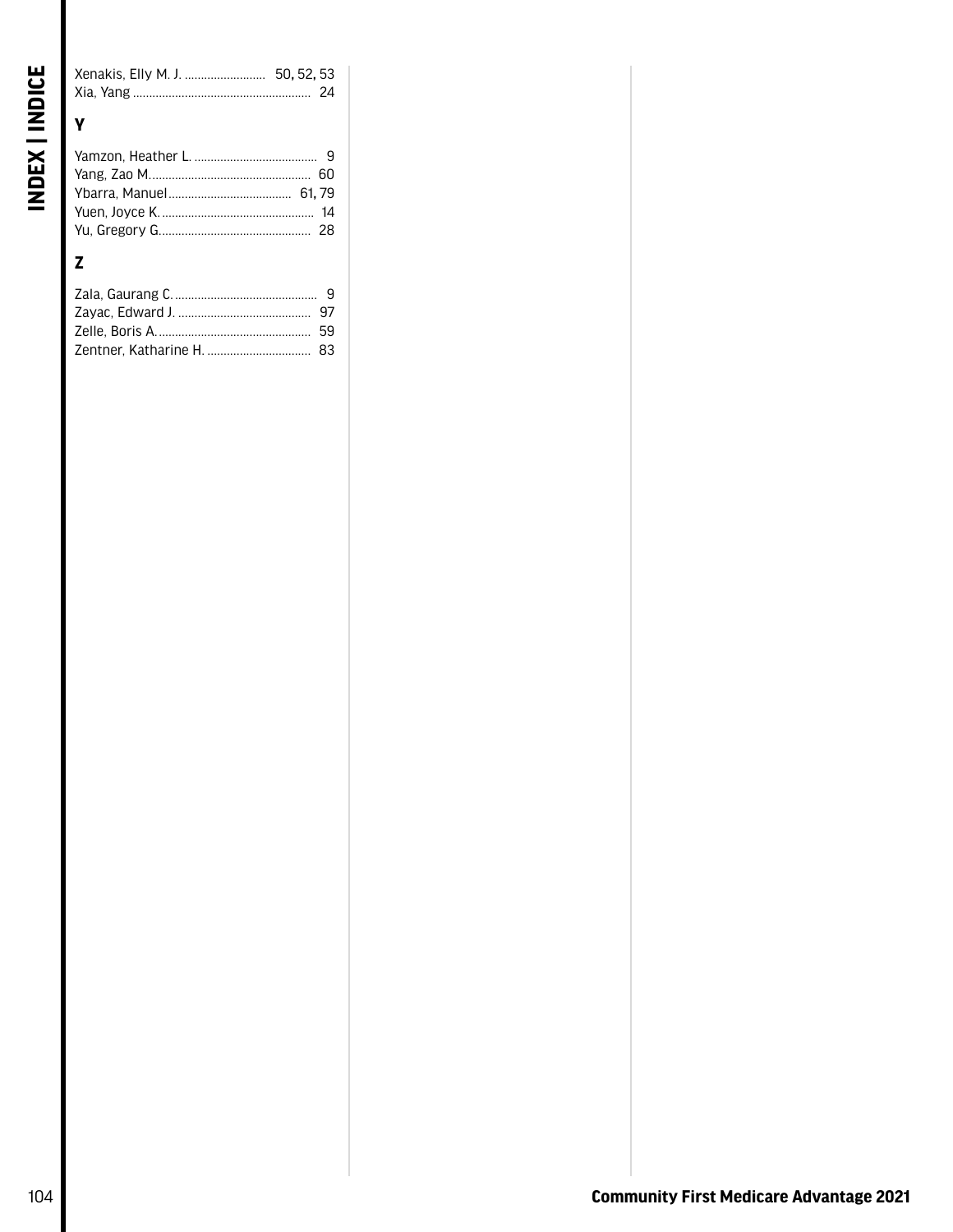Xenakis, Elly M. J. .......................... 50, 52, 53
Xia, Yang ........................................................ 24

## Y

Yamzon, Heather L. ...................................... 9
Yang, Zao M.................................................. 60
Ybarra, Manuel...................................... 61, 79
Yuen, Joyce K................................................ 14
Yu, Gregory G............................................... 28

## Z

Zala, Gaurang C............................................. 9
Zayac, Edward J. .......................................... 97
Zelle, Boris A................................................ 59
Zentner, Katharine H. ................................ 83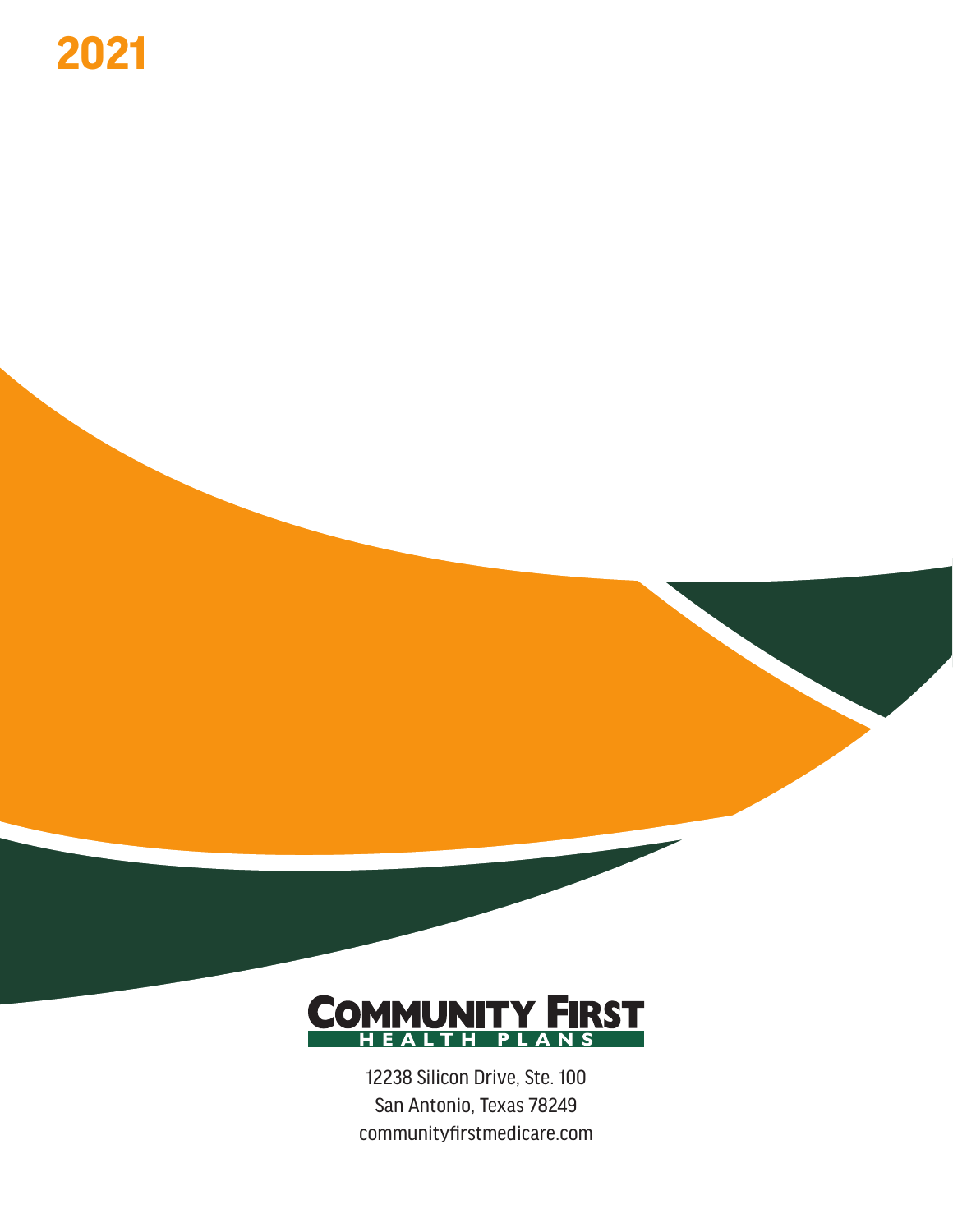2021

COMMUNITY FIRST
HEALTH PLANS

12238 Silicon Drive, Ste. 100
San Antonio, Texas 78249
communityfirstmedicare.com